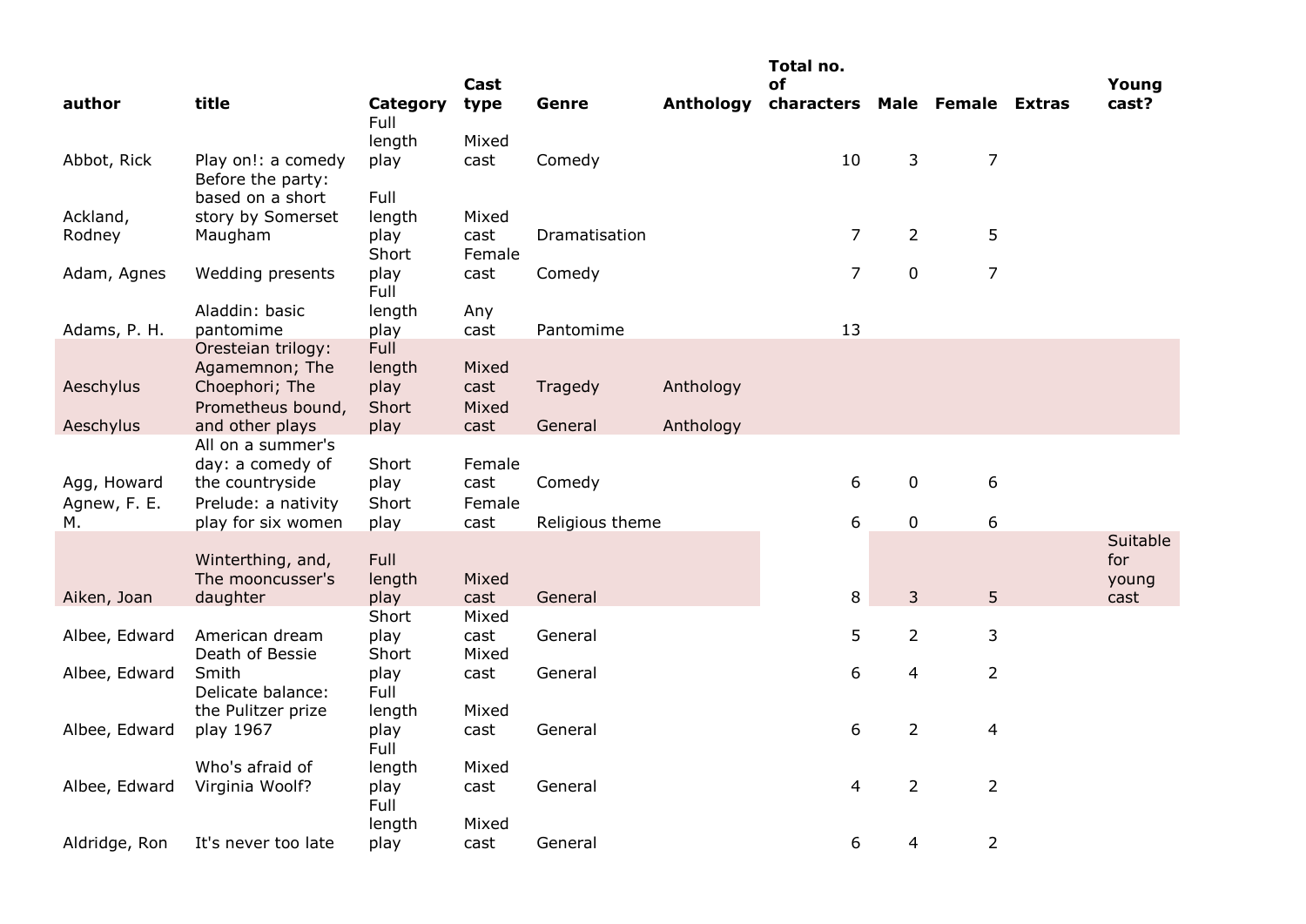| author | title | Category | Cast type | Genre | Anthology | Total no. of characters | Male | Female | Extras | Young cast? |
|---|---|---|---|---|---|---|---|---|---|---|
| Abbot, Rick | Play on!: a comedy | Full length play | Mixed cast | Comedy | | 10 | 3 | 7 | | |
| Ackland, Rodney | Before the party: based on a short story by Somerset Maugham | Full length play | Mixed cast | Dramatisation | | 7 | 2 | 5 | | |
| Adam, Agnes | Wedding presents | Short play | Female cast | Comedy | | 7 | 0 | 7 | | |
| Adams, P. H. | Aladdin: basic pantomime | Full length play | Any cast | Pantomime | | 13 | | | | |
| Aeschylus | Oresteian trilogy: Agamemnon; The Choephori; The | Full length play | Mixed cast | Tragedy | Anthology | | | | | |
| Aeschylus | Prometheus bound, and other plays | Short play | Mixed cast | General | Anthology | | | | | |
| Agg, Howard | All on a summer's day: a comedy of the countryside | Short play | Female cast | Comedy | | 6 | 0 | 6 | | |
| Agnew, F. E. M. | Prelude: a nativity play for six women | Short play | Female cast | Religious theme | | 6 | 0 | 6 | | |
| Aiken, Joan | Winterthing, and, The mooncusser's daughter | Full length play | Mixed cast | General | | 8 | 3 | 5 | | Suitable for young cast |
| Albee, Edward | American dream | Short play | Mixed cast | General | | 5 | 2 | 3 | | |
| Albee, Edward | Death of Bessie Smith | Short play | Mixed cast | General | | 6 | 4 | 2 | | |
| Albee, Edward | Delicate balance: the Pulitzer prize play 1967 | Full length play | Mixed cast | General | | 6 | 2 | 4 | | |
| Albee, Edward | Who's afraid of Virginia Woolf? | Full length play | Mixed cast | General | | 4 | 2 | 2 | | |
| Aldridge, Ron | It's never too late | Full length play | Mixed cast | General | | 6 | 4 | 2 | | |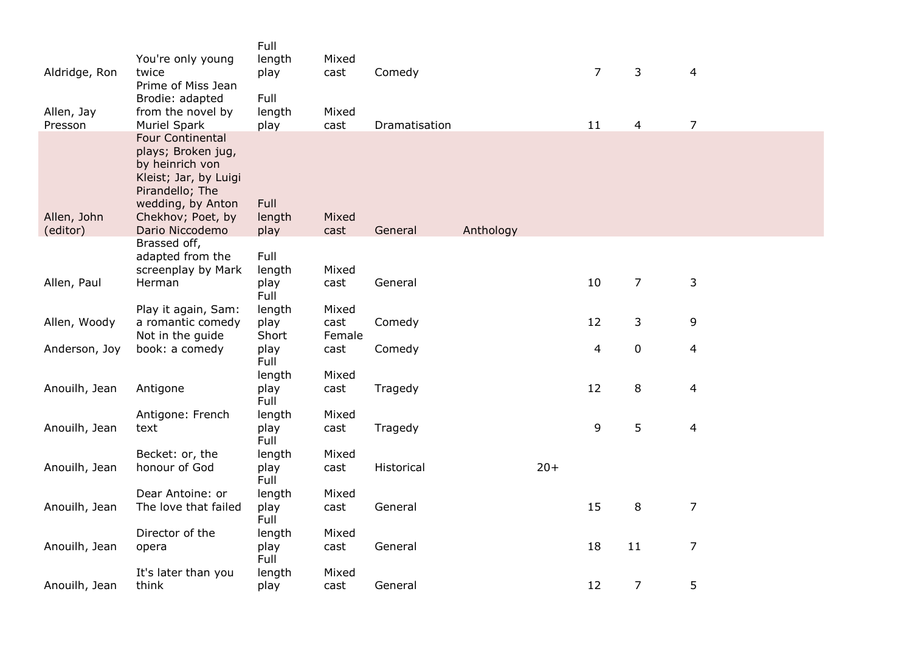| | | | | | | | | | |
|---|---|---|---|---|---|---|---|---|---|
| Aldridge, Ron | You're only young twice | Full length play | Mixed cast | Comedy | | | 7 | 3 | 4 |
| Allen, Jay Presson | Prime of Miss Jean Brodie: adapted from the novel by Muriel Spark | Full length play | Mixed cast | Dramatisation | | | 11 | 4 | 7 |
| Allen, John (editor) | Four Continental plays; Broken jug, by heinrich von Kleist; Jar, by Luigi Pirandello; The wedding, by Anton Chekhov; Poet, by Dario Niccodemo | Full length play | Mixed cast | General | Anthology | | | | |
| Allen, Paul | Brassed off, adapted from the screenplay by Mark Herman | Full length play | Mixed cast | General | | | 10 | 7 | 3 |
| Allen, Woody | Play it again, Sam: a romantic comedy | Full length play | Mixed cast | Comedy | | | 12 | 3 | 9 |
| Anderson, Joy | Not in the guide book: a comedy | Short play | Female cast | Comedy | | | 4 | 0 | 4 |
| Anouilh, Jean | Antigone | Full length play | Mixed cast | Tragedy | | | 12 | 8 | 4 |
| Anouilh, Jean | Antigone: French text | Full length play | Mixed cast | Tragedy | | | 9 | 5 | 4 |
| Anouilh, Jean | Becket: or, the honour of God | Full length play | Mixed cast | Historical | | 20+ | | | |
| Anouilh, Jean | Dear Antoine: or The love that failed | Full length play | Mixed cast | General | | | 15 | 8 | 7 |
| Anouilh, Jean | Director of the opera | Full length play | Mixed cast | General | | | 18 | 11 | 7 |
| Anouilh, Jean | It's later than you think | Full length play | Mixed cast | General | | | 12 | 7 | 5 |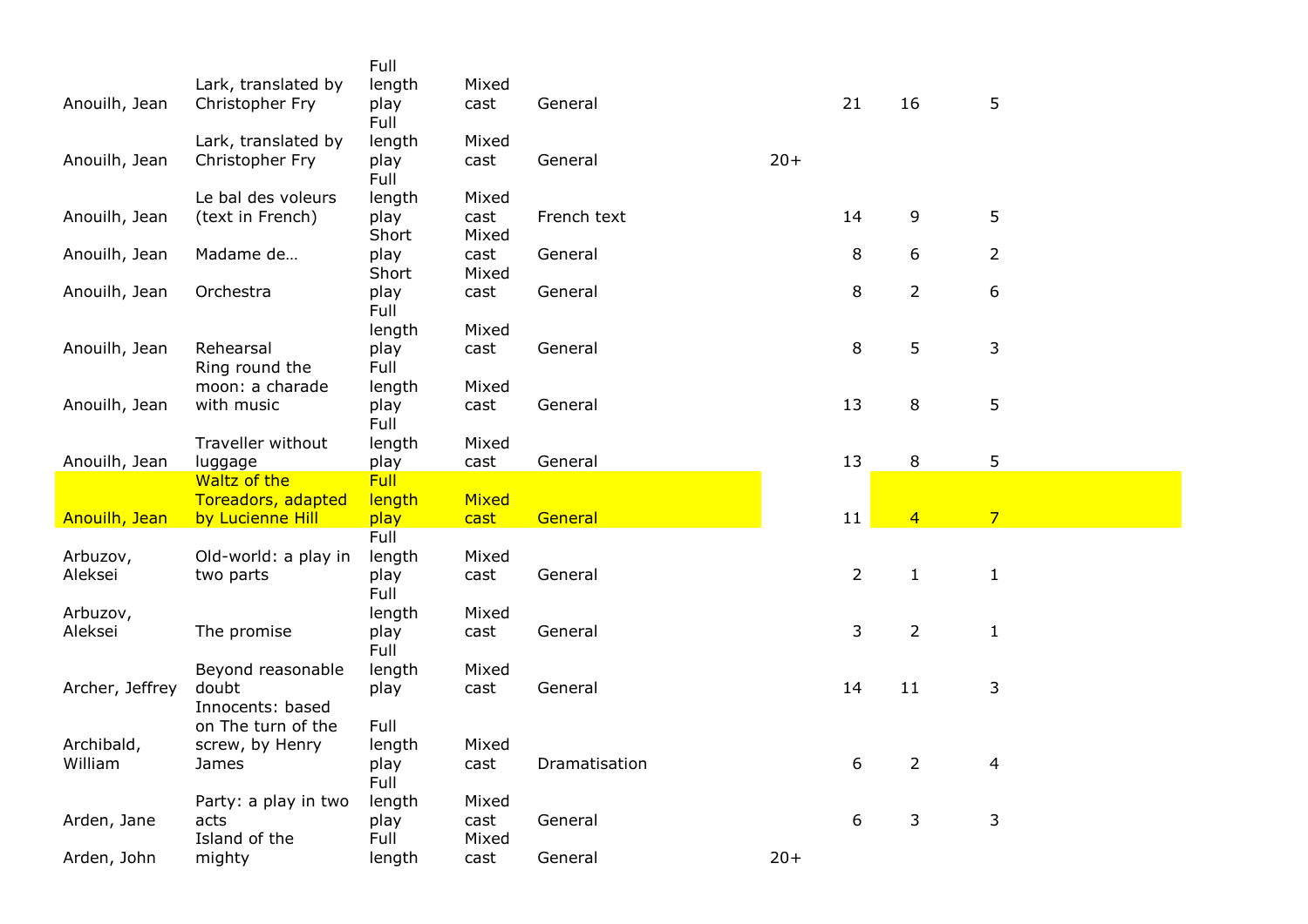| | | | | | | | | |
|---|---|---|---|---|---|---|---|---|
| Anouilh, Jean | Lark, translated by Christopher Fry | Full length play | Mixed cast | General | | 21 | 16 | 5 |
| Anouilh, Jean | Lark, translated by Christopher Fry | Full length play | Mixed cast | General | 20+ | | | |
| Anouilh, Jean | Le bal des voleurs (text in French) | Full length play | Mixed cast | French text | | 14 | 9 | 5 |
| Anouilh, Jean | Madame de… | Short play | Mixed cast | General | | 8 | 6 | 2 |
| Anouilh, Jean | Orchestra | Short play | Mixed cast | General | | 8 | 2 | 6 |
| Anouilh, Jean | Rehearsal | Full length play | Mixed cast | General | | 8 | 5 | 3 |
| Anouilh, Jean | Ring round the moon: a charade with music | Full length play | Mixed cast | General | | 13 | 8 | 5 |
| Anouilh, Jean | Traveller without luggage | Full length play | Mixed cast | General | | 13 | 8 | 5 |
| Anouilh, Jean | Waltz of the Toreadors, adapted by Lucienne Hill | Full length play | Mixed cast | General | | 11 | 4 | 7 |
| Arbuzov, Aleksei | Old-world: a play in two parts | Full length play | Mixed cast | General | | 2 | 1 | 1 |
| Arbuzov, Aleksei | The promise | Full length play | Mixed cast | General | | 3 | 2 | 1 |
| Archer, Jeffrey | Beyond reasonable doubt | Full length play | Mixed cast | General | | 14 | 11 | 3 |
| Archibald, William | Innocents: based on The turn of the screw, by Henry James | Full length play | Mixed cast | Dramatisation | | 6 | 2 | 4 |
| Arden, Jane | Party: a play in two acts | Full length play | Mixed cast | General | | 6 | 3 | 3 |
| Arden, John | Island of the mighty | Full length | Mixed cast | General | 20+ | | | |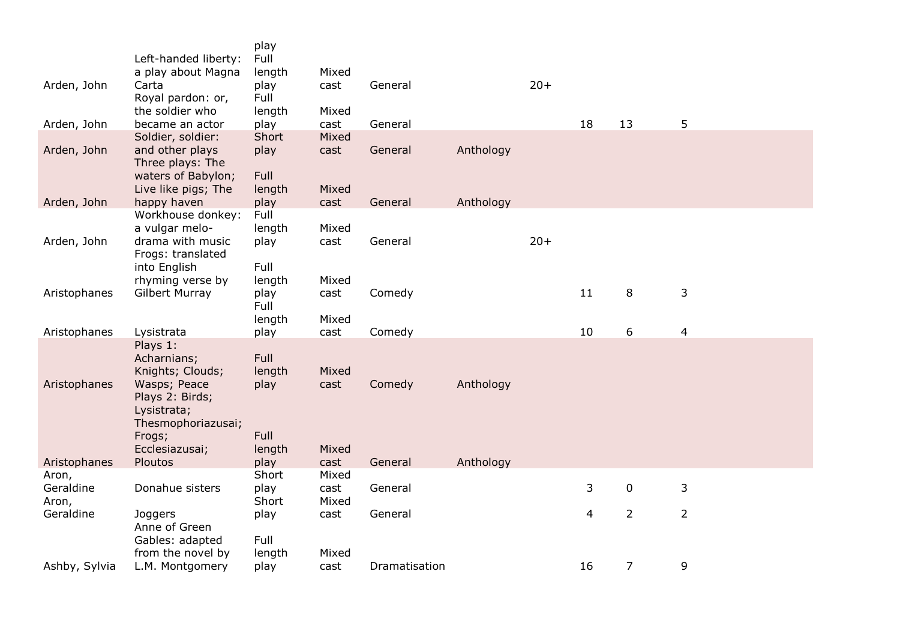| | | | | | | | | | |
|---|---|---|---|---|---|---|---|---|---|
| | | play | | | | | | | |
| Arden, John | Left-handed liberty: a play about Magna Carta | Full length play | Mixed cast | General | | 20+ | | | |
| Arden, John | Royal pardon: or, the soldier who became an actor | Full length play | Mixed cast | General | | | 18 | 13 | 5 |
| Arden, John | Soldier, soldier: and other plays | Short play | Mixed cast | General | Anthology | | | | |
| Arden, John | Three plays: The waters of Babylon; Live like pigs; The happy haven | Full length play | Mixed cast | General | Anthology | | | | |
| Arden, John | Workhouse donkey: a vulgar melo-drama with music | Full length play | Mixed cast | General | | 20+ | | | |
| Aristophanes | Frogs: translated into English rhyming verse by Gilbert Murray | Full length play | Mixed cast | Comedy | | | 11 | 8 | 3 |
| Aristophanes | Lysistrata | Full length play | Mixed cast | Comedy | | | 10 | 6 | 4 |
| Aristophanes | Plays 1: Acharnians; Knights; Clouds; Wasps; Peace | Full length play | Mixed cast | Comedy | Anthology | | | | |
| Aristophanes | Plays 2: Birds; Lysistrata; Thesmophoriazusai; Frogs; Ecclesiazusai; Ploutos | Full length play | Mixed cast | General | Anthology | | | | |
| Aron, Geraldine | Donahue sisters | Short play | Mixed cast | General | | | 3 | 0 | 3 |
| Aron, Geraldine | Joggers | Short play | Mixed cast | General | | | 4 | 2 | 2 |
| Ashby, Sylvia | Anne of Green Gables: adapted from the novel by L.M. Montgomery | Full length play | Mixed cast | Dramatisation | | | 16 | 7 | 9 |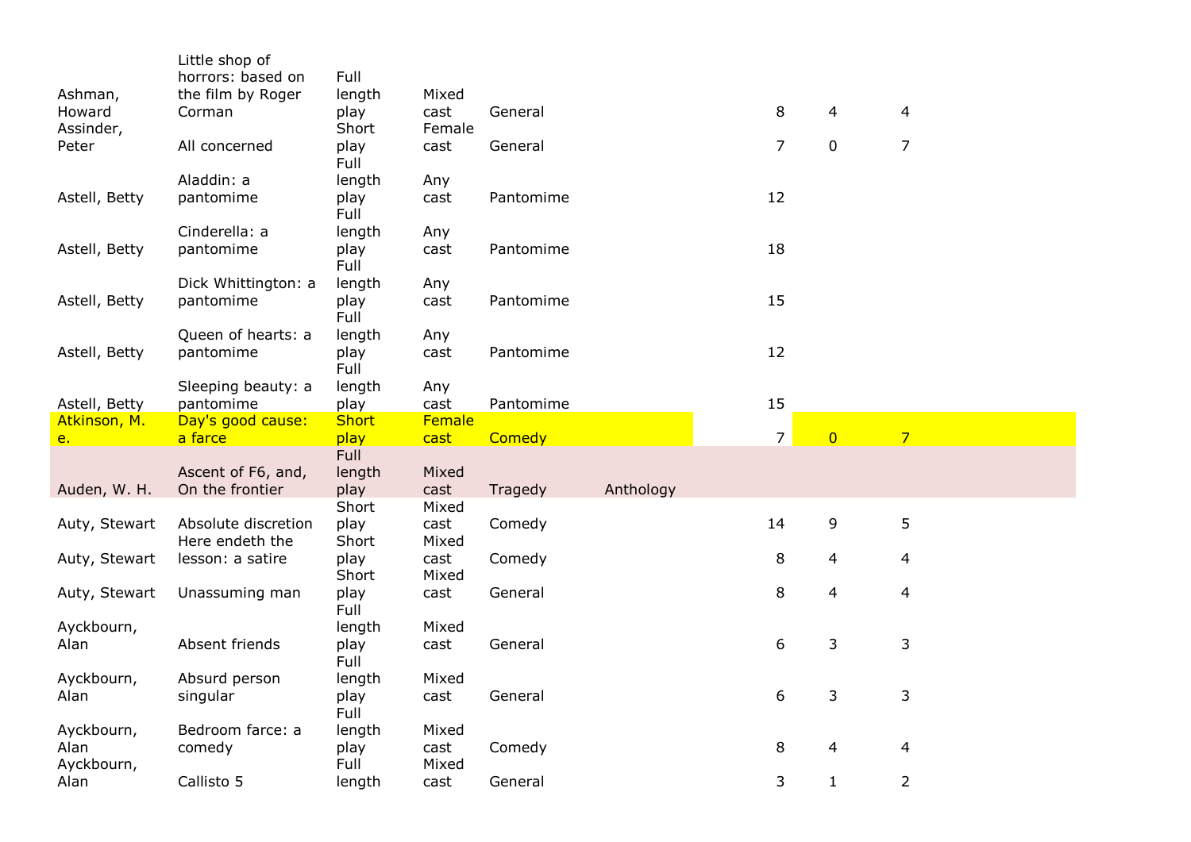| | | | | | | | | |
|---|---|---|---|---|---|---|---|---|
| Ashman, Howard | Little shop of horrors: based on the film by Roger Corman | Full length play | Mixed cast | General | | 8 | 4 | 4 |
| Assinder, Peter | All concerned | Short play | Female cast | General | | 7 | 0 | 7 |
| Astell, Betty | Aladdin: a pantomime | Full length play | Any cast | Pantomime | | 12 | | |
| Astell, Betty | Cinderella: a pantomime | Full length play | Any cast | Pantomime | | 18 | | |
| Astell, Betty | Dick Whittington: a pantomime | Full length play | Any cast | Pantomime | | 15 | | |
| Astell, Betty | Queen of hearts: a pantomime | Full length play | Any cast | Pantomime | | 12 | | |
| Astell, Betty | Sleeping beauty: a pantomime | Full length play | Any cast | Pantomime | | 15 | | |
| Atkinson, M. e. | Day's good cause: a farce | Short play | Female cast | Comedy | | 7 | 0 | 7 |
| Auden, W. H. | Ascent of F6, and, On the frontier | Full length play | Mixed cast | Tragedy | Anthology | | | |
| Auty, Stewart | Absolute discretion | Short play | Mixed cast | Comedy | | 14 | 9 | 5 |
| Auty, Stewart | Here endeth the lesson: a satire | Short play | Mixed cast | Comedy | | 8 | 4 | 4 |
| Auty, Stewart | Unassuming man | Short play | Mixed cast | General | | 8 | 4 | 4 |
| Ayckbourn, Alan | Absent friends | Full length play | Mixed cast | General | | 6 | 3 | 3 |
| Ayckbourn, Alan | Absurd person singular | Full length play | Mixed cast | General | | 6 | 3 | 3 |
| Ayckbourn, Alan | Bedroom farce: a comedy | Full length play | Mixed cast | Comedy | | 8 | 4 | 4 |
| Ayckbourn, Alan | Callisto 5 | Full length | Mixed cast | General | | 3 | 1 | 2 |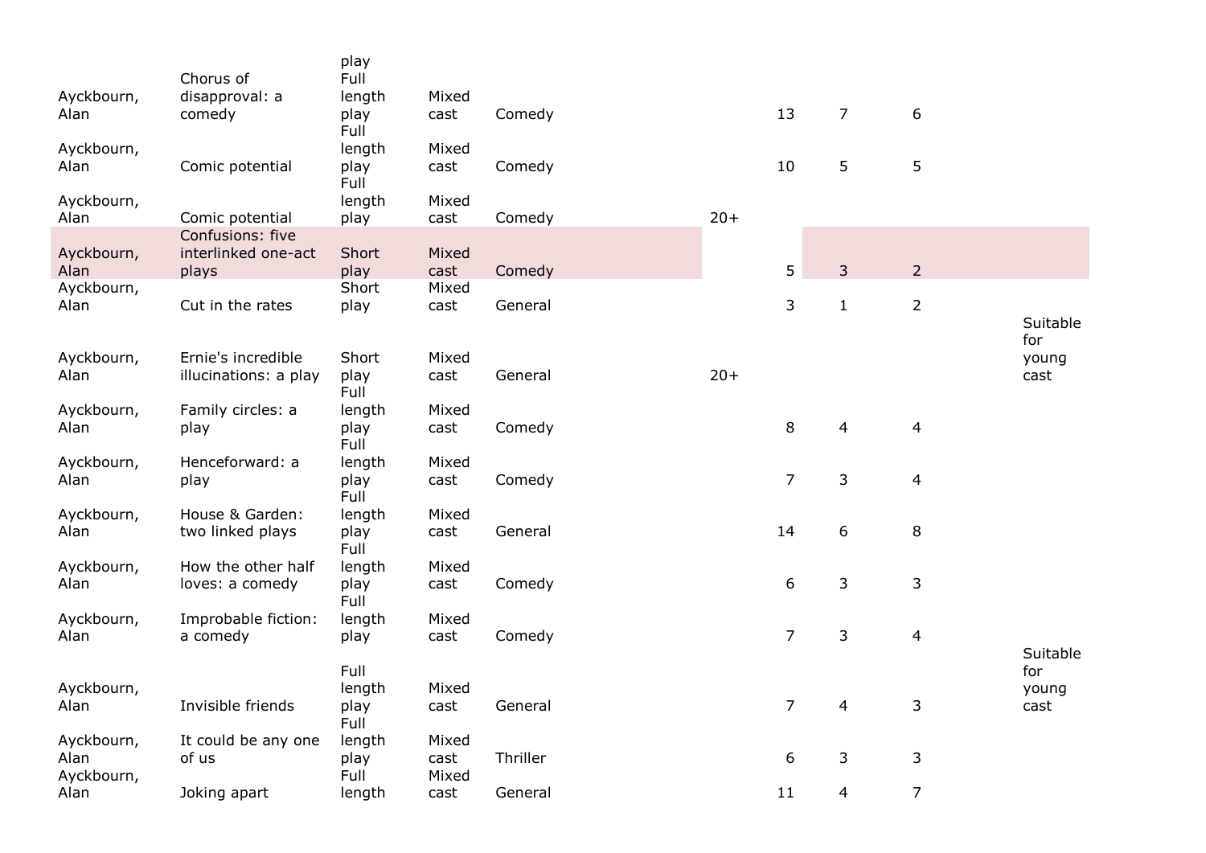| | | play | | | | | | | |
|---|---|---|---|---|---|---|---|---|---|
| Ayckbourn, Alan | Chorus of disapproval: a comedy | Full length play | Mixed cast | Comedy | | 13 | 7 | 6 | |
| Ayckbourn, Alan | Comic potential | Full length play | Mixed cast | Comedy | | 10 | 5 | 5 | |
| Ayckbourn, Alan | Comic potential | Full length play | Mixed cast | Comedy | 20+ | | | | |
| Ayckbourn, Alan | Confusions: five interlinked one-act plays | Short play | Mixed cast | Comedy | | 5 | 3 | 2 | |
| Ayckbourn, Alan | Cut in the rates | Short play | Mixed cast | General | | 3 | 1 | 2 | |
| Ayckbourn, Alan | Ernie's incredible illucinations: a play | Short play | Mixed cast | General | 20+ | | | | Suitable for young cast |
| Ayckbourn, Alan | Family circles: a play | Full length play | Mixed cast | Comedy | | 8 | 4 | 4 | |
| Ayckbourn, Alan | Henceforward: a play | Full length play | Mixed cast | Comedy | | 7 | 3 | 4 | |
| Ayckbourn, Alan | House & Garden: two linked plays | Full length play | Mixed cast | General | | 14 | 6 | 8 | |
| Ayckbourn, Alan | How the other half loves: a comedy | Full length play | Mixed cast | Comedy | | 6 | 3 | 3 | |
| Ayckbourn, Alan | Improbable fiction: a comedy | Full length play | Mixed cast | Comedy | | 7 | 3 | 4 | |
| Ayckbourn, Alan | Invisible friends | Full length play | Mixed cast | General | | 7 | 4 | 3 | Suitable for young cast |
| Ayckbourn, Alan | It could be any one of us | Full length play | Mixed cast | Thriller | | 6 | 3 | 3 | |
| Ayckbourn, Alan | Joking apart | Full length | Mixed cast | General | | 11 | 4 | 7 | |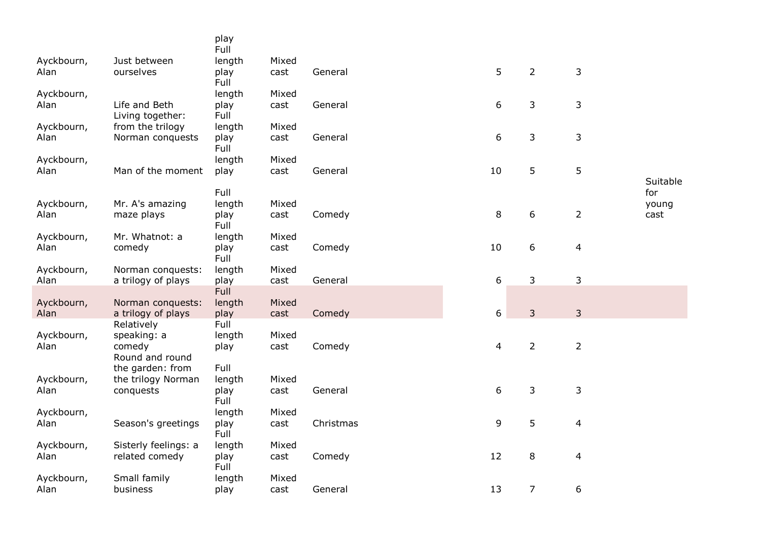| | | | | | | | | |
|---|---|---|---|---|---|---|---|---|
| | | play | | | | | | |
| Ayckbourn, Alan | Just between ourselves | Full length play | Mixed cast | General | 5 | 2 | 3 | |
| Ayckbourn, Alan | Life and Beth | Full length play | Mixed cast | General | 6 | 3 | 3 | |
| Ayckbourn, Alan | Living together: from the trilogy Norman conquests | Full length play | Mixed cast | General | 6 | 3 | 3 | |
| Ayckbourn, Alan | Man of the moment | Full length play | Mixed cast | General | 10 | 5 | 5 | |
| Ayckbourn, Alan | Mr. A's amazing maze plays | Full length play | Mixed cast | Comedy | 8 | 6 | 2 | Suitable for young cast |
| Ayckbourn, Alan | Mr. Whatnot: a comedy | Full length play | Mixed cast | Comedy | 10 | 6 | 4 | |
| Ayckbourn, Alan | Norman conquests: a trilogy of plays | Full length play | Mixed cast | General | 6 | 3 | 3 | |
| Ayckbourn, Alan | Norman conquests: a trilogy of plays | Full length play | Mixed cast | Comedy | 6 | 3 | 3 | |
| Ayckbourn, Alan | Relatively speaking: a comedy | Full length play | Mixed cast | Comedy | 4 | 2 | 2 | |
| Ayckbourn, Alan | Round and round the garden: from the trilogy Norman conquests | Full length play | Mixed cast | General | 6 | 3 | 3 | |
| Ayckbourn, Alan | Season's greetings | Full length play | Mixed cast | Christmas | 9 | 5 | 4 | |
| Ayckbourn, Alan | Sisterly feelings: a related comedy | Full length play | Mixed cast | Comedy | 12 | 8 | 4 | |
| Ayckbourn, Alan | Small family business | Full length play | Mixed cast | General | 13 | 7 | 6 | |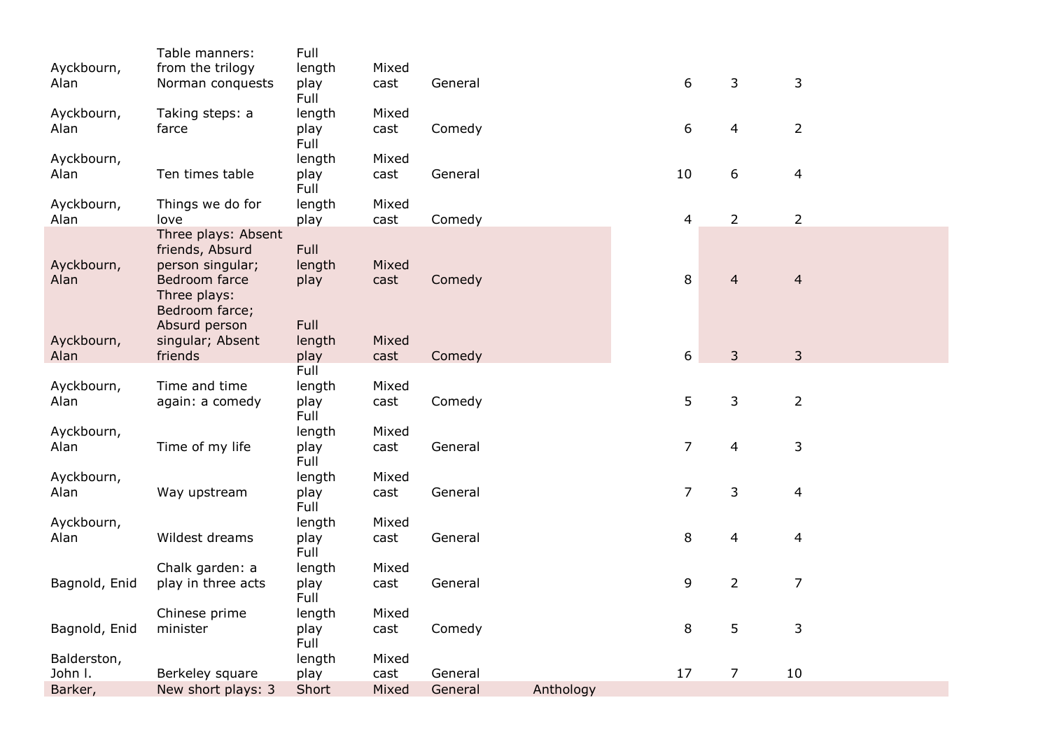| | | | | | | | | |
|---|---|---|---|---|---|---|---|---|
| Ayckbourn, Alan | Table manners: from the trilogy Norman conquests | Full length play | Mixed cast | General | | 6 | 3 | 3 |
| Ayckbourn, Alan | Taking steps: a farce | Full length play | Mixed cast | Comedy | | 6 | 4 | 2 |
| Ayckbourn, Alan | Ten times table | Full length play | Mixed cast | General | | 10 | 6 | 4 |
| Ayckbourn, Alan | Things we do for love | Full length play | Mixed cast | Comedy | | 4 | 2 | 2 |
| Ayckbourn, Alan | Three plays: Absent friends, Absurd person singular; Bedroom farce | Full length play | Mixed cast | Comedy | | 8 | 4 | 4 |
| Ayckbourn, Alan | Three plays: Bedroom farce; Absurd person singular; Absent friends | Full length play | Mixed cast | Comedy | | 6 | 3 | 3 |
| Ayckbourn, Alan | Time and time again: a comedy | Full length play | Mixed cast | Comedy | | 5 | 3 | 2 |
| Ayckbourn, Alan | Time of my life | Full length play | Mixed cast | General | | 7 | 4 | 3 |
| Ayckbourn, Alan | Way upstream | Full length play | Mixed cast | General | | 7 | 3 | 4 |
| Ayckbourn, Alan | Wildest dreams | Full length play | Mixed cast | General | | 8 | 4 | 4 |
| Bagnold, Enid | Chalk garden: a play in three acts | Full length play | Mixed cast | General | | 9 | 2 | 7 |
| Bagnold, Enid | Chinese prime minister | Full length play | Mixed cast | Comedy | | 8 | 5 | 3 |
| Balderston, John l. | Berkeley square | Full length play | Mixed cast | General | | 17 | 7 | 10 |
| Barker, | New short plays: 3 | Short | Mixed | General | Anthology | | | |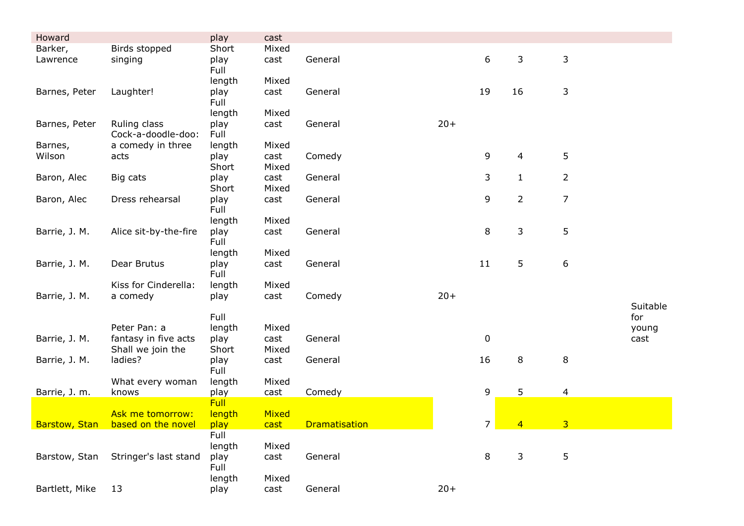| Howard | | play | cast | | | | | | |
|---|---|---|---|---|---|---|---|---|---|
| Barker, Lawrence | Birds stopped singing | Short play | Mixed cast | General | | 6 | 3 | 3 | |
| Barnes, Peter | Laughter! | Full length play | Mixed cast | General | | 19 | 16 | 3 | |
| Barnes, Peter | Ruling class | Full length play | Mixed cast | General | 20+ | | | | |
| Barnes, Wilson | Cock-a-doodle-doo: a comedy in three acts | Full length play | Mixed cast | Comedy | | 9 | 4 | 5 | |
| Baron, Alec | Big cats | Short play | Mixed cast | General | | 3 | 1 | 2 | |
| Baron, Alec | Dress rehearsal | Short play | Mixed cast | General | | 9 | 2 | 7 | |
| Barrie, J. M. | Alice sit-by-the-fire | Full length play | Mixed cast | General | | 8 | 3 | 5 | |
| Barrie, J. M. | Dear Brutus | Full length play | Mixed cast | General | | 11 | 5 | 6 | |
| Barrie, J. M. | Kiss for Cinderella: a comedy | Full length play | Mixed cast | Comedy | 20+ | | | | |
| Barrie, J. M. | Peter Pan: a fantasy in five acts | Full length play | Mixed cast | General | | 0 | | | Suitable for young cast |
| Barrie, J. M. | Shall we join the ladies? | Short play | Mixed cast | General | | 16 | 8 | 8 | |
| Barrie, J. m. | What every woman knows | Full length play | Mixed cast | Comedy | | 9 | 5 | 4 | |
| Barstow, Stan | Ask me tomorrow: based on the novel | Full length play | Mixed cast | Dramatisation | | 7 | 4 | 3 | |
| Barstow, Stan | Stringer's last stand | Full length play | Mixed cast | General | | 8 | 3 | 5 | |
| Bartlett, Mike | 13 | Full length play | Mixed cast | General | 20+ | | | | |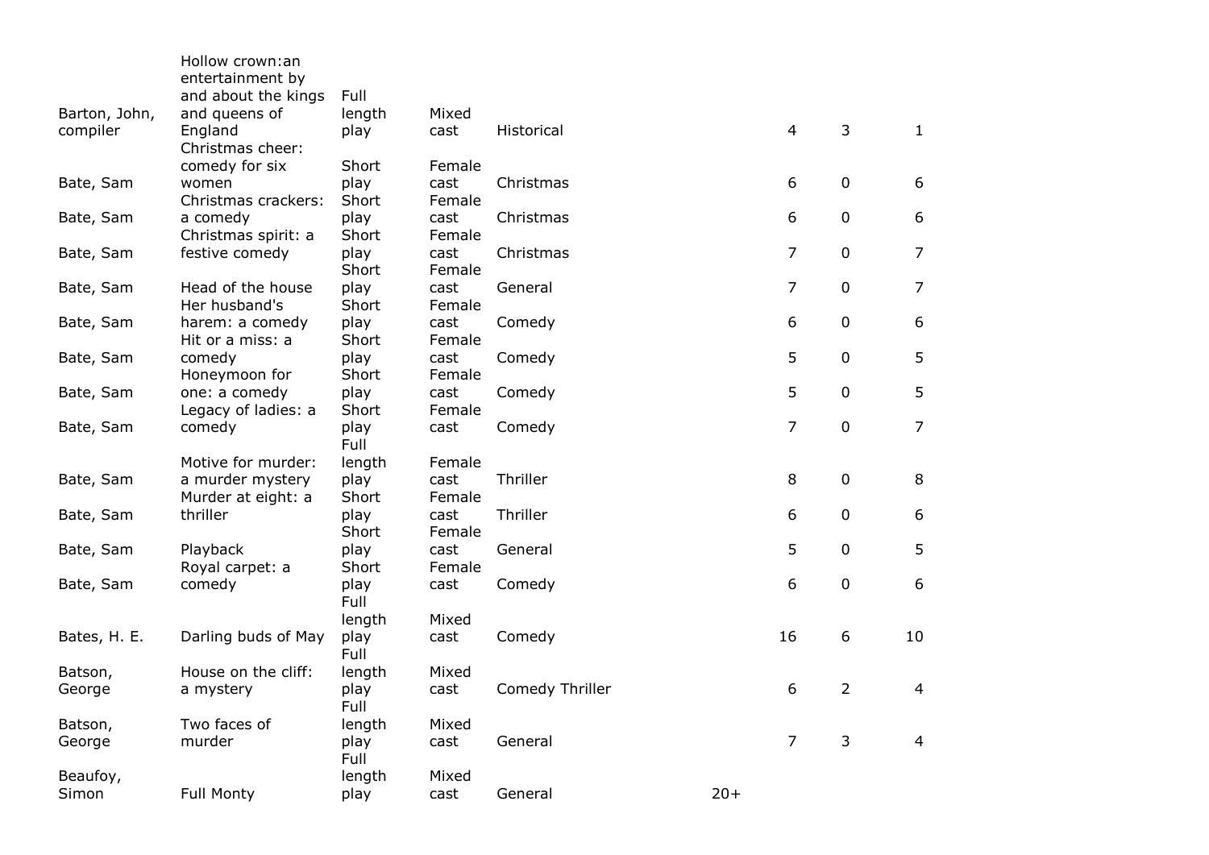| | | | | | | | | |
|---|---|---|---|---|---|---|---|---|
| Barton, John, compiler | Hollow crown:an entertainment by and about the kings and queens of England | Full length play | Mixed cast | Historical | | 4 | 3 | 1 |
| Bate, Sam | Christmas cheer: comedy for six women | Short play | Female cast | Christmas | | 6 | 0 | 6 |
| Bate, Sam | Christmas crackers: a comedy | Short play | Female cast | Christmas | | 6 | 0 | 6 |
| Bate, Sam | Christmas spirit: a festive comedy | Short play | Female cast | Christmas | | 7 | 0 | 7 |
| Bate, Sam | Head of the house | Short play | Female cast | General | | 7 | 0 | 7 |
| Bate, Sam | Her husband's harem: a comedy | Short play | Female cast | Comedy | | 6 | 0 | 6 |
| Bate, Sam | Hit or a miss: a comedy | Short play | Female cast | Comedy | | 5 | 0 | 5 |
| Bate, Sam | Honeymoon for one: a comedy | Short play | Female cast | Comedy | | 5 | 0 | 5 |
| Bate, Sam | Legacy of ladies: a comedy | Short play | Female cast | Comedy | | 7 | 0 | 7 |
| Bate, Sam | Motive for murder: a murder mystery | Full length play | Female cast | Thriller | | 8 | 0 | 8 |
| Bate, Sam | Murder at eight: a thriller | Short play | Female cast | Thriller | | 6 | 0 | 6 |
| Bate, Sam | Playback | Short play | Female cast | General | | 5 | 0 | 5 |
| Bate, Sam | Royal carpet: a comedy | Short play | Female cast | Comedy | | 6 | 0 | 6 |
| Bates, H. E. | Darling buds of May | Full length play | Mixed cast | Comedy | | 16 | 6 | 10 |
| Batson, George | House on the cliff: a mystery | Full length play | Mixed cast | Comedy Thriller | | 6 | 2 | 4 |
| Batson, George | Two faces of murder | Full length play | Mixed cast | General | | 7 | 3 | 4 |
| Beaufoy, Simon | Full Monty | Full length play | Mixed cast | General | 20+ | | | |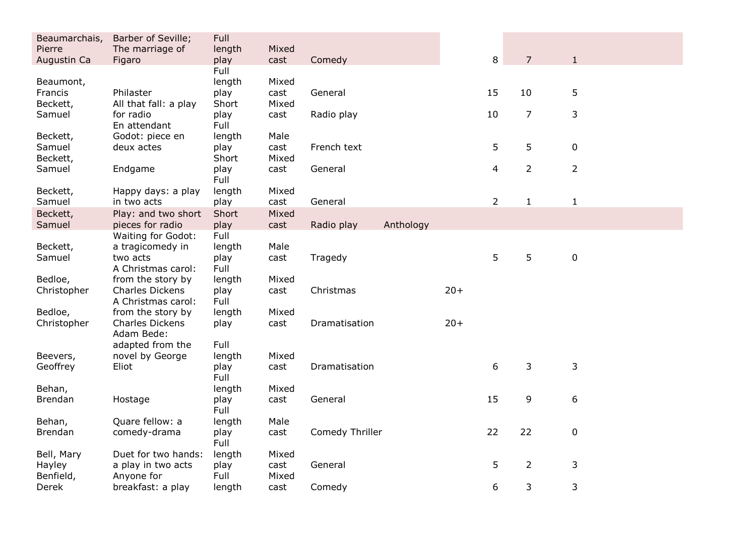| | | | | | | | | | |
|---|---|---|---|---|---|---|---|---|---|
| Beaumarchais, Pierre Augustin Ca | Barber of Seville; The marriage of Figaro | Full length play | Mixed cast | Comedy | | | 8 | 7 | 1 |
| Beaumont, Francis | Philaster | Full length play | Mixed cast | General | | | 15 | 10 | 5 |
| Beckett, Samuel | All that fall: a play for radio | Short play | Mixed cast | Radio play | | | 10 | 7 | 3 |
| Beckett, Samuel | En attendant Godot: piece en deux actes | Full length play | Male cast | French text | | | 5 | 5 | 0 |
| Beckett, Samuel | Endgame | Short play | Mixed cast | General | | | 4 | 2 | 2 |
| Beckett, Samuel | Happy days: a play in two acts | Full length play | Mixed cast | General | | | 2 | 1 | 1 |
| Beckett, Samuel | Play: and two short pieces for radio | Short play | Mixed cast | Radio play | Anthology | | | | |
| Beckett, Samuel | Waiting for Godot: a tragicomedy in two acts | Full length play | Male cast | Tragedy | | | 5 | 5 | 0 |
| Bedloe, Christopher | A Christmas carol: from the story by Charles Dickens | Full length play | Mixed cast | Christmas | | 20+ | | | |
| Bedloe, Christopher | A Christmas carol: from the story by Charles Dickens | Full length play | Mixed cast | Dramatisation | | 20+ | | | |
| Beevers, Geoffrey | Adam Bede: adapted from the novel by George Eliot | Full length play | Mixed cast | Dramatisation | | | 6 | 3 | 3 |
| Behan, Brendan | Hostage | Full length play | Mixed cast | General | | | 15 | 9 | 6 |
| Behan, Brendan | Quare fellow: a comedy-drama | Full length play | Male cast | Comedy Thriller | | | 22 | 22 | 0 |
| Bell, Mary Hayley | Duet for two hands: a play in two acts | Full length play | Mixed cast | General | | | 5 | 2 | 3 |
| Benfield, Derek | Anyone for breakfast: a play | Full length | Mixed cast | Comedy | | | 6 | 3 | 3 |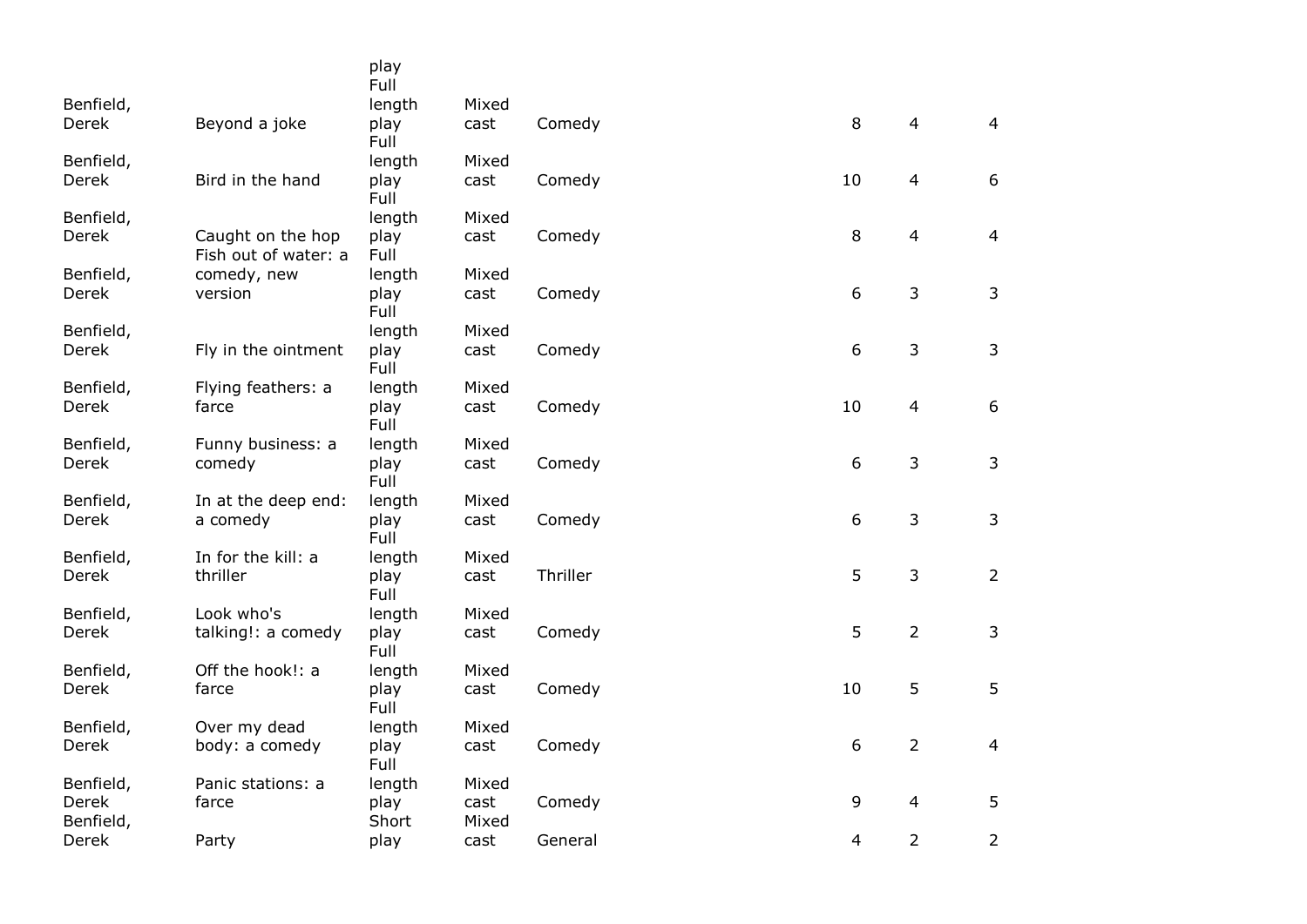| | | play | | | | | |
|---|---|---|---|---|---|---|---|
| Benfield, Derek | Beyond a joke | Full length play | Mixed cast | Comedy | 8 | 4 | 4 |
| Benfield, Derek | Bird in the hand | Full length play | Mixed cast | Comedy | 10 | 4 | 6 |
| Benfield, Derek | Caught on the hop | Full length play | Mixed cast | Comedy | 8 | 4 | 4 |
| Benfield, Derek | Fish out of water: a comedy, new version | Full length play | Mixed cast | Comedy | 6 | 3 | 3 |
| Benfield, Derek | Fly in the ointment | Full length play | Mixed cast | Comedy | 6 | 3 | 3 |
| Benfield, Derek | Flying feathers: a farce | Full length play | Mixed cast | Comedy | 10 | 4 | 6 |
| Benfield, Derek | Funny business: a comedy | Full length play | Mixed cast | Comedy | 6 | 3 | 3 |
| Benfield, Derek | In at the deep end: a comedy | Full length play | Mixed cast | Comedy | 6 | 3 | 3 |
| Benfield, Derek | In for the kill: a thriller | Full length play | Mixed cast | Thriller | 5 | 3 | 2 |
| Benfield, Derek | Look who's talking!: a comedy | Full length play | Mixed cast | Comedy | 5 | 2 | 3 |
| Benfield, Derek | Off the hook!: a farce | Full length play | Mixed cast | Comedy | 10 | 5 | 5 |
| Benfield, Derek | Over my dead body: a comedy | Full length play | Mixed cast | Comedy | 6 | 2 | 4 |
| Benfield, Derek | Panic stations: a farce | Full length play | Mixed cast | Comedy | 9 | 4 | 5 |
| Benfield, Derek | Party | Short play | Mixed cast | General | 4 | 2 | 2 |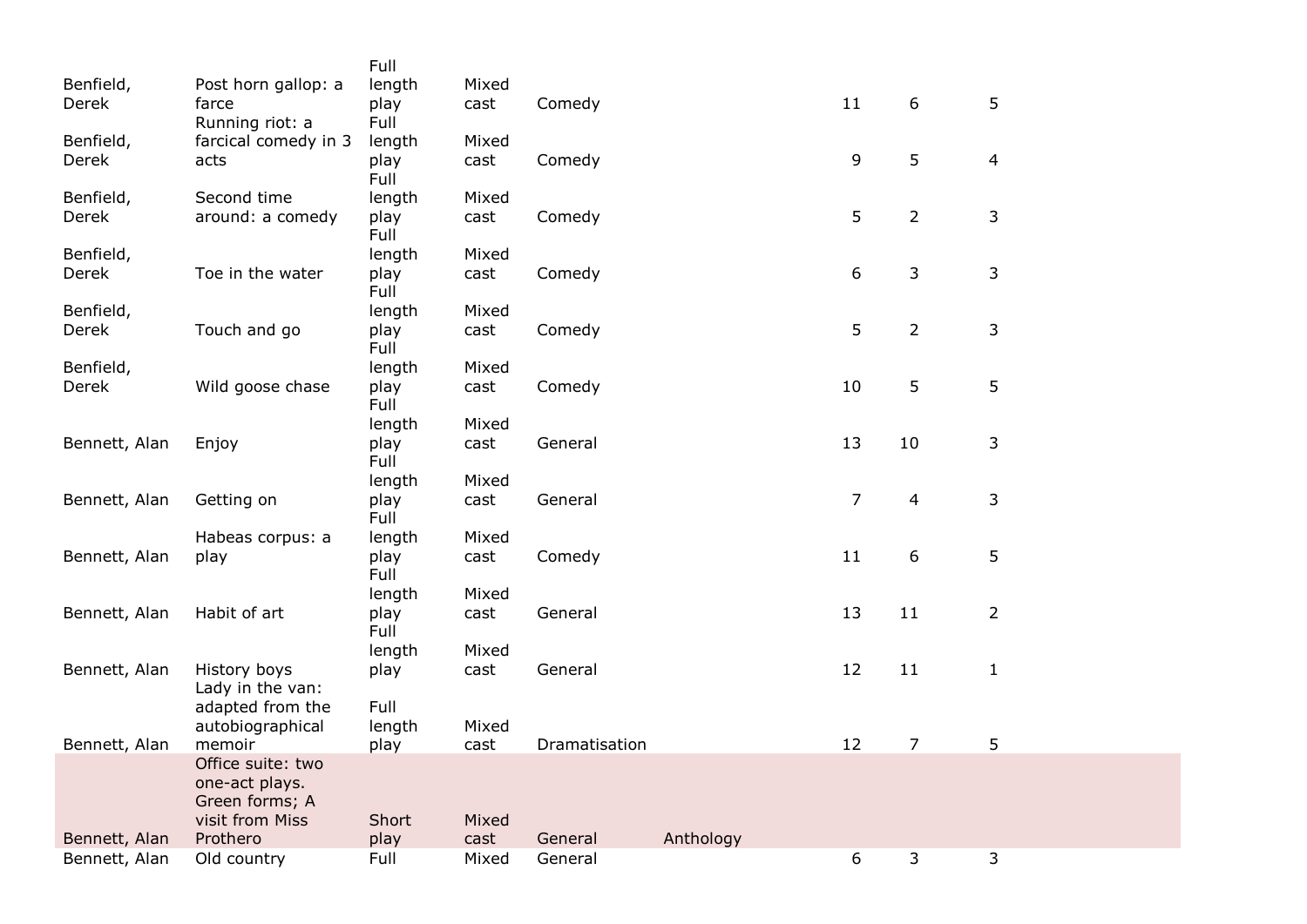| | | | | | | | | |
|---|---|---|---|---|---|---|---|---|
| Benfield, Derek | Post horn gallop: a farce | Full length play | Mixed cast | Comedy | | 11 | 6 | 5 |
| Benfield, Derek | Running riot: a farcical comedy in 3 acts | Full length play | Mixed cast | Comedy | | 9 | 5 | 4 |
| Benfield, Derek | Second time around: a comedy | Full length play | Mixed cast | Comedy | | 5 | 2 | 3 |
| Benfield, Derek | Toe in the water | Full length play | Mixed cast | Comedy | | 6 | 3 | 3 |
| Benfield, Derek | Touch and go | Full length play | Mixed cast | Comedy | | 5 | 2 | 3 |
| Benfield, Derek | Wild goose chase | Full length play | Mixed cast | Comedy | | 10 | 5 | 5 |
| Bennett, Alan | Enjoy | Full length play | Mixed cast | General | | 13 | 10 | 3 |
| Bennett, Alan | Getting on | Full length play | Mixed cast | General | | 7 | 4 | 3 |
| Bennett, Alan | Habeas corpus: a play | Full length play | Mixed cast | Comedy | | 11 | 6 | 5 |
| Bennett, Alan | Habit of art | Full length play | Mixed cast | General | | 13 | 11 | 2 |
| Bennett, Alan | History boys | Full length play | Mixed cast | General | | 12 | 11 | 1 |
| Bennett, Alan | Lady in the van: adapted from the autobiographical memoir | Full length play | Mixed cast | Dramatisation | | 12 | 7 | 5 |
| Bennett, Alan | Office suite: two one-act plays. Green forms; A visit from Miss Prothero | Short play | Mixed cast | General | Anthology | | | |
| Bennett, Alan | Old country | Full | Mixed | General | | 6 | 3 | 3 |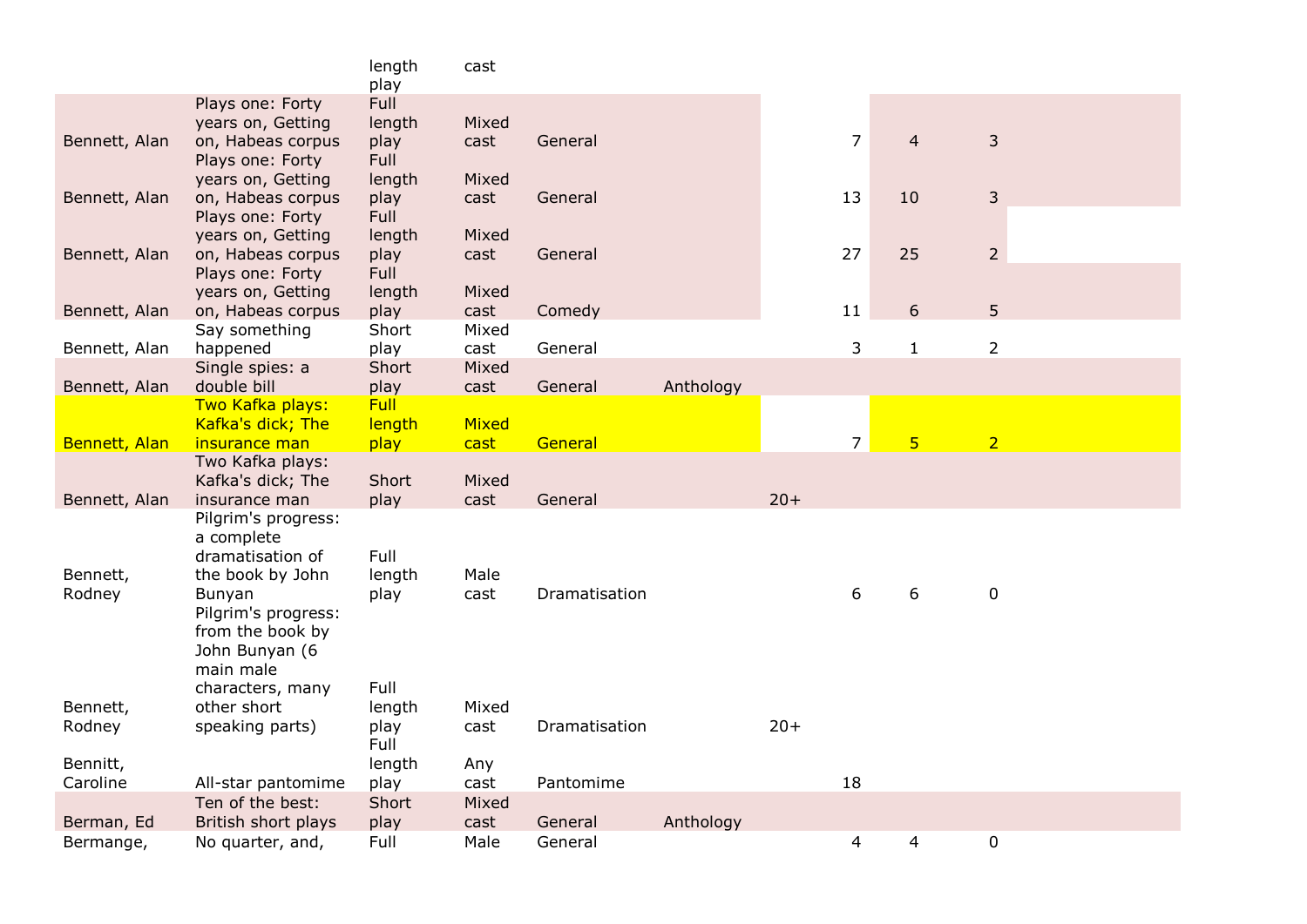| | | length play | cast | | | | | | |
|---|---|---|---|---|---|---|---|---|---|
| Bennett, Alan | Plays one: Forty years on, Getting on, Habeas corpus | Full length play | Mixed cast | General | | | 7 | 4 | 3 |
| Bennett, Alan | Plays one: Forty years on, Getting on, Habeas corpus | Full length play | Mixed cast | General | | | 13 | 10 | 3 |
| Bennett, Alan | Plays one: Forty years on, Getting on, Habeas corpus | Full length play | Mixed cast | General | | | 27 | 25 | 2 |
| Bennett, Alan | Plays one: Forty years on, Getting on, Habeas corpus | Full length play | Mixed cast | Comedy | | | 11 | 6 | 5 |
| Bennett, Alan | Say something happened | Short play | Mixed cast | General | | | 3 | 1 | 2 |
| Bennett, Alan | Single spies: a double bill | Short play | Mixed cast | General | Anthology | | | | |
| Bennett, Alan | Two Kafka plays: Kafka's dick; The insurance man | Full length play | Mixed cast | General | | | 7 | 5 | 2 |
| Bennett, Alan | Two Kafka plays: Kafka's dick; The insurance man | Short play | Mixed cast | General | | 20+ | | | |
| Bennett, Rodney | Pilgrim's progress: a complete dramatisation of the book by John Bunyan | Full length play | Male cast | Dramatisation | | | 6 | 6 | 0 |
| Bennett, Rodney | Pilgrim's progress: from the book by John Bunyan (6 main male characters, many other short speaking parts) | Full length play | Mixed cast | Dramatisation | | 20+ | | | |
| Bennitt, Caroline | All-star pantomime | Full length play | Any cast | Pantomime | | | 18 | | |
| Berman, Ed | Ten of the best: British short plays | Short play | Mixed cast | General | Anthology | | | | |
| Bermange, | No quarter, and, | Full | Male | General | | | 4 | 4 | 0 |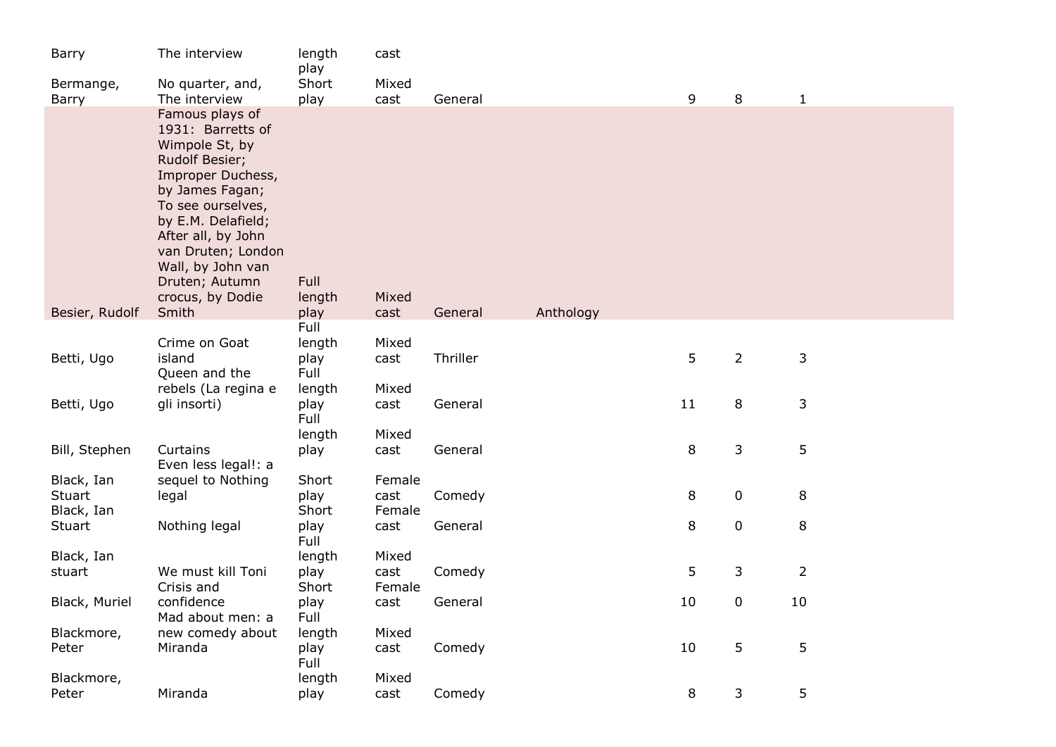| | | | | | | | | |
|---|---|---|---|---|---|---|---|---|
| Barry | The interview | length play | cast | | | | | |
| Bermange, Barry | No quarter, and, The interview | Short play | Mixed cast | General | | 9 | 8 | 1 |
| Besier, Rudolf | Famous plays of 1931: Barretts of Wimpole St, by Rudolf Besier; Improper Duchess, by James Fagan; To see ourselves, by E.M. Delafield; After all, by John van Druten; London Wall, by John van Druten; Autumn crocus, by Dodie Smith | Full length play | Mixed cast | General | Anthology | | | |
| Betti, Ugo | Crime on Goat island | Full length play | Mixed cast | Thriller | | 5 | 2 | 3 |
| Betti, Ugo | Queen and the rebels (La regina e gli insorti) | Full length play | Mixed cast | General | | 11 | 8 | 3 |
| Bill, Stephen | Curtains | Full length play | Mixed cast | General | | 8 | 3 | 5 |
| Black, Ian Stuart | Even less legal!: a sequel to Nothing legal | Short play | Female cast | Comedy | | 8 | 0 | 8 |
| Black, Ian Stuart | Nothing legal | Short play | Female cast | General | | 8 | 0 | 8 |
| Black, Ian stuart | We must kill Toni | Full length play | Mixed cast | Comedy | | 5 | 3 | 2 |
| Black, Muriel | Crisis and confidence | Short play | Female cast | General | | 10 | 0 | 10 |
| Blackmore, Peter | Mad about men: a new comedy about Miranda | Full length play | Mixed cast | Comedy | | 10 | 5 | 5 |
| Blackmore, Peter | Miranda | Full length play | Mixed cast | Comedy | | 8 | 3 | 5 |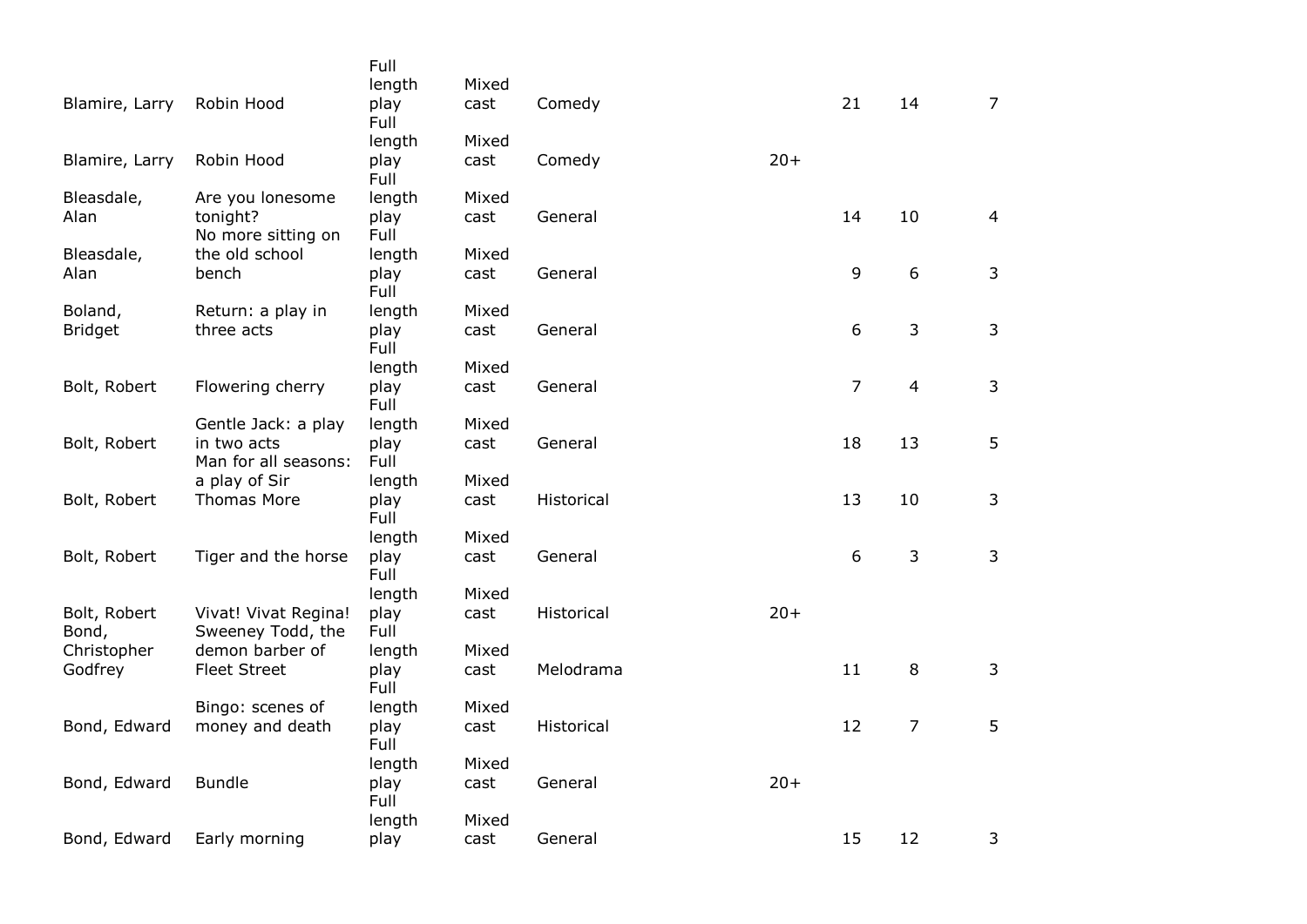| | | | | | | | | |
|---|---|---|---|---|---|---|---|---|
| Blamire, Larry | Robin Hood | Full length play | Mixed cast | Comedy | | 21 | 14 | 7 |
| Blamire, Larry | Robin Hood | Full length play | Mixed cast | Comedy | 20+ | | | |
| Bleasdale, Alan | Are you lonesome tonight? | Full length play | Mixed cast | General | | 14 | 10 | 4 |
| Bleasdale, Alan | No more sitting on the old school bench | Full length play | Mixed cast | General | | 9 | 6 | 3 |
| Boland, Bridget | Return: a play in three acts | Full length play | Mixed cast | General | | 6 | 3 | 3 |
| Bolt, Robert | Flowering cherry | Full length play | Mixed cast | General | | 7 | 4 | 3 |
| Bolt, Robert | Gentle Jack: a play in two acts | Full length play | Mixed cast | General | | 18 | 13 | 5 |
| Bolt, Robert | Man for all seasons: a play of Sir Thomas More | Full length play | Mixed cast | Historical | | 13 | 10 | 3 |
| Bolt, Robert | Tiger and the horse | Full length play | Mixed cast | General | | 6 | 3 | 3 |
| Bolt, Robert | Vivat! Vivat Regina! | Full length play | Mixed cast | Historical | 20+ | | | |
| Bond, Christopher Godfrey | Sweeney Todd, the demon barber of Fleet Street | Full length play | Mixed cast | Melodrama | | 11 | 8 | 3 |
| Bond, Edward | Bingo: scenes of money and death | Full length play | Mixed cast | Historical | | 12 | 7 | 5 |
| Bond, Edward | Bundle | Full length play | Mixed cast | General | 20+ | | | |
| Bond, Edward | Early morning | Full length play | Mixed cast | General | | 15 | 12 | 3 |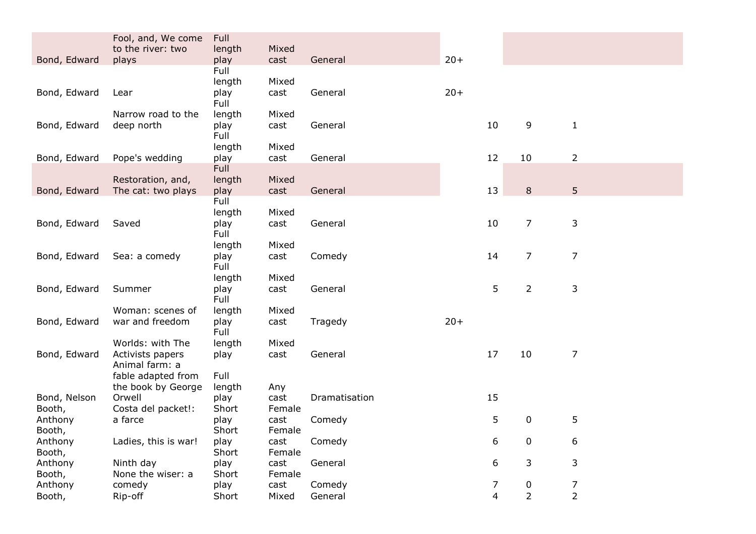| | | | | | | | | |
|---|---|---|---|---|---|---|---|---|
| Bond, Edward | Fool, and, We come to the river: two plays | Full length play | Mixed cast | General | 20+ | | | |
| Bond, Edward | Lear | Full length play | Mixed cast | General | 20+ | | | |
| Bond, Edward | Narrow road to the deep north | Full length play | Mixed cast | General | | 10 | 9 | 1 |
| Bond, Edward | Pope's wedding | Full length play | Mixed cast | General | | 12 | 10 | 2 |
| Bond, Edward | Restoration, and, The cat: two plays | Full length play | Mixed cast | General | | 13 | 8 | 5 |
| Bond, Edward | Saved | Full length play | Mixed cast | General | | 10 | 7 | 3 |
| Bond, Edward | Sea: a comedy | Full length play | Mixed cast | Comedy | | 14 | 7 | 7 |
| Bond, Edward | Summer | Full length play | Mixed cast | General | | 5 | 2 | 3 |
| Bond, Edward | Woman: scenes of war and freedom | Full length play | Mixed cast | Tragedy | 20+ | | | |
| Bond, Edward | Worlds: with The Activists papers | Full length play | Mixed cast | General | | 17 | 10 | 7 |
| Bond, Nelson | Animal farm: a fable adapted from the book by George Orwell | Full length play | Any cast | Dramatisation | | 15 | | |
| Booth, Anthony | Costa del packet!: a farce | Short play | Female cast | Comedy | | 5 | 0 | 5 |
| Booth, Anthony | Ladies, this is war! | Short play | Female cast | Comedy | | 6 | 0 | 6 |
| Booth, Anthony | Ninth day | Short play | Female cast | General | | 6 | 3 | 3 |
| Booth, Anthony | None the wiser: a comedy | Short play | Female cast | Comedy | | 7 | 0 | 7 |
| Booth, | Rip-off | Short | Mixed | General | | 4 | 2 | 2 |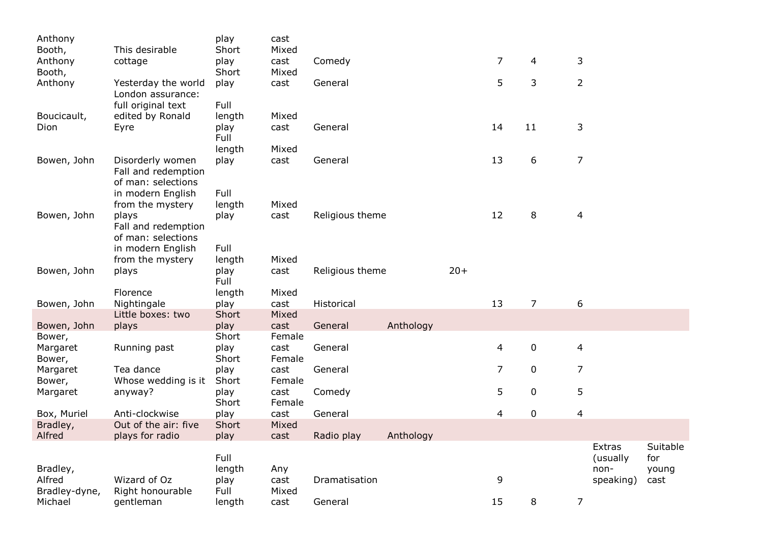| | | | | | | | | | | | |
|---|---|---|---|---|---|---|---|---|---|---|---|
| Anthony | | play | cast | | | | | | | | |
| Booth, Anthony | This desirable cottage | Short play | Mixed cast | Comedy | | | 7 | 4 | 3 | | |
| Booth, Anthony | Yesterday the world | Short play | Mixed cast | General | | | 5 | 3 | 2 | | |
| Boucicault, Dion | London assurance: full original text edited by Ronald Eyre | Full length play | Mixed cast | General | | | 14 | 11 | 3 | | |
| Bowen, John | Disorderly women | Full length play | Mixed cast | General | | | 13 | 6 | 7 | | |
| Bowen, John | Fall and redemption of man: selections in modern English from the mystery plays | Full length play | Mixed cast | Religious theme | | | 12 | 8 | 4 | | |
| Bowen, John | Fall and redemption of man: selections in modern English from the mystery plays | Full length play | Mixed cast | Religious theme | | 20+ | | | | | |
| Bowen, John | Florence Nightingale | Full length play | Mixed cast | Historical | | | 13 | 7 | 6 | | |
| Bowen, John | Little boxes: two plays | Short play | Mixed cast | General | Anthology | | | | | | |
| Bower, Margaret | Running past | Short play | Female cast | General | | | 4 | 0 | 4 | | |
| Bower, Margaret | Tea dance | Short play | Female cast | General | | | 7 | 0 | 7 | | |
| Bower, Margaret | Whose wedding is it anyway? | Short play | Female cast | Comedy | | | 5 | 0 | 5 | | |
| Box, Muriel | Anti-clockwise | Short play | Female cast | General | | | 4 | 0 | 4 | | |
| Bradley, Alfred | Out of the air: five plays for radio | Short play | Mixed cast | Radio play | Anthology | | | | | | |
| Bradley, Alfred | Wizard of Oz | Full length play | Any cast | Dramatisation | | | 9 | | | Extras (usually non-speaking) | Suitable for young cast |
| Bradley-dyne, Michael | Right honourable gentleman | Full length | Mixed cast | General | | | 15 | 8 | 7 | | |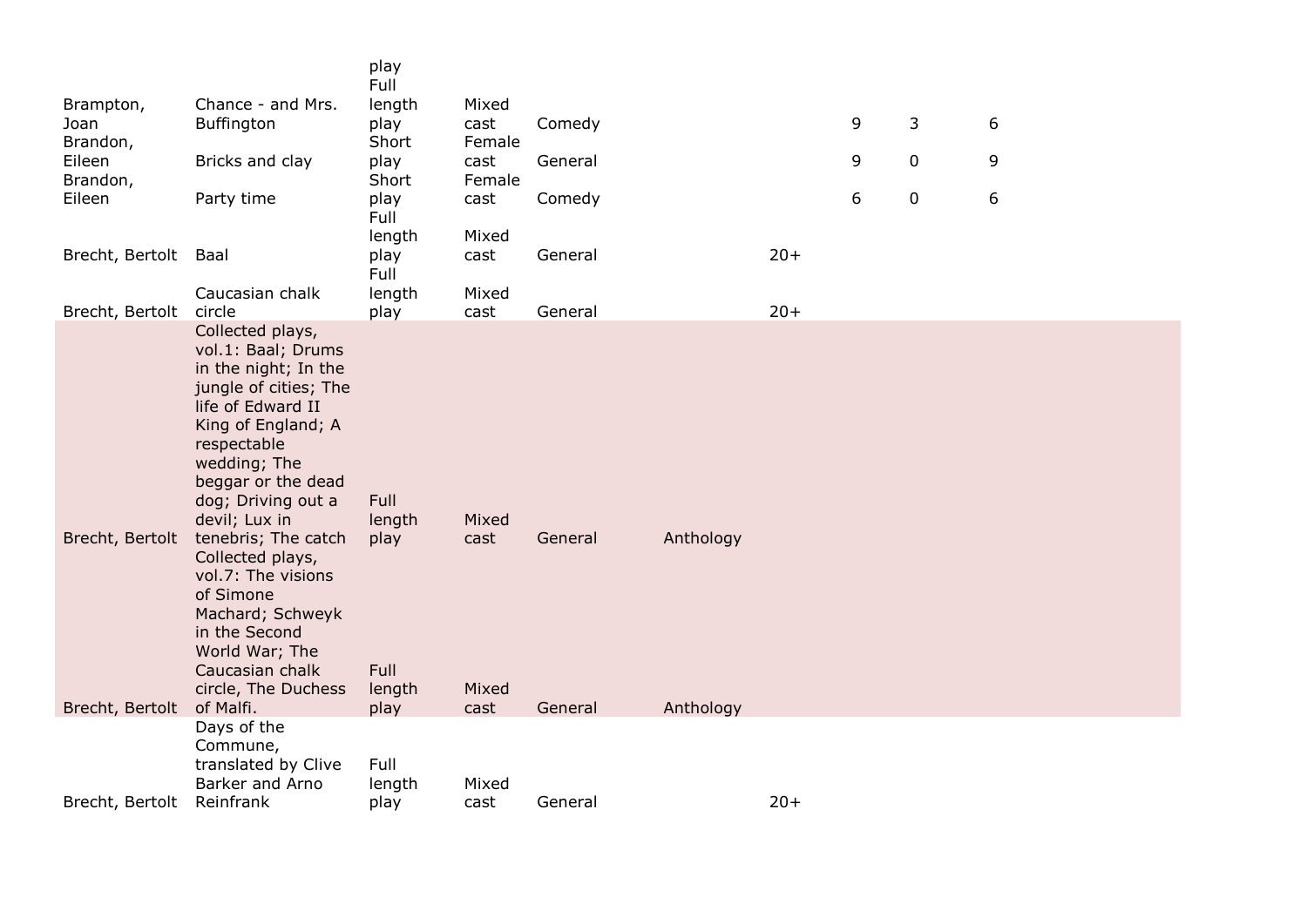| | | | | | | | | | |
|---|---|---|---|---|---|---|---|---|---|
| | | play | | | | | | | |
| Brampton, Joan | Chance - and Mrs. Buffington | Full length play | Mixed cast | Comedy | | | 9 | 3 | 6 |
| Brandon, Eileen | Bricks and clay | Short play | Female cast | General | | | 9 | 0 | 9 |
| Brandon, Eileen | Party time | Short play | Female cast | Comedy | | | 6 | 0 | 6 |
| Brecht, Bertolt | Baal | Full length play | Mixed cast | General | | 20+ | | | |
| Brecht, Bertolt | Caucasian chalk circle | Full length play | Mixed cast | General | | 20+ | | | |
| Brecht, Bertolt | Collected plays, vol.1: Baal; Drums in the night; In the jungle of cities; The life of Edward II King of England; A respectable wedding; The beggar or the dead dog; Driving out a devil; Lux in tenebris; The catch | Full length play | Mixed cast | General | Anthology | | | | |
| Brecht, Bertolt | Collected plays, vol.7: The visions of Simone Machard; Schweyk in the Second World War; The Caucasian chalk circle, The Duchess of Malfi. | Full length play | Mixed cast | General | Anthology | | | | |
| Brecht, Bertolt | Days of the Commune, translated by Clive Barker and Arno Reinfrank | Full length play | Mixed cast | General | | 20+ | | | |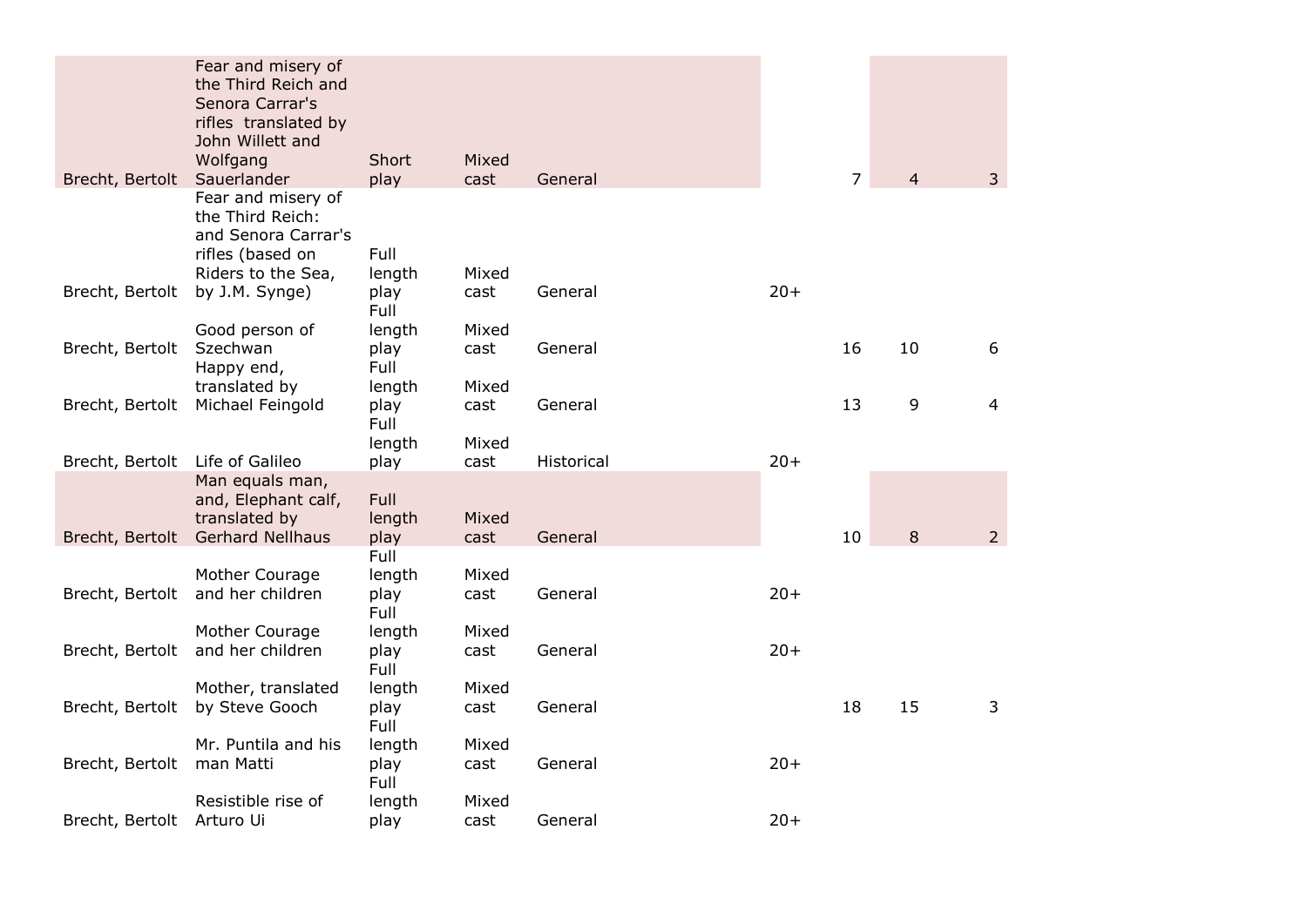| | | | | | | | | |
|---|---|---|---|---|---|---|---|---|
| Brecht, Bertolt | Fear and misery of the Third Reich and Senora Carrar's rifles translated by John Willett and Wolfgang Sauerlander | Short play | Mixed cast | General | | 7 | 4 | 3 |
| Brecht, Bertolt | Fear and misery of the Third Reich: and Senora Carrar's rifles (based on Riders to the Sea, by J.M. Synge) | Full length play | Mixed cast | General | 20+ | | | |
| Brecht, Bertolt | Good person of Szechwan | Full length play | Mixed cast | General | | 16 | 10 | 6 |
| Brecht, Bertolt | Happy end, translated by Michael Feingold | Full length play | Mixed cast | General | | 13 | 9 | 4 |
| Brecht, Bertolt | Life of Galileo | Full length play | Mixed cast | Historical | 20+ | | | |
| Brecht, Bertolt | Man equals man, and, Elephant calf, translated by Gerhard Nellhaus | Full length play | Mixed cast | General | | 10 | 8 | 2 |
| Brecht, Bertolt | Mother Courage and her children | Full length play | Mixed cast | General | 20+ | | | |
| Brecht, Bertolt | Mother Courage and her children | Full length play | Mixed cast | General | 20+ | | | |
| Brecht, Bertolt | Mother, translated by Steve Gooch | Full length play | Mixed cast | General | | 18 | 15 | 3 |
| Brecht, Bertolt | Mr. Puntila and his man Matti | Full length play | Mixed cast | General | 20+ | | | |
| Brecht, Bertolt | Resistible rise of Arturo Ui | Full length play | Mixed cast | General | 20+ | | | |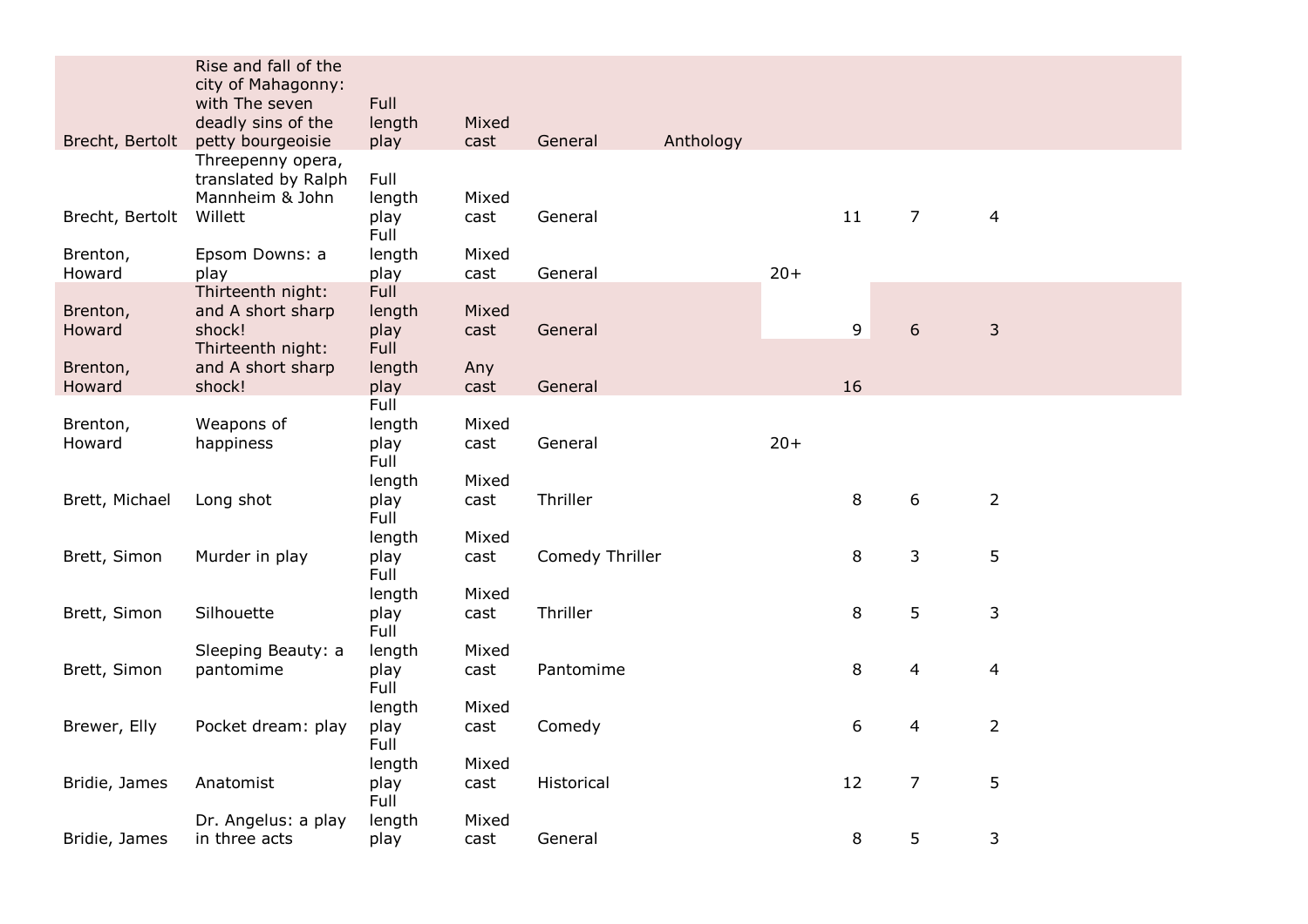| | | | | | | | | | |
|---|---|---|---|---|---|---|---|---|---|
| Brecht, Bertolt | Rise and fall of the city of Mahagonny: with The seven deadly sins of the petty bourgeoisie | Full length play | Mixed cast | General | Anthology | | | | |
| Brecht, Bertolt | Threepenny opera, translated by Ralph Mannheim & John Willett | Full length play | Mixed cast | General | | | 11 | 7 | 4 |
| Brenton, Howard | Epsom Downs: a play | Full length play | Mixed cast | General | | 20+ | | | |
| Brenton, Howard | Thirteenth night: and A short sharp shock! | Full length play | Mixed cast | General | | | 9 | 6 | 3 |
| Brenton, Howard | Thirteenth night: and A short sharp shock! | Full length play | Any cast | General | | | 16 | | |
| Brenton, Howard | Weapons of happiness | Full length play | Mixed cast | General | | 20+ | | | |
| Brett, Michael | Long shot | Full length play | Mixed cast | Thriller | | | 8 | 6 | 2 |
| Brett, Simon | Murder in play | Full length play | Mixed cast | Comedy Thriller | | | 8 | 3 | 5 |
| Brett, Simon | Silhouette | Full length play | Mixed cast | Thriller | | | 8 | 5 | 3 |
| Brett, Simon | Sleeping Beauty: a pantomime | Full length play | Mixed cast | Pantomime | | | 8 | 4 | 4 |
| Brewer, Elly | Pocket dream: play | Full length play | Mixed cast | Comedy | | | 6 | 4 | 2 |
| Bridie, James | Anatomist | Full length play | Mixed cast | Historical | | | 12 | 7 | 5 |
| Bridie, James | Dr. Angelus: a play in three acts | Full length play | Mixed cast | General | | | 8 | 5 | 3 |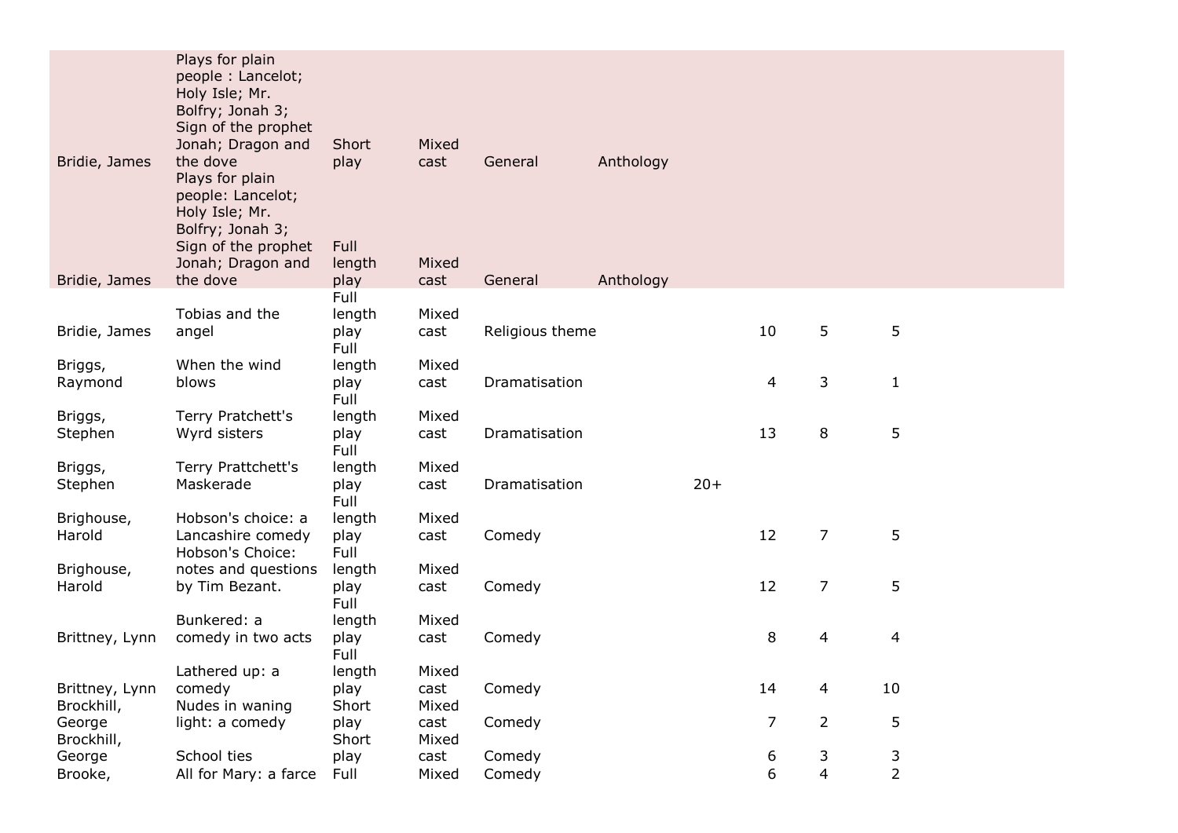| | | | | | | | | | |
|---|---|---|---|---|---|---|---|---|---|
| Bridie, James | Plays for plain people : Lancelot; Holy Isle; Mr. Bolfry; Jonah 3; Sign of the prophet Jonah; Dragon and the dove | Short play | Mixed cast | General | Anthology | | | | |
| Bridie, James | Plays for plain people: Lancelot; Holy Isle; Mr. Bolfry; Jonah 3; Sign of the prophet Jonah; Dragon and the dove | Full length play | Mixed cast | General | Anthology | | | | |
| Bridie, James | Tobias and the angel | Full length play | Mixed cast | Religious theme | | | 10 | 5 | 5 |
| Briggs, Raymond | When the wind blows | Full length play | Mixed cast | Dramatisation | | | 4 | 3 | 1 |
| Briggs, Stephen | Terry Pratchett's Wyrd sisters | Full length play | Mixed cast | Dramatisation | | | 13 | 8 | 5 |
| Briggs, Stephen | Terry Prattchett's Maskerade | Full length play | Mixed cast | Dramatisation | | 20+ | | | |
| Brighouse, Harold | Hobson's choice: a Lancashire comedy | Full length play | Mixed cast | Comedy | | | 12 | 7 | 5 |
| Brighouse, Harold | Hobson's Choice: notes and questions by Tim Bezant. | Full length play | Mixed cast | Comedy | | | 12 | 7 | 5 |
| Brittney, Lynn | Bunkered: a comedy in two acts | Full length play | Mixed cast | Comedy | | | 8 | 4 | 4 |
| Brittney, Lynn | Lathered up: a comedy | Full length play | Mixed cast | Comedy | | | 14 | 4 | 10 |
| Brockhill, George | Nudes in waning light: a comedy | Short play | Mixed cast | Comedy | | | 7 | 2 | 5 |
| Brockhill, George | School ties | Short play | Mixed cast | Comedy | | | 6 | 3 | 3 |
| Brooke, | All for Mary: a farce | Full | Mixed | Comedy | | | 6 | 4 | 2 |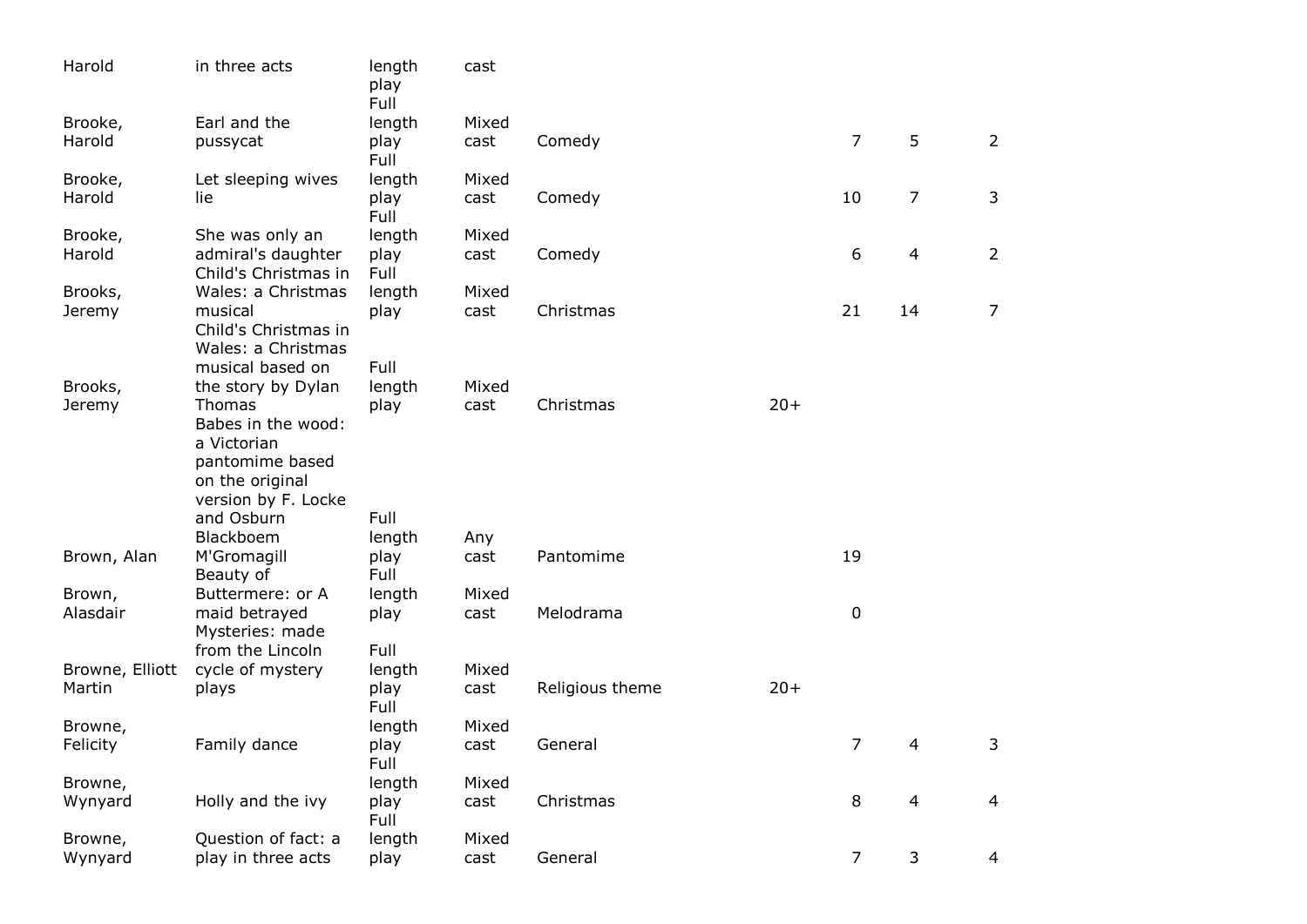| | | | | | | | | |
|---|---|---|---|---|---|---|---|---|
| Harold | in three acts | length play | cast | | | | | |
| Brooke, Harold | Earl and the pussycat | Full length play | Mixed cast | Comedy | | 7 | 5 | 2 |
| Brooke, Harold | Let sleeping wives lie | Full length play | Mixed cast | Comedy | | 10 | 7 | 3 |
| Brooke, Harold | She was only an admiral's daughter | Full length play | Mixed cast | Comedy | | 6 | 4 | 2 |
| Brooks, Jeremy | Child's Christmas in Wales: a Christmas musical | Full length play | Mixed cast | Christmas | | 21 | 14 | 7 |
| Brooks, Jeremy | Child's Christmas in Wales: a Christmas musical based on the story by Dylan Thomas | Full length play | Mixed cast | Christmas | 20+ | | | |
| Brown, Alan | Babes in the wood: a Victorian pantomime based on the original version by F. Locke and Osburn Blackboem M'Gromagill | Full length play | Any cast | Pantomime | | 19 | | |
| Brown, Alasdair | Beauty of Buttermere: or A maid betrayed | Full length play | Mixed cast | Melodrama | | 0 | | |
| Browne, Elliott Martin | Mysteries: made from the Lincoln cycle of mystery plays | Full length play | Mixed cast | Religious theme | 20+ | | | |
| Browne, Felicity | Family dance | Full length play | Mixed cast | General | | 7 | 4 | 3 |
| Browne, Wynyard | Holly and the ivy | Full length play | Mixed cast | Christmas | | 8 | 4 | 4 |
| Browne, Wynyard | Question of fact: a play in three acts | Full length play | Mixed cast | General | | 7 | 3 | 4 |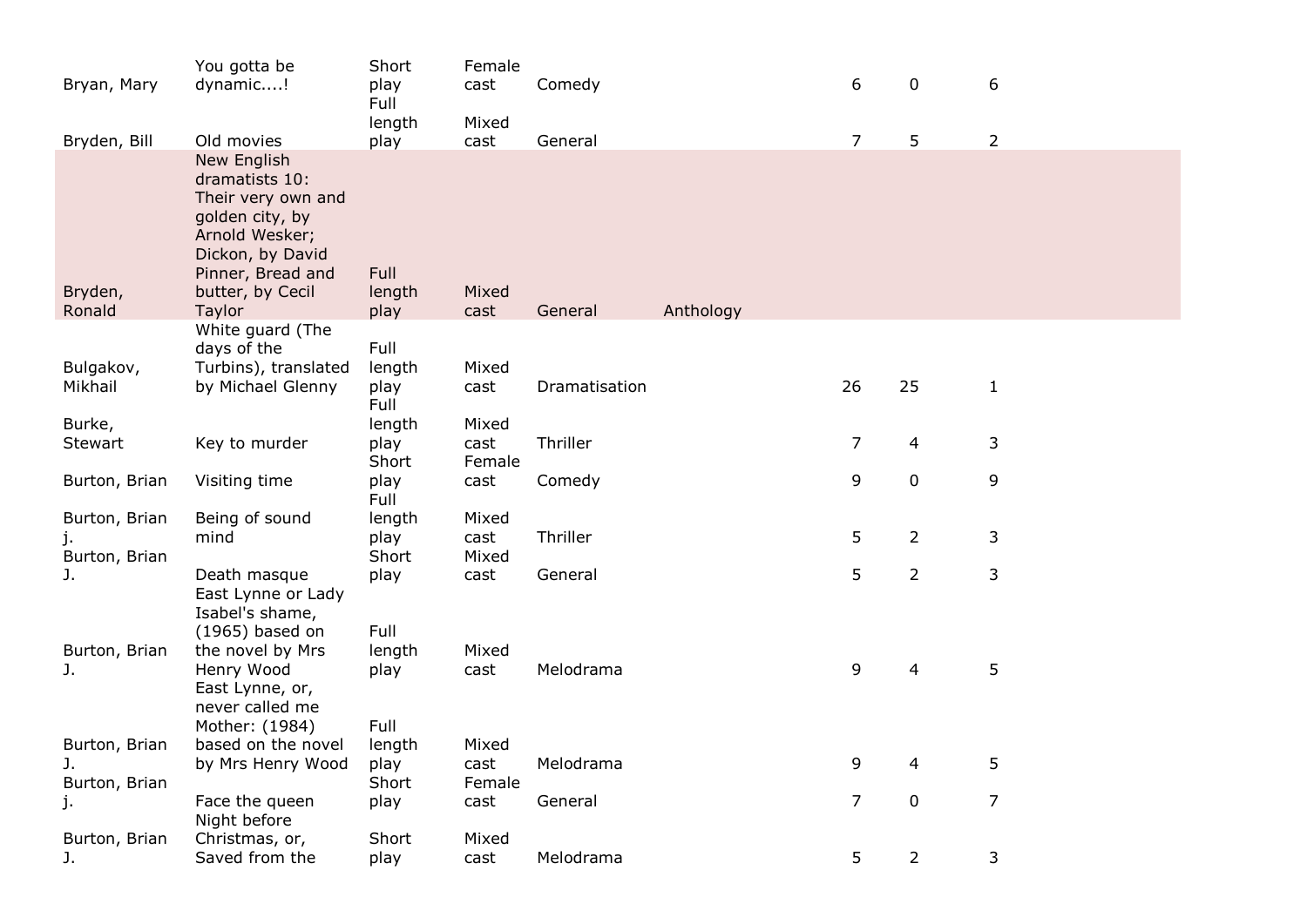| | | | | | | | | |
|---|---|---|---|---|---|---|---|---|
| Bryan, Mary | You gotta be dynamic....! | Short play | Female cast | Comedy | | 6 | 0 | 6 |
| Bryden, Bill | Old movies | Full length play | Mixed cast | General | | 7 | 5 | 2 |
| Bryden, Ronald | New English dramatists 10: Their very own and golden city, by Arnold Wesker; Dickon, by David Pinner, Bread and butter, by Cecil Taylor | Full length play | Mixed cast | General | Anthology | | | |
| Bulgakov, Mikhail | White guard (The days of the Turbins), translated by Michael Glenny | Full length play | Mixed cast | Dramatisation | | 26 | 25 | 1 |
| Burke, Stewart | Key to murder | Full length play | Mixed cast | Thriller | | 7 | 4 | 3 |
| Burton, Brian | Visiting time | Short play | Female cast | Comedy | | 9 | 0 | 9 |
| Burton, Brian j. | Being of sound mind | Full length play | Mixed cast | Thriller | | 5 | 2 | 3 |
| Burton, Brian J. | Death masque | Short play | Mixed cast | General | | 5 | 2 | 3 |
| Burton, Brian J. | East Lynne or Lady Isabel's shame, (1965) based on the novel by Mrs Henry Wood | Full length play | Mixed cast | Melodrama | | 9 | 4 | 5 |
| Burton, Brian J. | East Lynne, or, never called me Mother: (1984) based on the novel by Mrs Henry Wood | Full length play | Mixed cast | Melodrama | | 9 | 4 | 5 |
| Burton, Brian j. | Face the queen | Short play | Female cast | General | | 7 | 0 | 7 |
| Burton, Brian J. | Night before Christmas, or, Saved from the | Short play | Mixed cast | Melodrama | | 5 | 2 | 3 |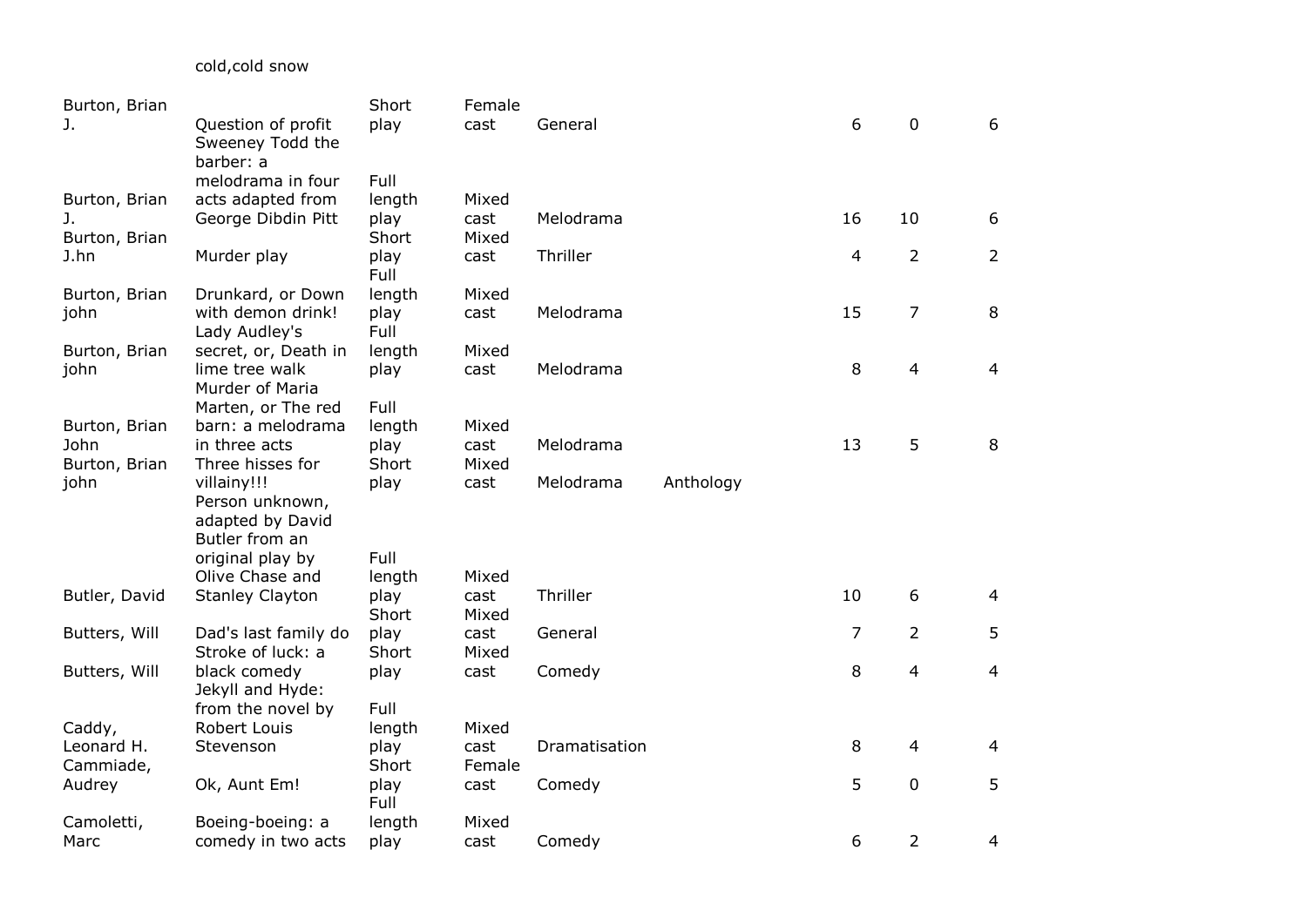| | cold,cold snow | | | | | | | |
|---|---|---|---|---|---|---|---|---|
| Burton, Brian J. | Question of profit | Short play | Female cast | General | | 6 | 0 | 6 |
| Burton, Brian J. | Sweeney Todd the barber: a melodrama in four acts adapted from George Dibdin Pitt | Full length play | Mixed cast | Melodrama | | 16 | 10 | 6 |
| Burton, Brian J.hn | Murder play | Short play | Mixed cast | Thriller | | 4 | 2 | 2 |
| Burton, Brian john | Drunkard, or Down with demon drink! | Full length play | Mixed cast | Melodrama | | 15 | 7 | 8 |
| Burton, Brian john | Lady Audley's secret, or, Death in lime tree walk | Full length play | Mixed cast | Melodrama | | 8 | 4 | 4 |
| Burton, Brian John | Murder of Maria Marten, or The red barn: a melodrama in three acts | Full length play | Mixed cast | Melodrama | | 13 | 5 | 8 |
| Burton, Brian john | Three hisses for villainy!!! | Short play | Mixed cast | Melodrama | Anthology | | | |
| Butler, David | Person unknown, adapted by David Butler from an original play by Olive Chase and Stanley Clayton | Full length play | Mixed cast | Thriller | | 10 | 6 | 4 |
| Butters, Will | Dad's last family do | Short play | Mixed cast | General | | 7 | 2 | 5 |
| Butters, Will | Stroke of luck: a black comedy | Short play | Mixed cast | Comedy | | 8 | 4 | 4 |
| Caddy, Leonard H. | Jekyll and Hyde: from the novel by Robert Louis Stevenson | Full length play | Mixed cast | Dramatisation | | 8 | 4 | 4 |
| Cammiade, Audrey | Ok, Aunt Em! | Short play | Female cast | Comedy | | 5 | 0 | 5 |
| Camoletti, Marc | Boeing-boeing: a comedy in two acts | Full length play | Mixed cast | Comedy | | 6 | 2 | 4 |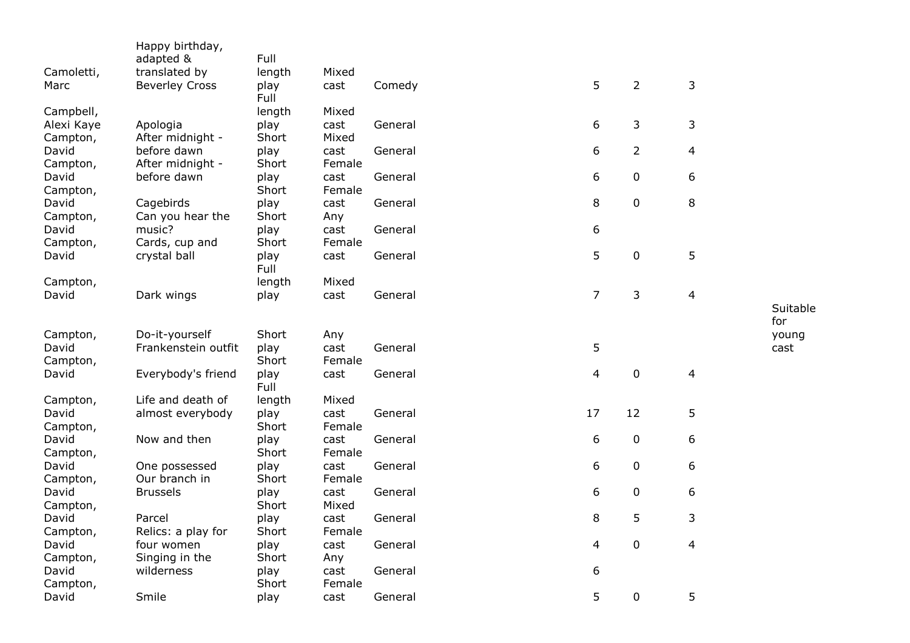| | | | | | | | | |
|---|---|---|---|---|---|---|---|---|
| Camoletti, Marc | Happy birthday, adapted & translated by Beverley Cross | Full length play | Mixed cast | Comedy | 5 | 2 | 3 | |
| Campbell, Alexi Kaye | Apologia | Full length play | Mixed cast | General | 6 | 3 | 3 | |
| Campton, David | After midnight - before dawn | Short play | Mixed cast | General | 6 | 2 | 4 | |
| Campton, David | After midnight - before dawn | Short play | Female cast | General | 6 | 0 | 6 | |
| Campton, David | Cagebirds | Short play | Female cast | General | 8 | 0 | 8 | |
| Campton, David | Can you hear the music? | Short play | Any cast | General | 6 | | | |
| Campton, David | Cards, cup and crystal ball | Short play | Female cast | General | 5 | 0 | 5 | |
| Campton, David | Dark wings | Full length play | Mixed cast | General | 7 | 3 | 4 | |
| Campton, David | Do-it-yourself Frankenstein outfit | Short play | Any cast | General | 5 | | | Suitable for young cast |
| Campton, David | Everybody's friend | Short play | Female cast | General | 4 | 0 | 4 | |
| Campton, David | Life and death of almost everybody | Full length play | Mixed cast | General | 17 | 12 | 5 | |
| Campton, David | Now and then | Short play | Female cast | General | 6 | 0 | 6 | |
| Campton, David | One possessed | Short play | Female cast | General | 6 | 0 | 6 | |
| Campton, David | Our branch in Brussels | Short play | Female cast | General | 6 | 0 | 6 | |
| Campton, David | Parcel | Short play | Mixed cast | General | 8 | 5 | 3 | |
| Campton, David | Relics: a play for four women | Short play | Female cast | General | 4 | 0 | 4 | |
| Campton, David | Singing in the wilderness | Short play | Any cast | General | 6 | | | |
| Campton, David | Smile | Short play | Female cast | General | 5 | 0 | 5 | |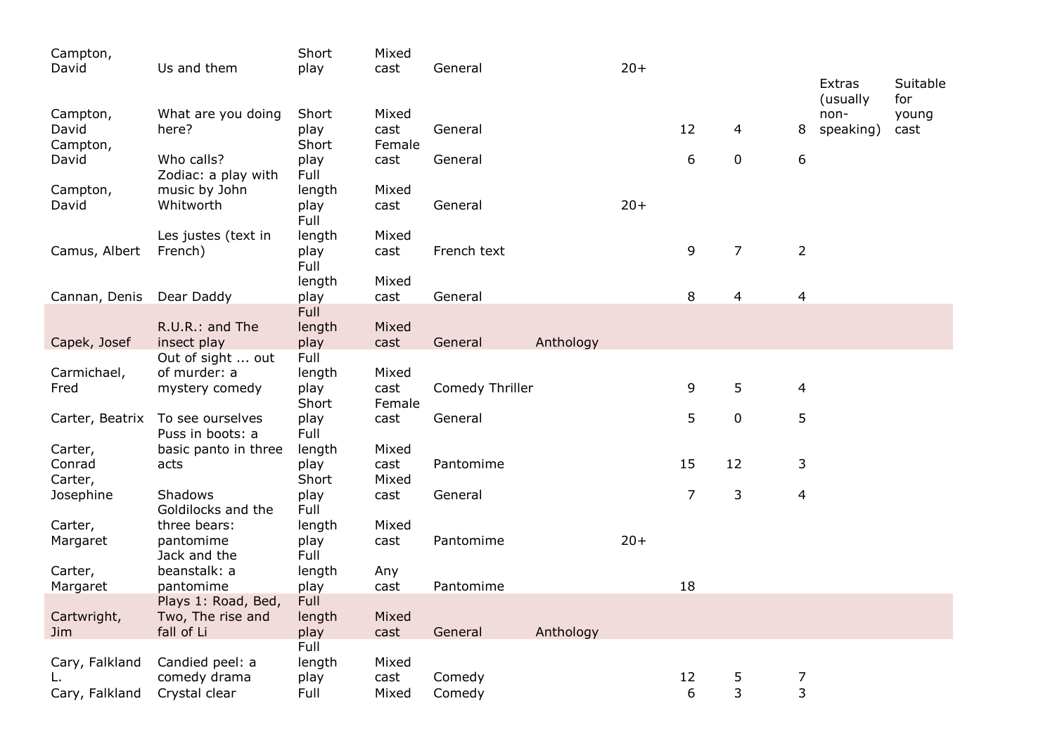| | | | | | | | | | | | |
|---|---|---|---|---|---|---|---|---|---|---|---|
| Campton, David | Us and them | Short play | Mixed cast | General | | 20+ | | | | | |
| | | | | | | | | | | Extras (usually non-speaking) | Suitable for young cast |
| Campton, David | What are you doing here? | Short play | Mixed cast | General | | | 12 | 4 | 8 | | |
| Campton, David | Who calls? | Short play | Female cast | General | | | 6 | 0 | 6 | | |
| Campton, David | Zodiac: a play with music by John Whitworth | Full length play | Mixed cast | General | | 20+ | | | | | |
| Camus, Albert | Les justes (text in French) | Full length play | Mixed cast | French text | | | 9 | 7 | 2 | | |
| Cannan, Denis | Dear Daddy | Full length play | Mixed cast | General | | | 8 | 4 | 4 | | |
| Capek, Josef | R.U.R.: and The insect play | Full length play | Mixed cast | General | Anthology | | | | | | |
| Carmichael, Fred | Out of sight ... out of murder: a mystery comedy | Full length play | Mixed cast | Comedy Thriller | | | 9 | 5 | 4 | | |
| Carter, Beatrix | To see ourselves | Short play | Female cast | General | | | 5 | 0 | 5 | | |
| Carter, Conrad | Puss in boots: a basic panto in three acts | Full length play | Mixed cast | Pantomime | | | 15 | 12 | 3 | | |
| Carter, Josephine | Shadows | Short play | Mixed cast | General | | | 7 | 3 | 4 | | |
| Carter, Margaret | Goldilocks and the three bears: pantomime | Full length play | Mixed cast | Pantomime | | 20+ | | | | | |
| Carter, Margaret | Jack and the beanstalk: a pantomime | Full length play | Any cast | Pantomime | | | 18 | | | | |
| Cartwright, Jim | Plays 1: Road, Bed, Two, The rise and fall of Li | Full length play | Mixed cast | General | Anthology | | | | | | |
| Cary, Falkland L. | Candied peel: a comedy drama | Full length play | Mixed cast | Comedy | | | 12 | 5 | 7 | | |
| Cary, Falkland | Crystal clear | Full | Mixed | Comedy | | | 6 | 3 | 3 | | |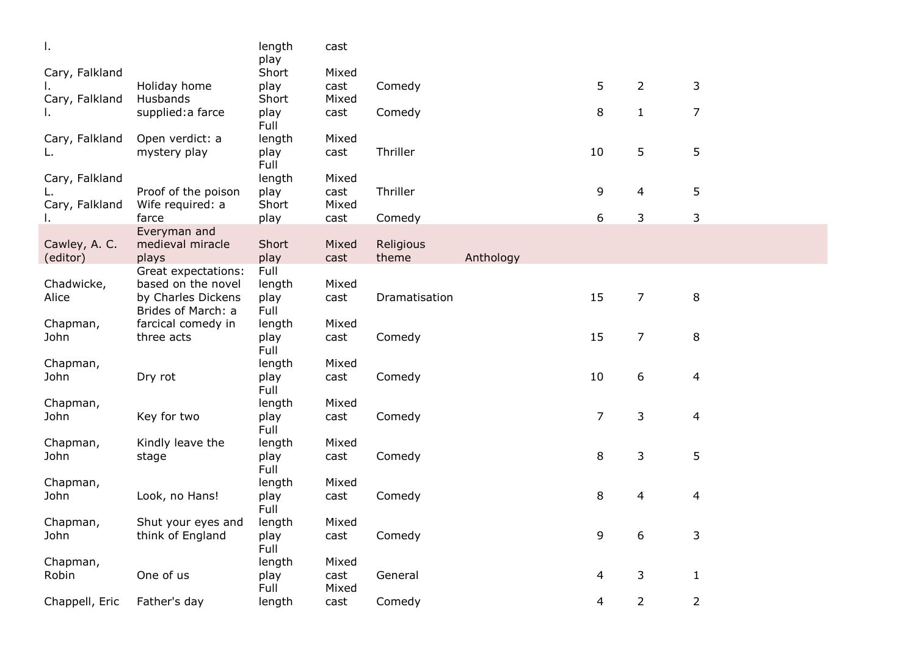| | | | | | | | | |
|---|---|---|---|---|---|---|---|---|
| l. | | length play | cast | | | | | |
| Cary, Falkland l. | Holiday home | Short play | Mixed cast | Comedy | | 5 | 2 | 3 |
| Cary, Falkland l. | Husbands supplied:a farce | Short play | Mixed cast | Comedy | | 8 | 1 | 7 |
| Cary, Falkland L. | Open verdict: a mystery play | Full length play | Mixed cast | Thriller | | 10 | 5 | 5 |
| Cary, Falkland L. | Proof of the poison | Full length play | Mixed cast | Thriller | | 9 | 4 | 5 |
| Cary, Falkland l. | Wife required: a farce | Short play | Mixed cast | Comedy | | 6 | 3 | 3 |
| Cawley, A. C. (editor) | Everyman and medieval miracle plays | Short play | Mixed cast | Religious theme | Anthology | | | |
| Chadwicke, Alice | Great expectations: based on the novel by Charles Dickens | Full length play | Mixed cast | Dramatisation | | 15 | 7 | 8 |
| Chapman, John | Brides of March: a farcical comedy in three acts | Full length play | Mixed cast | Comedy | | 15 | 7 | 8 |
| Chapman, John | Dry rot | Full length play | Mixed cast | Comedy | | 10 | 6 | 4 |
| Chapman, John | Key for two | Full length play | Mixed cast | Comedy | | 7 | 3 | 4 |
| Chapman, John | Kindly leave the stage | Full length play | Mixed cast | Comedy | | 8 | 3 | 5 |
| Chapman, John | Look, no Hans! | Full length play | Mixed cast | Comedy | | 8 | 4 | 4 |
| Chapman, John | Shut your eyes and think of England | Full length play | Mixed cast | Comedy | | 9 | 6 | 3 |
| Chapman, Robin | One of us | Full length play | Mixed cast | General | | 4 | 3 | 1 |
| Chappell, Eric | Father's day | Full length | Mixed cast | Comedy | | 4 | 2 | 2 |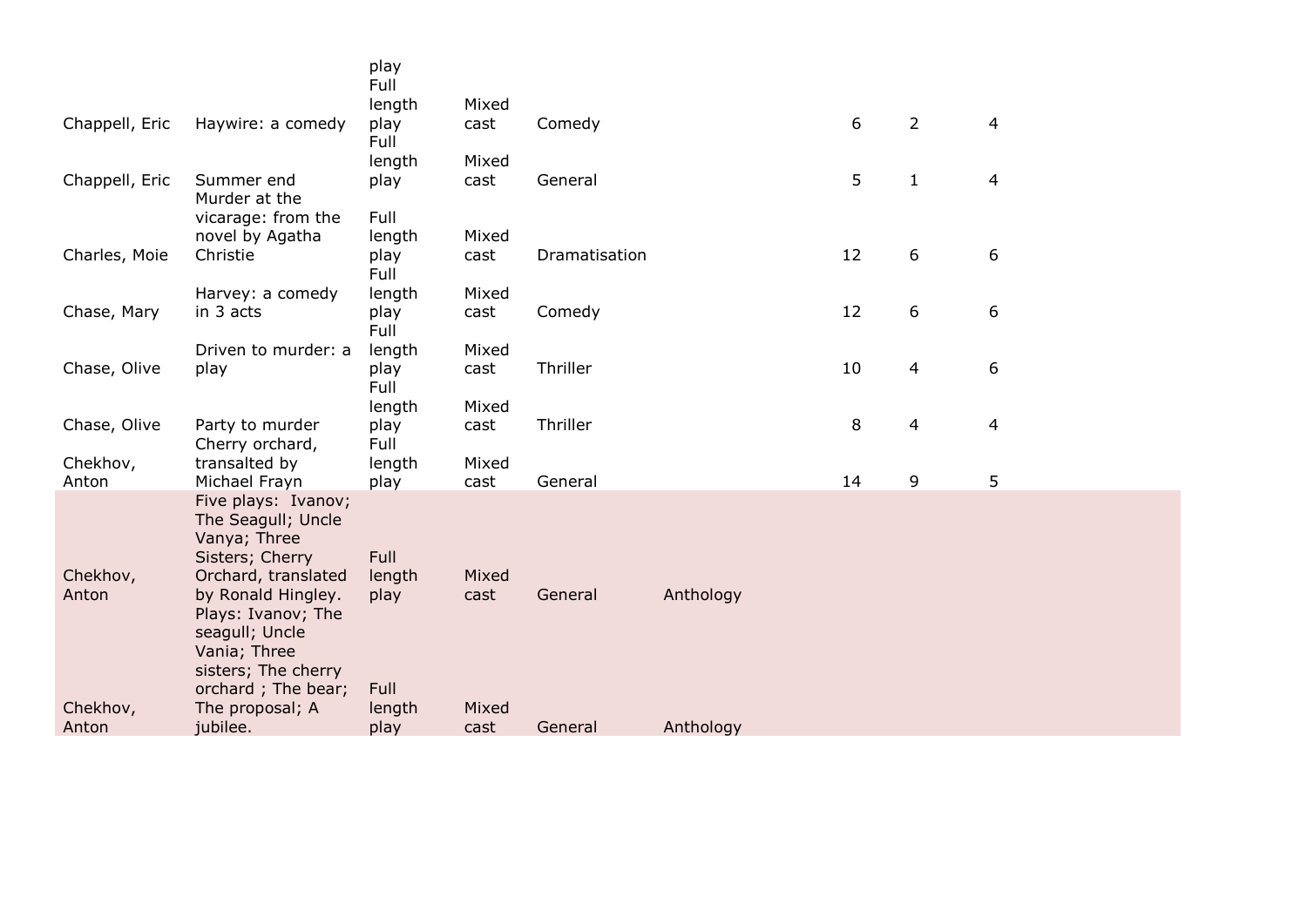| | | play | | | | | | |
|---|---|---|---|---|---|---|---|---|
| Chappell, Eric | Haywire: a comedy | Full length play | Mixed cast | Comedy | | 6 | 2 | 4 |
| Chappell, Eric | Summer end | Full length play | Mixed cast | General | | 5 | 1 | 4 |
| Charles, Moie | Murder at the vicarage: from the novel by Agatha Christie | Full length play | Mixed cast | Dramatisation | | 12 | 6 | 6 |
| Chase, Mary | Harvey: a comedy in 3 acts | Full length play | Mixed cast | Comedy | | 12 | 6 | 6 |
| Chase, Olive | Driven to murder: a play | Full length play | Mixed cast | Thriller | | 10 | 4 | 6 |
| Chase, Olive | Party to murder | Full length play | Mixed cast | Thriller | | 8 | 4 | 4 |
| Chekhov, Anton | Cherry orchard, transalted by Michael Frayn | Full length play | Mixed cast | General | | 14 | 9 | 5 |
| Chekhov, Anton | Five plays: Ivanov; The Seagull; Uncle Vanya; Three Sisters; Cherry Orchard, translated by Ronald Hingley. | Full length play | Mixed cast | General | Anthology | | | |
| Chekhov, Anton | Plays: Ivanov; The seagull; Uncle Vania; Three sisters; The cherry orchard ; The bear; The proposal; A jubilee. | Full length play | Mixed cast | General | Anthology | | | |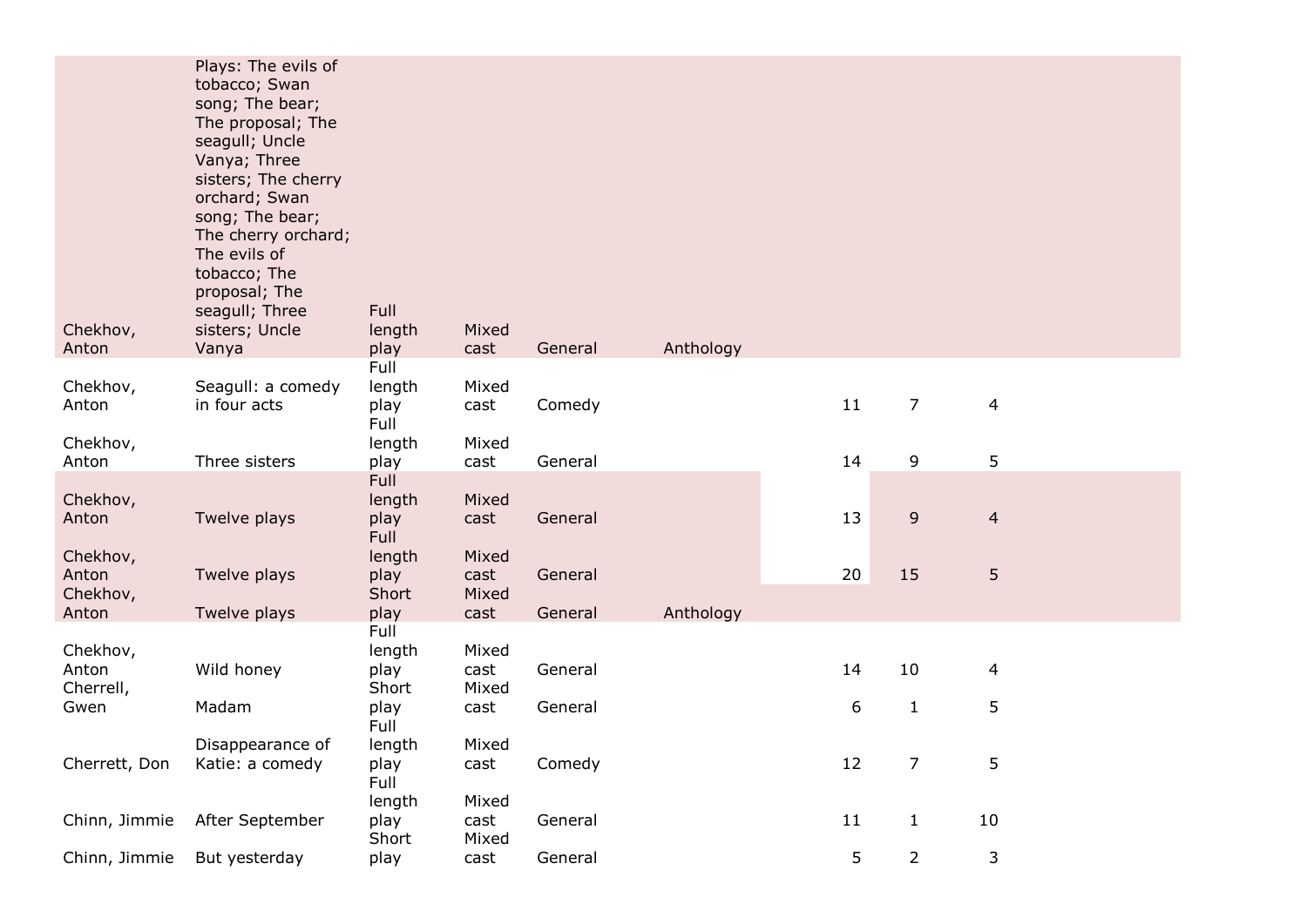| | | | | | | | | |
|---|---|---|---|---|---|---|---|---|
| Chekhov, Anton | Plays: The evils of tobacco; Swan song; The bear; The proposal; The seagull; Uncle Vanya; Three sisters; The cherry orchard; Swan song; The bear; The cherry orchard; The evils of tobacco; The proposal; The seagull; Three sisters; Uncle Vanya | Full length play | Mixed cast | General | Anthology | | | |
| Chekhov, Anton | Seagull: a comedy in four acts | Full length play | Mixed cast | Comedy | | 11 | 7 | 4 |
| Chekhov, Anton | Three sisters | Full length play | Mixed cast | General | | 14 | 9 | 5 |
| Chekhov, Anton | Twelve plays | Full length play | Mixed cast | General | | 13 | 9 | 4 |
| Chekhov, Anton | Twelve plays | Full length play | Mixed cast | General | | 20 | 15 | 5 |
| Chekhov, Anton | Twelve plays | Short play | Mixed cast | General | Anthology | | | |
| Chekhov, Anton | Wild honey | Full length play | Mixed cast | General | | 14 | 10 | 4 |
| Cherrell, Gwen | Madam | Short play | Mixed cast | General | | 6 | 1 | 5 |
| Cherrett, Don | Disappearance of Katie: a comedy | Full length play | Mixed cast | Comedy | | 12 | 7 | 5 |
| Chinn, Jimmie | After September | Full length play | Mixed cast | General | | 11 | 1 | 10 |
| Chinn, Jimmie | But yesterday | Short play | Mixed cast | General | | 5 | 2 | 3 |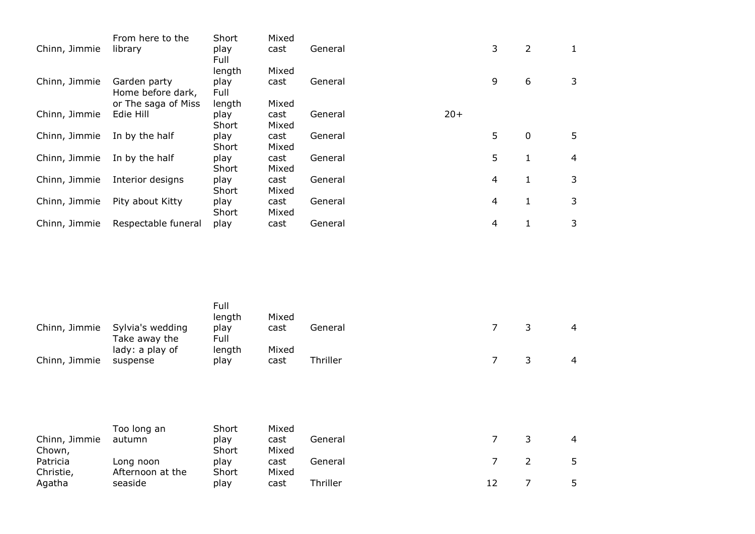| | | | | | | | | | |
|---|---|---|---|---|---|---|---|---|---|
| Chinn, Jimmie | From here to the library | Short play | Mixed cast | General | | | 3 | 2 | 1 |
| Chinn, Jimmie | Garden party | Full length play | Mixed cast | General | | | 9 | 6 | 3 |
| Chinn, Jimmie | Home before dark, or The saga of Miss Edie Hill | Full length play | Mixed cast | General | | 20+ | | | |
| Chinn, Jimmie | In by the half | Short play | Mixed cast | General | | | 5 | 0 | 5 |
| Chinn, Jimmie | In by the half | Short play | Mixed cast | General | | | 5 | 1 | 4 |
| Chinn, Jimmie | Interior designs | Short play | Mixed cast | General | | | 4 | 1 | 3 |
| Chinn, Jimmie | Pity about Kitty | Short play | Mixed cast | General | | | 4 | 1 | 3 |
| Chinn, Jimmie | Respectable funeral | Short play | Mixed cast | General | | | 4 | 1 | 3 |
| Chinn, Jimmie | Sylvia's wedding | Full length play | Mixed cast | General | | | 7 | 3 | 4 |
| Chinn, Jimmie | Take away the lady: a play of suspense | Full length play | Mixed cast | Thriller | | | 7 | 3 | 4 |
| Chinn, Jimmie | Too long an autumn | Short play | Mixed cast | General | | | 7 | 3 | 4 |
| Chown, Patricia | Long noon | Short play | Mixed cast | General | | | 7 | 2 | 5 |
| Christie, Agatha | Afternoon at the seaside | Short play | Mixed cast | Thriller | | | 12 | 7 | 5 |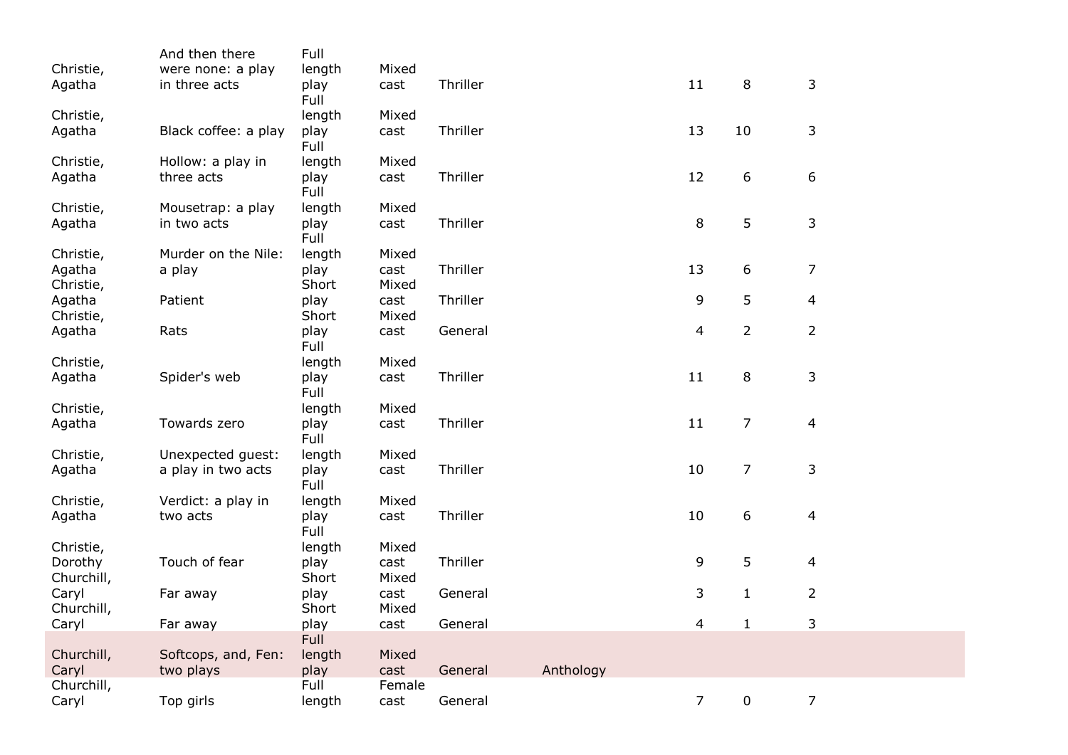| | | | | | | | | |
|---|---|---|---|---|---|---|---|---|
| Christie, Agatha | And then there were none: a play in three acts | Full length play | Mixed cast | Thriller | | 11 | 8 | 3 |
| Christie, Agatha | Black coffee: a play | Full length play | Mixed cast | Thriller | | 13 | 10 | 3 |
| Christie, Agatha | Hollow: a play in three acts | Full length play | Mixed cast | Thriller | | 12 | 6 | 6 |
| Christie, Agatha | Mousetrap: a play in two acts | Full length play | Mixed cast | Thriller | | 8 | 5 | 3 |
| Christie, Agatha | Murder on the Nile: a play | Full length play | Mixed cast | Thriller | | 13 | 6 | 7 |
| Christie, Agatha | Patient | Short play | Mixed cast | Thriller | | 9 | 5 | 4 |
| Christie, Agatha | Rats | Short play | Mixed cast | General | | 4 | 2 | 2 |
| Christie, Agatha | Spider's web | Full length play | Mixed cast | Thriller | | 11 | 8 | 3 |
| Christie, Agatha | Towards zero | Full length play | Mixed cast | Thriller | | 11 | 7 | 4 |
| Christie, Agatha | Unexpected guest: a play in two acts | Full length play | Mixed cast | Thriller | | 10 | 7 | 3 |
| Christie, Agatha | Verdict: a play in two acts | Full length play | Mixed cast | Thriller | | 10 | 6 | 4 |
| Christie, Dorothy | Touch of fear | Full length play | Mixed cast | Thriller | | 9 | 5 | 4 |
| Churchill, Caryl | Far away | Short play | Mixed cast | General | | 3 | 1 | 2 |
| Churchill, Caryl | Far away | Short play | Mixed cast | General | | 4 | 1 | 3 |
| Churchill, Caryl | Softcops, and, Fen: two plays | Full length play | Mixed cast | General | Anthology | | | |
| Churchill, Caryl | Top girls | Full length | Female cast | General | | 7 | 0 | 7 |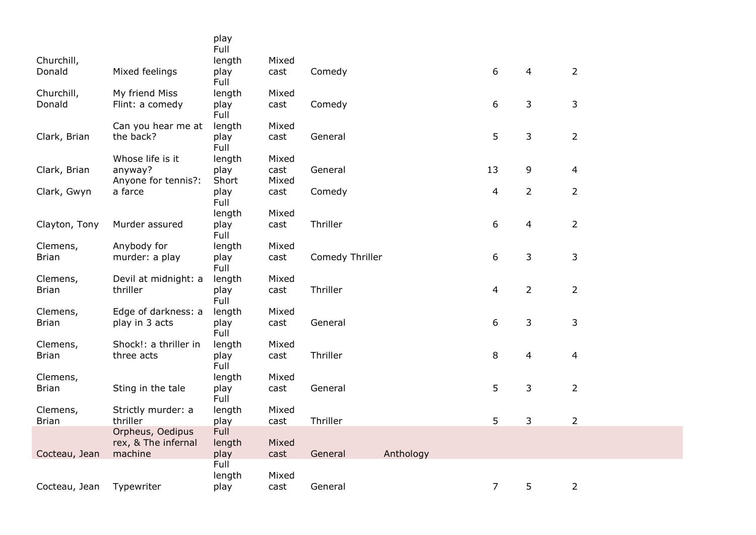| | | play | | | | | | |
|---|---|---|---|---|---|---|---|---|
| Churchill, Donald | Mixed feelings | Full length play | Mixed cast | Comedy | | 6 | 4 | 2 |
| Churchill, Donald | My friend Miss Flint: a comedy | Full length play | Mixed cast | Comedy | | 6 | 3 | 3 |
| Clark, Brian | Can you hear me at the back? | Full length play | Mixed cast | General | | 5 | 3 | 2 |
| Clark, Brian | Whose life is it anyway? | Full length play | Mixed cast | General | | 13 | 9 | 4 |
| Clark, Gwyn | Anyone for tennis?: a farce | Short play | Mixed cast | Comedy | | 4 | 2 | 2 |
| Clayton, Tony | Murder assured | Full length play | Mixed cast | Thriller | | 6 | 4 | 2 |
| Clemens, Brian | Anybody for murder: a play | Full length play | Mixed cast | Comedy Thriller | | 6 | 3 | 3 |
| Clemens, Brian | Devil at midnight: a thriller | Full length play | Mixed cast | Thriller | | 4 | 2 | 2 |
| Clemens, Brian | Edge of darkness: a play in 3 acts | Full length play | Mixed cast | General | | 6 | 3 | 3 |
| Clemens, Brian | Shock!: a thriller in three acts | Full length play | Mixed cast | Thriller | | 8 | 4 | 4 |
| Clemens, Brian | Sting in the tale | Full length play | Mixed cast | General | | 5 | 3 | 2 |
| Clemens, Brian | Strictly murder: a thriller | Full length play | Mixed cast | Thriller | | 5 | 3 | 2 |
| Cocteau, Jean | Orpheus, Oedipus rex, & The infernal machine | Full length play | Mixed cast | General | Anthology | | | |
| Cocteau, Jean | Typewriter | Full length play | Mixed cast | General | | 7 | 5 | 2 |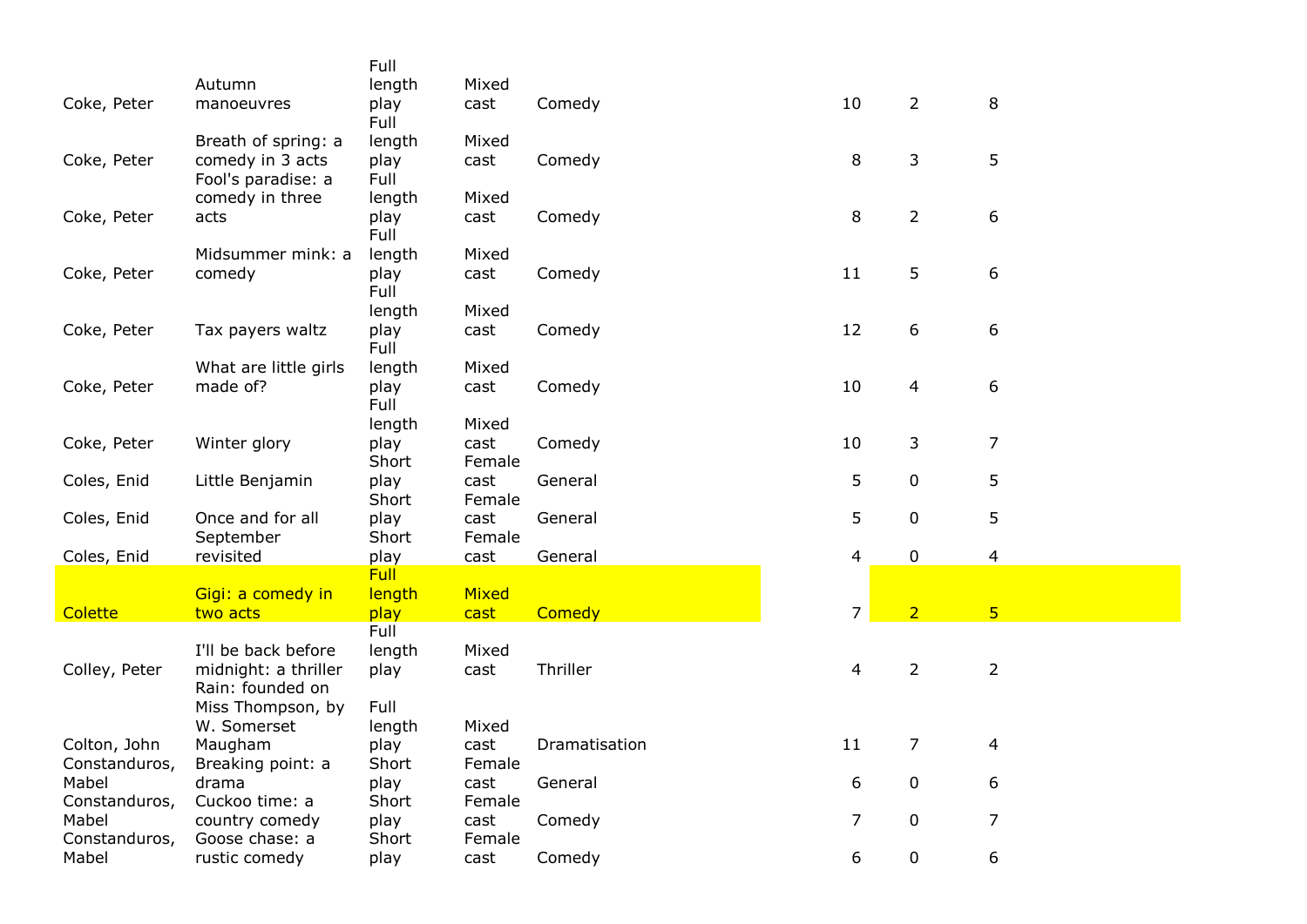| | | | | | | | |
|---|---|---|---|---|---|---|---|
| Coke, Peter | Autumn manoeuvres | Full length play | Mixed cast | Comedy | 10 | 2 | 8 |
| Coke, Peter | Breath of spring: a comedy in 3 acts | Full length play | Mixed cast | Comedy | 8 | 3 | 5 |
| Coke, Peter | Fool's paradise: a comedy in three acts | Full length play | Mixed cast | Comedy | 8 | 2 | 6 |
| Coke, Peter | Midsummer mink: a comedy | Full length play | Mixed cast | Comedy | 11 | 5 | 6 |
| Coke, Peter | Tax payers waltz | Full length play | Mixed cast | Comedy | 12 | 6 | 6 |
| Coke, Peter | What are little girls made of? | Full length play | Mixed cast | Comedy | 10 | 4 | 6 |
| Coke, Peter | Winter glory | Full length play | Mixed cast | Comedy | 10 | 3 | 7 |
| Coles, Enid | Little Benjamin | Short play | Female cast | General | 5 | 0 | 5 |
| Coles, Enid | Once and for all | Short play | Female cast | General | 5 | 0 | 5 |
| Coles, Enid | September revisited | Short play | Female cast | General | 4 | 0 | 4 |
| Colette | Gigi: a comedy in two acts | Full length play | Mixed cast | Comedy | 7 | 2 | 5 |
| Colley, Peter | I'll be back before midnight: a thriller | Full length play | Mixed cast | Thriller | 4 | 2 | 2 |
| Colton, John | Rain: founded on Miss Thompson, by W. Somerset Maugham | Full length play | Mixed cast | Dramatisation | 11 | 7 | 4 |
| Constanduros, Mabel | Breaking point: a drama | Short play | Female cast | General | 6 | 0 | 6 |
| Constanduros, Mabel | Cuckoo time: a country comedy | Short play | Female cast | Comedy | 7 | 0 | 7 |
| Constanduros, Mabel | Goose chase: a rustic comedy | Short play | Female cast | Comedy | 6 | 0 | 6 |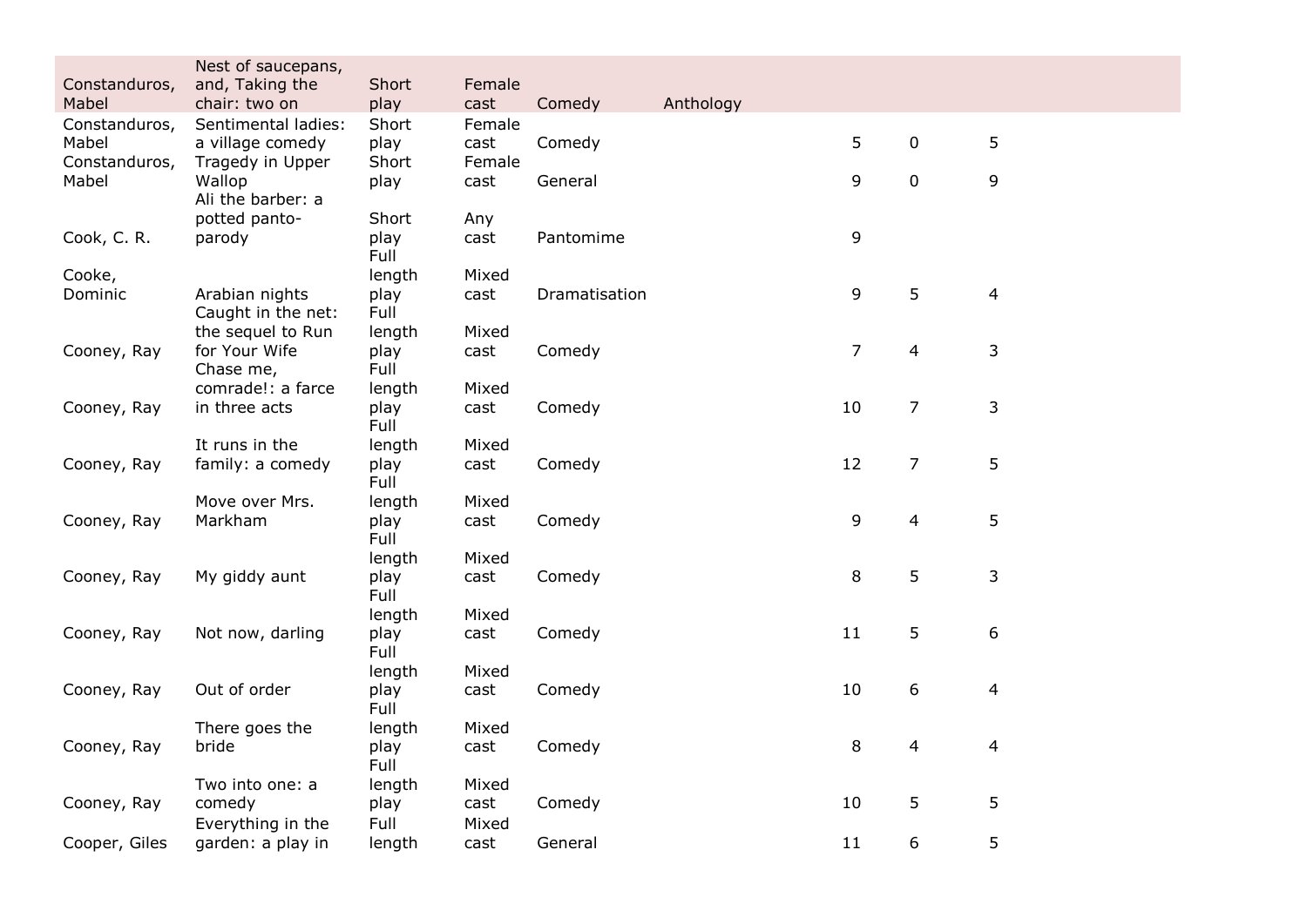| | | | | | | | | |
|---|---|---|---|---|---|---|---|---|
| Constanduros, Mabel | Nest of saucepans, and, Taking the chair: two on | Short play | Female cast | Comedy | Anthology | | | |
| Constanduros, Mabel | Sentimental ladies: a village comedy | Short play | Female cast | Comedy | | 5 | 0 | 5 |
| Constanduros, Mabel | Tragedy in Upper Wallop | Short play | Female cast | General | | 9 | 0 | 9 |
| Cook, C. R. | Ali the barber: a potted panto-parody | Short play | Any cast | Pantomime | | 9 | | |
| Cooke, Dominic | Arabian nights | Full length play | Mixed cast | Dramatisation | | 9 | 5 | 4 |
| Cooney, Ray | Caught in the net: the sequel to Run for Your Wife | Full length play | Mixed cast | Comedy | | 7 | 4 | 3 |
| Cooney, Ray | Chase me, comrade!: a farce in three acts | Full length play | Mixed cast | Comedy | | 10 | 7 | 3 |
| Cooney, Ray | It runs in the family: a comedy | Full length play | Mixed cast | Comedy | | 12 | 7 | 5 |
| Cooney, Ray | Move over Mrs. Markham | Full length play | Mixed cast | Comedy | | 9 | 4 | 5 |
| Cooney, Ray | My giddy aunt | Full length play | Mixed cast | Comedy | | 8 | 5 | 3 |
| Cooney, Ray | Not now, darling | Full length play | Mixed cast | Comedy | | 11 | 5 | 6 |
| Cooney, Ray | Out of order | Full length play | Mixed cast | Comedy | | 10 | 6 | 4 |
| Cooney, Ray | There goes the bride | Full length play | Mixed cast | Comedy | | 8 | 4 | 4 |
| Cooney, Ray | Two into one: a comedy | Full length play | Mixed cast | Comedy | | 10 | 5 | 5 |
| Cooper, Giles | Everything in the garden: a play in | Full length | Mixed cast | General | | 11 | 6 | 5 |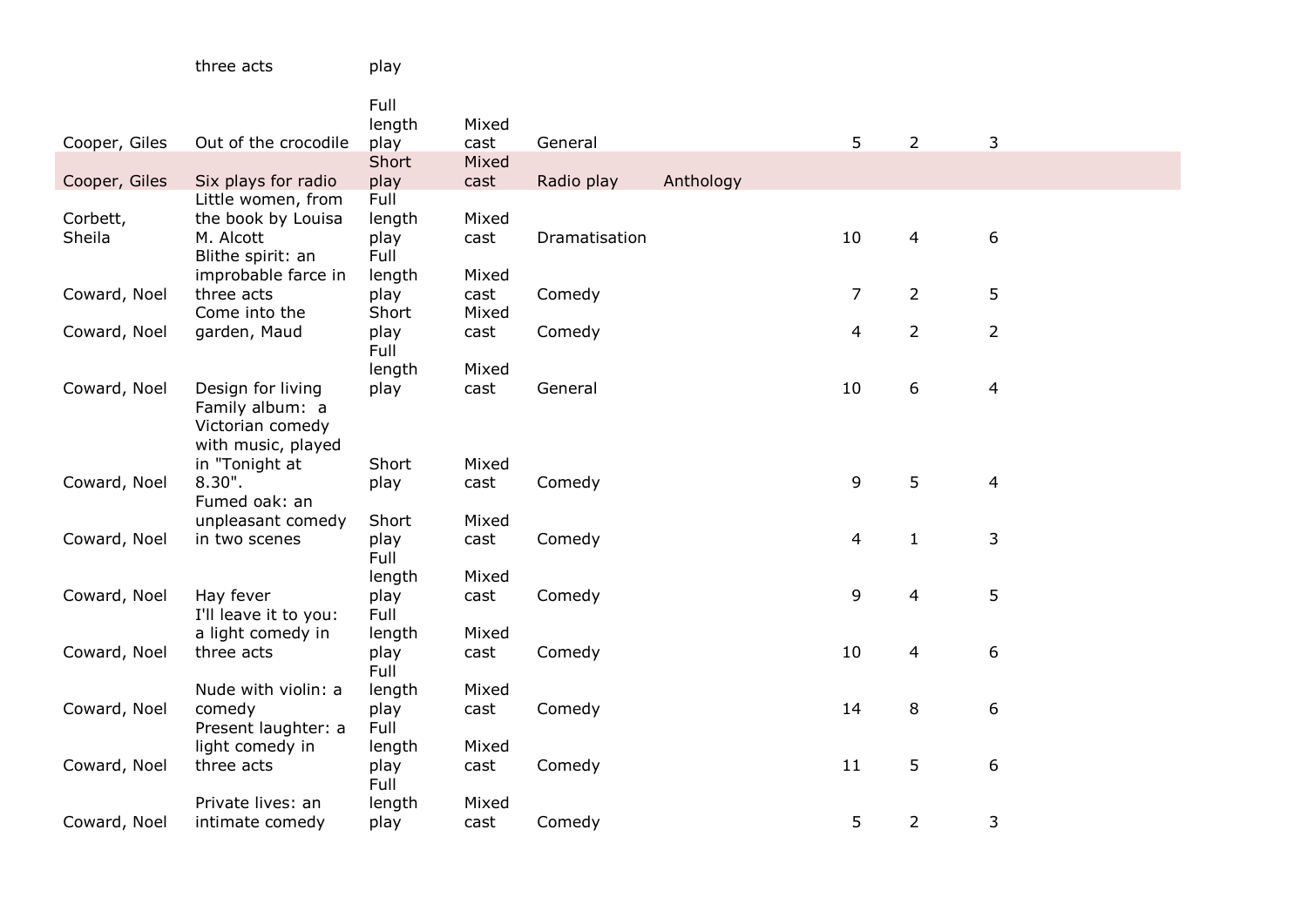| | | | | | | | | |
|---|---|---|---|---|---|---|---|---|
| | three acts | play | | | | | | |
| Cooper, Giles | Out of the crocodile | Full length play | Mixed cast | General | | 5 | 2 | 3 |
| Cooper, Giles | Six plays for radio | Short play | Mixed cast | Radio play | Anthology | | | |
| Corbett, Sheila | Little women, from the book by Louisa M. Alcott | Full length play | Mixed cast | Dramatisation | | 10 | 4 | 6 |
| Coward, Noel | Blithe spirit: an improbable farce in three acts | Full length play | Mixed cast | Comedy | | 7 | 2 | 5 |
| Coward, Noel | Come into the garden, Maud | Short play | Mixed cast | Comedy | | 4 | 2 | 2 |
| Coward, Noel | Design for living | Full length play | Mixed cast | General | | 10 | 6 | 4 |
| Coward, Noel | Family album: a Victorian comedy with music, played in "Tonight at 8.30". | Short play | Mixed cast | Comedy | | 9 | 5 | 4 |
| Coward, Noel | Fumed oak: an unpleasant comedy in two scenes | Short play | Mixed cast | Comedy | | 4 | 1 | 3 |
| Coward, Noel | Hay fever | Full length play | Mixed cast | Comedy | | 9 | 4 | 5 |
| Coward, Noel | I'll leave it to you: a light comedy in three acts | Full length play | Mixed cast | Comedy | | 10 | 4 | 6 |
| Coward, Noel | Nude with violin: a comedy | Full length play | Mixed cast | Comedy | | 14 | 8 | 6 |
| Coward, Noel | Present laughter: a light comedy in three acts | Full length play | Mixed cast | Comedy | | 11 | 5 | 6 |
| Coward, Noel | Private lives: an intimate comedy | Full length play | Mixed cast | Comedy | | 5 | 2 | 3 |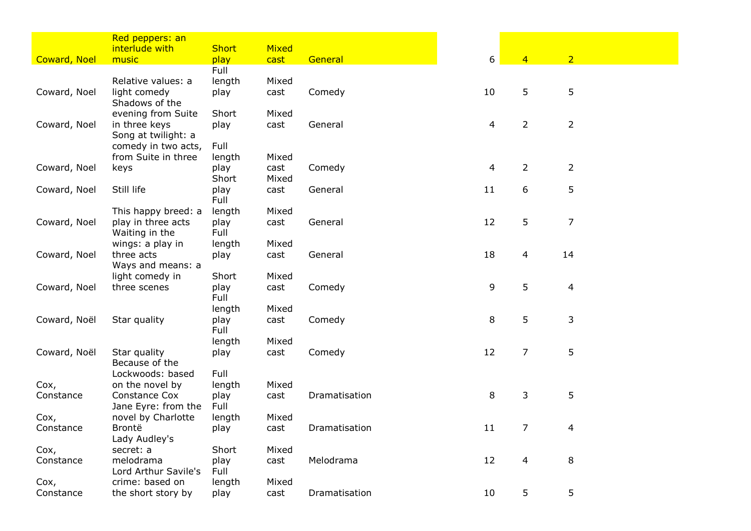| | | | | | | | |
|---|---|---|---|---|---|---|---|
| Coward, Noel | Red peppers: an interlude with music | Short play | Mixed cast | General | 6 | 4 | 2 |
| Coward, Noel | Relative values: a light comedy | Full length play | Mixed cast | Comedy | 10 | 5 | 5 |
| Coward, Noel | Shadows of the evening from Suite in three keys | Short play | Mixed cast | General | 4 | 2 | 2 |
| Coward, Noel | Song at twilight: a comedy in two acts, from Suite in three keys | Full length play | Mixed cast | Comedy | 4 | 2 | 2 |
| Coward, Noel | Still life | Short play | Mixed cast | General | 11 | 6 | 5 |
| Coward, Noel | This happy breed: a play in three acts | Full length play | Mixed cast | General | 12 | 5 | 7 |
| Coward, Noel | Waiting in the wings: a play in three acts | Full length play | Mixed cast | General | 18 | 4 | 14 |
| Coward, Noel | Ways and means: a light comedy in three scenes | Short play | Mixed cast | Comedy | 9 | 5 | 4 |
| Coward, Noël | Star quality | Full length play | Mixed cast | Comedy | 8 | 5 | 3 |
| Coward, Noël | Star quality | Full length play | Mixed cast | Comedy | 12 | 7 | 5 |
| Cox, Constance | Because of the Lockwoods: based on the novel by Constance Cox | Full length play | Mixed cast | Dramatisation | 8 | 3 | 5 |
| Cox, Constance | Jane Eyre: from the novel by Charlotte Brontë | Full length play | Mixed cast | Dramatisation | 11 | 7 | 4 |
| Cox, Constance | Lady Audley's secret: a melodrama | Short play | Mixed cast | Melodrama | 12 | 4 | 8 |
| Cox, Constance | Lord Arthur Savile's crime: based on the short story by | Full length play | Mixed cast | Dramatisation | 10 | 5 | 5 |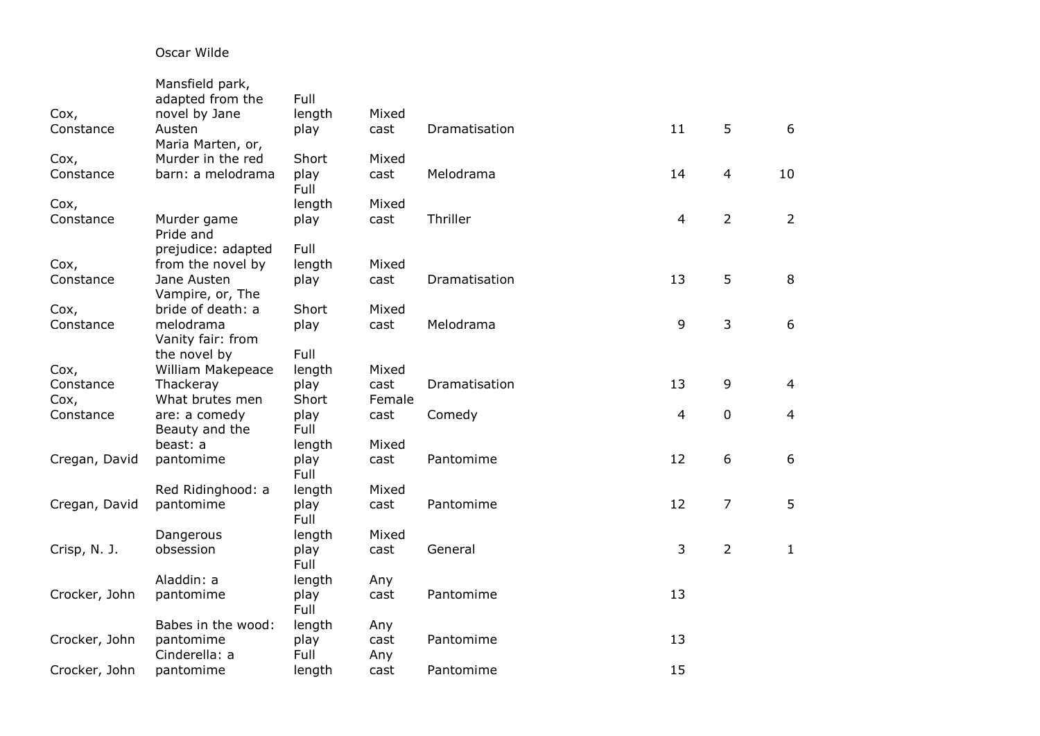| | Oscar Wilde | | | | | | |
|---|---|---|---|---|---|---|---|
| Cox, Constance | Mansfield park, adapted from the novel by Jane Austen | Full length play | Mixed cast | Dramatisation | 11 | 5 | 6 |
| Cox, Constance | Maria Marten, or, Murder in the red barn: a melodrama | Short play | Mixed cast | Melodrama | 14 | 4 | 10 |
| Cox, Constance | Murder game | Full length play | Mixed cast | Thriller | 4 | 2 | 2 |
| Cox, Constance | Pride and prejudice: adapted from the novel by Jane Austen | Full length play | Mixed cast | Dramatisation | 13 | 5 | 8 |
| Cox, Constance | Vampire, or, The bride of death: a melodrama | Short play | Mixed cast | Melodrama | 9 | 3 | 6 |
| Cox, Constance | Vanity fair: from the novel by William Makepeace Thackeray | Full length play | Mixed cast | Dramatisation | 13 | 9 | 4 |
| Cox, Constance | What brutes men are: a comedy | Short play | Female cast | Comedy | 4 | 0 | 4 |
| Cregan, David | Beauty and the beast: a pantomime | Full length play | Mixed cast | Pantomime | 12 | 6 | 6 |
| Cregan, David | Red Ridinghood: a pantomime | Full length play | Mixed cast | Pantomime | 12 | 7 | 5 |
| Crisp, N. J. | Dangerous obsession | Full length play | Mixed cast | General | 3 | 2 | 1 |
| Crocker, John | Aladdin: a pantomime | Full length play | Any cast | Pantomime | 13 | | |
| Crocker, John | Babes in the wood: pantomime | Full length play | Any cast | Pantomime | 13 | | |
| Crocker, John | Cinderella: a pantomime | Full length | Any cast | Pantomime | 15 | | |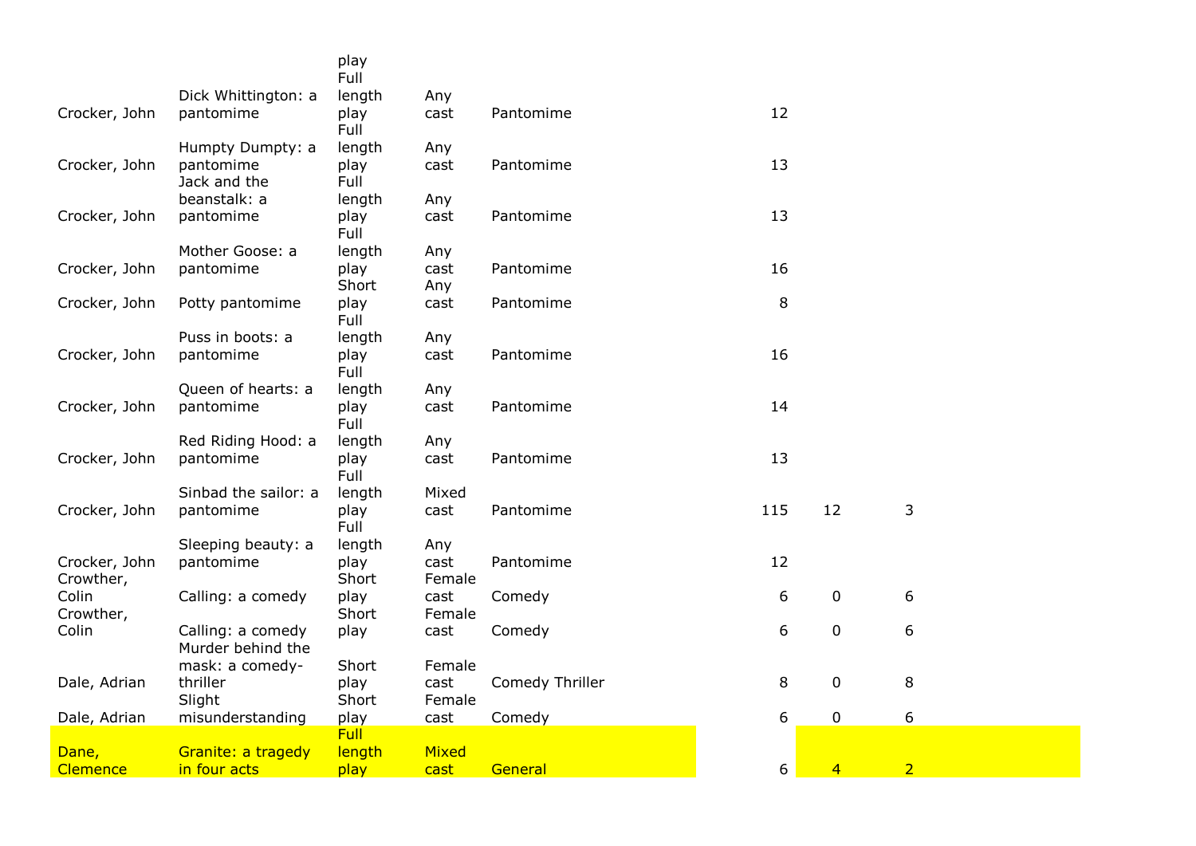| | | | | | | | |
|---|---|---|---|---|---|---|---|
| | | play | | | | | |
| Crocker, John | Dick Whittington: a pantomime | Full length play | Any cast | Pantomime | 12 | | |
| Crocker, John | Humpty Dumpty: a pantomime | Full length play | Any cast | Pantomime | 13 | | |
| Crocker, John | Jack and the beanstalk: a pantomime | Full length play | Any cast | Pantomime | 13 | | |
| Crocker, John | Mother Goose: a pantomime | Full length play | Any cast | Pantomime | 16 | | |
| Crocker, John | Potty pantomime | Short play | Any cast | Pantomime | 8 | | |
| Crocker, John | Puss in boots: a pantomime | Full length play | Any cast | Pantomime | 16 | | |
| Crocker, John | Queen of hearts: a pantomime | Full length play | Any cast | Pantomime | 14 | | |
| Crocker, John | Red Riding Hood: a pantomime | Full length play | Any cast | Pantomime | 13 | | |
| Crocker, John | Sinbad the sailor: a pantomime | Full length play | Mixed cast | Pantomime | 115 | 12 | 3 |
| Crocker, John | Sleeping beauty: a pantomime | Full length play | Any cast | Pantomime | 12 | | |
| Crowther, Colin | Calling: a comedy | Short play | Female cast | Comedy | 6 | 0 | 6 |
| Crowther, Colin | Calling: a comedy | Short play | Female cast | Comedy | 6 | 0 | 6 |
| Dale, Adrian | Murder behind the mask: a comedy-thriller | Short play | Female cast | Comedy Thriller | 8 | 0 | 8 |
| Dale, Adrian | Slight misunderstanding | Short play | Female cast | Comedy | 6 | 0 | 6 |
| Dane, Clemence | Granite: a tragedy in four acts | Full length play | Mixed cast | General | 6 | 4 | 2 |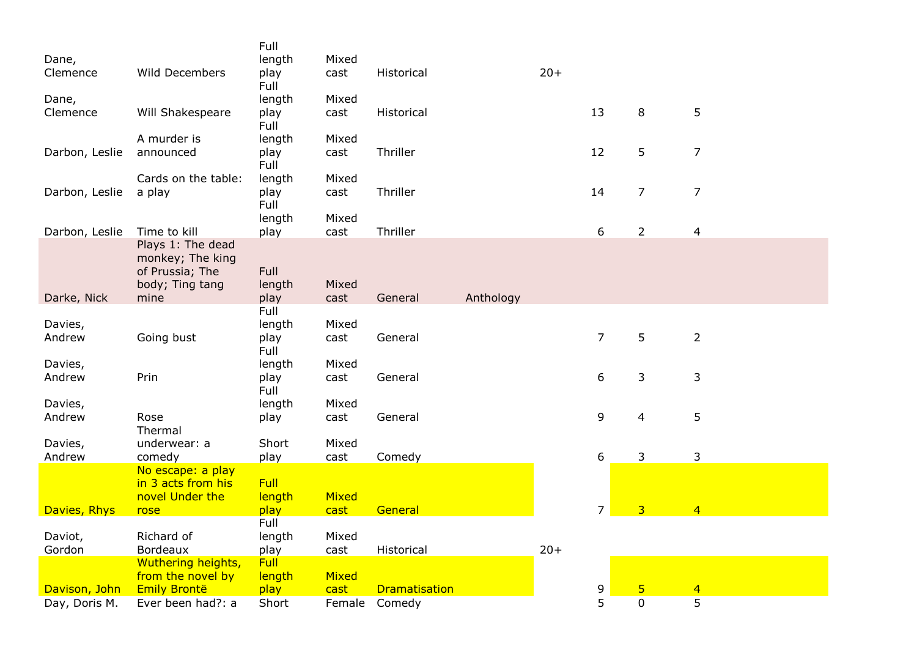| | | | | | | | | | |
|---|---|---|---|---|---|---|---|---|---|
| Dane, Clemence | Wild Decembers | Full length play | Mixed cast | Historical | | 20+ | | | |
| Dane, Clemence | Will Shakespeare | Full length play | Mixed cast | Historical | | | 13 | 8 | 5 |
| Darbon, Leslie | A murder is announced | Full length play | Mixed cast | Thriller | | | 12 | 5 | 7 |
| Darbon, Leslie | Cards on the table: a play | Full length play | Mixed cast | Thriller | | | 14 | 7 | 7 |
| Darbon, Leslie | Time to kill | Full length play | Mixed cast | Thriller | | | 6 | 2 | 4 |
| Darke, Nick | Plays 1: The dead monkey; The king of Prussia; The body; Ting tang mine | Full length play | Mixed cast | General | Anthology | | | | |
| Davies, Andrew | Going bust | Full length play | Mixed cast | General | | | 7 | 5 | 2 |
| Davies, Andrew | Prin | Full length play | Mixed cast | General | | | 6 | 3 | 3 |
| Davies, Andrew | Rose | Full length play | Mixed cast | General | | | 9 | 4 | 5 |
| Davies, Andrew | Thermal underwear: a comedy | Short play | Mixed cast | Comedy | | | 6 | 3 | 3 |
| Davies, Rhys | No escape: a play in 3 acts from his novel Under the rose | Full length play | Mixed cast | General | | | 7 | 3 | 4 |
| Daviot, Gordon | Richard of Bordeaux | Full length play | Mixed cast | Historical | | 20+ | | | |
| Davison, John | Wuthering heights, from the novel by Emily Brontë | Full length play | Mixed cast | Dramatisation | | | 9 | 5 | 4 |
| Day, Doris M. | Ever been had?: a | Short | Female | Comedy | | | 5 | 0 | 5 |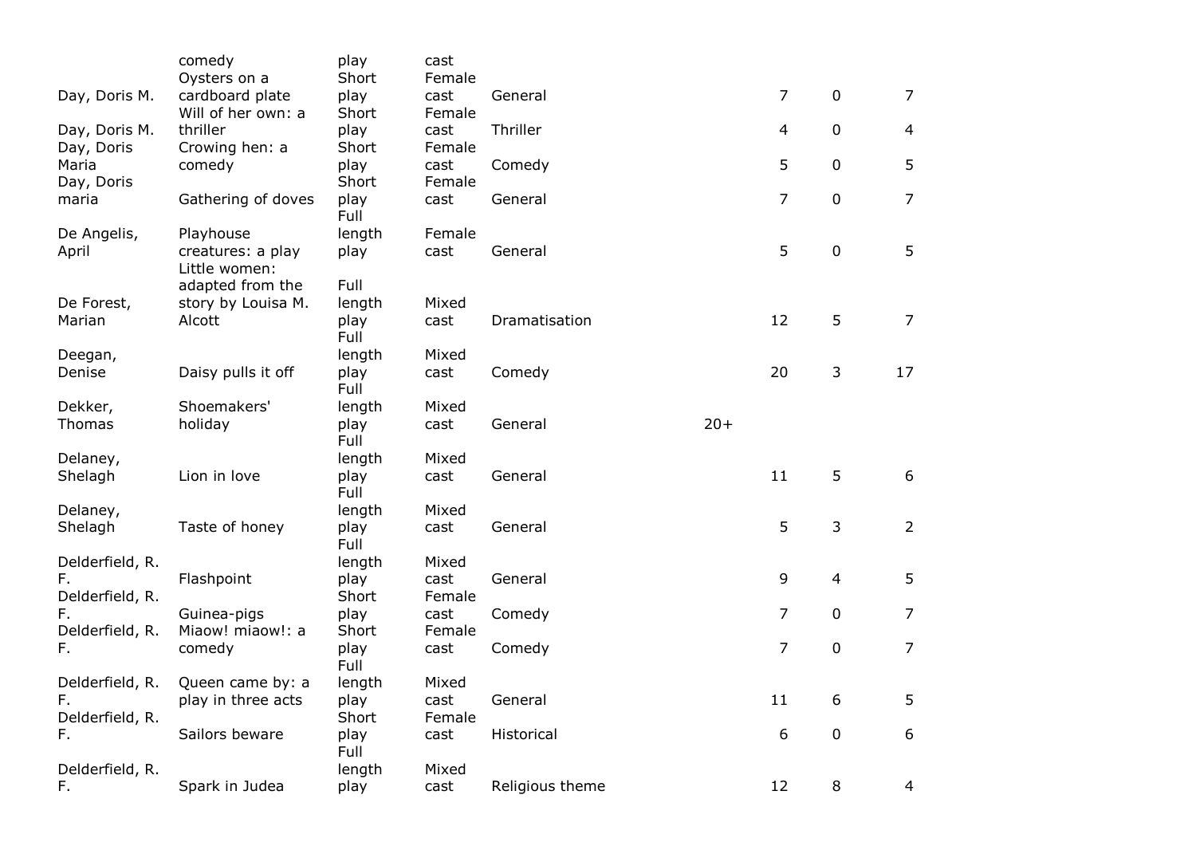| | | | | | | | | |
|---|---|---|---|---|---|---|---|---|
| | comedy | play | cast | | | | | |
| Day, Doris M. | Oysters on a cardboard plate | Short play | Female cast | General | | 7 | 0 | 7 |
| Day, Doris M. | Will of her own: a thriller | Short play | Female cast | Thriller | | 4 | 0 | 4 |
| Day, Doris Maria | Crowing hen: a comedy | Short play | Female cast | Comedy | | 5 | 0 | 5 |
| Day, Doris maria | Gathering of doves | Short play | Female cast | General | | 7 | 0 | 7 |
| De Angelis, April | Playhouse creatures: a play | Full length play | Female cast | General | | 5 | 0 | 5 |
| De Forest, Marian | Little women: adapted from the story by Louisa M. Alcott | Full length play | Mixed cast | Dramatisation | | 12 | 5 | 7 |
| Deegan, Denise | Daisy pulls it off | Full length play | Mixed cast | Comedy | | 20 | 3 | 17 |
| Dekker, Thomas | Shoemakers' holiday | Full length play | Mixed cast | General | 20+ | | | |
| Delaney, Shelagh | Lion in love | Full length play | Mixed cast | General | | 11 | 5 | 6 |
| Delaney, Shelagh | Taste of honey | Full length play | Mixed cast | General | | 5 | 3 | 2 |
| Delderfield, R. F. | Flashpoint | Full length play | Mixed cast | General | | 9 | 4 | 5 |
| Delderfield, R. F. | Guinea-pigs | Short play | Female cast | Comedy | | 7 | 0 | 7 |
| Delderfield, R. F. | Miaow! miaow!: a comedy | Short play | Female cast | Comedy | | 7 | 0 | 7 |
| Delderfield, R. F. | Queen came by: a play in three acts | Full length play | Mixed cast | General | | 11 | 6 | 5 |
| Delderfield, R. F. | Sailors beware | Short play | Female cast | Historical | | 6 | 0 | 6 |
| Delderfield, R. F. | Spark in Judea | Full length play | Mixed cast | Religious theme | | 12 | 8 | 4 |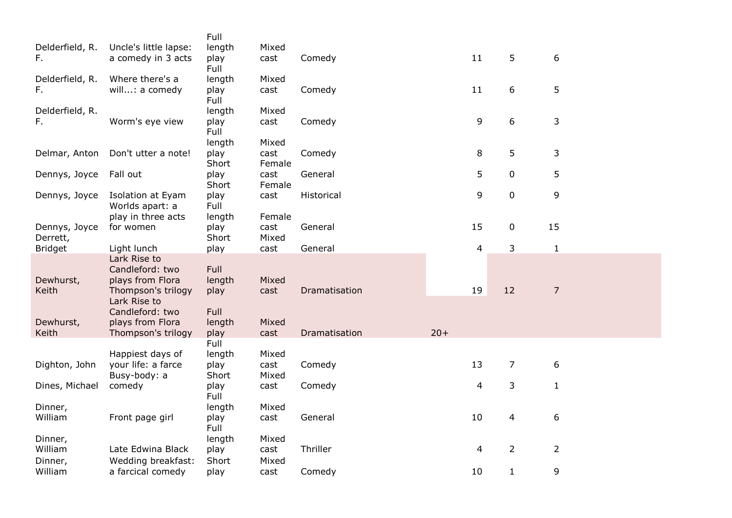| | | | | | | | | |
|---|---|---|---|---|---|---|---|---|
| Delderfield, R. F. | Uncle's little lapse: a comedy in 3 acts | Full length play | Mixed cast | Comedy | | 11 | 5 | 6 |
| Delderfield, R. F. | Where there's a will...: a comedy | Full length play | Mixed cast | Comedy | | 11 | 6 | 5 |
| Delderfield, R. F. | Worm's eye view | Full length play | Mixed cast | Comedy | | 9 | 6 | 3 |
| Delmar, Anton | Don't utter a note! | Full length play | Mixed cast | Comedy | | 8 | 5 | 3 |
| Dennys, Joyce | Fall out | Short play | Female cast | General | | 5 | 0 | 5 |
| Dennys, Joyce | Isolation at Eyam | Short play | Female cast | Historical | | 9 | 0 | 9 |
| Dennys, Joyce | Worlds apart: a play in three acts for women | Full length play | Female cast | General | | 15 | 0 | 15 |
| Derrett, Bridget | Light lunch | Short play | Mixed cast | General | | 4 | 3 | 1 |
| Dewhurst, Keith | Lark Rise to Candleford: two plays from Flora Thompson's trilogy | Full length play | Mixed cast | Dramatisation | | 19 | 12 | 7 |
| Dewhurst, Keith | Lark Rise to Candleford: two plays from Flora Thompson's trilogy | Full length play | Mixed cast | Dramatisation | 20+ | | | |
| Dighton, John | Happiest days of your life: a farce | Full length play | Mixed cast | Comedy | | 13 | 7 | 6 |
| Dines, Michael | Busy-body: a comedy | Short play | Mixed cast | Comedy | | 4 | 3 | 1 |
| Dinner, William | Front page girl | Full length play | Mixed cast | General | | 10 | 4 | 6 |
| Dinner, William | Late Edwina Black | Full length play | Mixed cast | Thriller | | 4 | 2 | 2 |
| Dinner, William | Wedding breakfast: a farcical comedy | Short play | Mixed cast | Comedy | | 10 | 1 | 9 |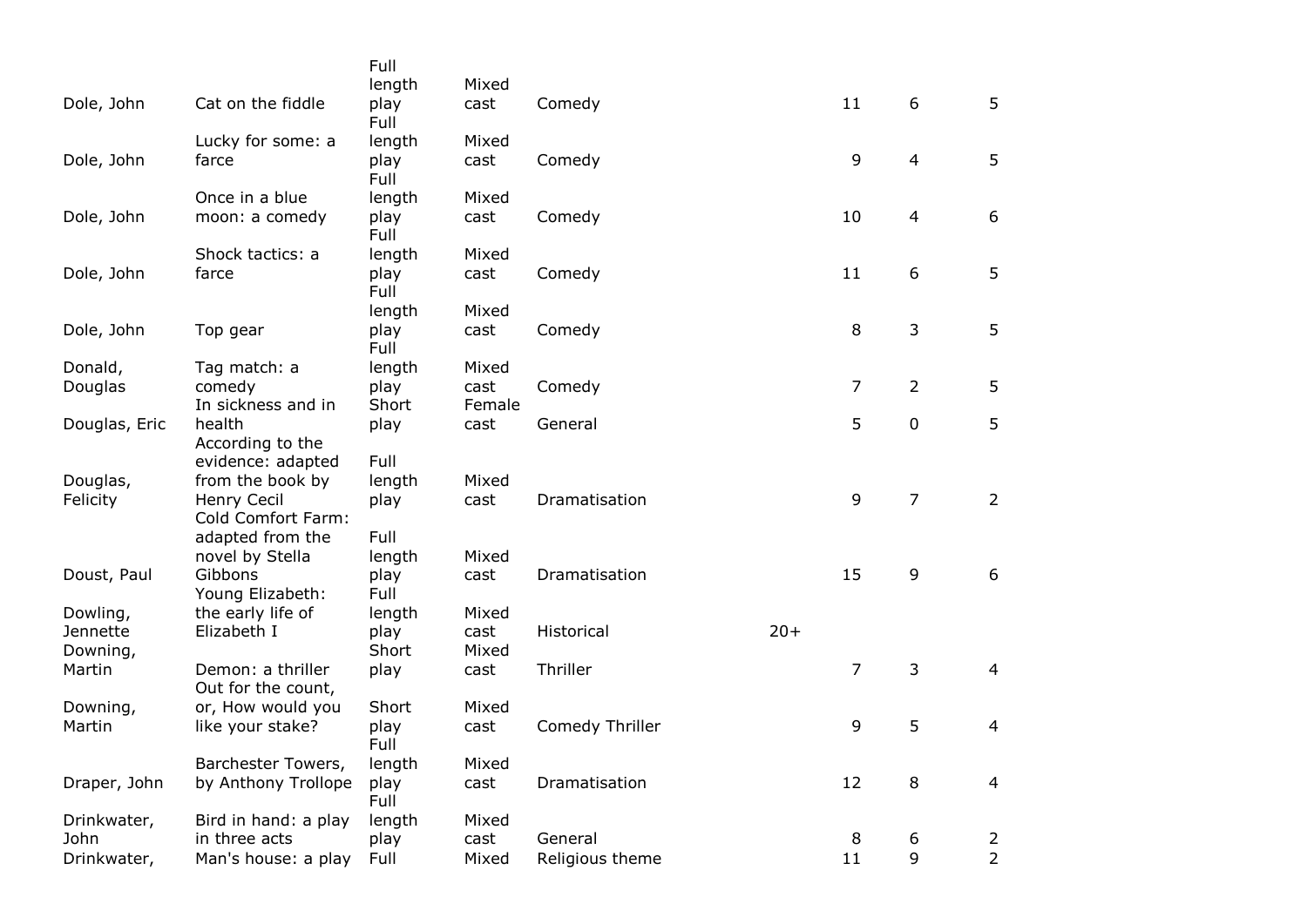| | | | | | | | | |
|---|---|---|---|---|---|---|---|---|
| Dole, John | Cat on the fiddle | Full length play | Mixed cast | Comedy | | 11 | 6 | 5 |
| Dole, John | Lucky for some: a farce | Full length play | Mixed cast | Comedy | | 9 | 4 | 5 |
| Dole, John | Once in a blue moon: a comedy | Full length play | Mixed cast | Comedy | | 10 | 4 | 6 |
| Dole, John | Shock tactics: a farce | Full length play | Mixed cast | Comedy | | 11 | 6 | 5 |
| Dole, John | Top gear | Full length play | Mixed cast | Comedy | | 8 | 3 | 5 |
| Donald, Douglas | Tag match: a comedy | Full length play | Mixed cast | Comedy | | 7 | 2 | 5 |
| Douglas, Eric | In sickness and in health | Short play | Female cast | General | | 5 | 0 | 5 |
| Douglas, Felicity | According to the evidence: adapted from the book by Henry Cecil | Full length play | Mixed cast | Dramatisation | | 9 | 7 | 2 |
| Doust, Paul | Cold Comfort Farm: adapted from the novel by Stella Gibbons | Full length play | Mixed cast | Dramatisation | | 15 | 9 | 6 |
| Dowling, Jennette | Young Elizabeth: the early life of Elizabeth I | Full length play | Mixed cast | Historical | 20+ | | | |
| Downing, Martin | Demon: a thriller | Short play | Mixed cast | Thriller | | 7 | 3 | 4 |
| Downing, Martin | Out for the count, or, How would you like your stake? | Short play | Mixed cast | Comedy Thriller | | 9 | 5 | 4 |
| Draper, John | Barchester Towers, by Anthony Trollope | Full length play | Mixed cast | Dramatisation | | 12 | 8 | 4 |
| Drinkwater, John | Bird in hand: a play in three acts | Full length play | Mixed cast | General | | 8 | 6 | 2 |
| Drinkwater, | Man's house: a play | Full | Mixed | Religious theme | | 11 | 9 | 2 |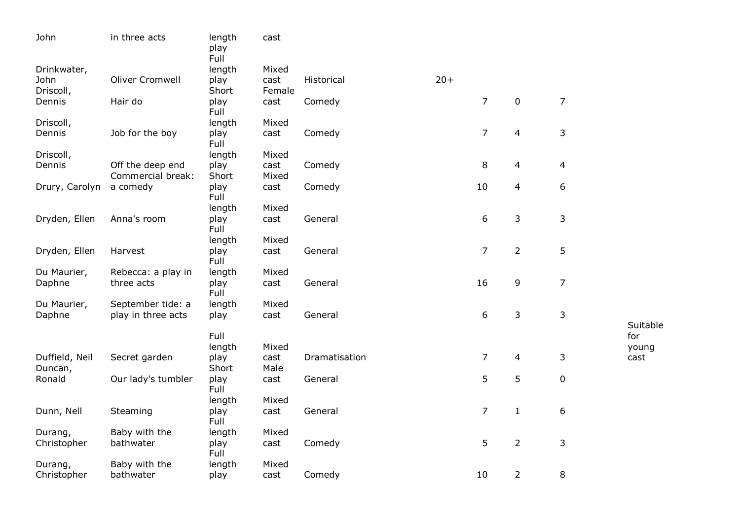| | | | | | | | | | |
|---|---|---|---|---|---|---|---|---|---|
| John | in three acts | length play | cast | | | | | | |
| Drinkwater, John | Oliver Cromwell | Full length play | Mixed cast | Historical | 20+ | | | | |
| Driscoll, Dennis | Hair do | Short play | Female cast | Comedy | | 7 | 0 | 7 | |
| Driscoll, Dennis | Job for the boy | Full length play | Mixed cast | Comedy | | 7 | 4 | 3 | |
| Driscoll, Dennis | Off the deep end | Full length play | Mixed cast | Comedy | | 8 | 4 | 4 | |
| Drury, Carolyn | Commercial break: a comedy | Short play | Mixed cast | Comedy | | 10 | 4 | 6 | |
| Dryden, Ellen | Anna's room | Full length play | Mixed cast | General | | 6 | 3 | 3 | |
| Dryden, Ellen | Harvest | Full length play | Mixed cast | General | | 7 | 2 | 5 | |
| Du Maurier, Daphne | Rebecca: a play in three acts | Full length play | Mixed cast | General | | 16 | 9 | 7 | |
| Du Maurier, Daphne | September tide: a play in three acts | Full length play | Mixed cast | General | | 6 | 3 | 3 | |
| Duffield, Neil | Secret garden | Full length play | Mixed cast | Dramatisation | | 7 | 4 | 3 | Suitable for young cast |
| Duncan, Ronald | Our lady's tumbler | Short play | Male cast | General | | 5 | 5 | 0 | |
| Dunn, Nell | Steaming | Full length play | Mixed cast | General | | 7 | 1 | 6 | |
| Durang, Christopher | Baby with the bathwater | Full length play | Mixed cast | Comedy | | 5 | 2 | 3 | |
| Durang, Christopher | Baby with the bathwater | Full length play | Mixed cast | Comedy | | 10 | 2 | 8 | |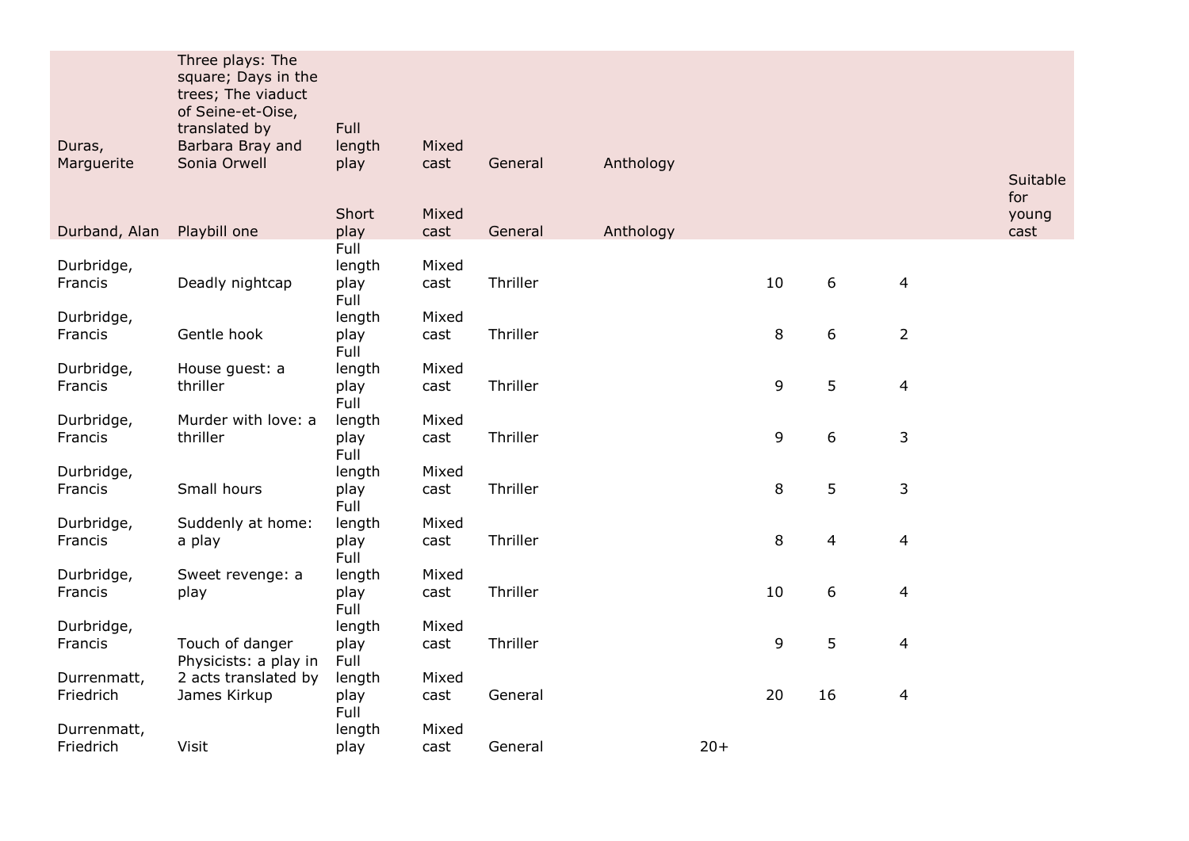| | | | | | | | | | | |
|---|---|---|---|---|---|---|---|---|---|---|
| Duras, Marguerite | Three plays: The square; Days in the trees; The viaduct of Seine-et-Oise, translated by Barbara Bray and Sonia Orwell | Full length play | Mixed cast | General | Anthology | | | | | |
| Durband, Alan | Playbill one | Short play | Mixed cast | General | Anthology | | | | | Suitable for young cast |
| Durbridge, Francis | Deadly nightcap | Full length play | Mixed cast | Thriller | | | 10 | 6 | 4 | |
| Durbridge, Francis | Gentle hook | Full length play | Mixed cast | Thriller | | | 8 | 6 | 2 | |
| Durbridge, Francis | House guest: a thriller | Full length play | Mixed cast | Thriller | | | 9 | 5 | 4 | |
| Durbridge, Francis | Murder with love: a thriller | Full length play | Mixed cast | Thriller | | | 9 | 6 | 3 | |
| Durbridge, Francis | Small hours | Full length play | Mixed cast | Thriller | | | 8 | 5 | 3 | |
| Durbridge, Francis | Suddenly at home: a play | Full length play | Mixed cast | Thriller | | | 8 | 4 | 4 | |
| Durbridge, Francis | Sweet revenge: a play | Full length play | Mixed cast | Thriller | | | 10 | 6 | 4 | |
| Durbridge, Francis | Touch of danger | Full length play | Mixed cast | Thriller | | | 9 | 5 | 4 | |
| Durrenmatt, Friedrich | Physicists: a play in 2 acts translated by James Kirkup | Full length play | Mixed cast | General | | | 20 | 16 | 4 | |
| Durrenmatt, Friedrich | Visit | Full length play | Mixed cast | General | | 20+ | | | | |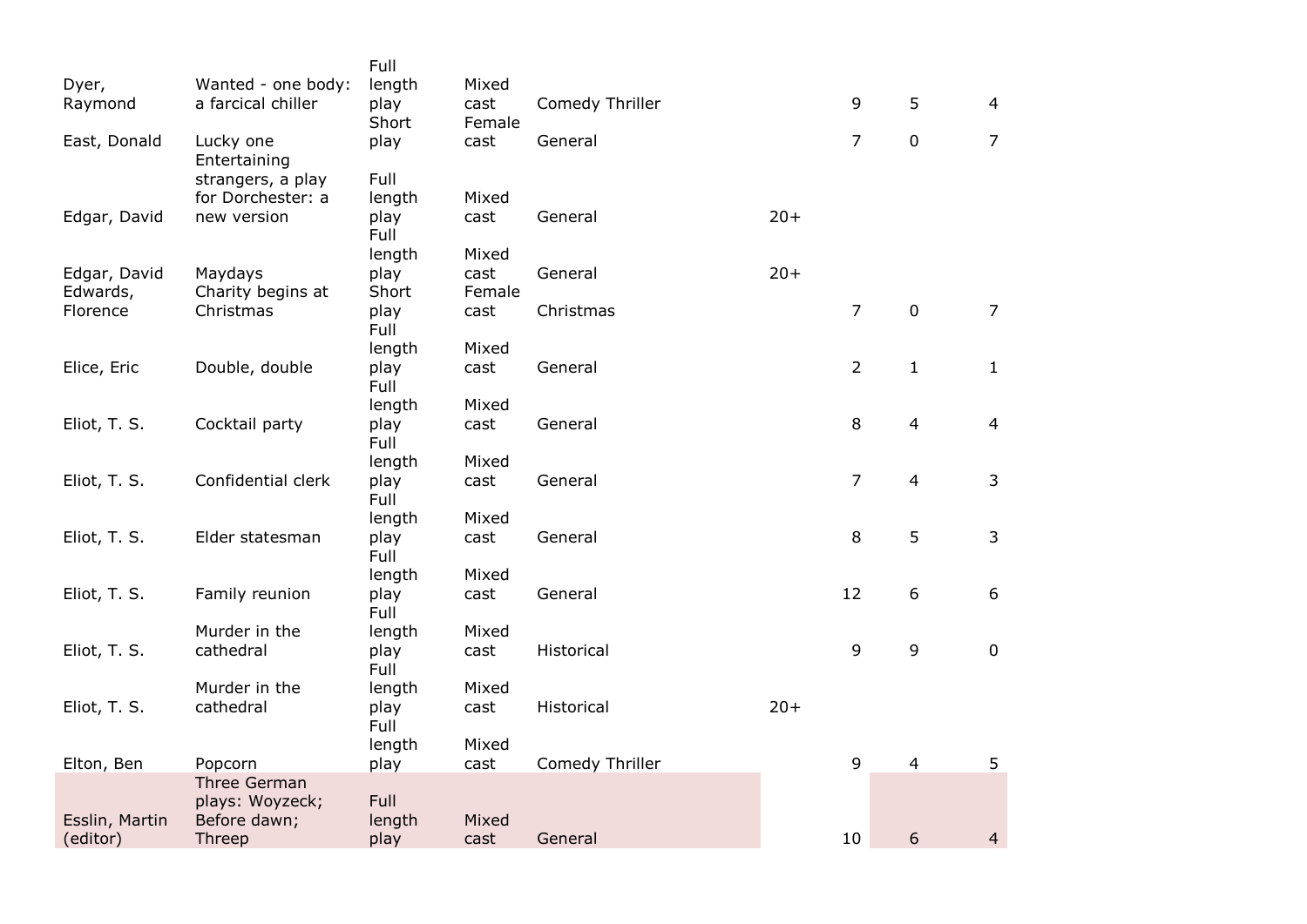| | | | | | | | | |
|---|---|---|---|---|---|---|---|---|
| Dyer, Raymond | Wanted - one body: a farcical chiller | Full length play | Mixed cast | Comedy Thriller | | 9 | 5 | 4 |
| East, Donald | Lucky one | Short play | Female cast | General | | 7 | 0 | 7 |
| Edgar, David | Entertaining strangers, a play for Dorchester: a new version | Full length play | Mixed cast | General | 20+ | | | |
| Edgar, David | Maydays | Full length play | Mixed cast | General | 20+ | | | |
| Edwards, Florence | Charity begins at Christmas | Short play | Female cast | Christmas | | 7 | 0 | 7 |
| Elice, Eric | Double, double | Full length play | Mixed cast | General | | 2 | 1 | 1 |
| Eliot, T. S. | Cocktail party | Full length play | Mixed cast | General | | 8 | 4 | 4 |
| Eliot, T. S. | Confidential clerk | Full length play | Mixed cast | General | | 7 | 4 | 3 |
| Eliot, T. S. | Elder statesman | Full length play | Mixed cast | General | | 8 | 5 | 3 |
| Eliot, T. S. | Family reunion | Full length play | Mixed cast | General | | 12 | 6 | 6 |
| Eliot, T. S. | Murder in the cathedral | Full length play | Mixed cast | Historical | | 9 | 9 | 0 |
| Eliot, T. S. | Murder in the cathedral | Full length play | Mixed cast | Historical | 20+ | | | |
| Elton, Ben | Popcorn | Full length play | Mixed cast | Comedy Thriller | | 9 | 4 | 5 |
| Esslin, Martin (editor) | Three German plays: Woyzeck; Before dawn; Threep | Full length play | Mixed cast | General | | 10 | 6 | 4 |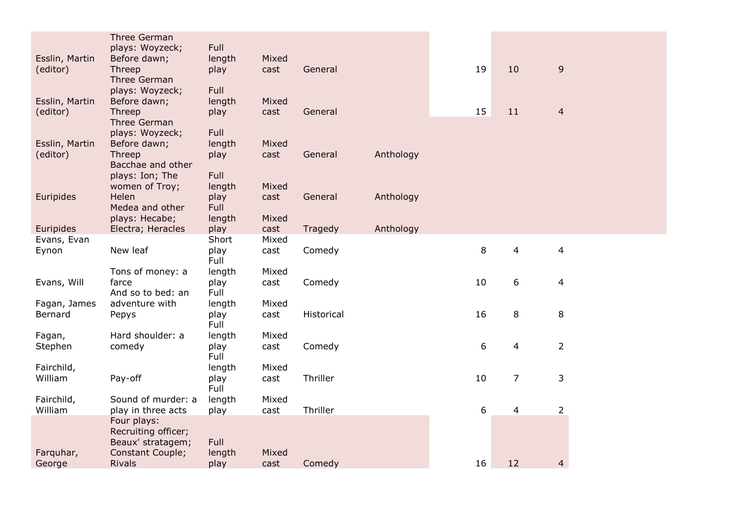| | | | | | | | | |
|---|---|---|---|---|---|---|---|---|
| Esslin, Martin (editor) | Three German plays: Woyzeck; Before dawn; Threep | Full length play | Mixed cast | General | | 19 | 10 | 9 |
| Esslin, Martin (editor) | Three German plays: Woyzeck; Before dawn; Threep | Full length play | Mixed cast | General | | 15 | 11 | 4 |
| Esslin, Martin (editor) | Three German plays: Woyzeck; Before dawn; Threep | Full length play | Mixed cast | General | Anthology | | | |
| Euripides | Bacchae and other plays: Ion; The women of Troy; Helen | Full length play | Mixed cast | General | Anthology | | | |
| Euripides | Medea and other plays: Hecabe; Electra; Heracles | Full length play | Mixed cast | Tragedy | Anthology | | | |
| Evans, Evan Eynon | New leaf | Short play | Mixed cast | Comedy | | 8 | 4 | 4 |
| Evans, Will | Tons of money: a farce | Full length play | Mixed cast | Comedy | | 10 | 6 | 4 |
| Fagan, James Bernard | And so to bed: an adventure with Pepys | Full length play | Mixed cast | Historical | | 16 | 8 | 8 |
| Fagan, Stephen | Hard shoulder: a comedy | Full length play | Mixed cast | Comedy | | 6 | 4 | 2 |
| Fairchild, William | Pay-off | Full length play | Mixed cast | Thriller | | 10 | 7 | 3 |
| Fairchild, William | Sound of murder: a play in three acts | Full length play | Mixed cast | Thriller | | 6 | 4 | 2 |
| Farquhar, George | Four plays: Recruiting officer; Beaux' stratagem; Constant Couple; Rivals | Full length play | Mixed cast | Comedy | | 16 | 12 | 4 |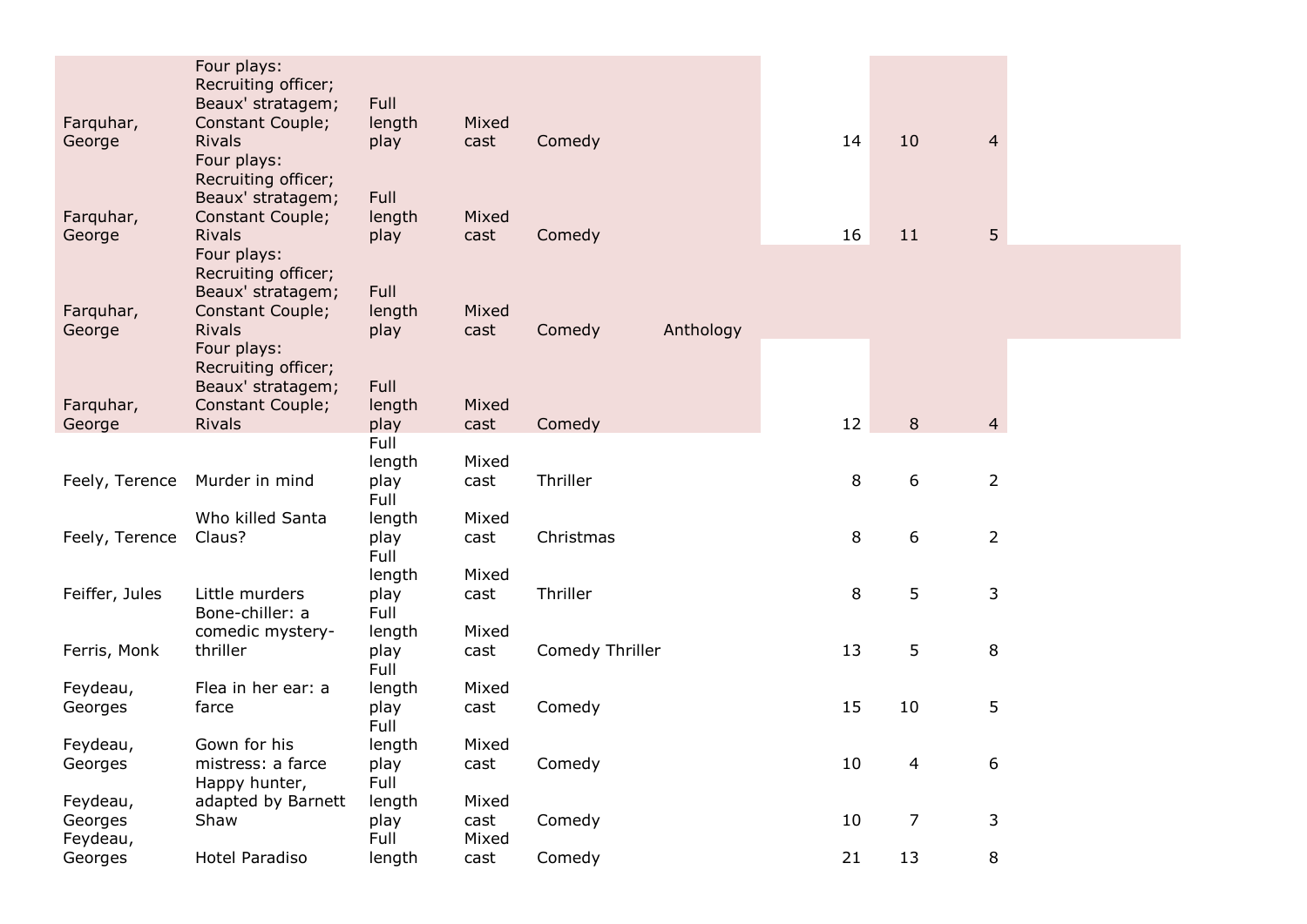| | | | | | | | | |
|---|---|---|---|---|---|---|---|---|
| Farquhar, George | Four plays: Recruiting officer; Beaux' stratagem; Constant Couple; Rivals | Full length play | Mixed cast | Comedy | | 14 | 10 | 4 |
| Farquhar, George | Four plays: Recruiting officer; Beaux' stratagem; Constant Couple; Rivals | Full length play | Mixed cast | Comedy | | 16 | 11 | 5 |
| Farquhar, George | Four plays: Recruiting officer; Beaux' stratagem; Constant Couple; Rivals | Full length play | Mixed cast | Comedy | Anthology | | | |
| Farquhar, George | Four plays: Recruiting officer; Beaux' stratagem; Constant Couple; Rivals | Full length play | Mixed cast | Comedy | | 12 | 8 | 4 |
| Feely, Terence | Murder in mind | Full length play | Mixed cast | Thriller | | 8 | 6 | 2 |
| Feely, Terence | Who killed Santa Claus? | Full length play | Mixed cast | Christmas | | 8 | 6 | 2 |
| Feiffer, Jules | Little murders | Full length play | Mixed cast | Thriller | | 8 | 5 | 3 |
| Ferris, Monk | Bone-chiller: a comedic mystery-thriller | Full length play | Mixed cast | Comedy Thriller | | 13 | 5 | 8 |
| Feydeau, Georges | Flea in her ear: a farce | Full length play | Mixed cast | Comedy | | 15 | 10 | 5 |
| Feydeau, Georges | Gown for his mistress: a farce | Full length play | Mixed cast | Comedy | | 10 | 4 | 6 |
| Feydeau, Georges | Happy hunter, adapted by Barnett Shaw | Full length play | Mixed cast | Comedy | | 10 | 7 | 3 |
| Feydeau, Georges | Hotel Paradiso | Full length | Mixed cast | Comedy | | 21 | 13 | 8 |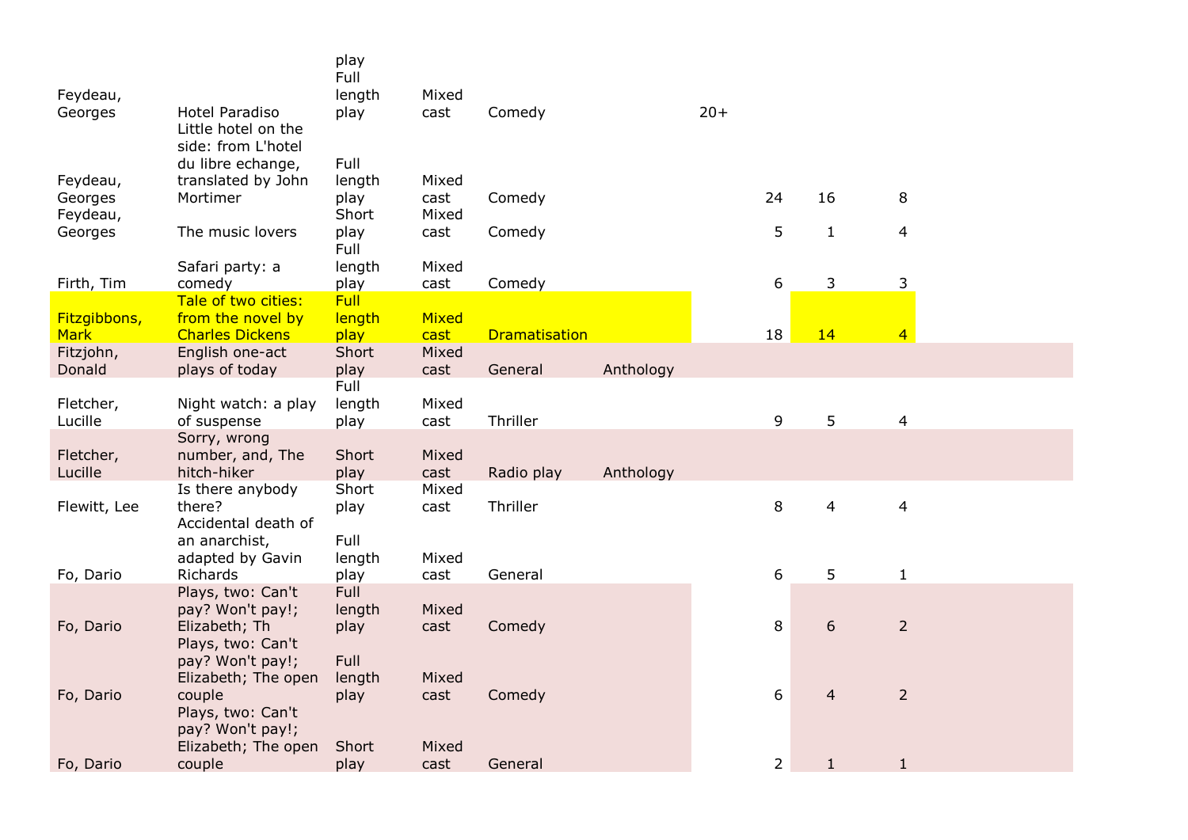| | | | | | | | | | |
|---|---|---|---|---|---|---|---|---|---|
| | | play | | | | | | | |
| Feydeau, Georges | Hotel Paradiso | Full length play | Mixed cast | Comedy | | 20+ | | | |
| Feydeau, Georges | Little hotel on the side: from L'hotel du libre echange, translated by John Mortimer | Full length play | Mixed cast | Comedy | | | 24 | 16 | 8 |
| Feydeau, Georges | The music lovers | Short play | Mixed cast | Comedy | | | 5 | 1 | 4 |
| Firth, Tim | Safari party: a comedy | Full length play | Mixed cast | Comedy | | | 6 | 3 | 3 |
| Fitzgibbons, Mark | Tale of two cities: from the novel by Charles Dickens | Full length play | Mixed cast | Dramatisation | | | 18 | 14 | 4 |
| Fitzjohn, Donald | English one-act plays of today | Short play | Mixed cast | General | Anthology | | | | |
| Fletcher, Lucille | Night watch: a play of suspense | Full length play | Mixed cast | Thriller | | | 9 | 5 | 4 |
| Fletcher, Lucille | Sorry, wrong number, and, The hitch-hiker | Short play | Mixed cast | Radio play | Anthology | | | | |
| Flewitt, Lee | Is there anybody there? | Short play | Mixed cast | Thriller | | | 8 | 4 | 4 |
| Fo, Dario | Accidental death of an anarchist, adapted by Gavin Richards | Full length play | Mixed cast | General | | | 6 | 5 | 1 |
| Fo, Dario | Plays, two: Can't pay? Won't pay!; Elizabeth; Th | Full length play | Mixed cast | Comedy | | | 8 | 6 | 2 |
| Fo, Dario | Plays, two: Can't pay? Won't pay!; Elizabeth; The open couple | Full length play | Mixed cast | Comedy | | | 6 | 4 | 2 |
| Fo, Dario | Plays, two: Can't pay? Won't pay!; Elizabeth; The open couple | Short play | Mixed cast | General | | | 2 | 1 | 1 |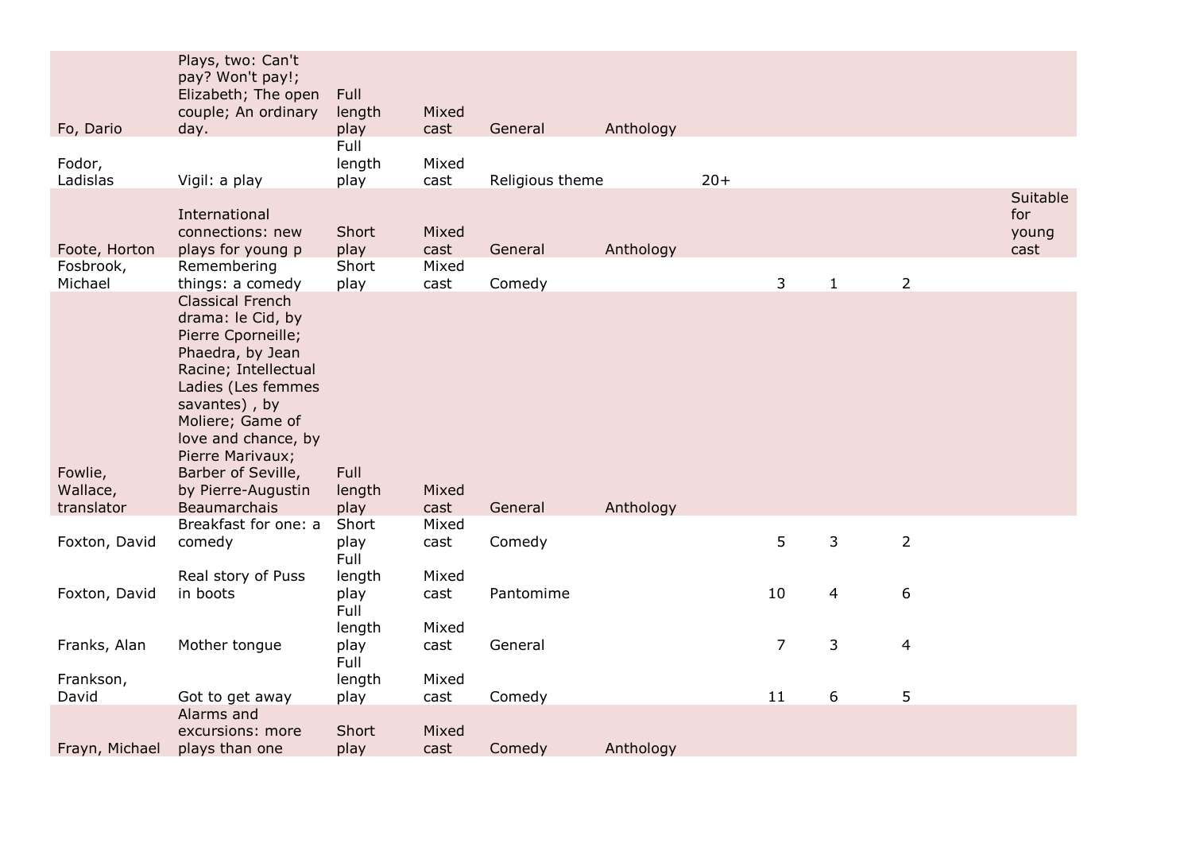| | | | | | | | | | | | |
|---|---|---|---|---|---|---|---|---|---|---|---|
| Fo, Dario | Plays, two: Can't pay? Won't pay!; Elizabeth; The open couple; An ordinary day. | Full length play | Mixed cast | General | Anthology | | | | | | |
| Fodor, Ladislas | Vigil: a play | Full length play | Mixed cast | Religious theme | | 20+ | | | | | |
| Foote, Horton | International connections: new plays for young p | Short play | Mixed cast | General | Anthology | | | | | | Suitable for young cast |
| Fosbrook, Michael | Remembering things: a comedy | Short play | Mixed cast | Comedy | | | 3 | 1 | 2 | | |
| Fowlie, Wallace, translator | Classical French drama: le Cid, by Pierre Cporneille; Phaedra, by Jean Racine; Intellectual Ladies (Les femmes savantes) , by Moliere; Game of love and chance, by Pierre Marivaux; Barber of Seville, by Pierre-Augustin Beaumarchais | Full length play | Mixed cast | General | Anthology | | | | | | |
| Foxton, David | Breakfast for one: a comedy | Short play | Mixed cast | Comedy | | | 5 | 3 | 2 | | |
| Foxton, David | Real story of Puss in boots | Full length play | Mixed cast | Pantomime | | | 10 | 4 | 6 | | |
| Franks, Alan | Mother tongue | Full length play | Mixed cast | General | | | 7 | 3 | 4 | | |
| Frankson, David | Got to get away | Full length play | Mixed cast | Comedy | | | 11 | 6 | 5 | | |
| Frayn, Michael | Alarms and excursions: more plays than one | Short play | Mixed cast | Comedy | Anthology | | | | | | |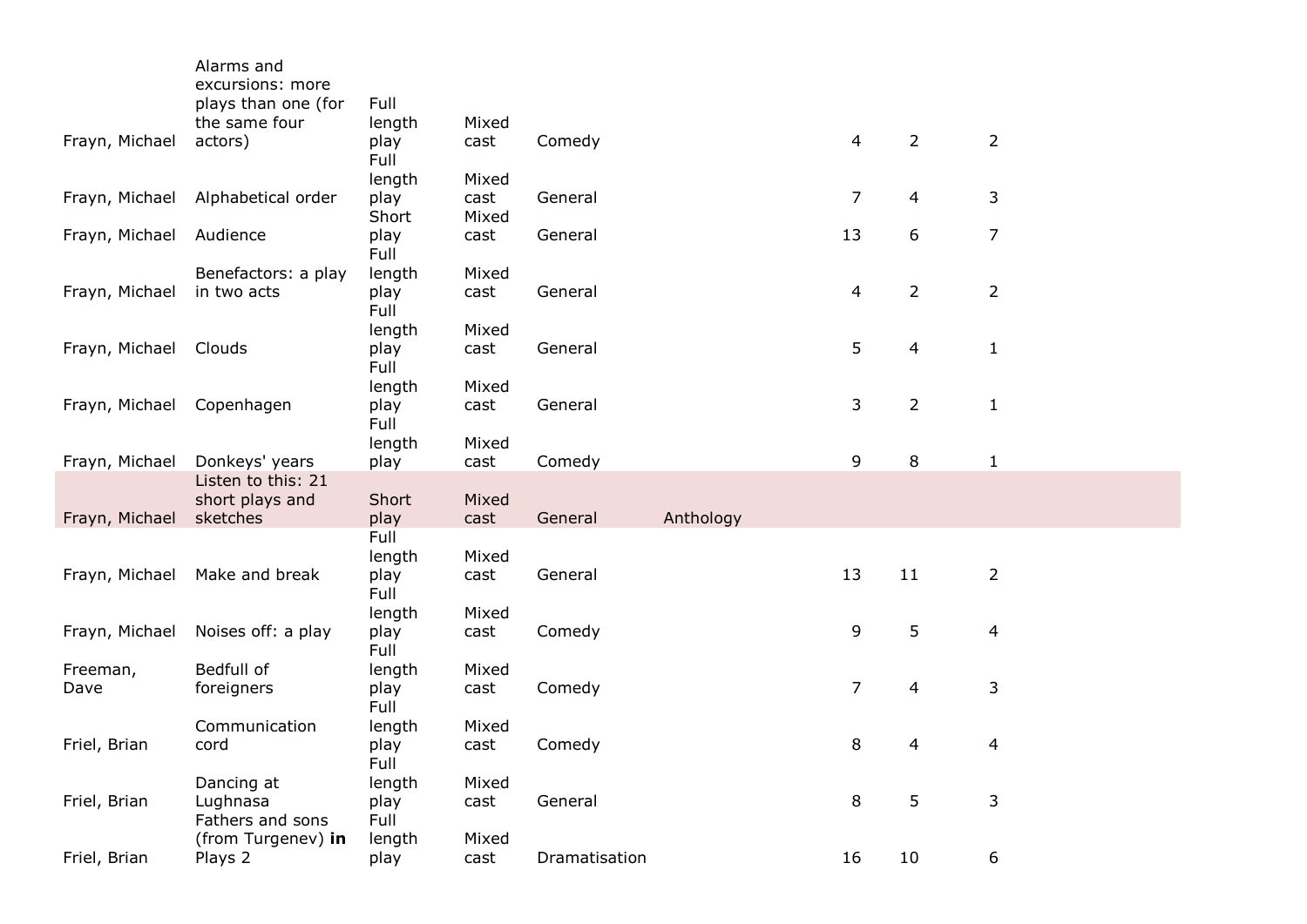| | | | | | | | | |
|---|---|---|---|---|---|---|---|---|
| Frayn, Michael | Alarms and excursions: more plays than one (for the same four actors) | Full length play | Mixed cast | Comedy | | 4 | 2 | 2 |
| Frayn, Michael | Alphabetical order | Full length play | Mixed cast | General | | 7 | 4 | 3 |
| Frayn, Michael | Audience | Short play | Mixed cast | General | | 13 | 6 | 7 |
| Frayn, Michael | Benefactors: a play in two acts | Full length play | Mixed cast | General | | 4 | 2 | 2 |
| Frayn, Michael | Clouds | Full length play | Mixed cast | General | | 5 | 4 | 1 |
| Frayn, Michael | Copenhagen | Full length play | Mixed cast | General | | 3 | 2 | 1 |
| Frayn, Michael | Donkeys' years | Full length play | Mixed cast | Comedy | | 9 | 8 | 1 |
| Frayn, Michael | Listen to this: 21 short plays and sketches | Short play | Mixed cast | General | Anthology | | | |
| Frayn, Michael | Make and break | Full length play | Mixed cast | General | | 13 | 11 | 2 |
| Frayn, Michael | Noises off: a play | Full length play | Mixed cast | Comedy | | 9 | 5 | 4 |
| Freeman, Dave | Bedfull of foreigners | Full length play | Mixed cast | Comedy | | 7 | 4 | 3 |
| Friel, Brian | Communication cord | Full length play | Mixed cast | Comedy | | 8 | 4 | 4 |
| Friel, Brian | Dancing at Lughnasa | Full length play | Mixed cast | General | | 8 | 5 | 3 |
| Friel, Brian | Fathers and sons (from Turgenev) **in** Plays 2 | Full length play | Mixed cast | Dramatisation | | 16 | 10 | 6 |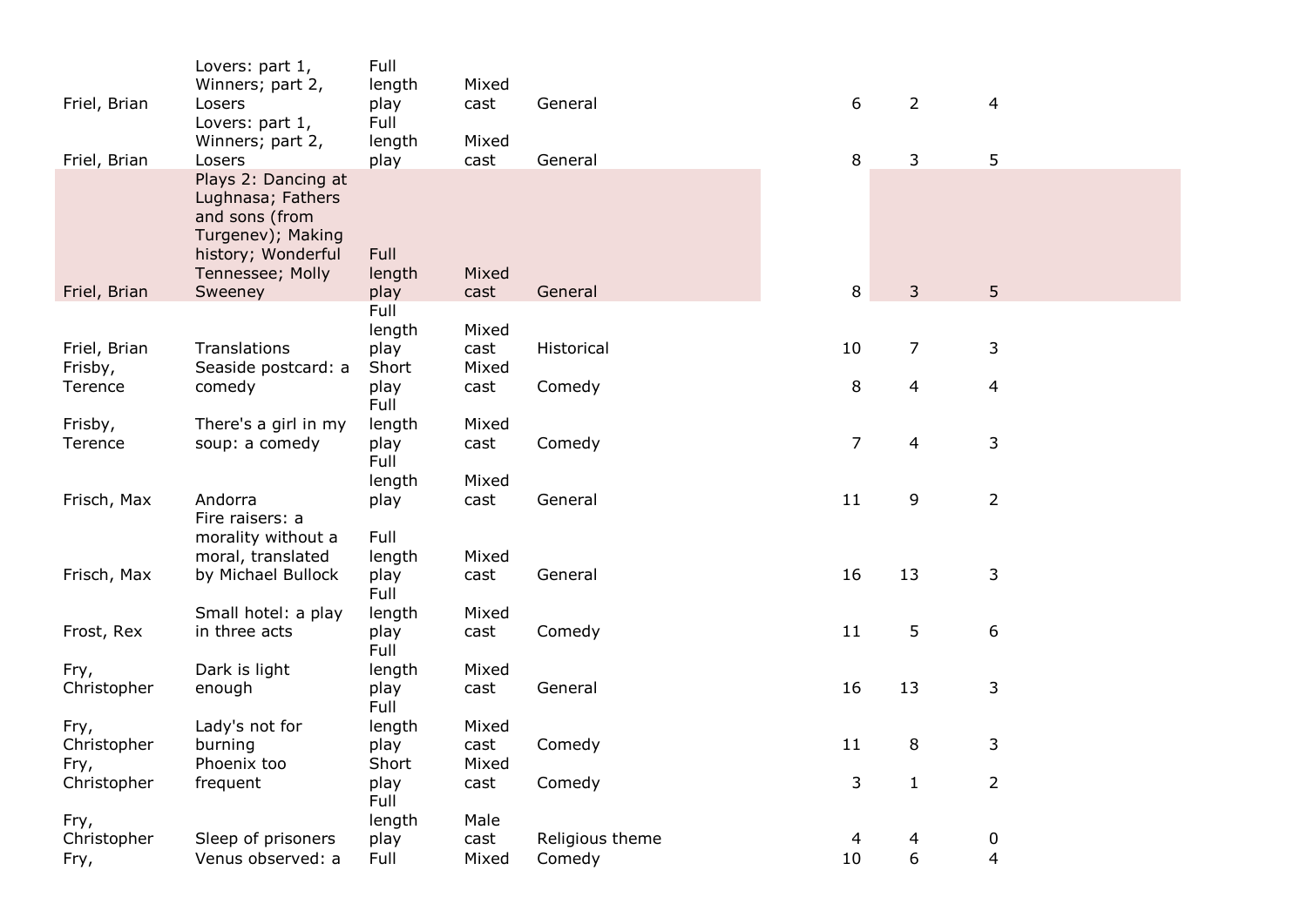| | | | | | | | |
|---|---|---|---|---|---|---|---|
| Friel, Brian | Lovers: part 1, Winners; part 2, Losers | Full length play | Mixed cast | General | 6 | 2 | 4 |
| Friel, Brian | Lovers: part 1, Winners; part 2, Losers | Full length play | Mixed cast | General | 8 | 3 | 5 |
| Friel, Brian | Plays 2: Dancing at Lughnasa; Fathers and sons (from Turgenev); Making history; Wonderful Tennessee; Molly Sweeney | Full length play | Mixed cast | General | 8 | 3 | 5 |
| Friel, Brian | Translations | Full length play | Mixed cast | Historical | 10 | 7 | 3 |
| Frisby, Terence | Seaside postcard: a comedy | Short play | Mixed cast | Comedy | 8 | 4 | 4 |
| Frisby, Terence | There's a girl in my soup: a comedy | Full length play | Mixed cast | Comedy | 7 | 4 | 3 |
| Frisch, Max | Andorra | Full length play | Mixed cast | General | 11 | 9 | 2 |
| Frisch, Max | Fire raisers: a morality without a moral, translated by Michael Bullock | Full length play | Mixed cast | General | 16 | 13 | 3 |
| Frost, Rex | Small hotel: a play in three acts | Full length play | Mixed cast | Comedy | 11 | 5 | 6 |
| Fry, Christopher | Dark is light enough | Full length play | Mixed cast | General | 16 | 13 | 3 |
| Fry, Christopher | Lady's not for burning | Full length play | Mixed cast | Comedy | 11 | 8 | 3 |
| Fry, Christopher | Phoenix too frequent | Short play | Mixed cast | Comedy | 3 | 1 | 2 |
| Fry, Christopher | Sleep of prisoners | Full length play | Male cast | Religious theme | 4 | 4 | 0 |
| Fry, | Venus observed: a | Full | Mixed | Comedy | 10 | 6 | 4 |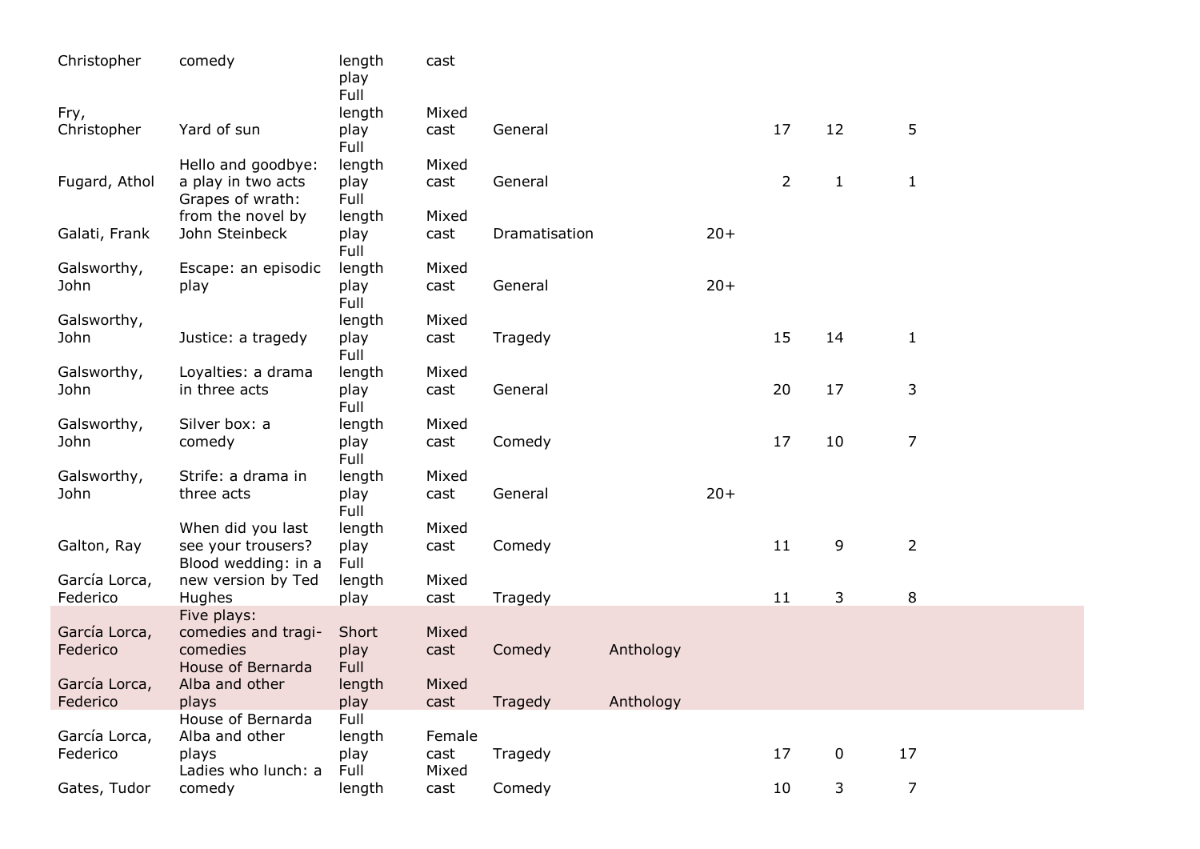| | | | | | | | | | |
|---|---|---|---|---|---|---|---|---|---|
| Christopher | comedy | length play | cast | | | | | | |
| Fry, Christopher | Yard of sun | Full length play | Mixed cast | General | | | 17 | 12 | 5 |
| Fugard, Athol | Hello and goodbye: a play in two acts | Full length play | Mixed cast | General | | | 2 | 1 | 1 |
| Galati, Frank | Grapes of wrath: from the novel by John Steinbeck | Full length play | Mixed cast | Dramatisation | | 20+ | | | |
| Galsworthy, John | Escape: an episodic play | Full length play | Mixed cast | General | | 20+ | | | |
| Galsworthy, John | Justice: a tragedy | Full length play | Mixed cast | Tragedy | | | 15 | 14 | 1 |
| Galsworthy, John | Loyalties: a drama in three acts | Full length play | Mixed cast | General | | | 20 | 17 | 3 |
| Galsworthy, John | Silver box: a comedy | Full length play | Mixed cast | Comedy | | | 17 | 10 | 7 |
| Galsworthy, John | Strife: a drama in three acts | Full length play | Mixed cast | General | | 20+ | | | |
| Galton, Ray | When did you last see your trousers? | Full length play | Mixed cast | Comedy | | | 11 | 9 | 2 |
| García Lorca, Federico | Blood wedding: in a new version by Ted Hughes | Full length play | Mixed cast | Tragedy | | | 11 | 3 | 8 |
| García Lorca, Federico | Five plays: comedies and tragi-comedies | Short play | Mixed cast | Comedy | Anthology | | | | |
| García Lorca, Federico | House of Bernarda Alba and other plays | Full length play | Mixed cast | Tragedy | Anthology | | | | |
| García Lorca, Federico | House of Bernarda Alba and other plays | Full length play | Female cast | Tragedy | | | 17 | 0 | 17 |
| Gates, Tudor | Ladies who lunch: a comedy | Full length | Mixed cast | Comedy | | | 10 | 3 | 7 |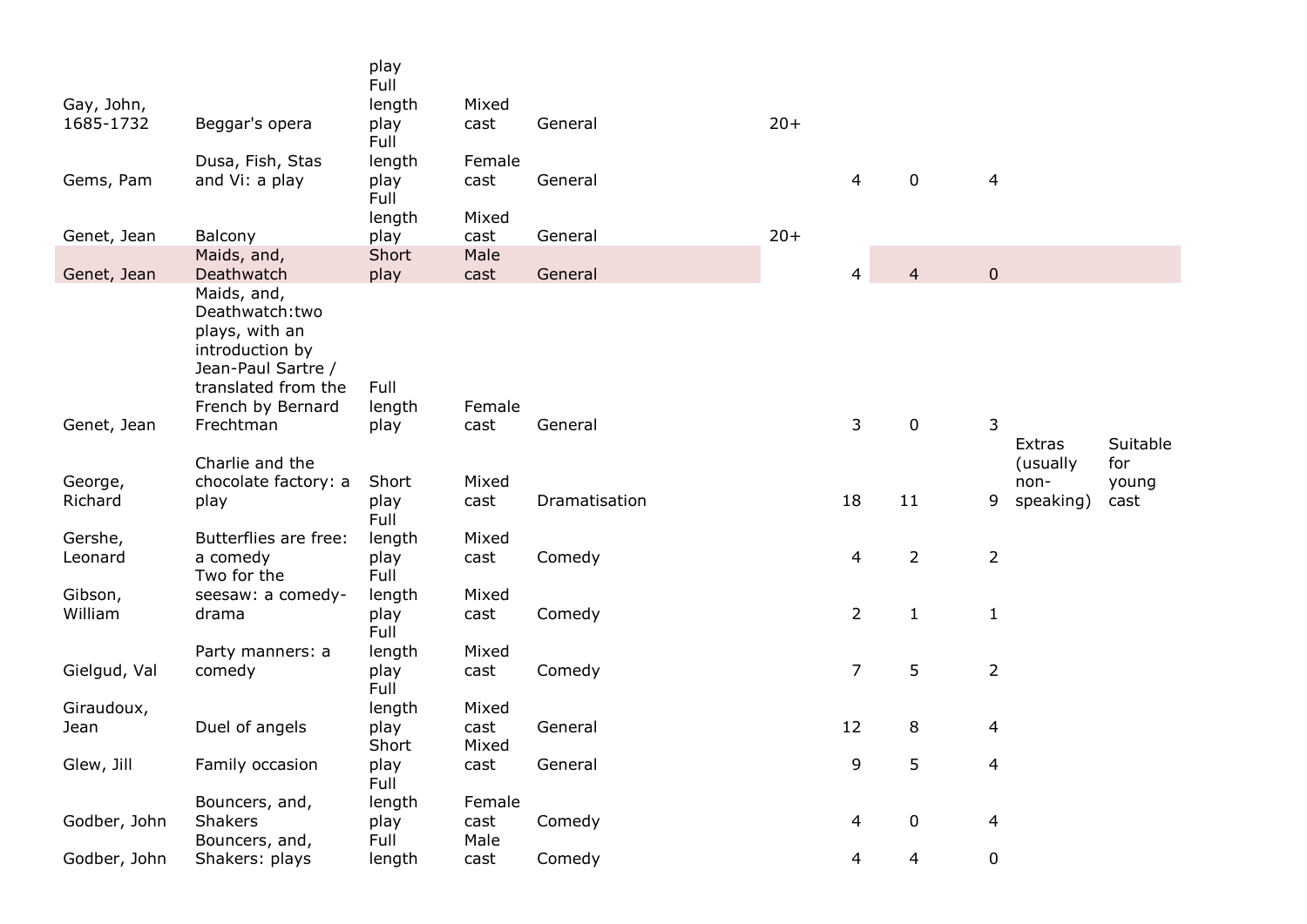| | | play | | | | | | | | |
|---|---|---|---|---|---|---|---|---|---|---|
| Gay, John, 1685-1732 | Beggar's opera | Full length play | Mixed cast | General | 20+ | | | | | |
| Gems, Pam | Dusa, Fish, Stas and Vi: a play | Full length play | Female cast | General | | 4 | 0 | 4 | | |
| Genet, Jean | Balcony | Full length play | Mixed cast | General | 20+ | | | | | |
| Genet, Jean | Maids, and, Deathwatch | Short play | Male cast | General | | 4 | 4 | 0 | | |
| Genet, Jean | Maids, and, Deathwatch:two plays, with an introduction by Jean-Paul Sartre / translated from the French by Bernard Frechtman | Full length play | Female cast | General | | 3 | 0 | 3 | | |
| George, Richard | Charlie and the chocolate factory: a play | Short play | Mixed cast | Dramatisation | | 18 | 11 | 9 | Extras (usually non-speaking) | Suitable for young cast |
| Gershe, Leonard | Butterflies are free: a comedy | Full length play | Mixed cast | Comedy | | 4 | 2 | 2 | | |
| Gibson, William | Two for the seesaw: a comedy-drama | Full length play | Mixed cast | Comedy | | 2 | 1 | 1 | | |
| Gielgud, Val | Party manners: a comedy | Full length play | Mixed cast | Comedy | | 7 | 5 | 2 | | |
| Giraudoux, Jean | Duel of angels | Full length play | Mixed cast | General | | 12 | 8 | 4 | | |
| Glew, Jill | Family occasion | Short play | Mixed cast | General | | 9 | 5 | 4 | | |
| Godber, John | Bouncers, and, Shakers | Full length play | Female cast | Comedy | | 4 | 0 | 4 | | |
| Godber, John | Bouncers, and, Shakers: plays | Full length | Male cast | Comedy | | 4 | 4 | 0 | | |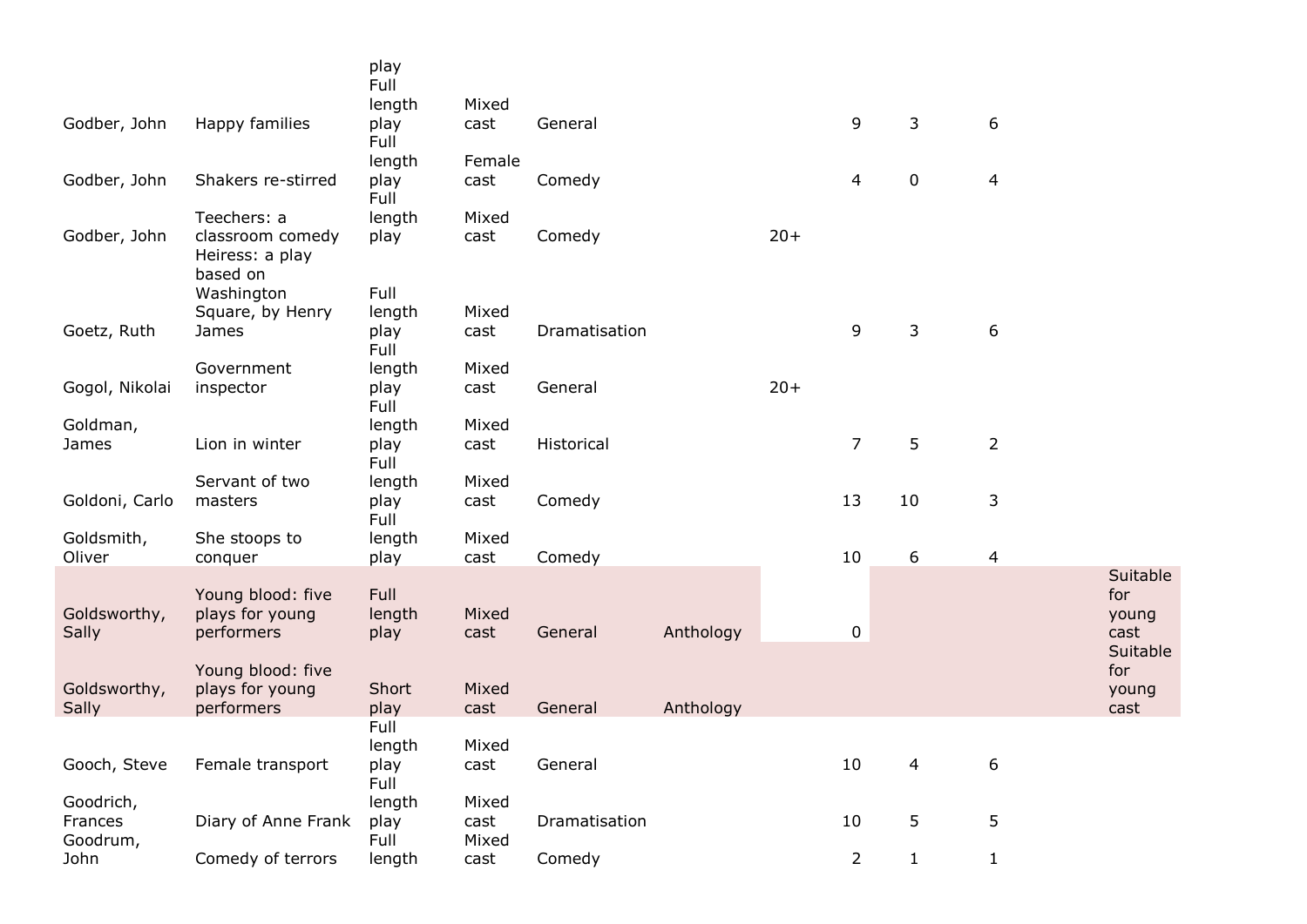| | | | | | | | | | | |
|---|---|---|---|---|---|---|---|---|---|---|
| | | play | | | | | | | | |
| Godber, John | Happy families | Full length play | Mixed cast | General | | | 9 | 3 | 6 | |
| Godber, John | Shakers re-stirred | Full length play | Female cast | Comedy | | | 4 | 0 | 4 | |
| Godber, John | Teechers: a classroom comedy | Full length play | Mixed cast | Comedy | | 20+ | | | | |
| Goetz, Ruth | Heiress: a play based on Washington Square, by Henry James | Full length play | Mixed cast | Dramatisation | | | 9 | 3 | 6 | |
| Gogol, Nikolai | Government inspector | Full length play | Mixed cast | General | | 20+ | | | | |
| Goldman, James | Lion in winter | Full length play | Mixed cast | Historical | | | 7 | 5 | 2 | |
| Goldoni, Carlo | Servant of two masters | Full length play | Mixed cast | Comedy | | | 13 | 10 | 3 | |
| Goldsmith, Oliver | She stoops to conquer | Full length play | Mixed cast | Comedy | | | 10 | 6 | 4 | |
| Goldsworthy, Sally | Young blood: five plays for young performers | Full length play | Mixed cast | General | Anthology | | 0 | | | Suitable for young cast |
| Goldsworthy, Sally | Young blood: five plays for young performers | Short play | Mixed cast | General | Anthology | | | | | Suitable for young cast |
| Gooch, Steve | Female transport | Full length play | Mixed cast | General | | | 10 | 4 | 6 | |
| Goodrich, Frances | Diary of Anne Frank | Full length play | Mixed cast | Dramatisation | | | 10 | 5 | 5 | |
| Goodrum, John | Comedy of terrors | Full length | Mixed cast | Comedy | | | 2 | 1 | 1 | |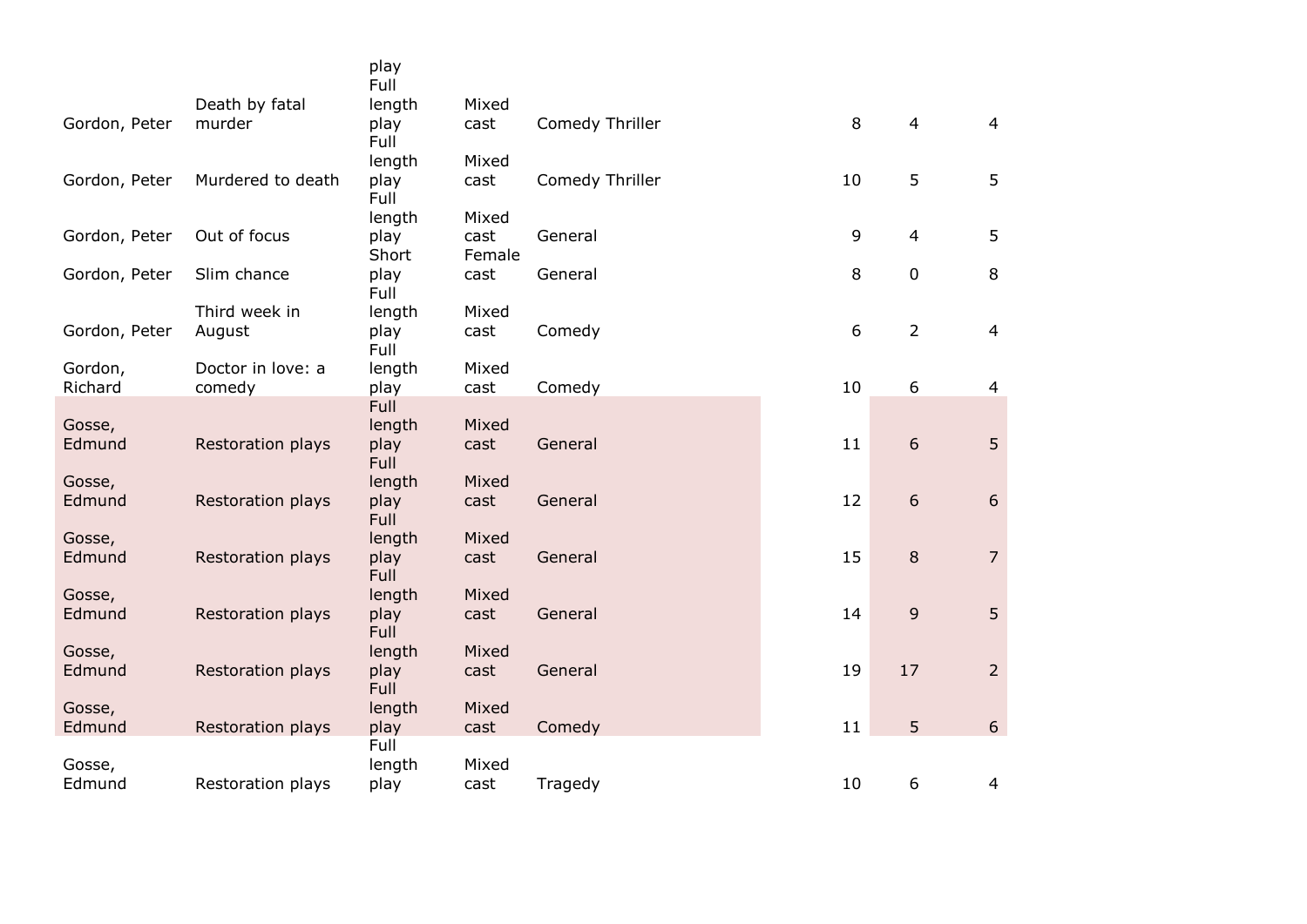| | | | | | | | |
|---|---|---|---|---|---|---|---|
| | | play | | | | | |
| Gordon, Peter | Death by fatal murder | Full length play | Mixed cast | Comedy Thriller | 8 | 4 | 4 |
| Gordon, Peter | Murdered to death | Full length play | Mixed cast | Comedy Thriller | 10 | 5 | 5 |
| Gordon, Peter | Out of focus | Full length play | Mixed cast | General | 9 | 4 | 5 |
| Gordon, Peter | Slim chance | Short play | Female cast | General | 8 | 0 | 8 |
| Gordon, Peter | Third week in August | Full length play | Mixed cast | Comedy | 6 | 2 | 4 |
| Gordon, Richard | Doctor in love: a comedy | Full length play | Mixed cast | Comedy | 10 | 6 | 4 |
| Gosse, Edmund | Restoration plays | Full length play | Mixed cast | General | 11 | 6 | 5 |
| Gosse, Edmund | Restoration plays | Full length play | Mixed cast | General | 12 | 6 | 6 |
| Gosse, Edmund | Restoration plays | Full length play | Mixed cast | General | 15 | 8 | 7 |
| Gosse, Edmund | Restoration plays | Full length play | Mixed cast | General | 14 | 9 | 5 |
| Gosse, Edmund | Restoration plays | Full length play | Mixed cast | General | 19 | 17 | 2 |
| Gosse, Edmund | Restoration plays | Full length play | Mixed cast | Comedy | 11 | 5 | 6 |
| Gosse, Edmund | Restoration plays | Full length play | Mixed cast | Tragedy | 10 | 6 | 4 |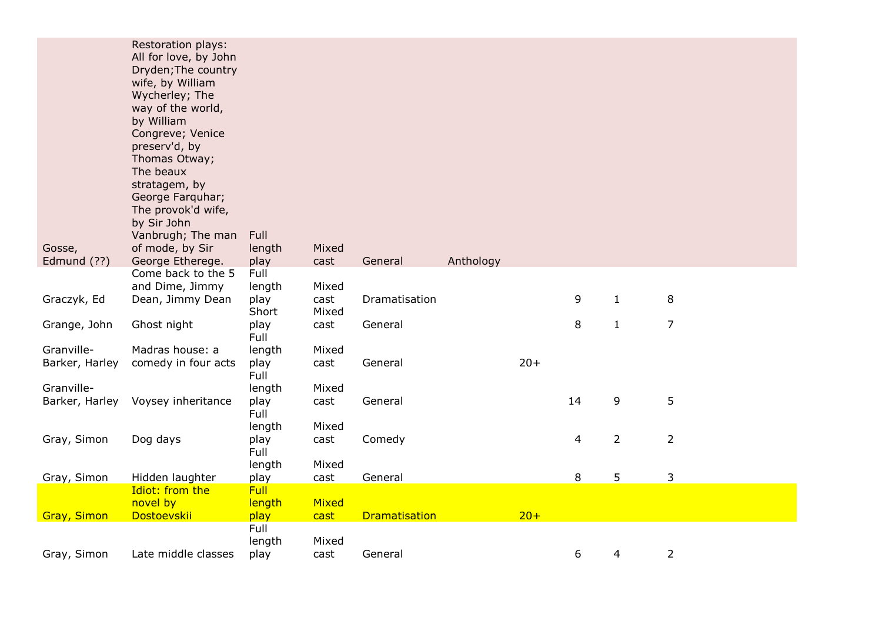| | | | | | | | | | |
|---|---|---|---|---|---|---|---|---|---|
| Gosse, Edmund (??) | Restoration plays: All for love, by John Dryden;The country wife, by William Wycherley; The way of the world, by William Congreve; Venice preserv'd, by Thomas Otway; The beaux stratagem, by George Farquhar; The provok'd wife, by Sir John Vanbrugh; The man of mode, by Sir George Etherege. | Full length play | Mixed cast | General | Anthology | | | | |
| Graczyk, Ed | Come back to the 5 and Dime, Jimmy Dean, Jimmy Dean | Full length play | Mixed cast | Dramatisation | | | 9 | 1 | 8 |
| Grange, John | Ghost night | Short play | Mixed cast | General | | | 8 | 1 | 7 |
| Granville-Barker, Harley | Madras house: a comedy in four acts | Full length play | Mixed cast | General | | 20+ | | | |
| Granville-Barker, Harley | Voysey inheritance | Full length play | Mixed cast | General | | | 14 | 9 | 5 |
| Gray, Simon | Dog days | Full length play | Mixed cast | Comedy | | | 4 | 2 | 2 |
| Gray, Simon | Hidden laughter | Full length play | Mixed cast | General | | | 8 | 5 | 3 |
| Gray, Simon | Idiot: from the novel by Dostoevskii | Full length play | Mixed cast | Dramatisation | | 20+ | | | |
| Gray, Simon | Late middle classes | Full length play | Mixed cast | General | | | 6 | 4 | 2 |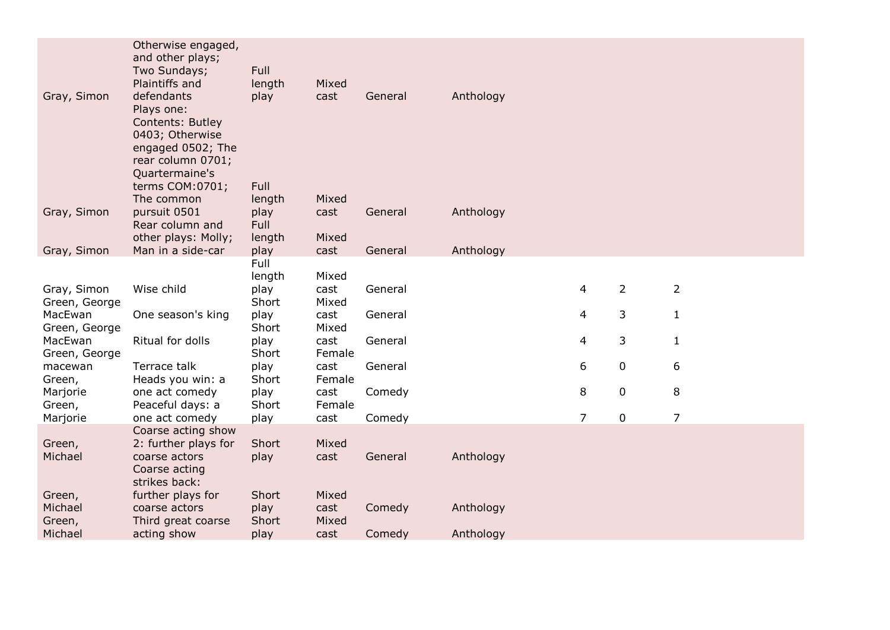| | | | | | | | | |
|---|---|---|---|---|---|---|---|---|
| Gray, Simon | Otherwise engaged, and other plays; Two Sundays; Plaintiffs and defendants | Full length play | Mixed cast | General | Anthology | | | |
| Gray, Simon | Plays one: Contents: Butley 0403; Otherwise engaged 0502; The rear column 0701; Quartermaine's terms COM:0701; The common pursuit 0501 | Full length play | Mixed cast | General | Anthology | | | |
| Gray, Simon | Rear column and other plays: Molly; Man in a side-car | Full length play | Mixed cast | General | Anthology | | | |
| Gray, Simon | Wise child | Full length play | Mixed cast | General | | 4 | 2 | 2 |
| Green, George MacEwan | One season's king | Short play | Mixed cast | General | | 4 | 3 | 1 |
| Green, George MacEwan | Ritual for dolls | Short play | Mixed cast | General | | 4 | 3 | 1 |
| Green, George macewan | Terrace talk | Short play | Female cast | General | | 6 | 0 | 6 |
| Green, Marjorie | Heads you win: a one act comedy | Short play | Female cast | Comedy | | 8 | 0 | 8 |
| Green, Marjorie | Peaceful days: a one act comedy | Short play | Female cast | Comedy | | 7 | 0 | 7 |
| Green, Michael | Coarse acting show 2: further plays for coarse actors | Short play | Mixed cast | General | Anthology | | | |
| Green, Michael | Coarse acting strikes back: further plays for coarse actors | Short play | Mixed cast | Comedy | Anthology | | | |
| Green, Michael | Third great coarse acting show | Short play | Mixed cast | Comedy | Anthology | | | |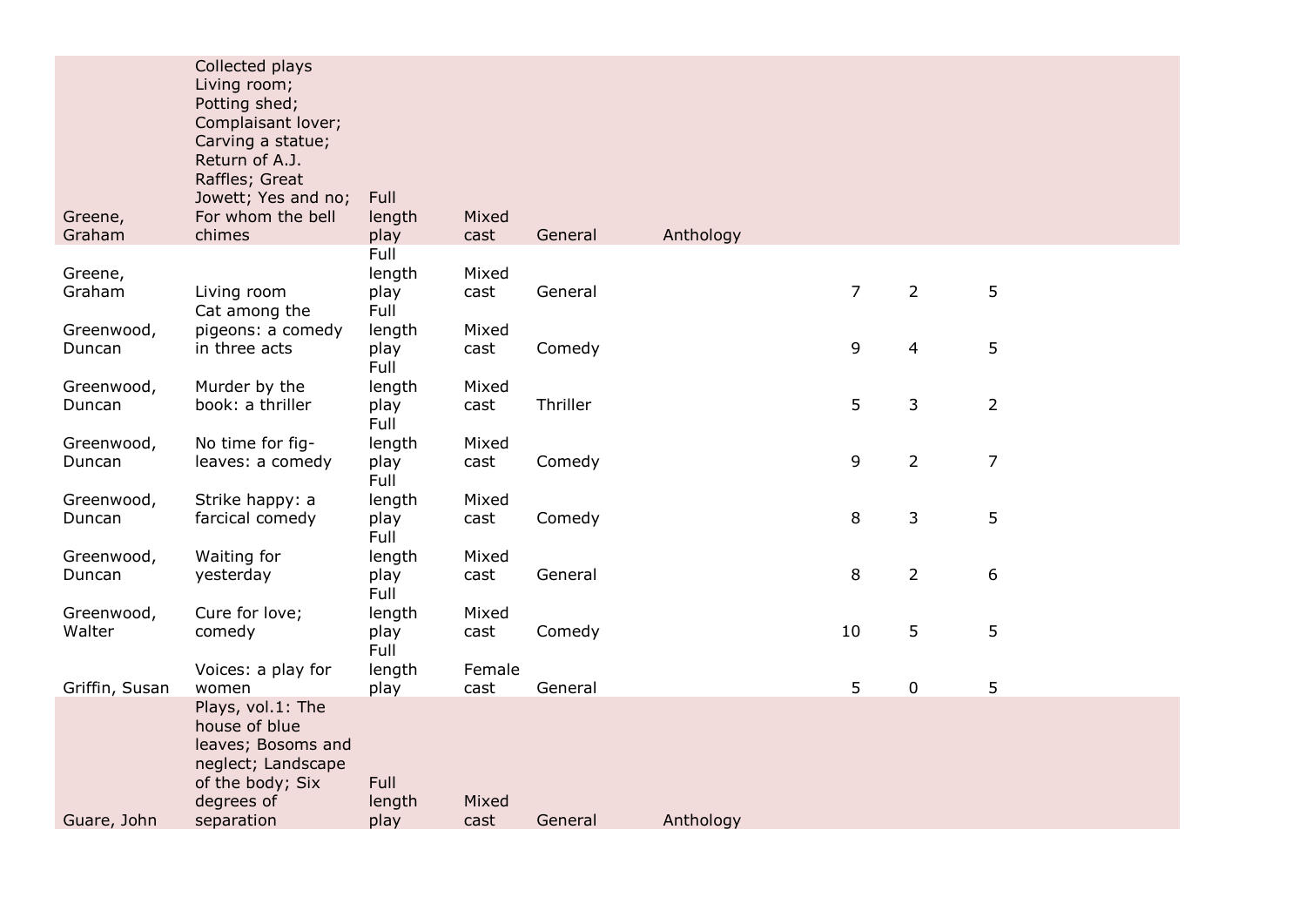| | | | | | | | | |
|---|---|---|---|---|---|---|---|---|
| Greene, Graham | Collected plays Living room; Potting shed; Complaisant lover; Carving a statue; Return of A.J. Raffles; Great Jowett; Yes and no; For whom the bell chimes | Full length play | Mixed cast | General | Anthology | | | |
| Greene, Graham | Living room | Full length play | Mixed cast | General | | 7 | 2 | 5 |
| Greenwood, Duncan | Cat among the pigeons: a comedy in three acts | Full length play | Mixed cast | Comedy | | 9 | 4 | 5 |
| Greenwood, Duncan | Murder by the book: a thriller | Full length play | Mixed cast | Thriller | | 5 | 3 | 2 |
| Greenwood, Duncan | No time for fig-leaves: a comedy | Full length play | Mixed cast | Comedy | | 9 | 2 | 7 |
| Greenwood, Duncan | Strike happy: a farcical comedy | Full length play | Mixed cast | Comedy | | 8 | 3 | 5 |
| Greenwood, Duncan | Waiting for yesterday | Full length play | Mixed cast | General | | 8 | 2 | 6 |
| Greenwood, Walter | Cure for love; comedy | Full length play | Mixed cast | Comedy | | 10 | 5 | 5 |
| Griffin, Susan | Voices: a play for women | Full length play | Female cast | General | | 5 | 0 | 5 |
| Guare, John | Plays, vol.1: The house of blue leaves; Bosoms and neglect; Landscape of the body; Six degrees of separation | Full length play | Mixed cast | General | Anthology | | | |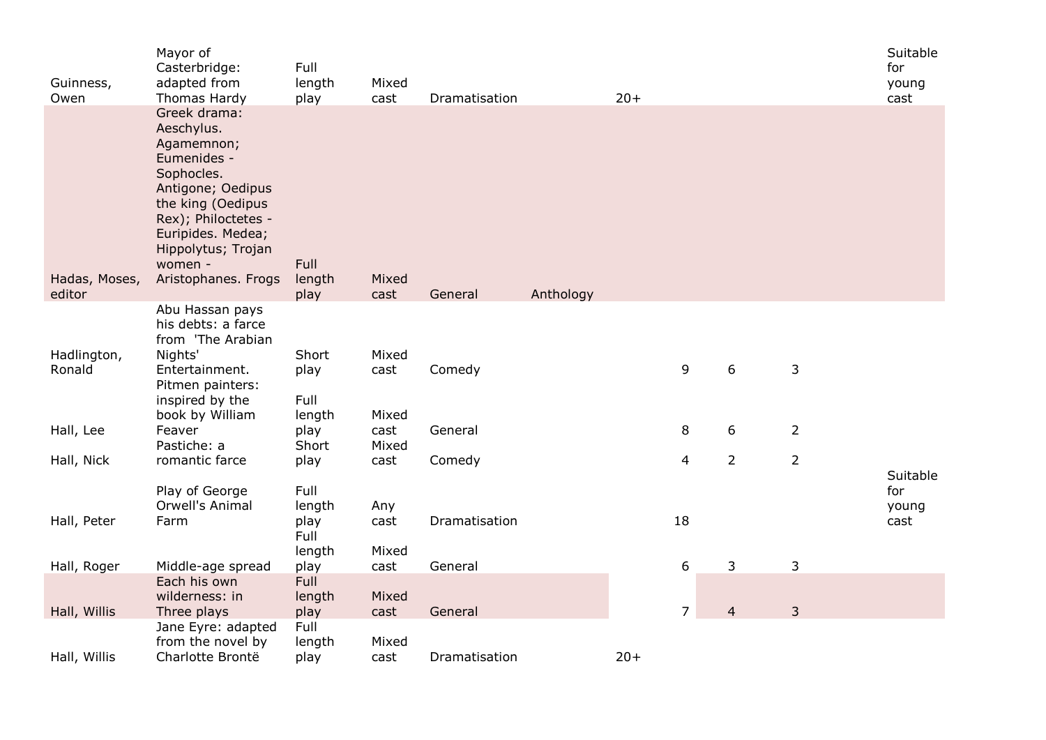| | | | | | | | | | |
|---|---|---|---|---|---|---|---|---|---|
| Guinness, Owen | Mayor of Casterbridge: adapted from Thomas Hardy | Full length play | Mixed cast | Dramatisation | | 20+ | | | Suitable for young cast |
| Hadas, Moses, editor | Greek drama: Aeschylus. Agamemnon; Eumenides - Sophocles. Antigone; Oedipus the king (Oedipus Rex); Philoctetes - Euripides. Medea; Hippolytus; Trojan women - Aristophanes. Frogs | Full length play | Mixed cast | General | Anthology | | | | |
| Hadlington, Ronald | Abu Hassan pays his debts: a farce from 'The Arabian Nights' Entertainment. | Short play | Mixed cast | Comedy | | 9 | 6 | 3 | |
| Hall, Lee | Pitmen painters: inspired by the book by William Feaver | Full length play | Mixed cast | General | | 8 | 6 | 2 | |
| Hall, Nick | Pastiche: a romantic farce | Short play | Mixed cast | Comedy | | 4 | 2 | 2 | |
| Hall, Peter | Play of George Orwell's Animal Farm | Full length play | Any cast | Dramatisation | | 18 | | | Suitable for young cast |
| Hall, Roger | Middle-age spread | Full length play | Mixed cast | General | | 6 | 3 | 3 | |
| Hall, Willis | Each his own wilderness: in Three plays | Full length play | Mixed cast | General | | 7 | 4 | 3 | |
| Hall, Willis | Jane Eyre: adapted from the novel by Charlotte Brontë | Full length play | Mixed cast | Dramatisation | | 20+ | | | |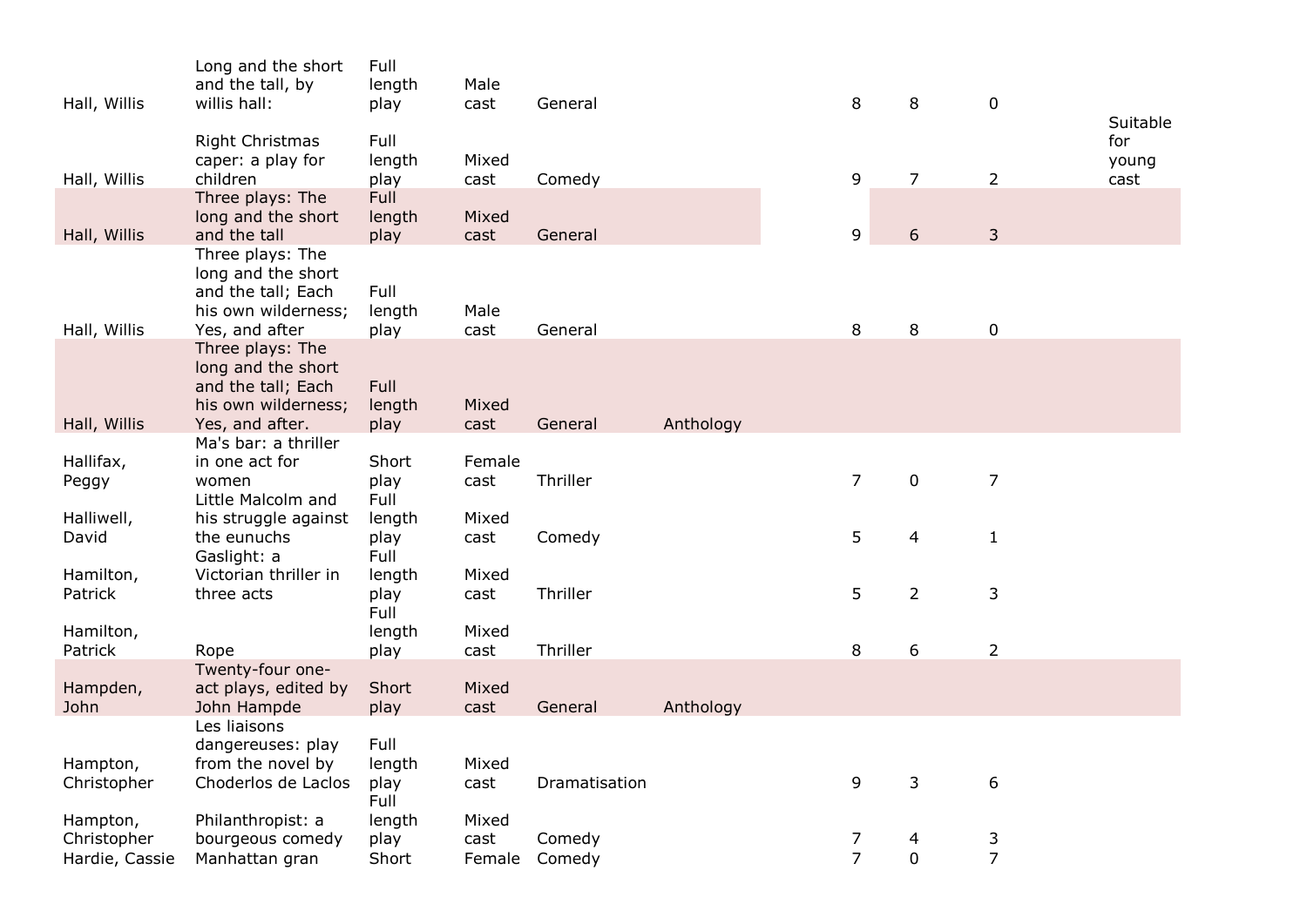| | | | | | | | | | |
|---|---|---|---|---|---|---|---|---|---|
| Hall, Willis | Long and the short and the tall, by willis hall: | Full length play | Male cast | General | | 8 | 8 | 0 | |
| Hall, Willis | Right Christmas caper: a play for children | Full length play | Mixed cast | Comedy | | 9 | 7 | 2 | Suitable for young cast |
| Hall, Willis | Three plays: The long and the short and the tall | Full length play | Mixed cast | General | | 9 | 6 | 3 | |
| Hall, Willis | Three plays: The long and the short and the tall; Each his own wilderness; Yes, and after | Full length play | Male cast | General | | 8 | 8 | 0 | |
| Hall, Willis | Three plays: The long and the short and the tall; Each his own wilderness; Yes, and after. | Full length play | Mixed cast | General | Anthology | | | | |
| Hallifax, Peggy | Ma's bar: a thriller in one act for women | Short play | Female cast | Thriller | | 7 | 0 | 7 | |
| Halliwell, David | Little Malcolm and his struggle against the eunuchs | Full length play | Mixed cast | Comedy | | 5 | 4 | 1 | |
| Hamilton, Patrick | Gaslight: a Victorian thriller in three acts | Full length play | Mixed cast | Thriller | | 5 | 2 | 3 | |
| Hamilton, Patrick | Rope | Full length play | Mixed cast | Thriller | | 8 | 6 | 2 | |
| Hampden, John | Twenty-four one-act plays, edited by John Hampde | Short play | Mixed cast | General | Anthology | | | | |
| Hampton, Christopher | Les liaisons dangereuses: play from the novel by Choderlos de Laclos | Full length play | Mixed cast | Dramatisation | | 9 | 3 | 6 | |
| Hampton, Christopher | Philanthropist: a bourgeous comedy | Full length play | Mixed cast | Comedy | | 7 | 4 | 3 | |
| Hardie, Cassie | Manhattan gran | Short | Female | Comedy | | 7 | 0 | 7 | |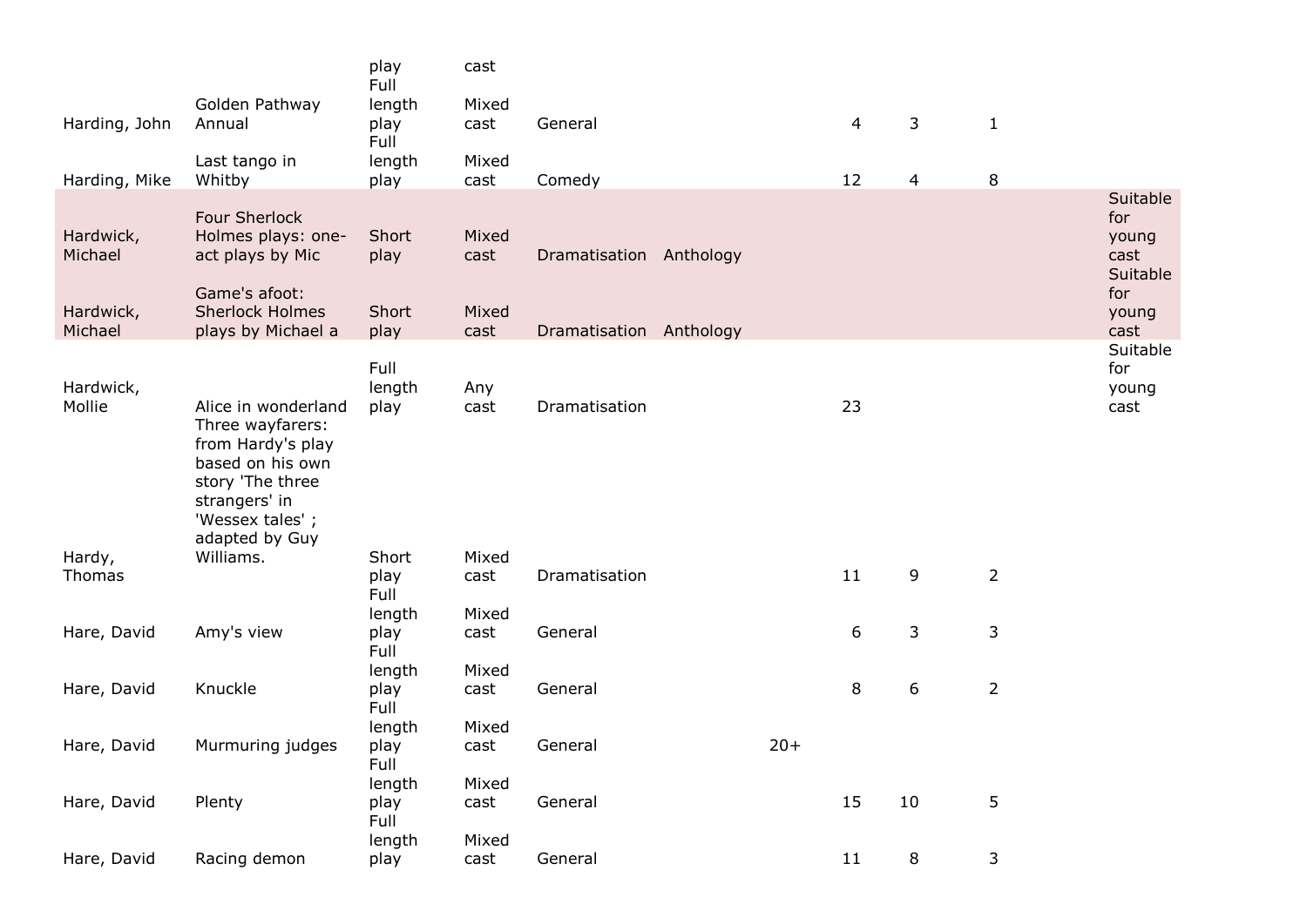| | | | | | | | | | | |
|---|---|---|---|---|---|---|---|---|---|---|
| | | play | cast | | | | | | | |
| Harding, John | Golden Pathway Annual | Full length play | Mixed cast | General | | | 4 | 3 | 1 | |
| Harding, Mike | Last tango in Whitby | Full length play | Mixed cast | Comedy | | | 12 | 4 | 8 | |
| Hardwick, Michael | Four Sherlock Holmes plays: one-act plays by Mic | Short play | Mixed cast | Dramatisation | Anthology | | | | | Suitable for young cast |
| Hardwick, Michael | Game's afoot: Sherlock Holmes plays by Michael a | Short play | Mixed cast | Dramatisation | Anthology | | | | | Suitable for young cast |
| Hardwick, Mollie | Alice in wonderland | Full length play | Any cast | Dramatisation | | | 23 | | | Suitable for young cast |
| Hardy, Thomas | Three wayfarers: from Hardy's play based on his own story 'The three strangers' in 'Wessex tales' ; adapted by Guy Williams. | Short play | Mixed cast | Dramatisation | | | 11 | 9 | 2 | |
| Hare, David | Amy's view | Full length play | Mixed cast | General | | | 6 | 3 | 3 | |
| Hare, David | Knuckle | Full length play | Mixed cast | General | | | 8 | 6 | 2 | |
| Hare, David | Murmuring judges | Full length play | Mixed cast | General | | 20+ | | | | |
| Hare, David | Plenty | Full length play | Mixed cast | General | | | 15 | 10 | 5 | |
| Hare, David | Racing demon | Full length play | Mixed cast | General | | | 11 | 8 | 3 | |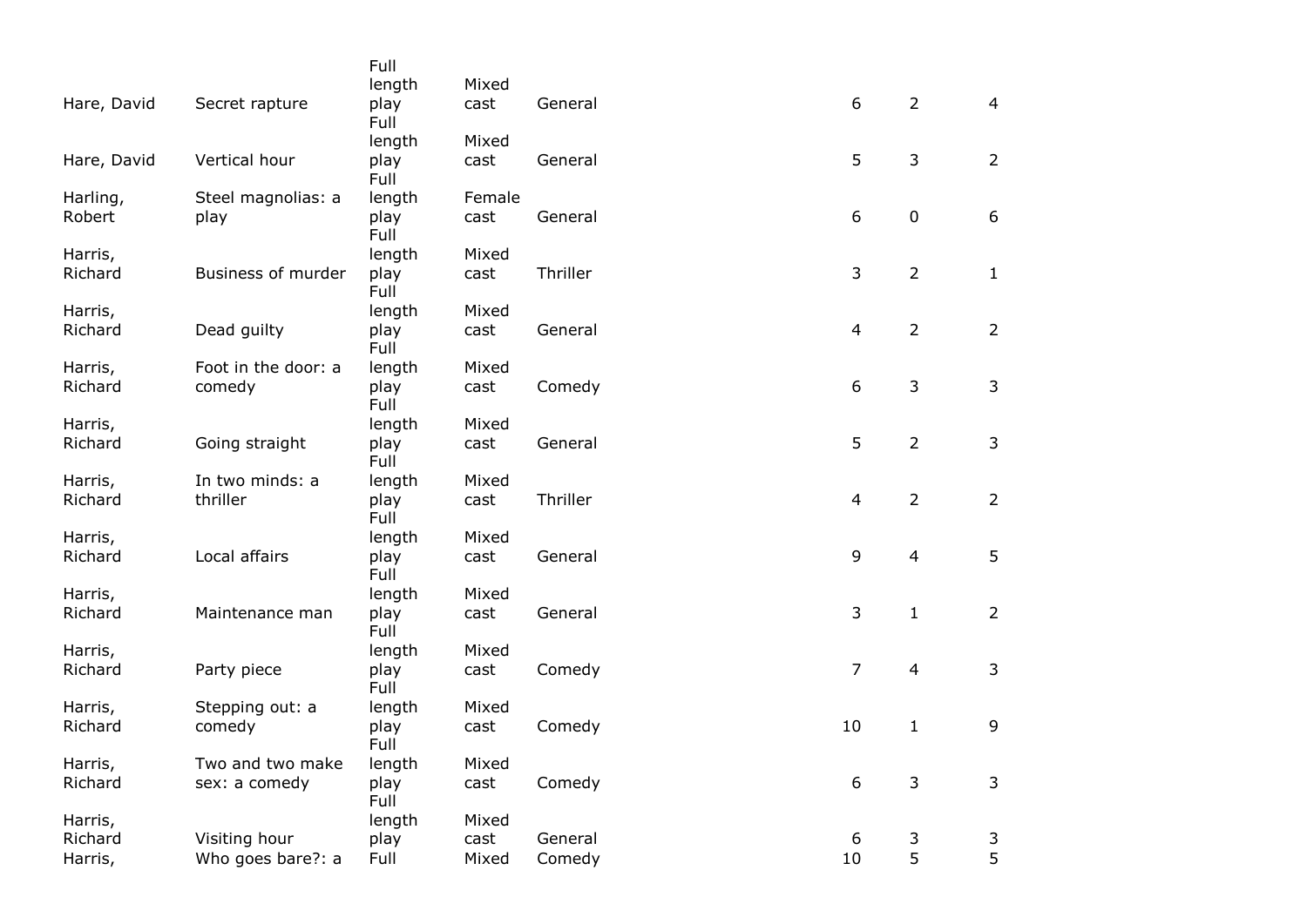| | | | | | | | |
|---|---|---|---|---|---|---|---|
| Hare, David | Secret rapture | Full length play | Mixed cast | General | 6 | 2 | 4 |
| Hare, David | Vertical hour | Full length play | Mixed cast | General | 5 | 3 | 2 |
| Harling, Robert | Steel magnolias: a play | Full length play | Female cast | General | 6 | 0 | 6 |
| Harris, Richard | Business of murder | Full length play | Mixed cast | Thriller | 3 | 2 | 1 |
| Harris, Richard | Dead guilty | Full length play | Mixed cast | General | 4 | 2 | 2 |
| Harris, Richard | Foot in the door: a comedy | Full length play | Mixed cast | Comedy | 6 | 3 | 3 |
| Harris, Richard | Going straight | Full length play | Mixed cast | General | 5 | 2 | 3 |
| Harris, Richard | In two minds: a thriller | Full length play | Mixed cast | Thriller | 4 | 2 | 2 |
| Harris, Richard | Local affairs | Full length play | Mixed cast | General | 9 | 4 | 5 |
| Harris, Richard | Maintenance man | Full length play | Mixed cast | General | 3 | 1 | 2 |
| Harris, Richard | Party piece | Full length play | Mixed cast | Comedy | 7 | 4 | 3 |
| Harris, Richard | Stepping out: a comedy | Full length play | Mixed cast | Comedy | 10 | 1 | 9 |
| Harris, Richard | Two and two make sex: a comedy | Full length play | Mixed cast | Comedy | 6 | 3 | 3 |
| Harris, Richard | Visiting hour | Full length play | Mixed cast | General | 6 | 3 | 3 |
| Harris, | Who goes bare?: a | Full | Mixed | Comedy | 10 | 5 | 5 |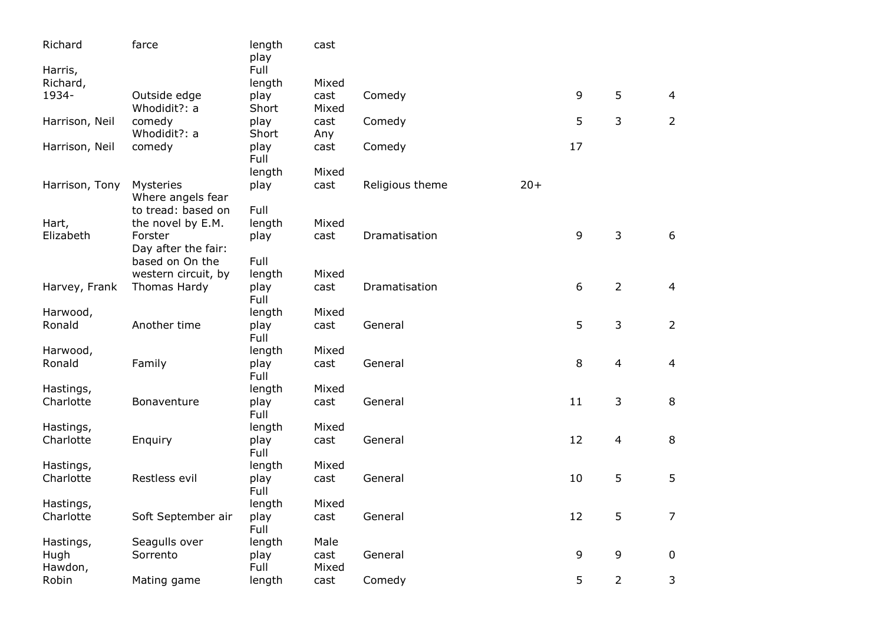| | | | | | | | | |
|---|---|---|---|---|---|---|---|---|
| Richard | farce | length play | cast | | | | | |
| Harris, Richard, 1934- | Outside edge | Full length play | Mixed cast | Comedy | | 9 | 5 | 4 |
| Harrison, Neil | Whodidit?: a comedy | Short play | Mixed cast | Comedy | | 5 | 3 | 2 |
| Harrison, Neil | Whodidit?: a comedy | Short play | Any cast | Comedy | | 17 | | |
| Harrison, Tony | Mysteries | Full length play | Mixed cast | Religious theme | 20+ | | | |
| Hart, Elizabeth | Where angels fear to tread: based on the novel by E.M. Forster | Full length play | Mixed cast | Dramatisation | | 9 | 3 | 6 |
| Harvey, Frank | Day after the fair: based on On the western circuit, by Thomas Hardy | Full length play | Mixed cast | Dramatisation | | 6 | 2 | 4 |
| Harwood, Ronald | Another time | Full length play | Mixed cast | General | | 5 | 3 | 2 |
| Harwood, Ronald | Family | Full length play | Mixed cast | General | | 8 | 4 | 4 |
| Hastings, Charlotte | Bonaventure | Full length play | Mixed cast | General | | 11 | 3 | 8 |
| Hastings, Charlotte | Enquiry | Full length play | Mixed cast | General | | 12 | 4 | 8 |
| Hastings, Charlotte | Restless evil | Full length play | Mixed cast | General | | 10 | 5 | 5 |
| Hastings, Charlotte | Soft September air | Full length play | Mixed cast | General | | 12 | 5 | 7 |
| Hastings, Hugh | Seagulls over Sorrento | Full length play | Male cast | General | | 9 | 9 | 0 |
| Hawdon, Robin | Mating game | Full length | Mixed cast | Comedy | | 5 | 2 | 3 |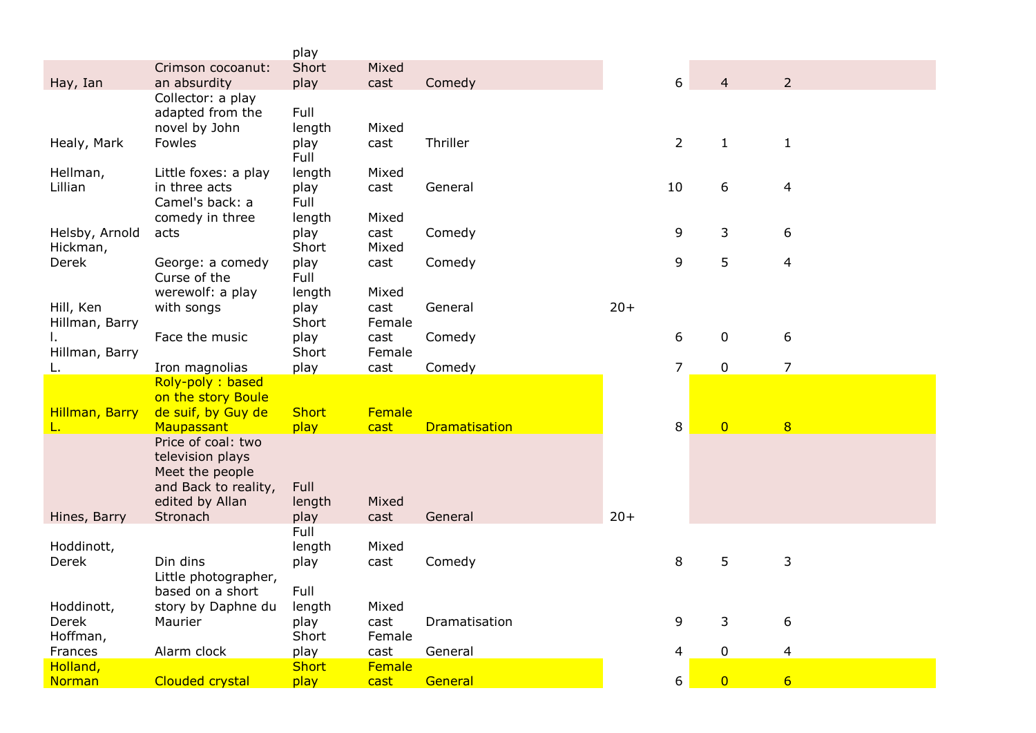| | | play | | | | | | |
|---|---|---|---|---|---|---|---|---|
| Hay, Ian | Crimson cocoanut: an absurdity | Short play | Mixed cast | Comedy | | 6 | 4 | 2 |
| Healy, Mark | Collector: a play adapted from the novel by John Fowles | Full length play | Mixed cast | Thriller | | 2 | 1 | 1 |
| Hellman, Lillian | Little foxes: a play in three acts | Full length play | Mixed cast | General | | 10 | 6 | 4 |
| Helsby, Arnold | Camel's back: a comedy in three acts | Full length play | Mixed cast | Comedy | | 9 | 3 | 6 |
| Hickman, Derek | George: a comedy | Short play | Mixed cast | Comedy | | 9 | 5 | 4 |
| Hill, Ken | Curse of the werewolf: a play with songs | Full length play | Mixed cast | General | 20+ | | | |
| Hillman, Barry l. | Face the music | Short play | Female cast | Comedy | | 6 | 0 | 6 |
| Hillman, Barry L. | Iron magnolias | Short play | Female cast | Comedy | | 7 | 0 | 7 |
| Hillman, Barry L. | Roly-poly : based on the story Boule de suif, by Guy de Maupassant | Short play | Female cast | Dramatisation | | 8 | 0 | 8 |
| Hines, Barry | Price of coal: two television plays Meet the people and Back to reality, edited by Allan Stronach | Full length play | Mixed cast | General | 20+ | | | |
| Hoddinott, Derek | Din dins | Full length play | Mixed cast | Comedy | | 8 | 5 | 3 |
| Hoddinott, Derek | Little photographer, based on a short story by Daphne du Maurier | Full length play | Mixed cast | Dramatisation | | 9 | 3 | 6 |
| Hoffman, Frances | Alarm clock | Short play | Female cast | General | | 4 | 0 | 4 |
| Holland, Norman | Clouded crystal | Short play | Female cast | General | | 6 | 0 | 6 |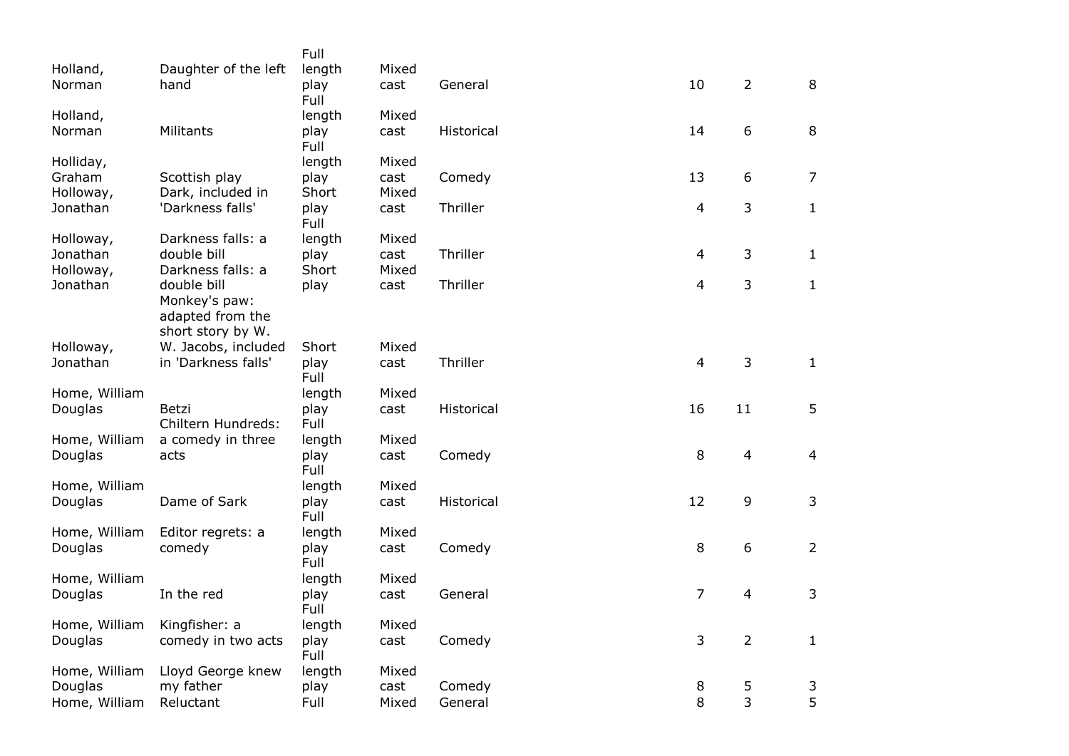| | | | | | | | |
|---|---|---|---|---|---|---|---|
| Holland, Norman | Daughter of the left hand | Full length play | Mixed cast | General | 10 | 2 | 8 |
| Holland, Norman | Militants | Full length play | Mixed cast | Historical | 14 | 6 | 8 |
| Holliday, Graham | Scottish play | Full length play | Mixed cast | Comedy | 13 | 6 | 7 |
| Holloway, Jonathan | Dark, included in 'Darkness falls' | Short play | Mixed cast | Thriller | 4 | 3 | 1 |
| Holloway, Jonathan | Darkness falls: a double bill | Full length play | Mixed cast | Thriller | 4 | 3 | 1 |
| Holloway, Jonathan | Darkness falls: a double bill | Short play | Mixed cast | Thriller | 4 | 3 | 1 |
| Holloway, Jonathan | Monkey's paw: adapted from the short story by W. W. Jacobs, included in 'Darkness falls' | Short play | Mixed cast | Thriller | 4 | 3 | 1 |
| Home, William Douglas | Betzi | Full length play | Mixed cast | Historical | 16 | 11 | 5 |
| Home, William Douglas | Chiltern Hundreds: a comedy in three acts | Full length play | Mixed cast | Comedy | 8 | 4 | 4 |
| Home, William Douglas | Dame of Sark | Full length play | Mixed cast | Historical | 12 | 9 | 3 |
| Home, William Douglas | Editor regrets: a comedy | Full length play | Mixed cast | Comedy | 8 | 6 | 2 |
| Home, William Douglas | In the red | Full length play | Mixed cast | General | 7 | 4 | 3 |
| Home, William Douglas | Kingfisher: a comedy in two acts | Full length play | Mixed cast | Comedy | 3 | 2 | 1 |
| Home, William Douglas | Lloyd George knew my father | Full length play | Mixed cast | Comedy | 8 | 5 | 3 |
| Home, William | Reluctant | Full | Mixed | General | 8 | 3 | 5 |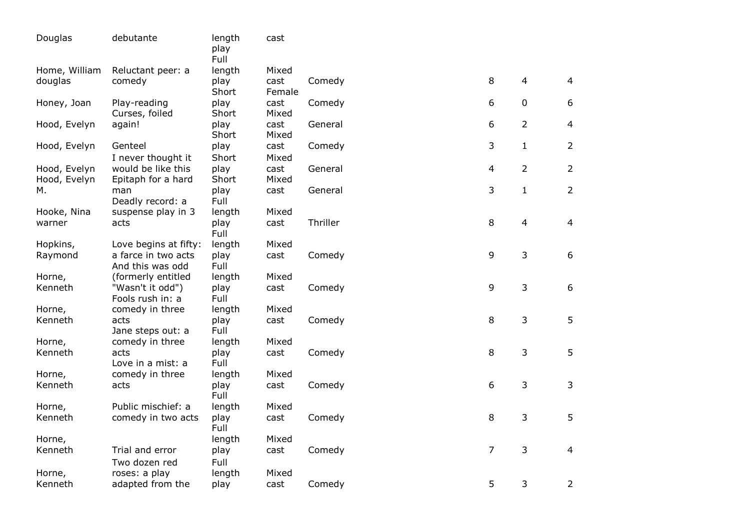| | | | | | | | |
|---|---|---|---|---|---|---|---|
| Douglas | debutante | length play | cast | | | | |
| Home, William douglas | Reluctant peer: a comedy | Full length play | Mixed cast | Comedy | 8 | 4 | 4 |
| Honey, Joan | Play-reading | Short play | Female cast | Comedy | 6 | 0 | 6 |
| Hood, Evelyn | Curses, foiled again! | Short play | Mixed cast | General | 6 | 2 | 4 |
| Hood, Evelyn | Genteel | Short play | Mixed cast | Comedy | 3 | 1 | 2 |
| Hood, Evelyn | I never thought it would be like this | Short play | Mixed cast | General | 4 | 2 | 2 |
| Hood, Evelyn M. | Epitaph for a hard man | Short play | Mixed cast | General | 3 | 1 | 2 |
| Hooke, Nina warner | Deadly record: a suspense play in 3 acts | Full length play | Mixed cast | Thriller | 8 | 4 | 4 |
| Hopkins, Raymond | Love begins at fifty: a farce in two acts | Full length play | Mixed cast | Comedy | 9 | 3 | 6 |
| Horne, Kenneth | And this was odd (formerly entitled "Wasn't it odd") | Full length play | Mixed cast | Comedy | 9 | 3 | 6 |
| Horne, Kenneth | Fools rush in: a comedy in three acts | Full length play | Mixed cast | Comedy | 8 | 3 | 5 |
| Horne, Kenneth | Jane steps out: a comedy in three acts | Full length play | Mixed cast | Comedy | 8 | 3 | 5 |
| Horne, Kenneth | Love in a mist: a comedy in three acts | Full length play | Mixed cast | Comedy | 6 | 3 | 3 |
| Horne, Kenneth | Public mischief: a comedy in two acts | Full length play | Mixed cast | Comedy | 8 | 3 | 5 |
| Horne, Kenneth | Trial and error | Full length play | Mixed cast | Comedy | 7 | 3 | 4 |
| Horne, Kenneth | Two dozen red roses: a play adapted from the | Full length play | Mixed cast | Comedy | 5 | 3 | 2 |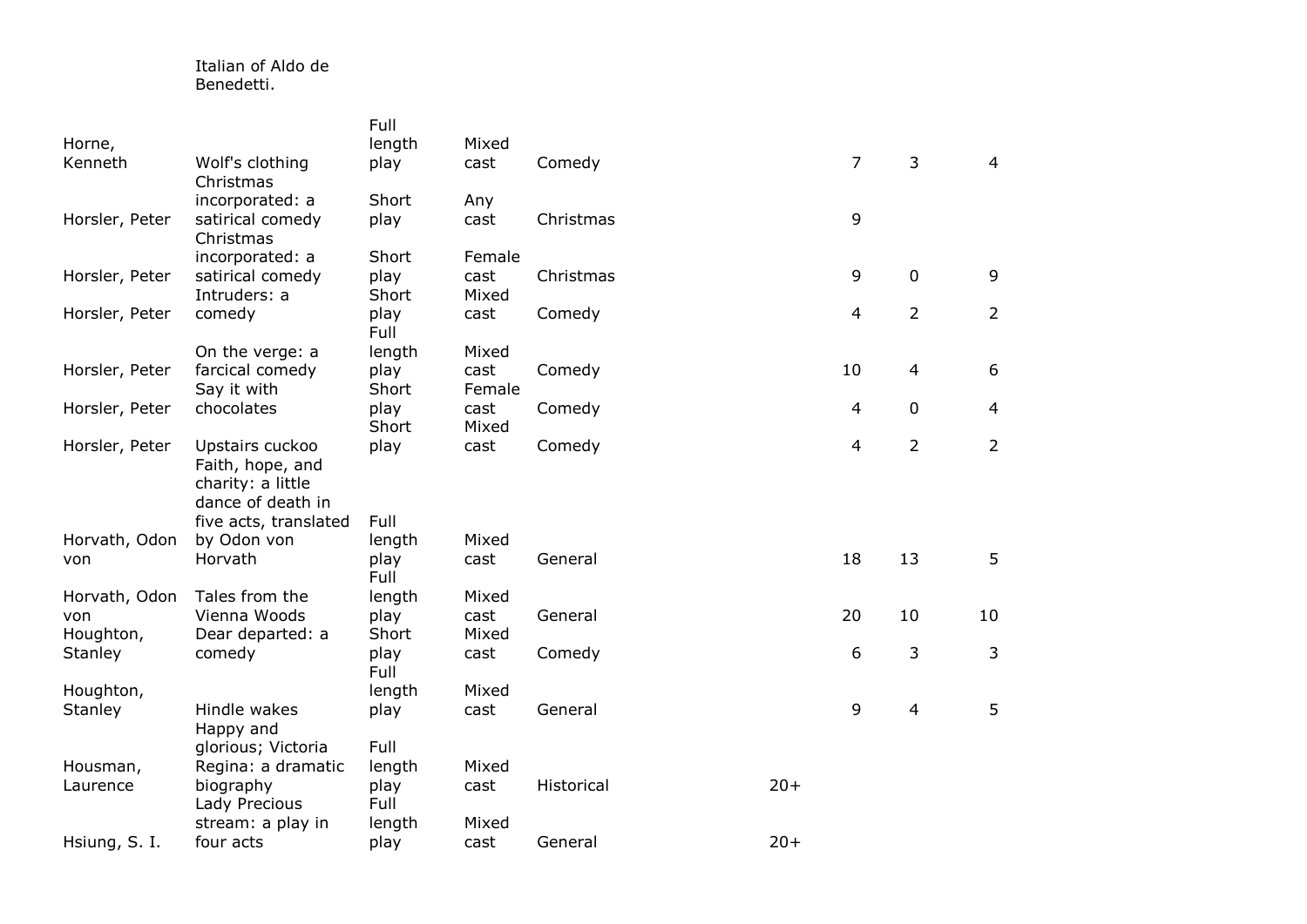|  | Italian of Aldo de Benedetti. |  |  |  |  |  |  |  |
|---|---|---|---|---|---|---|---|---|
| Horne, Kenneth | Wolf's clothing | Full length play | Mixed cast | Comedy |  | 7 | 3 | 4 |
| Horsler, Peter | Christmas incorporated: a satirical comedy | Short play | Any cast | Christmas |  | 9 |  |  |
| Horsler, Peter | Christmas incorporated: a satirical comedy | Short play | Female cast | Christmas |  | 9 | 0 | 9 |
| Horsler, Peter | Intruders: a comedy | Short play | Mixed cast | Comedy |  | 4 | 2 | 2 |
| Horsler, Peter | On the verge: a farcical comedy | Full length play | Mixed cast | Comedy |  | 10 | 4 | 6 |
| Horsler, Peter | Say it with chocolates | Short play | Female cast | Comedy |  | 4 | 0 | 4 |
| Horsler, Peter | Upstairs cuckoo | Short play | Mixed cast | Comedy |  | 4 | 2 | 2 |
| Horvath, Odon von | Faith, hope, and charity: a little dance of death in five acts, translated by Odon von Horvath | Full length play | Mixed cast | General |  | 18 | 13 | 5 |
| Horvath, Odon von | Tales from the Vienna Woods | Full length play | Mixed cast | General |  | 20 | 10 | 10 |
| Houghton, Stanley | Dear departed: a comedy | Short play | Mixed cast | Comedy |  | 6 | 3 | 3 |
| Houghton, Stanley | Hindle wakes | Full length play | Mixed cast | General |  | 9 | 4 | 5 |
| Housman, Laurence | Happy and glorious; Victoria Regina: a dramatic biography | Full length play | Mixed cast | Historical | 20+ |  |  |  |
| Hsiung, S. I. | Lady Precious stream: a play in four acts | Full length play | Mixed cast | General | 20+ |  |  |  |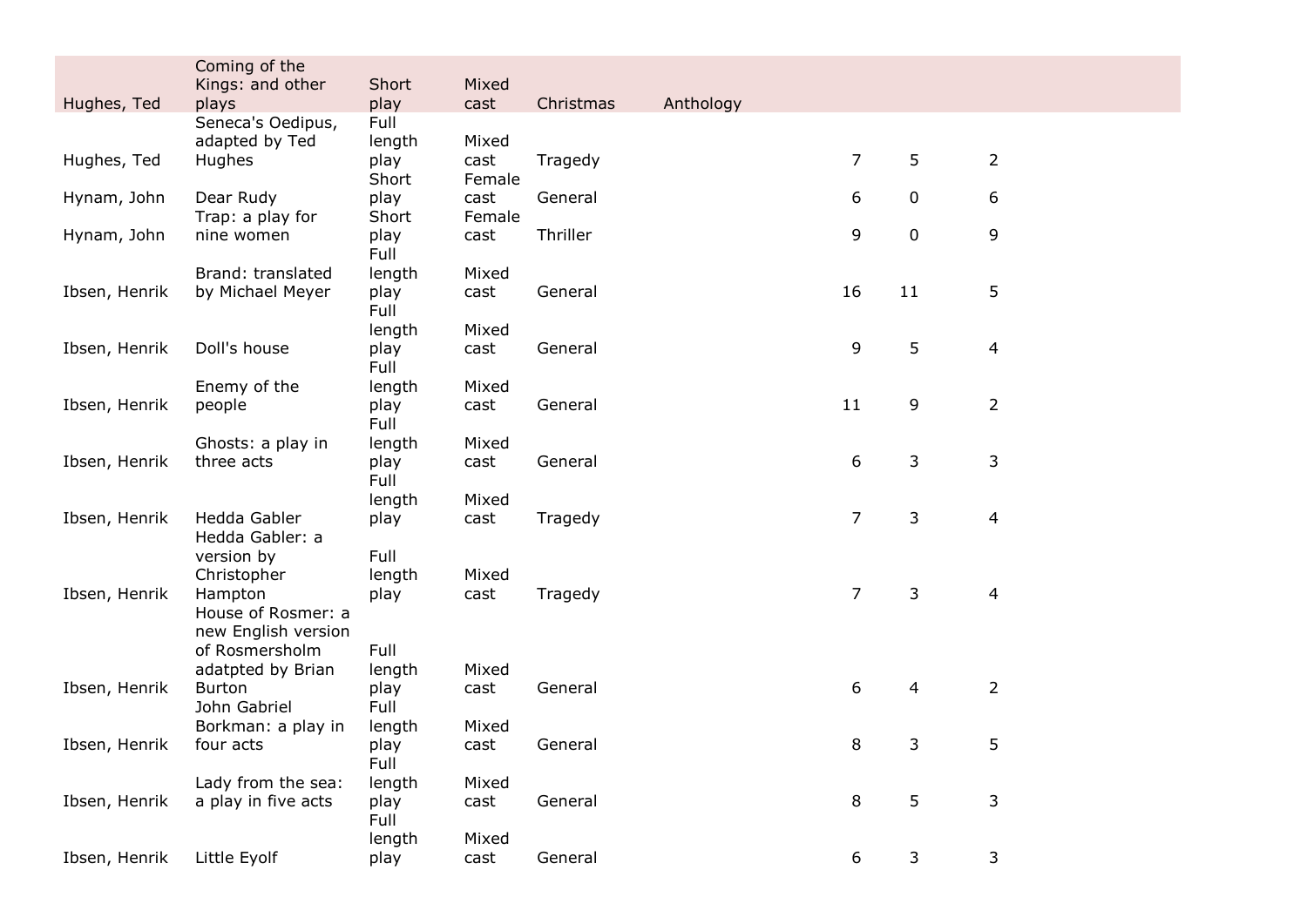| | | | | | | | | |
|---|---|---|---|---|---|---|---|---|
| Hughes, Ted | Coming of the Kings: and other plays | Short play | Mixed cast | Christmas | Anthology | | | |
| Hughes, Ted | Seneca's Oedipus, adapted by Ted Hughes | Full length play | Mixed cast | Tragedy | | 7 | 5 | 2 |
| Hynam, John | Dear Rudy | Short play | Female cast | General | | 6 | 0 | 6 |
| Hynam, John | Trap: a play for nine women | Short play | Female cast | Thriller | | 9 | 0 | 9 |
| Ibsen, Henrik | Brand: translated by Michael Meyer | Full length play | Mixed cast | General | | 16 | 11 | 5 |
| Ibsen, Henrik | Doll's house | Full length play | Mixed cast | General | | 9 | 5 | 4 |
| Ibsen, Henrik | Enemy of the people | Full length play | Mixed cast | General | | 11 | 9 | 2 |
| Ibsen, Henrik | Ghosts: a play in three acts | Full length play | Mixed cast | General | | 6 | 3 | 3 |
| Ibsen, Henrik | Hedda Gabler | Full length play | Mixed cast | Tragedy | | 7 | 3 | 4 |
| Ibsen, Henrik | Hedda Gabler: a version by Christopher Hampton | Full length play | Mixed cast | Tragedy | | 7 | 3 | 4 |
| Ibsen, Henrik | House of Rosmer: a new English version of Rosmersholm adatpted by Brian Burton | Full length play | Mixed cast | General | | 6 | 4 | 2 |
| Ibsen, Henrik | John Gabriel Borkman: a play in four acts | Full length play | Mixed cast | General | | 8 | 3 | 5 |
| Ibsen, Henrik | Lady from the sea: a play in five acts | Full length play | Mixed cast | General | | 8 | 5 | 3 |
| Ibsen, Henrik | Little Eyolf | Full length play | Mixed cast | General | | 6 | 3 | 3 |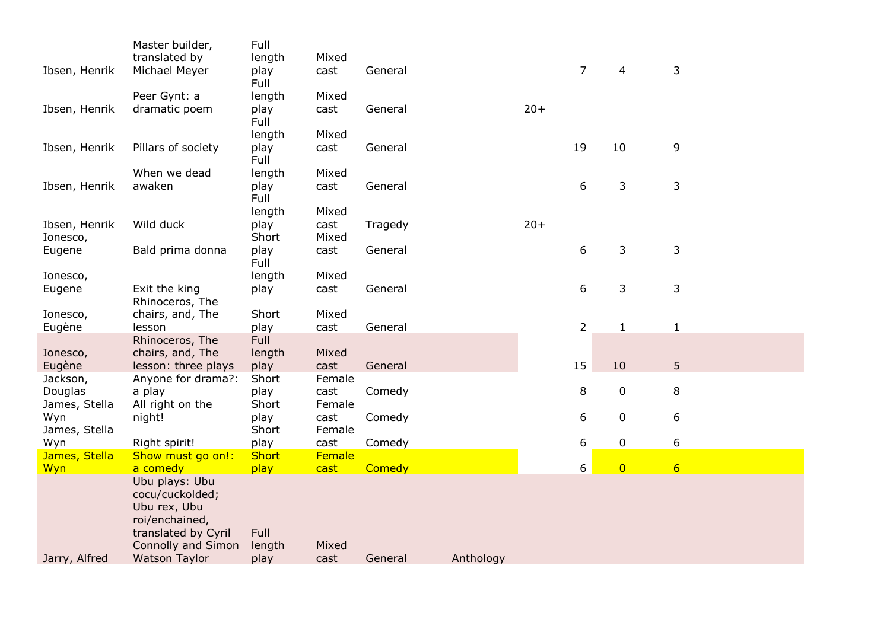| | | | | | | | | | |
|---|---|---|---|---|---|---|---|---|---|
| Ibsen, Henrik | Master builder, translated by Michael Meyer | Full length play | Mixed cast | General | | | 7 | 4 | 3 |
| Ibsen, Henrik | Peer Gynt: a dramatic poem | Full length play | Mixed cast | General | | 20+ | | | |
| Ibsen, Henrik | Pillars of society | Full length play | Mixed cast | General | | | 19 | 10 | 9 |
| Ibsen, Henrik | When we dead awaken | Full length play | Mixed cast | General | | | 6 | 3 | 3 |
| Ibsen, Henrik | Wild duck | Full length play | Mixed cast | Tragedy | | 20+ | | | |
| Ionesco, Eugene | Bald prima donna | Short play | Mixed cast | General | | | 6 | 3 | 3 |
| Ionesco, Eugene | Exit the king | Full length play | Mixed cast | General | | | 6 | 3 | 3 |
| Ionesco, Eugène | Rhinoceros, The chairs, and, The lesson | Short play | Mixed cast | General | | | 2 | 1 | 1 |
| Ionesco, Eugène | Rhinoceros, The chairs, and, The lesson: three plays | Full length play | Mixed cast | General | | | 15 | 10 | 5 |
| Jackson, Douglas | Anyone for drama?: a play | Short play | Female cast | Comedy | | | 8 | 0 | 8 |
| James, Stella Wyn | All right on the night! | Short play | Female cast | Comedy | | | 6 | 0 | 6 |
| James, Stella Wyn | Right spirit! | Short play | Female cast | Comedy | | | 6 | 0 | 6 |
| James, Stella Wyn | Show must go on!: a comedy | Short play | Female cast | Comedy | | | 6 | 0 | 6 |
| Jarry, Alfred | Ubu plays: Ubu cocu/cuckolded; Ubu rex, Ubu roi/enchained, translated by Cyril Connolly and Simon Watson Taylor | Full length play | Mixed cast | General | Anthology | | | | |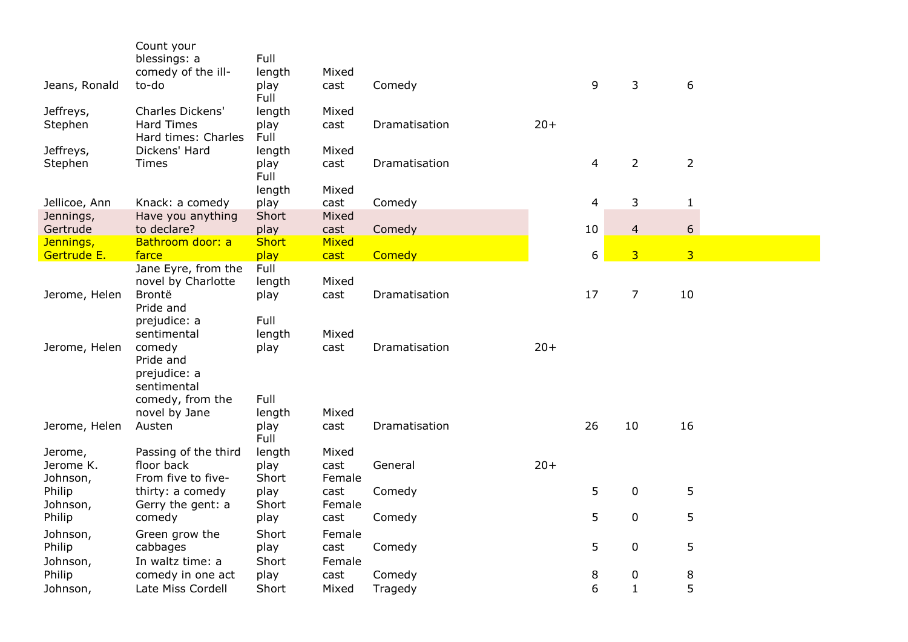| | | | | | | | | |
|---|---|---|---|---|---|---|---|---|
| Jeans, Ronald | Count your blessings: a comedy of the ill-to-do | Full length play | Mixed cast | Comedy | | 9 | 3 | 6 |
| Jeffreys, Stephen | Charles Dickens' Hard Times | Full length play | Mixed cast | Dramatisation | 20+ | | | |
| Jeffreys, Stephen | Hard times: Charles Dickens' Hard Times | Full length play | Mixed cast | Dramatisation | | 4 | 2 | 2 |
| Jellicoe, Ann | Knack: a comedy | Full length play | Mixed cast | Comedy | | 4 | 3 | 1 |
| Jennings, Gertrude | Have you anything to declare? | Short play | Mixed cast | Comedy | | 10 | 4 | 6 |
| Jennings, Gertrude E. | Bathroom door: a farce | Short play | Mixed cast | Comedy | | 6 | 3 | 3 |
| Jerome, Helen | Jane Eyre, from the novel by Charlotte Brontë | Full length play | Mixed cast | Dramatisation | | 17 | 7 | 10 |
| Jerome, Helen | Pride and prejudice: a sentimental comedy | Full length play | Mixed cast | Dramatisation | 20+ | | | |
| Jerome, Helen | Pride and prejudice: a sentimental comedy, from the novel by Jane Austen | Full length play | Mixed cast | Dramatisation | | 26 | 10 | 16 |
| Jerome, Jerome K. | Passing of the third floor back | Full length play | Mixed cast | General | 20+ | | | |
| Johnson, Philip | From five to five-thirty: a comedy | Short play | Female cast | Comedy | | 5 | 0 | 5 |
| Johnson, Philip | Gerry the gent: a comedy | Short play | Female cast | Comedy | | 5 | 0 | 5 |
| Johnson, Philip | Green grow the cabbages | Short play | Female cast | Comedy | | 5 | 0 | 5 |
| Johnson, Philip | In waltz time: a comedy in one act | Short play | Female cast | Comedy | | 8 | 0 | 8 |
| Johnson, | Late Miss Cordell | Short | Mixed | Tragedy | | 6 | 1 | 5 |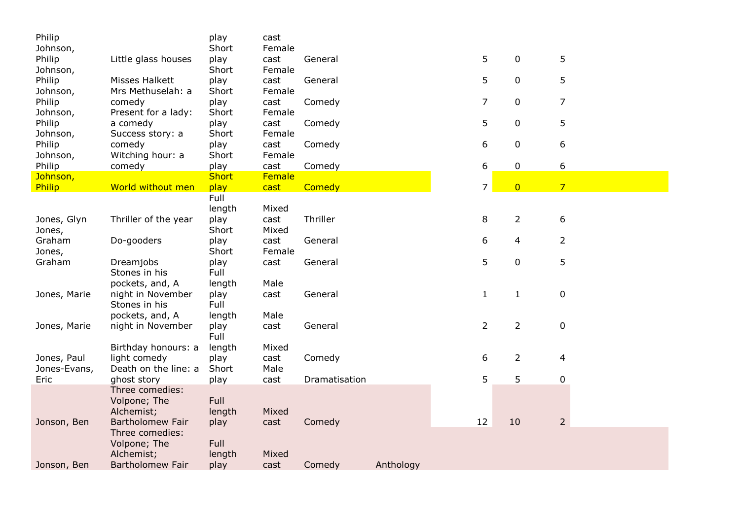| | | | | | | | | |
|---|---|---|---|---|---|---|---|---|
| Philip | | play | cast | | | | | |
| Johnson, Philip | Little glass houses | Short play | Female cast | General | | 5 | 0 | 5 |
| Johnson, Philip | Misses Halkett | Short play | Female cast | General | | 5 | 0 | 5 |
| Johnson, Philip | Mrs Methuselah: a comedy | Short play | Female cast | Comedy | | 7 | 0 | 7 |
| Johnson, Philip | Present for a lady: a comedy | Short play | Female cast | Comedy | | 5 | 0 | 5 |
| Johnson, Philip | Success story: a comedy | Short play | Female cast | Comedy | | 6 | 0 | 6 |
| Johnson, Philip | Witching hour: a comedy | Short play | Female cast | Comedy | | 6 | 0 | 6 |
| Johnson, Philip | World without men | Short play | Female cast | Comedy | | 7 | 0 | 7 |
| Jones, Glyn | Thriller of the year | Full length play | Mixed cast | Thriller | | 8 | 2 | 6 |
| Jones, Graham | Do-gooders | Short play | Mixed cast | General | | 6 | 4 | 2 |
| Jones, Graham | Dreamjobs | Short play | Female cast | General | | 5 | 0 | 5 |
| Jones, Marie | Stones in his pockets, and, A night in November | Full length play | Male cast | General | | 1 | 1 | 0 |
| Jones, Marie | Stones in his pockets, and, A night in November | Full length play | Male cast | General | | 2 | 2 | 0 |
| Jones, Paul | Birthday honours: a light comedy | Full length play | Mixed cast | Comedy | | 6 | 2 | 4 |
| Jones-Evans, Eric | Death on the line: a ghost story | Short play | Male cast | Dramatisation | | 5 | 5 | 0 |
| Jonson, Ben | Three comedies: Volpone; The Alchemist; Bartholomew Fair | Full length play | Mixed cast | Comedy | | 12 | 10 | 2 |
| Jonson, Ben | Three comedies: Volpone; The Alchemist; Bartholomew Fair | Full length play | Mixed cast | Comedy | Anthology | | | |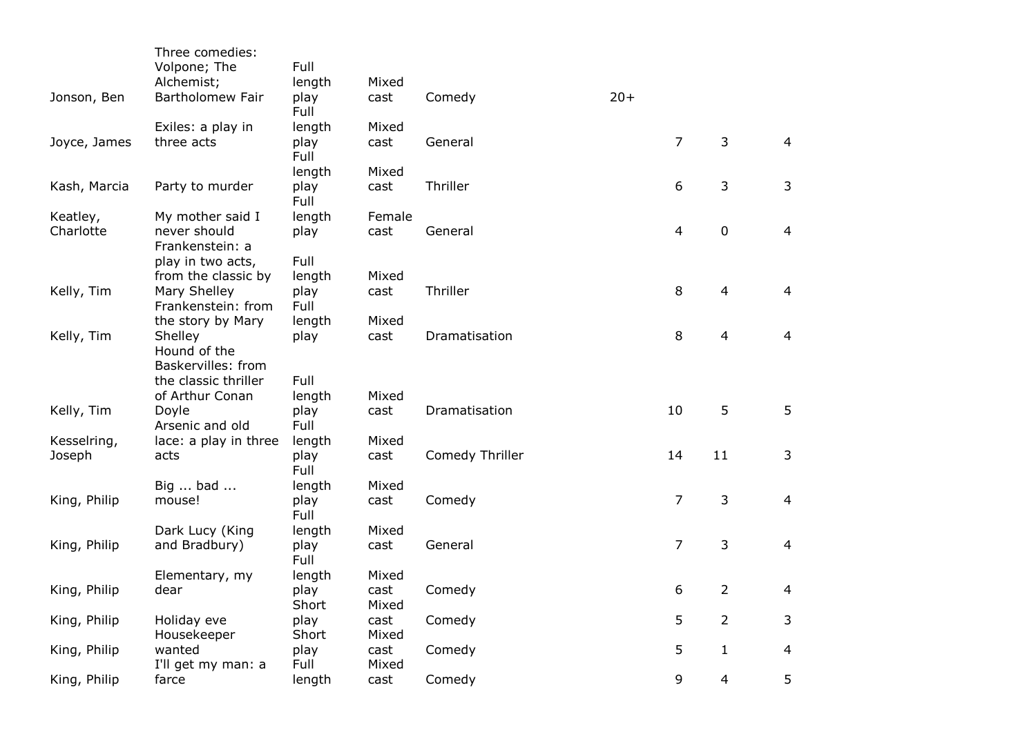| | | | | | | | | |
|---|---|---|---|---|---|---|---|---|
| Jonson, Ben | Three comedies: Volpone; The Alchemist; Bartholomew Fair | Full length play | Mixed cast | Comedy | 20+ | | | |
| Joyce, James | Exiles: a play in three acts | Full length play | Mixed cast | General | | 7 | 3 | 4 |
| Kash, Marcia | Party to murder | Full length play | Mixed cast | Thriller | | 6 | 3 | 3 |
| Keatley, Charlotte | My mother said I never should | Full length play | Female cast | General | | 4 | 0 | 4 |
| Kelly, Tim | Frankenstein: a play in two acts, from the classic by Mary Shelley | Full length play | Mixed cast | Thriller | | 8 | 4 | 4 |
| Kelly, Tim | Frankenstein: from the story by Mary Shelley | Full length play | Mixed cast | Dramatisation | | 8 | 4 | 4 |
| Kelly, Tim | Hound of the Baskervilles: from the classic thriller of Arthur Conan Doyle | Full length play | Mixed cast | Dramatisation | | 10 | 5 | 5 |
| Kesselring, Joseph | Arsenic and old lace: a play in three acts | Full length play | Mixed cast | Comedy Thriller | | 14 | 11 | 3 |
| King, Philip | Big ... bad ... mouse! | Full length play | Mixed cast | Comedy | | 7 | 3 | 4 |
| King, Philip | Dark Lucy (King and Bradbury) | Full length play | Mixed cast | General | | 7 | 3 | 4 |
| King, Philip | Elementary, my dear | Full length play | Mixed cast | Comedy | | 6 | 2 | 4 |
| King, Philip | Holiday eve | Short play | Mixed cast | Comedy | | 5 | 2 | 3 |
| King, Philip | Housekeeper wanted | Short play | Mixed cast | Comedy | | 5 | 1 | 4 |
| King, Philip | I'll get my man: a farce | Full length | Mixed cast | Comedy | | 9 | 4 | 5 |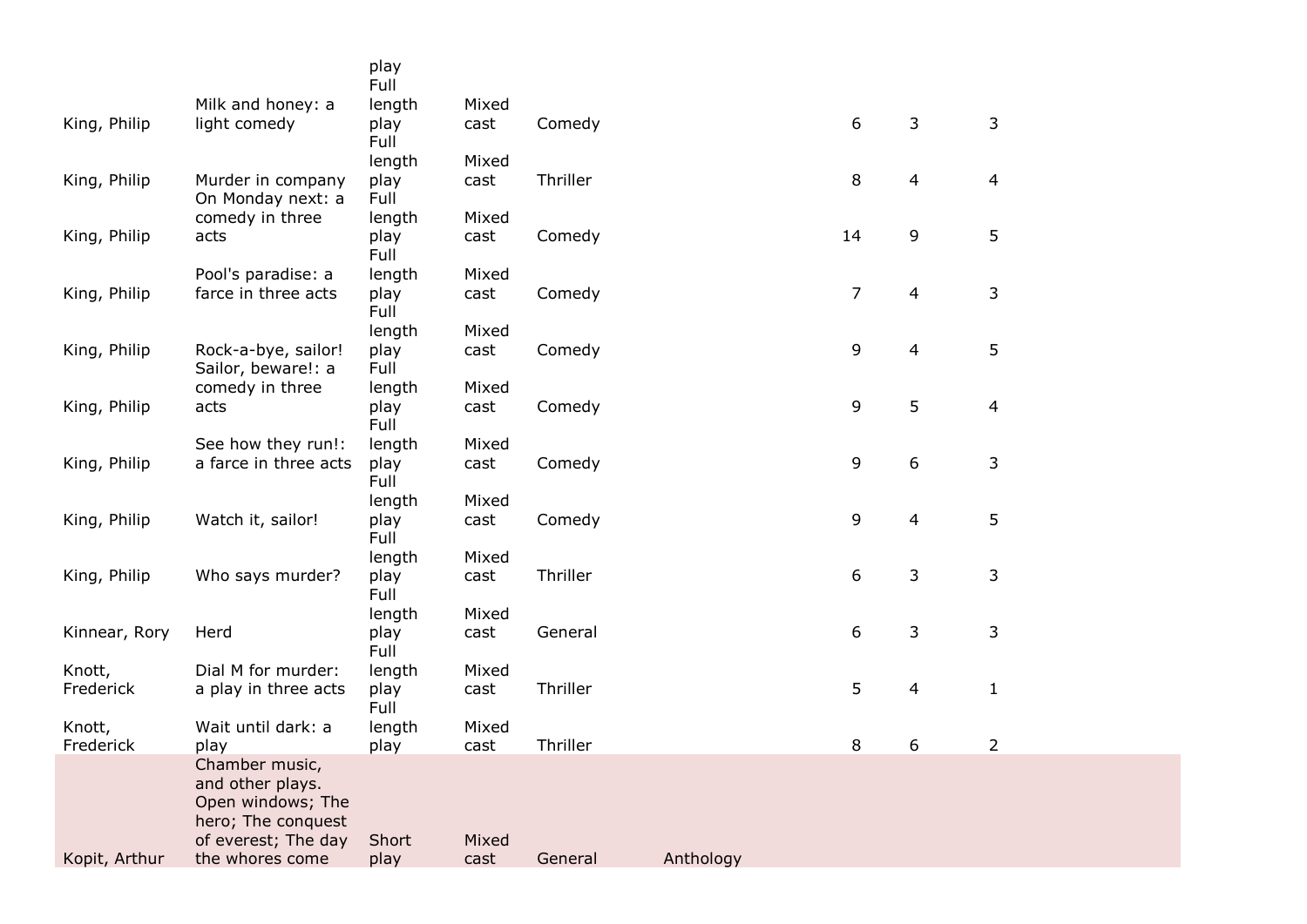| | | play | | | | | | |
|---|---|---|---|---|---|---|---|---|
| King, Philip | Milk and honey: a light comedy | Full length play | Mixed cast | Comedy | | 6 | 3 | 3 |
| King, Philip | Murder in company | Full length play | Mixed cast | Thriller | | 8 | 4 | 4 |
| King, Philip | On Monday next: a comedy in three acts | Full length play | Mixed cast | Comedy | | 14 | 9 | 5 |
| King, Philip | Pool's paradise: a farce in three acts | Full length play | Mixed cast | Comedy | | 7 | 4 | 3 |
| King, Philip | Rock-a-bye, sailor! | Full length play | Mixed cast | Comedy | | 9 | 4 | 5 |
| King, Philip | Sailor, beware!: a comedy in three acts | Full length play | Mixed cast | Comedy | | 9 | 5 | 4 |
| King, Philip | See how they run!: a farce in three acts | Full length play | Mixed cast | Comedy | | 9 | 6 | 3 |
| King, Philip | Watch it, sailor! | Full length play | Mixed cast | Comedy | | 9 | 4 | 5 |
| King, Philip | Who says murder? | Full length play | Mixed cast | Thriller | | 6 | 3 | 3 |
| Kinnear, Rory | Herd | Full length play | Mixed cast | General | | 6 | 3 | 3 |
| Knott, Frederick | Dial M for murder: a play in three acts | Full length play | Mixed cast | Thriller | | 5 | 4 | 1 |
| Knott, Frederick | Wait until dark: a play | Full length play | Mixed cast | Thriller | | 8 | 6 | 2 |
| Kopit, Arthur | Chamber music, and other plays. Open windows; The hero; The conquest of everest; The day the whores come | Short play | Mixed cast | General | Anthology | | | |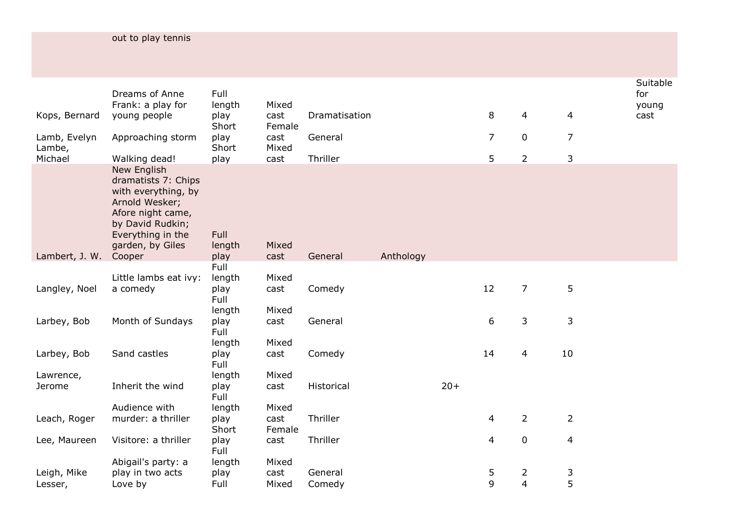| | | | | | | | | | | | |
|---|---|---|---|---|---|---|---|---|---|---|---|
| | out to play tennis | | | | | | | | | | |
| Kops, Bernard | Dreams of Anne Frank: a play for young people | Full length play | Mixed cast | Dramatisation | | | 8 | 4 | 4 | | Suitable for young cast |
| Lamb, Evelyn | Approaching storm | Short play | Female cast | General | | | 7 | 0 | 7 | | |
| Lambe, Michael | Walking dead! | Short play | Mixed cast | Thriller | | | 5 | 2 | 3 | | |
| Lambert, J. W. | New English dramatists 7: Chips with everything, by Arnold Wesker; Afore night came, by David Rudkin; Everything in the garden, by Giles Cooper | Full length play | Mixed cast | General | Anthology | | | | | | |
| Langley, Noel | Little lambs eat ivy: a comedy | Full length play | Mixed cast | Comedy | | | 12 | 7 | 5 | | |
| Larbey, Bob | Month of Sundays | Full length play | Mixed cast | General | | | 6 | 3 | 3 | | |
| Larbey, Bob | Sand castles | Full length play | Mixed cast | Comedy | | | 14 | 4 | 10 | | |
| Lawrence, Jerome | Inherit the wind | Full length play | Mixed cast | Historical | | 20+ | | | | | |
| Leach, Roger | Audience with murder: a thriller | Full length play | Mixed cast | Thriller | | | 4 | 2 | 2 | | |
| Lee, Maureen | Visitore: a thriller | Short play | Female cast | Thriller | | | 4 | 0 | 4 | | |
| Leigh, Mike | Abigail's party: a play in two acts | Full length play | Mixed cast | General | | | 5 | 2 | 3 | | |
| Lesser, | Love by | Full | Mixed | Comedy | | | 9 | 4 | 5 | | |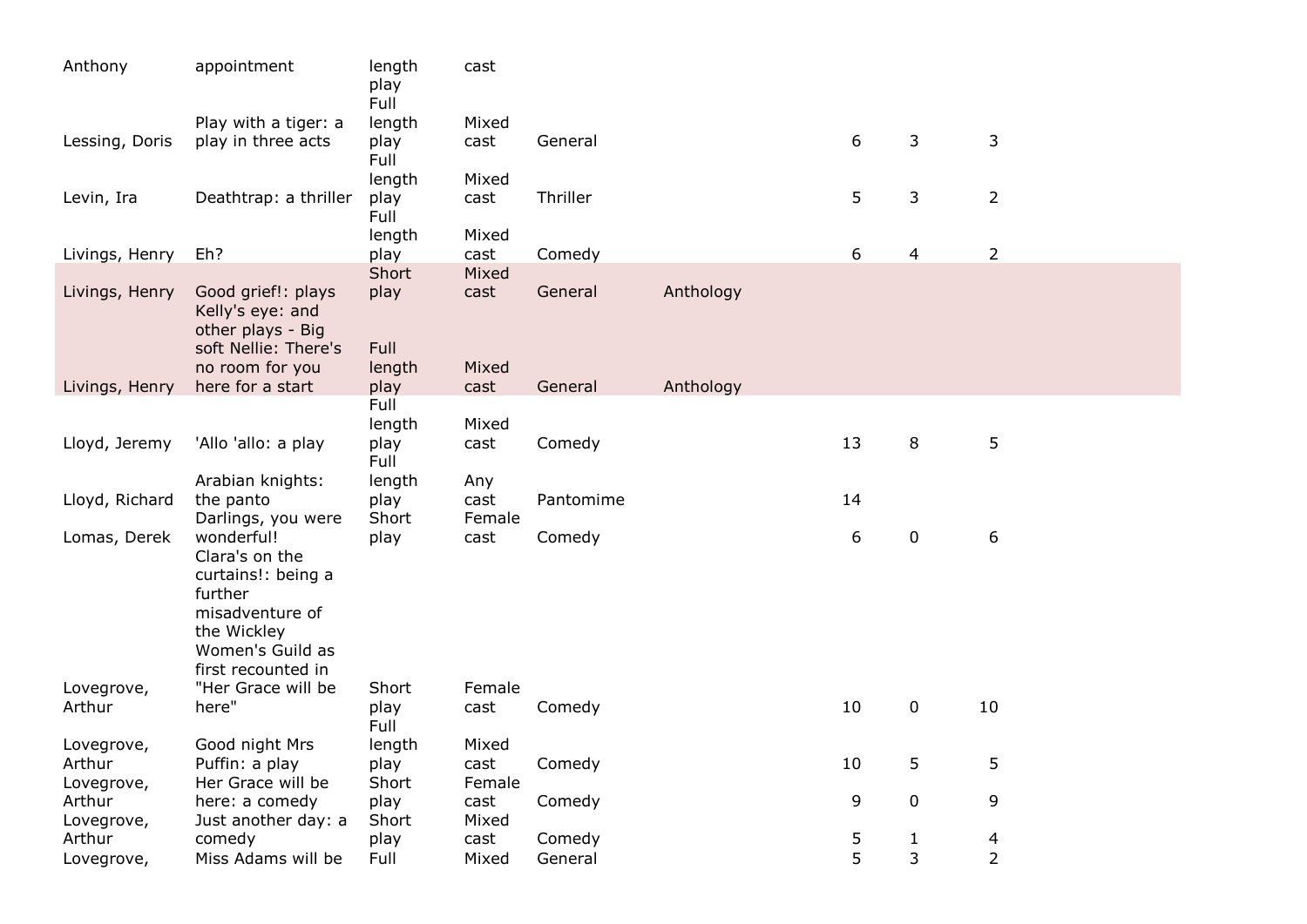| | | | | | | | | |
|---|---|---|---|---|---|---|---|---|
| Anthony | appointment | length play | cast | | | | | |
| Lessing, Doris | Play with a tiger: a play in three acts | Full length play | Mixed cast | General | | 6 | 3 | 3 |
| Levin, Ira | Deathtrap: a thriller | Full length play | Mixed cast | Thriller | | 5 | 3 | 2 |
| Livings, Henry | Eh? | Full length play | Mixed cast | Comedy | | 6 | 4 | 2 |
| Livings, Henry | Good grief!: plays | Short play | Mixed cast | General | Anthology | | | |
| Livings, Henry | Kelly's eye: and other plays - Big soft Nellie: There's no room for you here for a start | Full length play | Mixed cast | General | Anthology | | | |
| Lloyd, Jeremy | 'Allo 'allo: a play | Full length play | Mixed cast | Comedy | | 13 | 8 | 5 |
| Lloyd, Richard | Arabian knights: the panto | Full length play | Any cast | Pantomime | | 14 | | |
| Lomas, Derek | Darlings, you were wonderful! | Short play | Female cast | Comedy | | 6 | 0 | 6 |
| Lovegrove, Arthur | Clara's on the curtains!: being a further misadventure of the Wickley Women's Guild as first recounted in "Her Grace will be here" | Short play | Female cast | Comedy | | 10 | 0 | 10 |
| Lovegrove, Arthur | Good night Mrs Puffin: a play | Full length play | Mixed cast | Comedy | | 10 | 5 | 5 |
| Lovegrove, Arthur | Her Grace will be here: a comedy | Short play | Female cast | Comedy | | 9 | 0 | 9 |
| Lovegrove, Arthur | Just another day: a comedy | Short play | Mixed cast | Comedy | | 5 | 1 | 4 |
| Lovegrove, | Miss Adams will be | Full | Mixed | General | | 5 | 3 | 2 |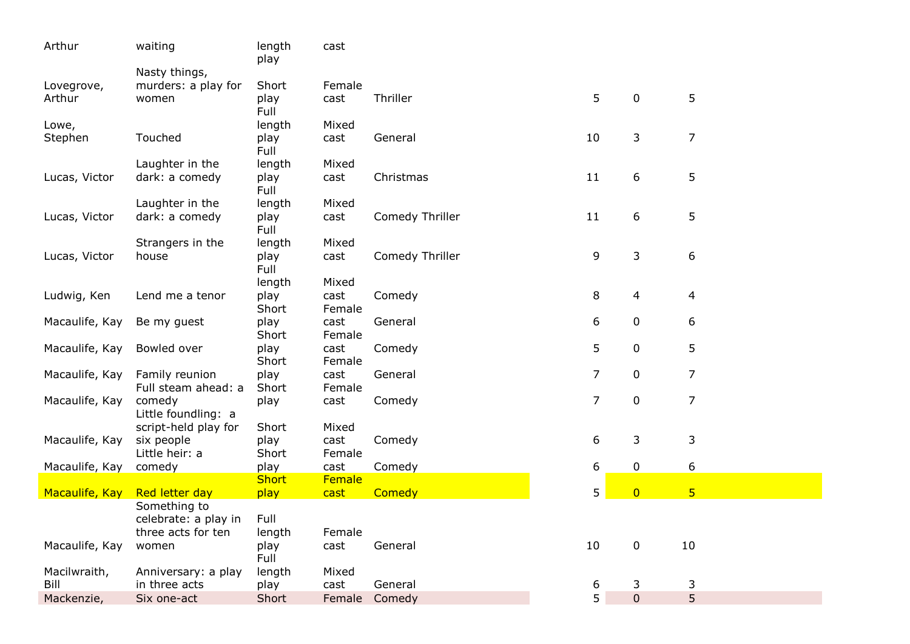| | | | | | | | |
|---|---|---|---|---|---|---|---|
| Arthur | waiting | length play | cast | | | | |
| Lovegrove, Arthur | Nasty things, murders: a play for women | Short play | Female cast | Thriller | 5 | 0 | 5 |
| Lowe, Stephen | Touched | Full length play | Mixed cast | General | 10 | 3 | 7 |
| Lucas, Victor | Laughter in the dark: a comedy | Full length play | Mixed cast | Christmas | 11 | 6 | 5 |
| Lucas, Victor | Laughter in the dark: a comedy | Full length play | Mixed cast | Comedy Thriller | 11 | 6 | 5 |
| Lucas, Victor | Strangers in the house | Full length play | Mixed cast | Comedy Thriller | 9 | 3 | 6 |
| Ludwig, Ken | Lend me a tenor | Full length play | Mixed cast | Comedy | 8 | 4 | 4 |
| Macaulife, Kay | Be my guest | Short play | Female cast | General | 6 | 0 | 6 |
| Macaulife, Kay | Bowled over | Short play | Female cast | Comedy | 5 | 0 | 5 |
| Macaulife, Kay | Family reunion | Short play | Female cast | General | 7 | 0 | 7 |
| Macaulife, Kay | Full steam ahead: a comedy | Short play | Female cast | Comedy | 7 | 0 | 7 |
| Macaulife, Kay | Little foundling: a script-held play for six people | Short play | Mixed cast | Comedy | 6 | 3 | 3 |
| Macaulife, Kay | Little heir: a comedy | Short play | Female cast | Comedy | 6 | 0 | 6 |
| Macaulife, Kay | Red letter day | Short play | Female cast | Comedy | 5 | 0 | 5 |
| Macaulife, Kay | Something to celebrate: a play in three acts for ten women | Full length play | Female cast | General | 10 | 0 | 10 |
| Macilwraith, Bill | Anniversary: a play in three acts | Full length play | Mixed cast | General | 6 | 3 | 3 |
| Mackenzie, | Six one-act | Short | Female | Comedy | 5 | 0 | 5 |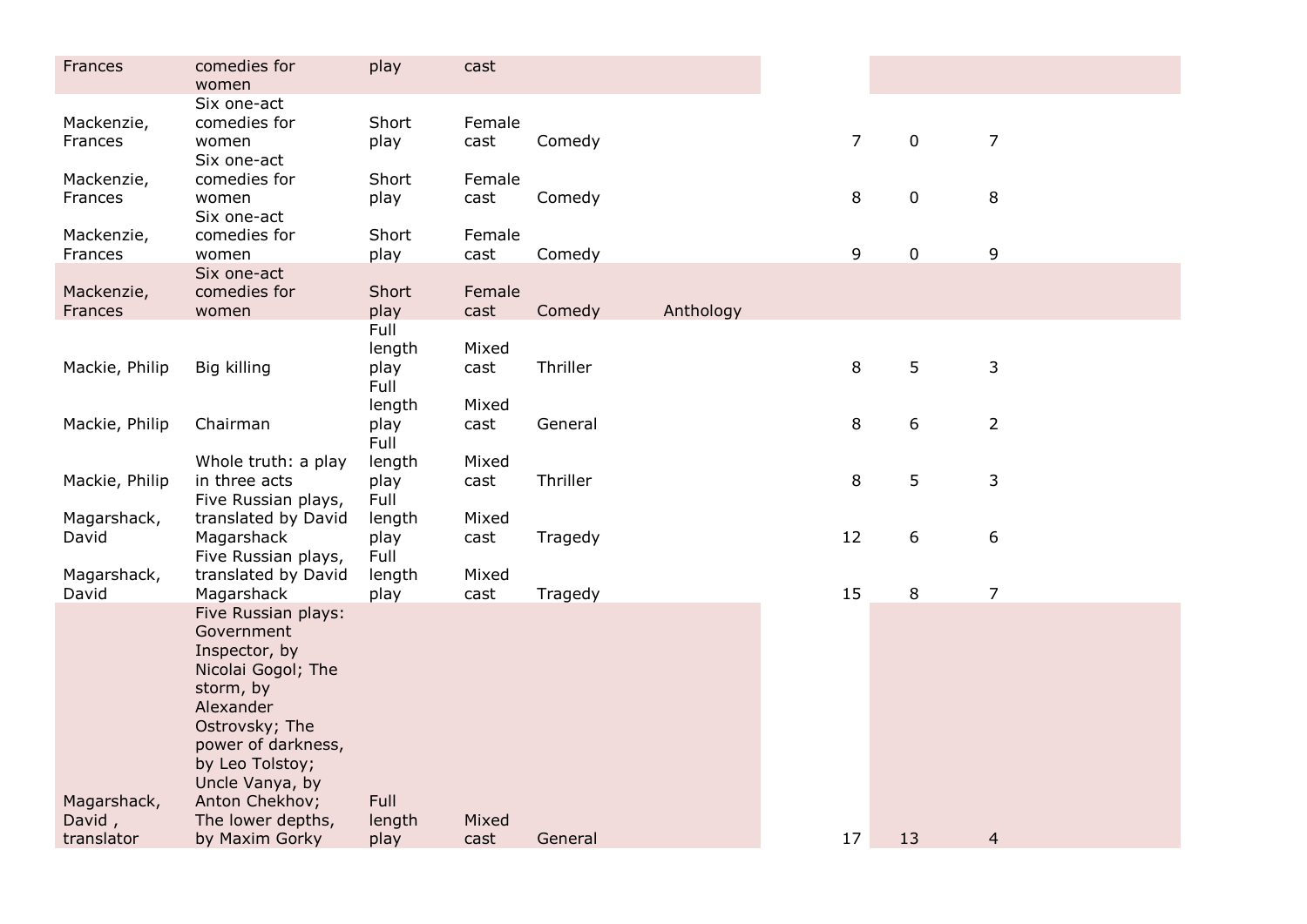| | | | | | | | | |
|---|---|---|---|---|---|---|---|---|
| Frances | comedies for women | play | cast | | | | | |
| Mackenzie, Frances | Six one-act comedies for women | Short play | Female cast | Comedy | | 7 | 0 | 7 |
| Mackenzie, Frances | Six one-act comedies for women | Short play | Female cast | Comedy | | 8 | 0 | 8 |
| Mackenzie, Frances | Six one-act comedies for women | Short play | Female cast | Comedy | | 9 | 0 | 9 |
| Mackenzie, Frances | Six one-act comedies for women | Short play | Female cast | Comedy | Anthology | | | |
| Mackie, Philip | Big killing | Full length play | Mixed cast | Thriller | | 8 | 5 | 3 |
| Mackie, Philip | Chairman | Full length play | Mixed cast | General | | 8 | 6 | 2 |
| Mackie, Philip | Whole truth: a play in three acts | Full length play | Mixed cast | Thriller | | 8 | 5 | 3 |
| Magarshack, David | Five Russian plays, translated by David Magarshack | Full length play | Mixed cast | Tragedy | | 12 | 6 | 6 |
| Magarshack, David | Five Russian plays, translated by David Magarshack | Full length play | Mixed cast | Tragedy | | 15 | 8 | 7 |
| Magarshack, David , translator | Five Russian plays: Government Inspector, by Nicolai Gogol; The storm, by Alexander Ostrovsky; The power of darkness, by Leo Tolstoy; Uncle Vanya, by Anton Chekhov; The lower depths, by Maxim Gorky | Full length play | Mixed cast | General | | 17 | 13 | 4 |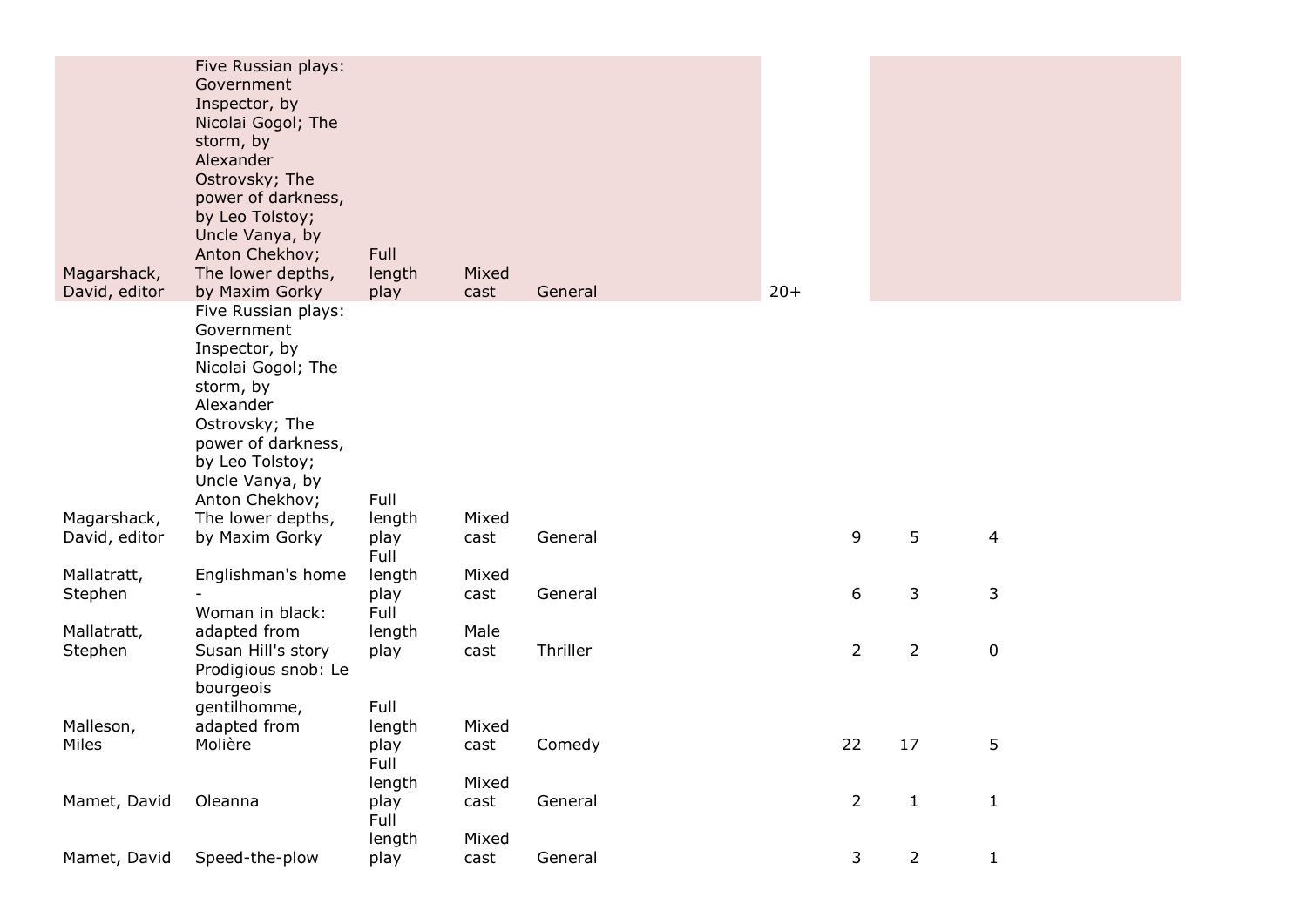| | | | | | | | | |
|---|---|---|---|---|---|---|---|---|
| Magarshack, David, editor | Five Russian plays: Government Inspector, by Nicolai Gogol; The storm, by Alexander Ostrovsky; The power of darkness, by Leo Tolstoy; Uncle Vanya, by Anton Chekhov; The lower depths, by Maxim Gorky | Full length play | Mixed cast | General | 20+ | | | |
| Magarshack, David, editor | Five Russian plays: Government Inspector, by Nicolai Gogol; The storm, by Alexander Ostrovsky; The power of darkness, by Leo Tolstoy; Uncle Vanya, by Anton Chekhov; The lower depths, by Maxim Gorky | Full length play | Mixed cast | General | | 9 | 5 | 4 |
| Mallatratt, Stephen | Englishman's home - | Full length play | Mixed cast | General | | 6 | 3 | 3 |
| Mallatratt, Stephen | Woman in black: adapted from Susan Hill's story | Full length play | Male cast | Thriller | | 2 | 2 | 0 |
| Malleson, Miles | Prodigious snob: Le bourgeois gentilhomme, adapted from Molière | Full length play | Mixed cast | Comedy | | 22 | 17 | 5 |
| Mamet, David | Oleanna | Full length play | Mixed cast | General | | 2 | 1 | 1 |
| Mamet, David | Speed-the-plow | Full length play | Mixed cast | General | | 3 | 2 | 1 |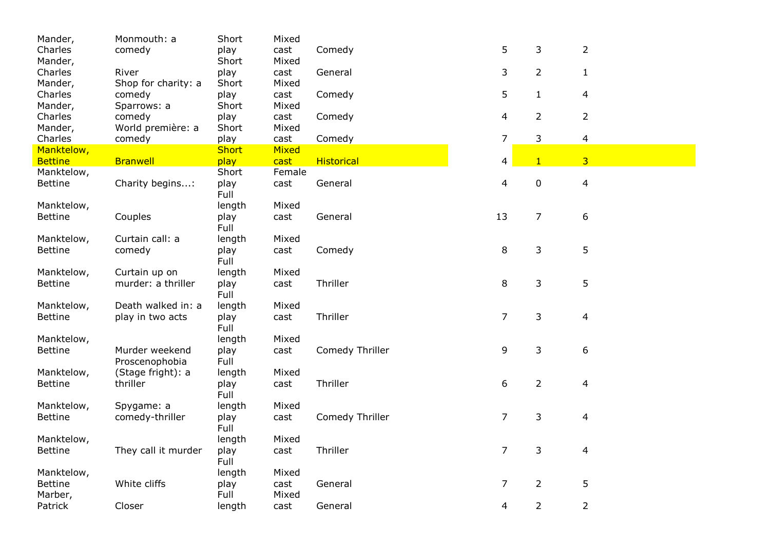| | | | | | | | |
|---|---|---|---|---|---|---|---|
| Mander, Charles | Monmouth: a comedy | Short play | Mixed cast | Comedy | 5 | 3 | 2 |
| Mander, Charles | River | Short play | Mixed cast | General | 3 | 2 | 1 |
| Mander, Charles | Shop for charity: a comedy | Short play | Mixed cast | Comedy | 5 | 1 | 4 |
| Mander, Charles | Sparrows: a comedy | Short play | Mixed cast | Comedy | 4 | 2 | 2 |
| Mander, Charles | World première: a comedy | Short play | Mixed cast | Comedy | 7 | 3 | 4 |
| Manktelow, Bettine | Branwell | Short play | Mixed cast | Historical | 4 | 1 | 3 |
| Manktelow, Bettine | Charity begins...: | Short play | Female cast | General | 4 | 0 | 4 |
| Manktelow, Bettine | Couples | Full length play | Mixed cast | General | 13 | 7 | 6 |
| Manktelow, Bettine | Curtain call: a comedy | Full length play | Mixed cast | Comedy | 8 | 3 | 5 |
| Manktelow, Bettine | Curtain up on murder: a thriller | Full length play | Mixed cast | Thriller | 8 | 3 | 5 |
| Manktelow, Bettine | Death walked in: a play in two acts | Full length play | Mixed cast | Thriller | 7 | 3 | 4 |
| Manktelow, Bettine | Murder weekend | Full length play | Mixed cast | Comedy Thriller | 9 | 3 | 6 |
| Manktelow, Bettine | Proscenophobia (Stage fright): a thriller | Full length play | Mixed cast | Thriller | 6 | 2 | 4 |
| Manktelow, Bettine | Spygame: a comedy-thriller | Full length play | Mixed cast | Comedy Thriller | 7 | 3 | 4 |
| Manktelow, Bettine | They call it murder | Full length play | Mixed cast | Thriller | 7 | 3 | 4 |
| Manktelow, Bettine | White cliffs | Full length play | Mixed cast | General | 7 | 2 | 5 |
| Marber, Patrick | Closer | Full length | Mixed cast | General | 4 | 2 | 2 |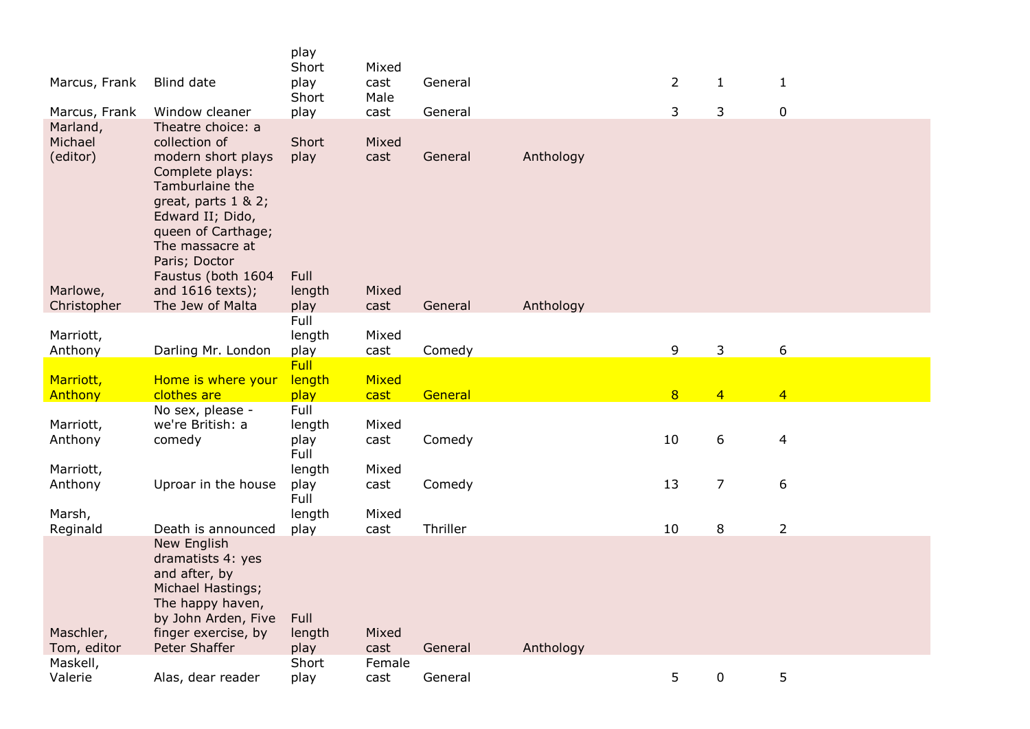| | | | | | | | | |
|---|---|---|---|---|---|---|---|---|
| | | play | | | | | | |
| Marcus, Frank | Blind date | Short play | Mixed cast | General | | 2 | 1 | 1 |
| Marcus, Frank | Window cleaner | Short play | Male cast | General | | 3 | 3 | 0 |
| Marland, Michael (editor) | Theatre choice: a collection of modern short plays | Short play | Mixed cast | General | Anthology | | | |
| Marlowe, Christopher | Complete plays: Tamburlaine the great, parts 1 & 2; Edward II; Dido, queen of Carthage; The massacre at Paris; Doctor Faustus (both 1604 and 1616 texts); The Jew of Malta | Full length play | Mixed cast | General | Anthology | | | |
| Marriott, Anthony | Darling Mr. London | Full length play | Mixed cast | Comedy | | 9 | 3 | 6 |
| Marriott, Anthony | Home is where your clothes are | Full length play | Mixed cast | General | | 8 | 4 | 4 |
| Marriott, Anthony | No sex, please - we're British: a comedy | Full length play | Mixed cast | Comedy | | 10 | 6 | 4 |
| Marriott, Anthony | Uproar in the house | Full length play | Mixed cast | Comedy | | 13 | 7 | 6 |
| Marsh, Reginald | Death is announced | Full length play | Mixed cast | Thriller | | 10 | 8 | 2 |
| Maschler, Tom, editor | New English dramatists 4: yes and after, by Michael Hastings; The happy haven, by John Arden, Five finger exercise, by Peter Shaffer | Full length play | Mixed cast | General | Anthology | | | |
| Maskell, Valerie | Alas, dear reader | Short play | Female cast | General | | 5 | 0 | 5 |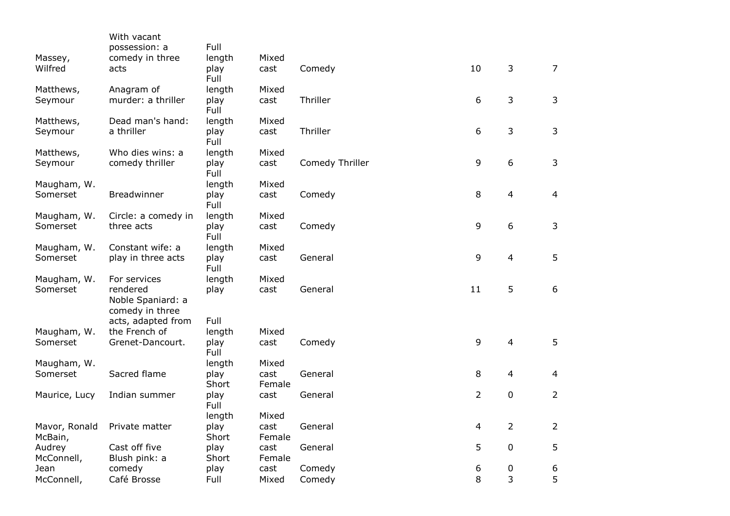| | | | | | | | |
|---|---|---|---|---|---|---|---|
| Massey, Wilfred | With vacant possession: a comedy in three acts | Full length play | Mixed cast | Comedy | 10 | 3 | 7 |
| Matthews, Seymour | Anagram of murder: a thriller | Full length play | Mixed cast | Thriller | 6 | 3 | 3 |
| Matthews, Seymour | Dead man's hand: a thriller | Full length play | Mixed cast | Thriller | 6 | 3 | 3 |
| Matthews, Seymour | Who dies wins: a comedy thriller | Full length play | Mixed cast | Comedy Thriller | 9 | 6 | 3 |
| Maugham, W. Somerset | Breadwinner | Full length play | Mixed cast | Comedy | 8 | 4 | 4 |
| Maugham, W. Somerset | Circle: a comedy in three acts | Full length play | Mixed cast | Comedy | 9 | 6 | 3 |
| Maugham, W. Somerset | Constant wife: a play in three acts | Full length play | Mixed cast | General | 9 | 4 | 5 |
| Maugham, W. Somerset | For services rendered | Full length play | Mixed cast | General | 11 | 5 | 6 |
| Maugham, W. Somerset | Noble Spaniard: a comedy in three acts, adapted from the French of Grenet-Dancourt. | Full length play | Mixed cast | Comedy | 9 | 4 | 5 |
| Maugham, W. Somerset | Sacred flame | Full length play | Mixed cast | General | 8 | 4 | 4 |
| Maurice, Lucy | Indian summer | Short play | Female cast | General | 2 | 0 | 2 |
| Mavor, Ronald | Private matter | Full length play | Mixed cast | General | 4 | 2 | 2 |
| McBain, Audrey | Cast off five | Short play | Female cast | General | 5 | 0 | 5 |
| McConnell, Jean | Blush pink: a comedy | Short play | Female cast | Comedy | 6 | 0 | 6 |
| McConnell, | Café Brosse | Full | Mixed | Comedy | 8 | 3 | 5 |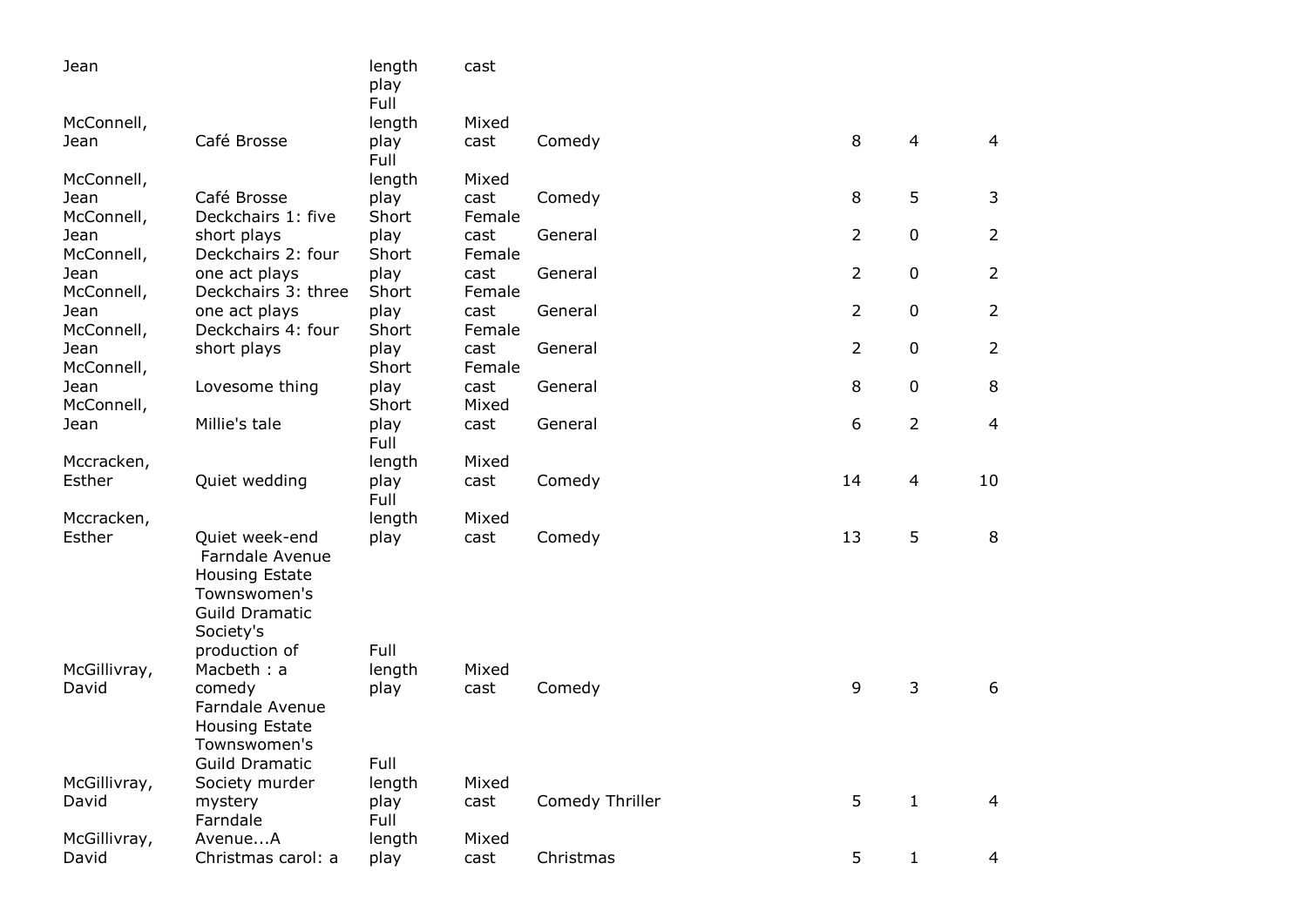| | | | | | | | |
|---|---|---|---|---|---|---|---|
| Jean | | length play | cast | | | | |
| McConnell, Jean | Café Brosse | Full length play | Mixed cast | Comedy | 8 | 4 | 4 |
| McConnell, Jean | Café Brosse | Full length play | Mixed cast | Comedy | 8 | 5 | 3 |
| McConnell, Jean | Deckchairs 1: five short plays | Short play | Female cast | General | 2 | 0 | 2 |
| McConnell, Jean | Deckchairs 2: four one act plays | Short play | Female cast | General | 2 | 0 | 2 |
| McConnell, Jean | Deckchairs 3: three one act plays | Short play | Female cast | General | 2 | 0 | 2 |
| McConnell, Jean | Deckchairs 4: four short plays | Short play | Female cast | General | 2 | 0 | 2 |
| McConnell, Jean | Lovesome thing | Short play | Female cast | General | 8 | 0 | 8 |
| McConnell, Jean | Millie's tale | Short play | Mixed cast | General | 6 | 2 | 4 |
| Mccracken, Esther | Quiet wedding | Full length play | Mixed cast | Comedy | 14 | 4 | 10 |
| Mccracken, Esther | Quiet week-end | Full length play | Mixed cast | Comedy | 13 | 5 | 8 |
| McGillivray, David | Farndale Avenue Housing Estate Townswomen's Guild Dramatic Society's production of Macbeth : a comedy | Full length play | Mixed cast | Comedy | 9 | 3 | 6 |
| McGillivray, David | Farndale Avenue Housing Estate Townswomen's Guild Dramatic Society murder mystery | Full length play | Mixed cast | Comedy Thriller | 5 | 1 | 4 |
| McGillivray, David | Farndale Avenue...A Christmas carol: a | Full length play | Mixed cast | Christmas | 5 | 1 | 4 |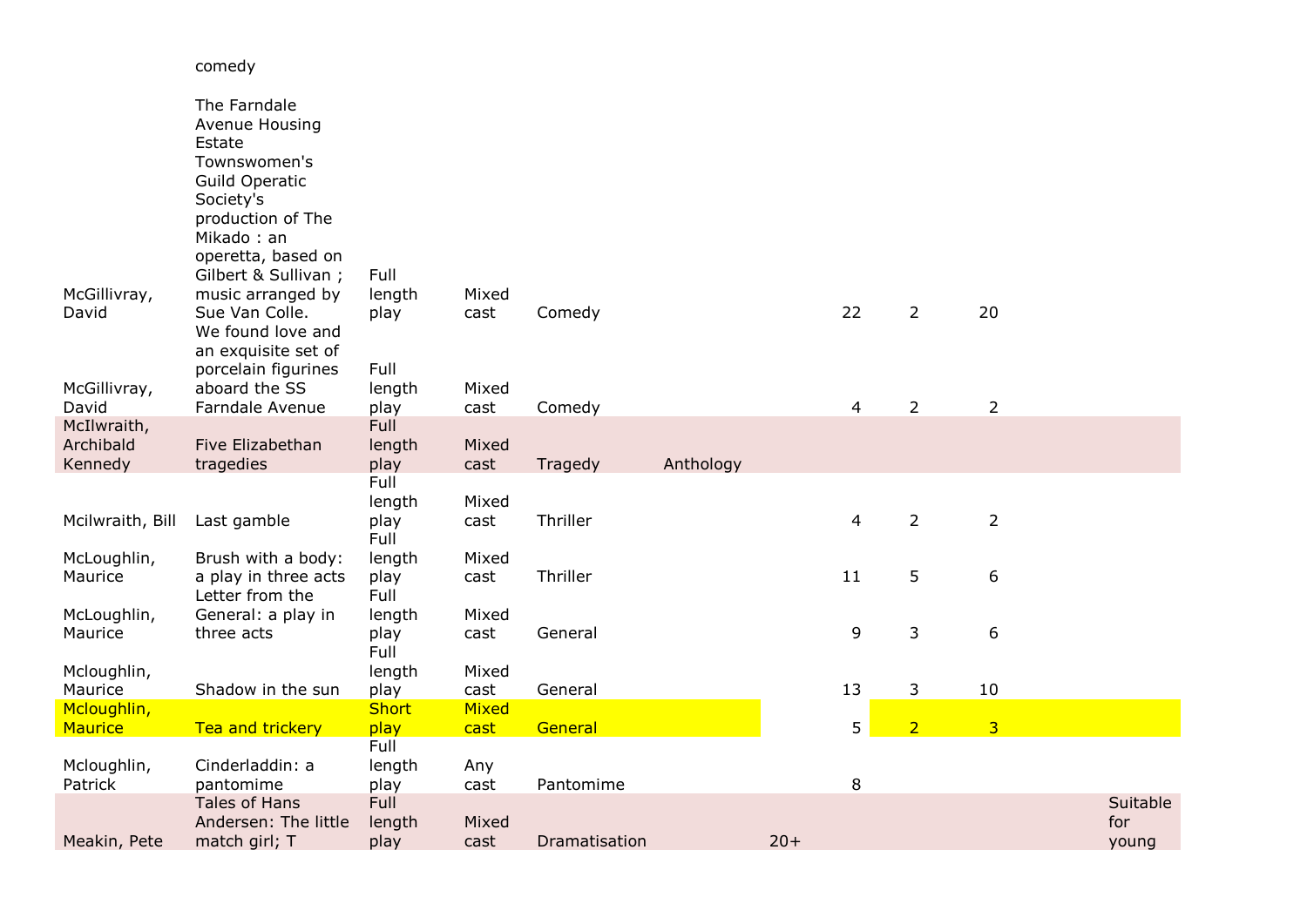| | comedy | | | | | | | | | |
|---|---|---|---|---|---|---|---|---|---|---|
| McGillivray, David | The Farndale Avenue Housing Estate Townswomen's Guild Operatic Society's production of The Mikado : an operetta, based on Gilbert & Sullivan ; music arranged by Sue Van Colle. | Full length play | Mixed cast | Comedy | | | 22 | 2 | 20 | |
| McGillivray, David | We found love and an exquisite set of porcelain figurines aboard the SS Farndale Avenue | Full length play | Mixed cast | Comedy | | | 4 | 2 | 2 | |
| McIlwraith, Archibald Kennedy | Five Elizabethan tragedies | Full length play | Mixed cast | Tragedy | Anthology | | | | | |
| Mcilwraith, Bill | Last gamble | Full length play | Mixed cast | Thriller | | | 4 | 2 | 2 | |
| McLoughlin, Maurice | Brush with a body: a play in three acts | Full length play | Mixed cast | Thriller | | | 11 | 5 | 6 | |
| McLoughlin, Maurice | Letter from the General: a play in three acts | Full length play | Mixed cast | General | | | 9 | 3 | 6 | |
| Mcloughlin, Maurice | Shadow in the sun | Full length play | Mixed cast | General | | | 13 | 3 | 10 | |
| Mcloughlin, Maurice | Tea and trickery | Short play | Mixed cast | General | | | 5 | 2 | 3 | |
| Mcloughlin, Patrick | Cinderladdin: a pantomime | Full length play | Any cast | Pantomime | | | 8 | | | |
| Meakin, Pete | Tales of Hans Andersen: The little match girl; T | Full length play | Mixed cast | Dramatisation | | 20+ | | | | Suitable for young |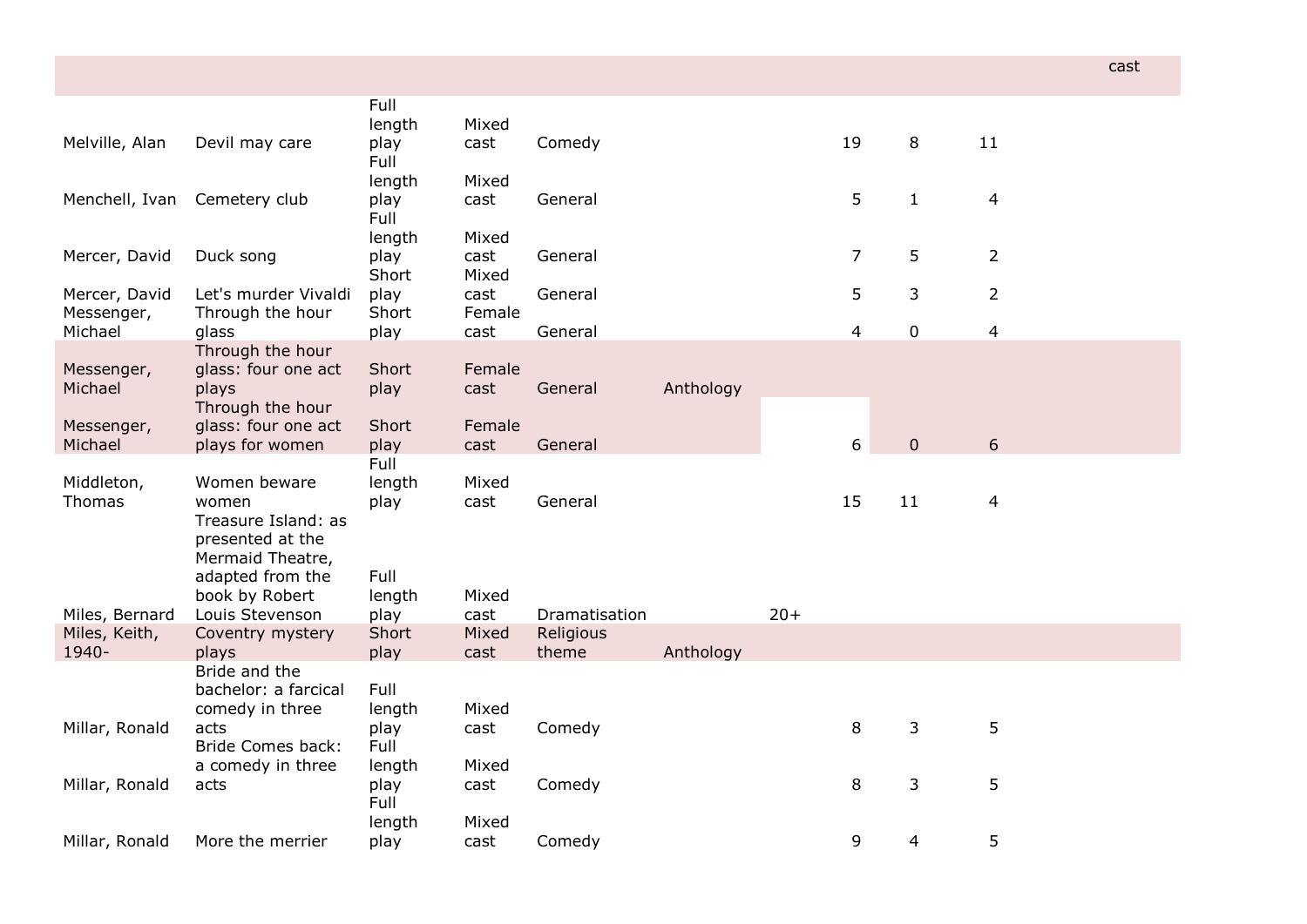| | | | | | | | | | | cast |
|---|---|---|---|---|---|---|---|---|---|---|
| Melville, Alan | Devil may care | Full length play | Mixed cast | Comedy | | | 19 | 8 | 11 | |
| Menchell, Ivan | Cemetery club | Full length play | Mixed cast | General | | | 5 | 1 | 4 | |
| Mercer, David | Duck song | Full length play | Mixed cast | General | | | 7 | 5 | 2 | |
| Mercer, David | Let's murder Vivaldi | Short play | Mixed cast | General | | | 5 | 3 | 2 | |
| Messenger, Michael | Through the hour glass | Short play | Female cast | General | | | 4 | 0 | 4 | |
| Messenger, Michael | Through the hour glass: four one act plays | Short play | Female cast | General | Anthology | | | | | |
| Messenger, Michael | Through the hour glass: four one act plays for women | Short play | Female cast | General | | | 6 | 0 | 6 | |
| Middleton, Thomas | Women beware women | Full length play | Mixed cast | General | | | 15 | 11 | 4 | |
| Miles, Bernard | Treasure Island: as presented at the Mermaid Theatre, adapted from the book by Robert Louis Stevenson | Full length play | Mixed cast | Dramatisation | | 20+ | | | | |
| Miles, Keith, 1940- | Coventry mystery plays | Short play | Mixed cast | Religious theme | Anthology | | | | | |
| Millar, Ronald | Bride and the bachelor: a farcical comedy in three acts | Full length play | Mixed cast | Comedy | | | 8 | 3 | 5 | |
| Millar, Ronald | Bride Comes back: a comedy in three acts | Full length play | Mixed cast | Comedy | | | 8 | 3 | 5 | |
| Millar, Ronald | More the merrier | Full length play | Mixed cast | Comedy | | | 9 | 4 | 5 | |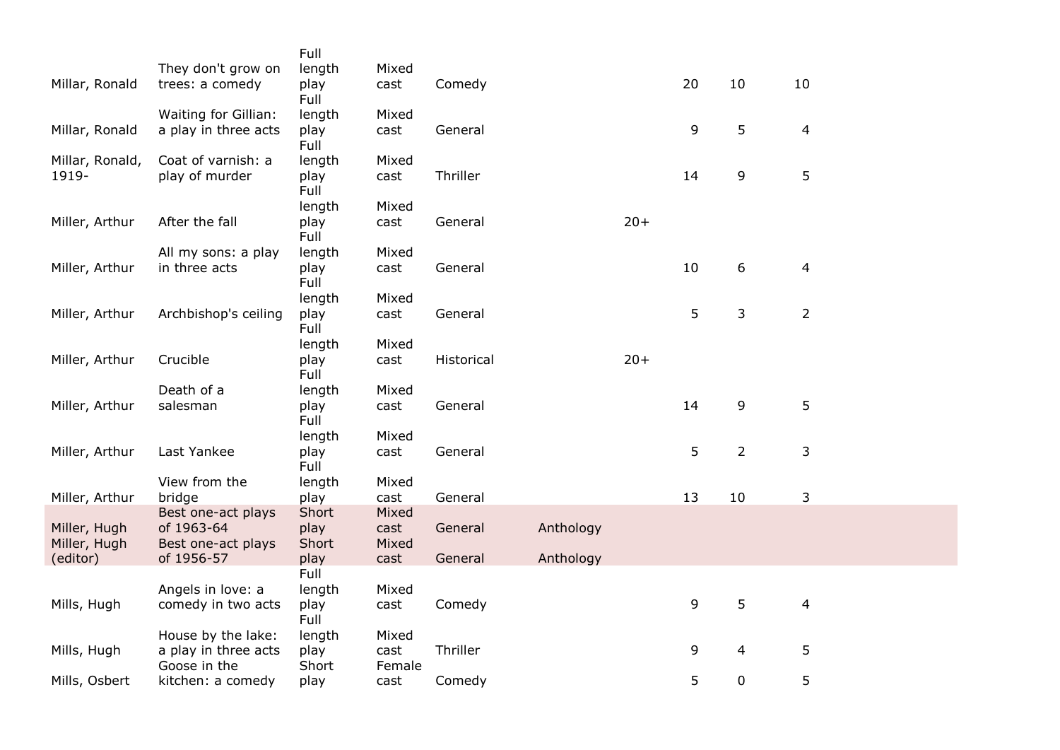| | | | | | | | | | |
|---|---|---|---|---|---|---|---|---|---|
| Millar, Ronald | They don't grow on trees: a comedy | Full length play | Mixed cast | Comedy | | | 20 | 10 | 10 |
| Millar, Ronald | Waiting for Gillian: a play in three acts | Full length play | Mixed cast | General | | | 9 | 5 | 4 |
| Millar, Ronald, 1919- | Coat of varnish: a play of murder | Full length play | Mixed cast | Thriller | | | 14 | 9 | 5 |
| Miller, Arthur | After the fall | Full length play | Mixed cast | General | | 20+ | | | |
| Miller, Arthur | All my sons: a play in three acts | Full length play | Mixed cast | General | | | 10 | 6 | 4 |
| Miller, Arthur | Archbishop's ceiling | Full length play | Mixed cast | General | | | 5 | 3 | 2 |
| Miller, Arthur | Crucible | Full length play | Mixed cast | Historical | | 20+ | | | |
| Miller, Arthur | Death of a salesman | Full length play | Mixed cast | General | | | 14 | 9 | 5 |
| Miller, Arthur | Last Yankee | Full length play | Mixed cast | General | | | 5 | 2 | 3 |
| Miller, Arthur | View from the bridge | Full length play | Mixed cast | General | | | 13 | 10 | 3 |
| Miller, Hugh | Best one-act plays of 1963-64 | Short play | Mixed cast | General | Anthology | | | | |
| Miller, Hugh (editor) | Best one-act plays of 1956-57 | Short play | Mixed cast | General | Anthology | | | | |
| Mills, Hugh | Angels in love: a comedy in two acts | Full length play | Mixed cast | Comedy | | | 9 | 5 | 4 |
| Mills, Hugh | House by the lake: a play in three acts | Full length play | Mixed cast | Thriller | | | 9 | 4 | 5 |
| Mills, Osbert | Goose in the kitchen: a comedy | Short play | Female cast | Comedy | | | 5 | 0 | 5 |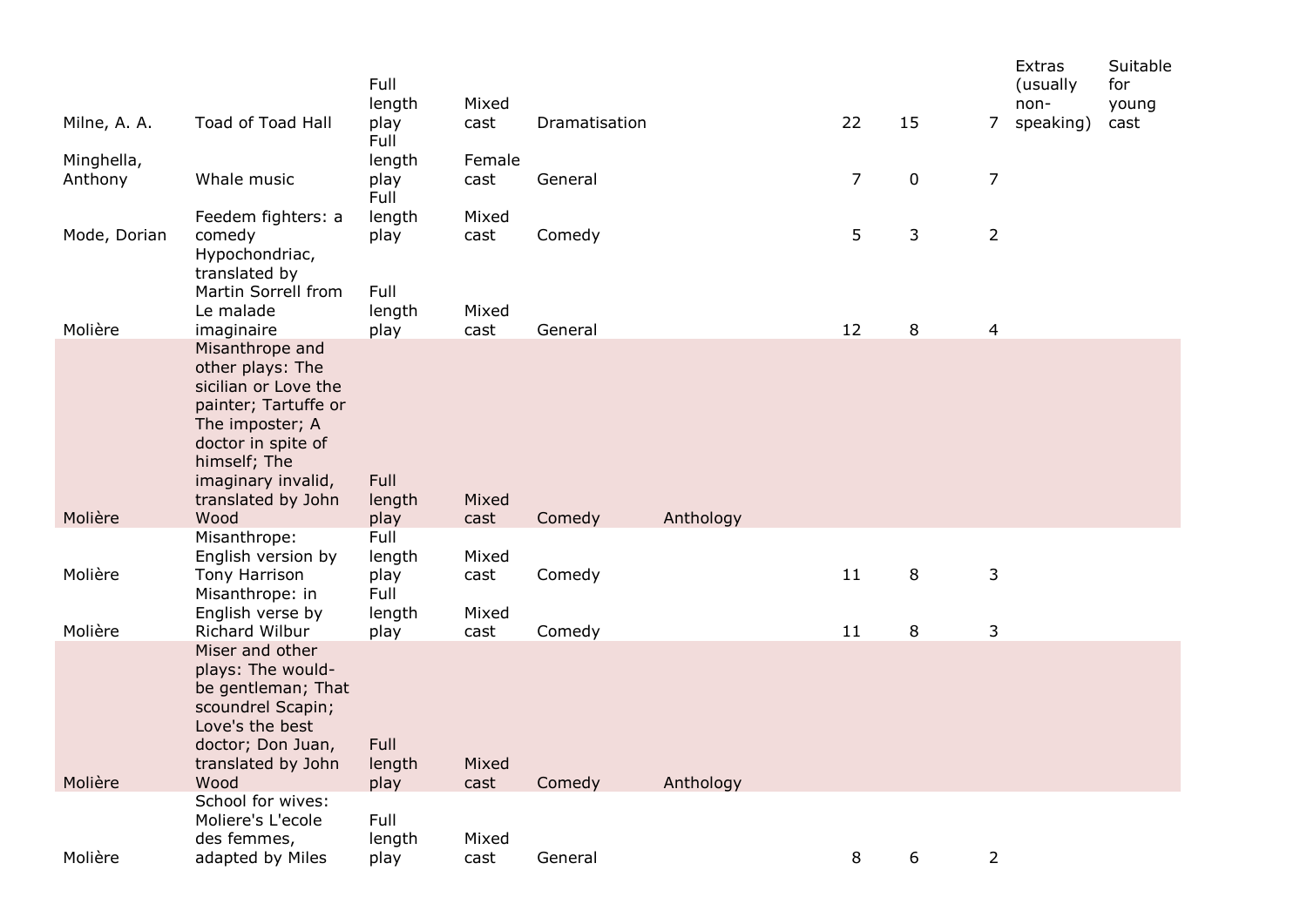| | | | | | | | | | Extras (usually non-speaking) | Suitable for young cast |
|---|---|---|---|---|---|---|---|---|---|---|
| Milne, A. A. | Toad of Toad Hall | Full length play | Mixed cast | Dramatisation | | 22 | 15 | 7 | Extras (usually non-speaking) | Suitable for young cast |
| Minghella, Anthony | Whale music | Full length play | Female cast | General | | 7 | 0 | 7 | | |
| Mode, Dorian | Feedem fighters: a comedy | Full length play | Mixed cast | Comedy | | 5 | 3 | 2 | | |
| Molière | Hypochondriac, translated by Martin Sorrell from Le malade imaginaire | Full length play | Mixed cast | General | | 12 | 8 | 4 | | |
| Molière | Misanthrope and other plays: The sicilian or Love the painter; Tartuffe or The imposter; A doctor in spite of himself; The imaginary invalid, translated by John Wood | Full length play | Mixed cast | Comedy | Anthology | | | | | |
| Molière | Misanthrope: English version by Tony Harrison | Full length play | Mixed cast | Comedy | | 11 | 8 | 3 | | |
| Molière | Misanthrope: in English verse by Richard Wilbur | Full length play | Mixed cast | Comedy | | 11 | 8 | 3 | | |
| Molière | Miser and other plays: The would-be gentleman; That scoundrel Scapin; Love's the best doctor; Don Juan, translated by John Wood | Full length play | Mixed cast | Comedy | Anthology | | | | | |
| Molière | School for wives: Moliere's L'ecole des femmes, adapted by Miles | Full length play | Mixed cast | General | | 8 | 6 | 2 | | |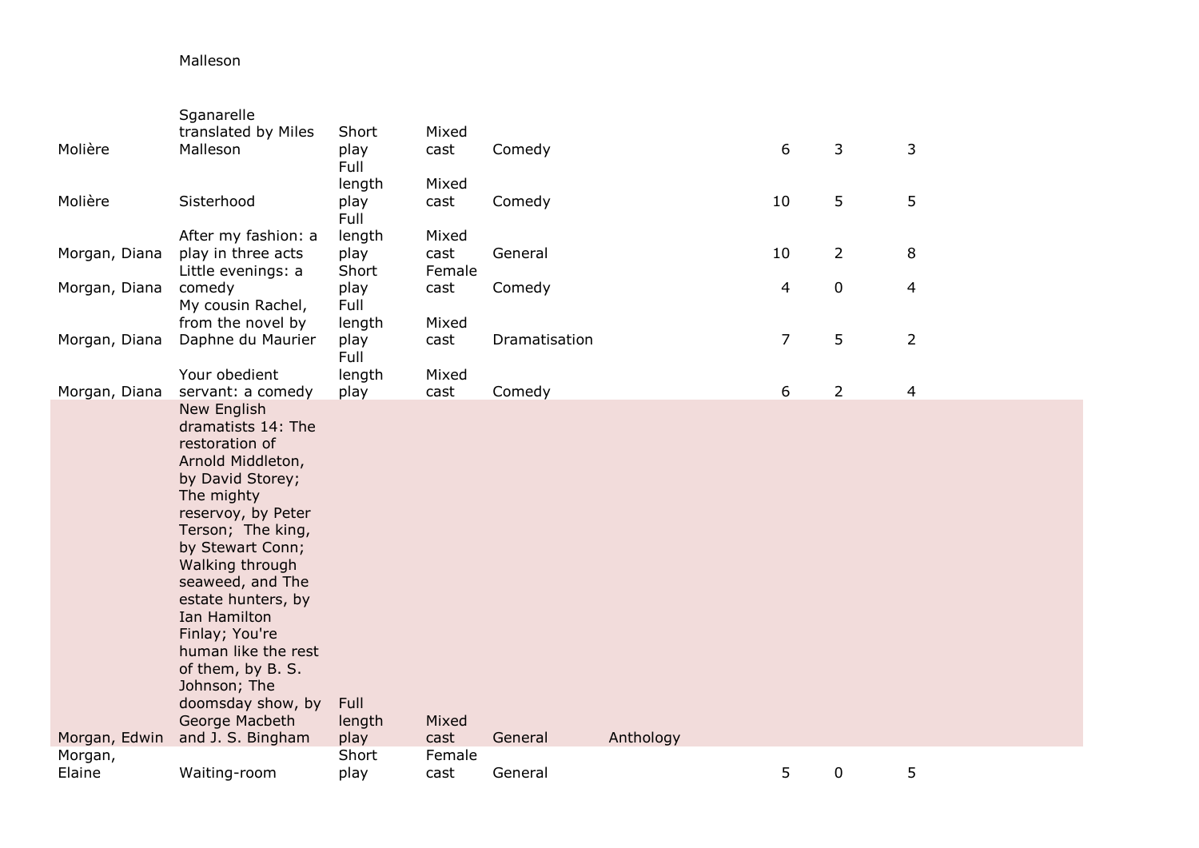| | Malleson | | | | | | | |
|---|---|---|---|---|---|---|---|---|
| Molière | Sganarelle translated by Miles Malleson | Short play | Mixed cast | Comedy | | 6 | 3 | 3 |
| Molière | Sisterhood | Full length play | Mixed cast | Comedy | | 10 | 5 | 5 |
| Morgan, Diana | After my fashion: a play in three acts | Full length play | Mixed cast | General | | 10 | 2 | 8 |
| Morgan, Diana | Little evenings: a comedy | Short play | Female cast | Comedy | | 4 | 0 | 4 |
| Morgan, Diana | My cousin Rachel, from the novel by Daphne du Maurier | Full length play | Mixed cast | Dramatisation | | 7 | 5 | 2 |
| Morgan, Diana | Your obedient servant: a comedy | Full length play | Mixed cast | Comedy | | 6 | 2 | 4 |
| Morgan, Edwin | New English dramatists 14: The restoration of Arnold Middleton, by David Storey; The mighty reservoy, by Peter Terson; The king, by Stewart Conn; Walking through seaweed, and The estate hunters, by Ian Hamilton Finlay; You're human like the rest of them, by B. S. Johnson; The doomsday show, by George Macbeth and J. S. Bingham | Full length play | Mixed cast | General | Anthology | | | |
| Morgan, Elaine | Waiting-room | Short play | Female cast | General | | 5 | 0 | 5 |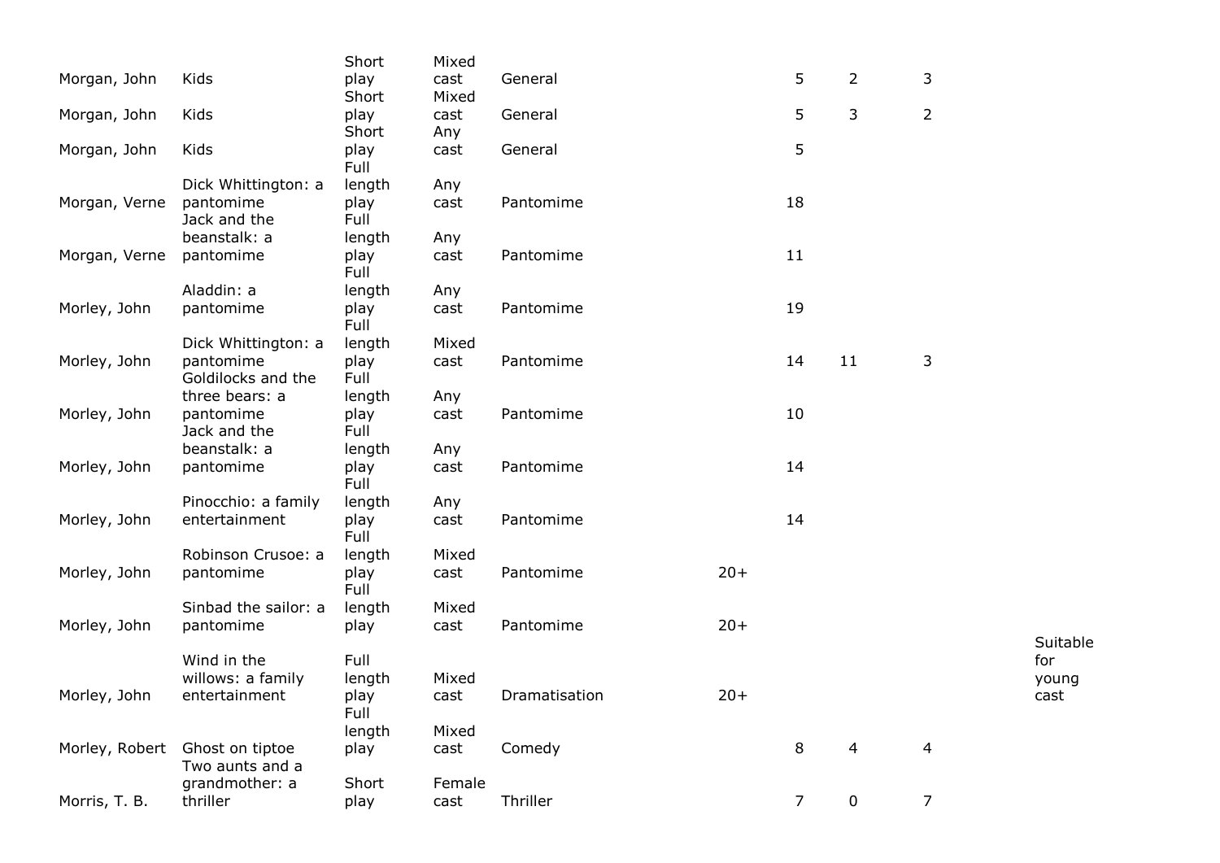| | | | | | | | | | |
|---|---|---|---|---|---|---|---|---|---|
| Morgan, John | Kids | Short play | Mixed cast | General | | 5 | 2 | 3 | |
| Morgan, John | Kids | Short play | Mixed cast | General | | 5 | 3 | 2 | |
| Morgan, John | Kids | Short play | Any cast | General | | 5 | | | |
| Morgan, Verne | Dick Whittington: a pantomime | Full length play | Any cast | Pantomime | | 18 | | | |
| Morgan, Verne | Jack and the beanstalk: a pantomime | Full length play | Any cast | Pantomime | | 11 | | | |
| Morley, John | Aladdin: a pantomime | Full length play | Any cast | Pantomime | | 19 | | | |
| Morley, John | Dick Whittington: a pantomime | Full length play | Mixed cast | Pantomime | | 14 | 11 | 3 | |
| Morley, John | Goldilocks and the three bears: a pantomime | Full length play | Any cast | Pantomime | | 10 | | | |
| Morley, John | Jack and the beanstalk: a pantomime | Full length play | Any cast | Pantomime | | 14 | | | |
| Morley, John | Pinocchio: a family entertainment | Full length play | Any cast | Pantomime | | 14 | | | |
| Morley, John | Robinson Crusoe: a pantomime | Full length play | Mixed cast | Pantomime | 20+ | | | | |
| Morley, John | Sinbad the sailor: a pantomime | Full length play | Mixed cast | Pantomime | 20+ | | | | |
| Morley, John | Wind in the willows: a family entertainment | Full length play | Mixed cast | Dramatisation | 20+ | | | | Suitable for young cast |
| Morley, Robert | Ghost on tiptoe | Full length play | Mixed cast | Comedy | | 8 | 4 | 4 | |
| Morris, T. B. | Two aunts and a grandmother: a thriller | Short play | Female cast | Thriller | | 7 | 0 | 7 | |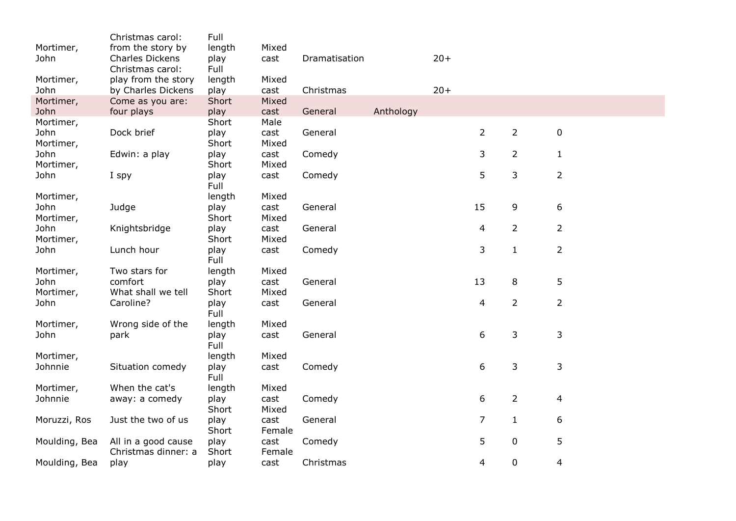| | | | | | | | | | |
|---|---|---|---|---|---|---|---|---|---|
| Mortimer, John | Christmas carol: from the story by Charles Dickens | Full length play | Mixed cast | Dramatisation | | 20+ | | | |
| Mortimer, John | Christmas carol: play from the story by Charles Dickens | Full length play | Mixed cast | Christmas | | 20+ | | | |
| Mortimer, John | Come as you are: four plays | Short play | Mixed cast | General | Anthology | | | | |
| Mortimer, John | Dock brief | Short play | Male cast | General | | | 2 | 2 | 0 |
| Mortimer, John | Edwin: a play | Short play | Mixed cast | Comedy | | | 3 | 2 | 1 |
| Mortimer, John | I spy | Short play | Mixed cast | Comedy | | | 5 | 3 | 2 |
| Mortimer, John | Judge | Full length play | Mixed cast | General | | | 15 | 9 | 6 |
| Mortimer, John | Knightsbridge | Short play | Mixed cast | General | | | 4 | 2 | 2 |
| Mortimer, John | Lunch hour | Short play | Mixed cast | Comedy | | | 3 | 1 | 2 |
| Mortimer, John | Two stars for comfort | Full length play | Mixed cast | General | | | 13 | 8 | 5 |
| Mortimer, John | What shall we tell Caroline? | Short play | Mixed cast | General | | | 4 | 2 | 2 |
| Mortimer, John | Wrong side of the park | Full length play | Mixed cast | General | | | 6 | 3 | 3 |
| Mortimer, Johnnie | Situation comedy | Full length play | Mixed cast | Comedy | | | 6 | 3 | 3 |
| Mortimer, Johnnie | When the cat's away: a comedy | Full length play | Mixed cast | Comedy | | | 6 | 2 | 4 |
| Moruzzi, Ros | Just the two of us | Short play | Mixed cast | General | | | 7 | 1 | 6 |
| Moulding, Bea | All in a good cause | Short play | Female cast | Comedy | | | 5 | 0 | 5 |
| Moulding, Bea | Christmas dinner: a play | Short play | Female cast | Christmas | | | 4 | 0 | 4 |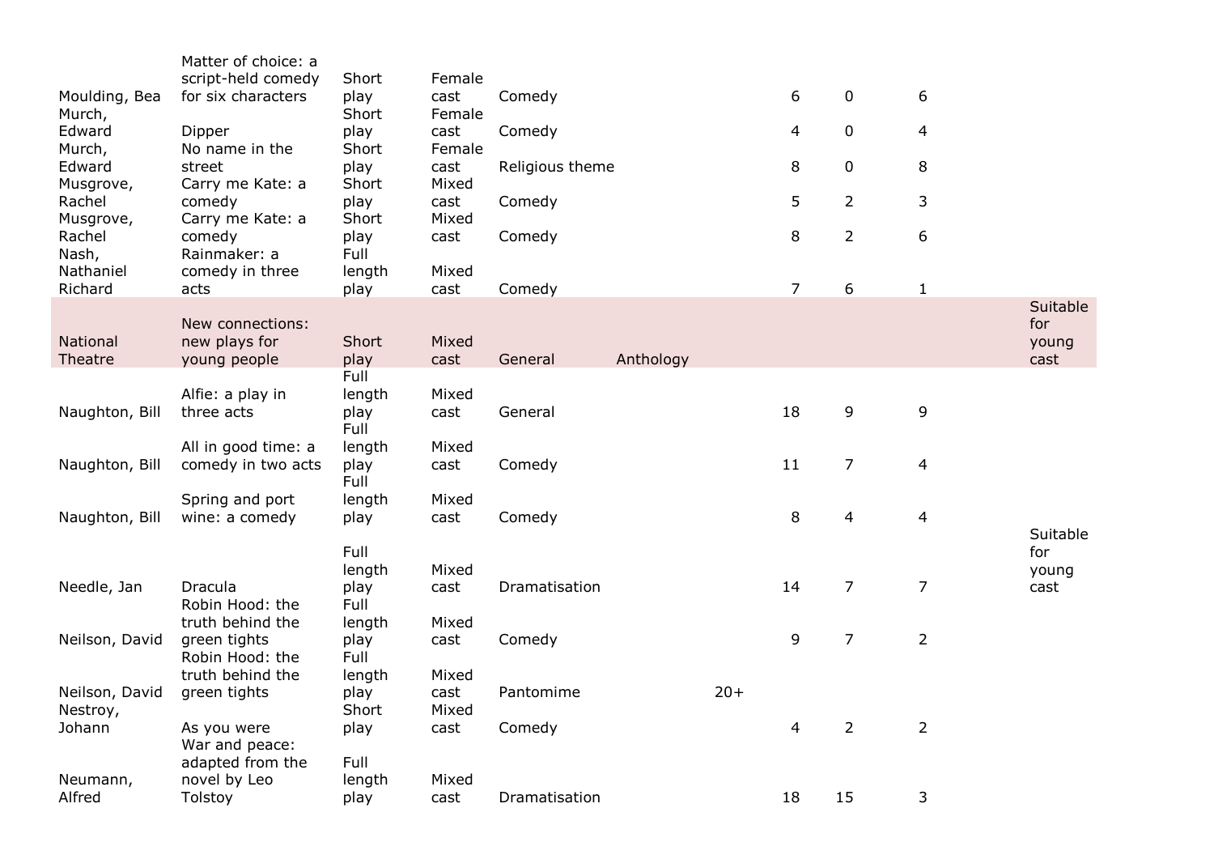| | | | | | | | | | | |
|---|---|---|---|---|---|---|---|---|---|---|
| Moulding, Bea | Matter of choice: a script-held comedy for six characters | Short play | Female cast | Comedy | | | 6 | 0 | 6 | |
| Murch, Edward | Dipper | Short play | Female cast | Comedy | | | 4 | 0 | 4 | |
| Murch, Edward | No name in the street | Short play | Female cast | Religious theme | | | 8 | 0 | 8 | |
| Musgrove, Rachel | Carry me Kate: a comedy | Short play | Mixed cast | Comedy | | | 5 | 2 | 3 | |
| Musgrove, Rachel | Carry me Kate: a comedy | Short play | Mixed cast | Comedy | | | 8 | 2 | 6 | |
| Nash, Nathaniel Richard | Rainmaker: a comedy in three acts | Full length play | Mixed cast | Comedy | | | 7 | 6 | 1 | |
| National Theatre | New connections: new plays for young people | Short play | Mixed cast | General | Anthology | | | | | Suitable for young cast |
| Naughton, Bill | Alfie: a play in three acts | Full length play | Mixed cast | General | | | 18 | 9 | 9 | |
| Naughton, Bill | All in good time: a comedy in two acts | Full length play | Mixed cast | Comedy | | | 11 | 7 | 4 | |
| Naughton, Bill | Spring and port wine: a comedy | Full length play | Mixed cast | Comedy | | | 8 | 4 | 4 | |
| Needle, Jan | Dracula | Full length play | Mixed cast | Dramatisation | | | 14 | 7 | 7 | Suitable for young cast |
| Neilson, David | Robin Hood: the truth behind the green tights | Full length play | Mixed cast | Comedy | | | 9 | 7 | 2 | |
| Neilson, David | Robin Hood: the truth behind the green tights | Full length play | Mixed cast | Pantomime | | 20+ | | | | |
| Nestroy, Johann | As you were | Short play | Mixed cast | Comedy | | | 4 | 2 | 2 | |
| Neumann, Alfred | War and peace: adapted from the novel by Leo Tolstoy | Full length play | Mixed cast | Dramatisation | | | 18 | 15 | 3 | |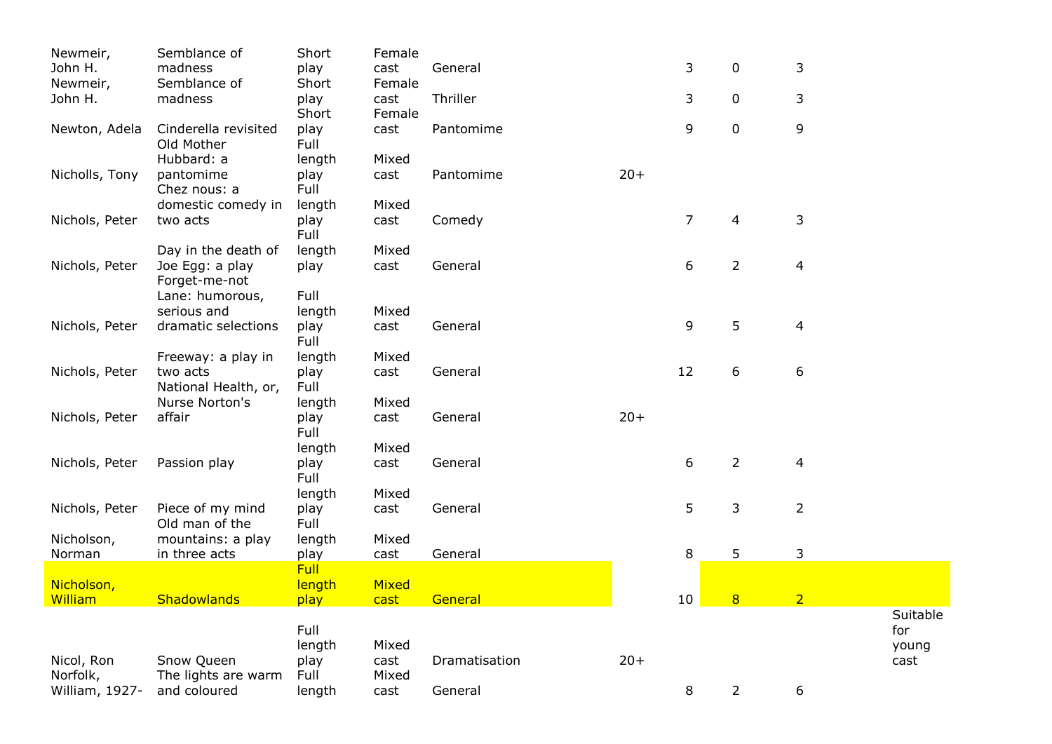| | | | | | | | | | |
|---|---|---|---|---|---|---|---|---|---|
| Newmeir, John H. | Semblance of madness | Short play | Female cast | General | | 3 | 0 | 3 | |
| Newmeir, John H. | Semblance of madness | Short play | Female cast | Thriller | | 3 | 0 | 3 | |
| Newton, Adela | Cinderella revisited | Short play | Female cast | Pantomime | | 9 | 0 | 9 | |
| Nicholls, Tony | Old Mother Hubbard: a pantomime | Full length play | Mixed cast | Pantomime | 20+ | | | | |
| Nichols, Peter | Chez nous: a domestic comedy in two acts | Full length play | Mixed cast | Comedy | | 7 | 4 | 3 | |
| Nichols, Peter | Day in the death of Joe Egg: a play | Full length play | Mixed cast | General | | 6 | 2 | 4 | |
| Nichols, Peter | Forget-me-not Lane: humorous, serious and dramatic selections | Full length play | Mixed cast | General | | 9 | 5 | 4 | |
| Nichols, Peter | Freeway: a play in two acts | Full length play | Mixed cast | General | | 12 | 6 | 6 | |
| Nichols, Peter | National Health, or, Nurse Norton's affair | Full length play | Mixed cast | General | 20+ | | | | |
| Nichols, Peter | Passion play | Full length play | Mixed cast | General | | 6 | 2 | 4 | |
| Nichols, Peter | Piece of my mind | Full length play | Mixed cast | General | | 5 | 3 | 2 | |
| Nicholson, Norman | Old man of the mountains: a play in three acts | Full length play | Mixed cast | General | | 8 | 5 | 3 | |
| Nicholson, William | Shadowlands | Full length play | Mixed cast | General | | 10 | 8 | 2 | |
| Nicol, Ron | Snow Queen | Full length play | Mixed cast | Dramatisation | 20+ | | | | Suitable for young cast |
| Norfolk, William, 1927- | The lights are warm and coloured | Full length | Mixed cast | General | | 8 | 2 | 6 | |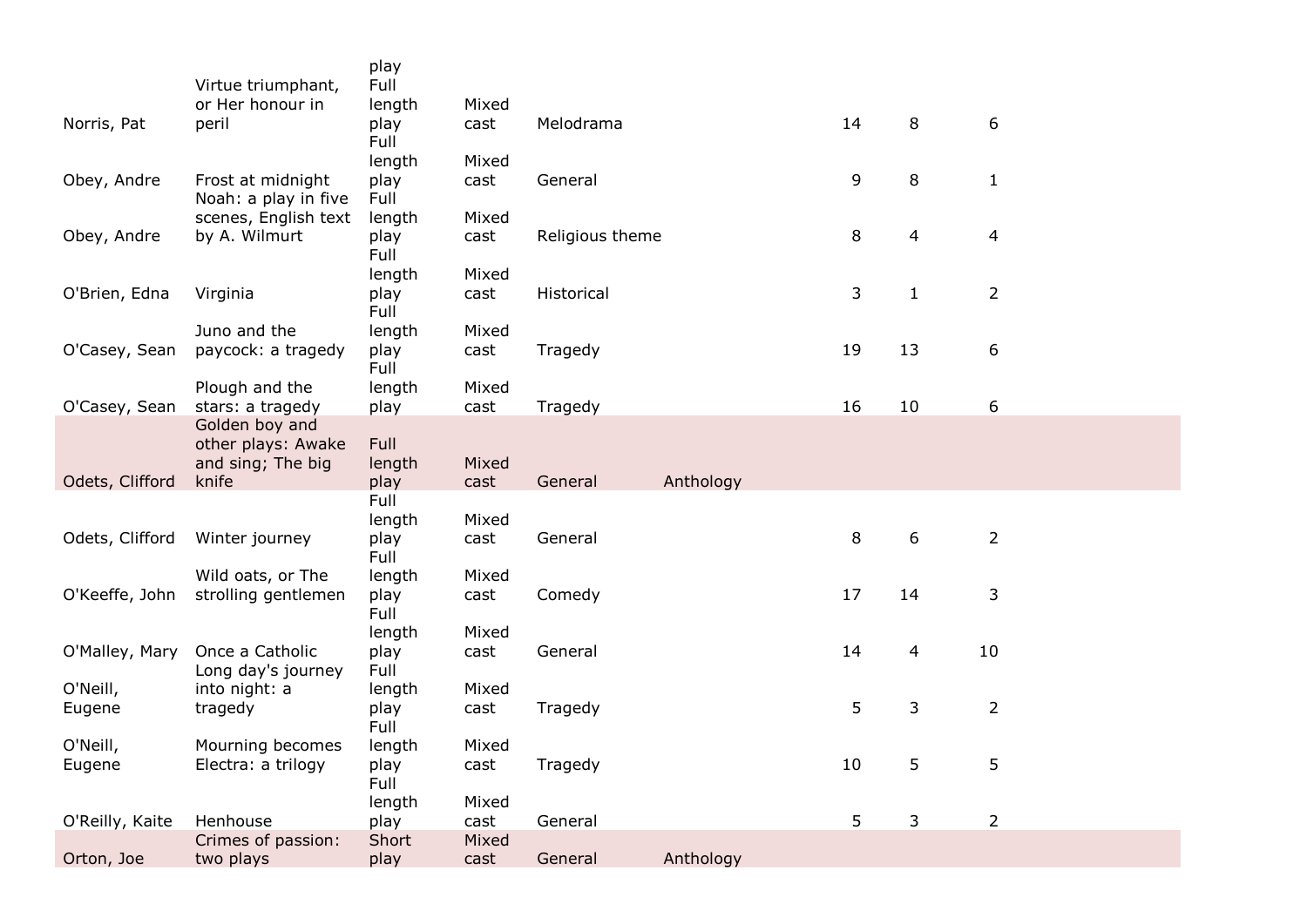| | | | | | | | | |
|---|---|---|---|---|---|---|---|---|
| Norris, Pat | Virtue triumphant, or Her honour in peril | Full length play | Mixed cast | Melodrama | | 14 | 8 | 6 |
| Obey, Andre | Frost at midnight | Full length play | Mixed cast | General | | 9 | 8 | 1 |
| Obey, Andre | Noah: a play in five scenes, English text by A. Wilmurt | Full length play | Mixed cast | Religious theme | | 8 | 4 | 4 |
| O'Brien, Edna | Virginia | Full length play | Mixed cast | Historical | | 3 | 1 | 2 |
| O'Casey, Sean | Juno and the paycock: a tragedy | Full length play | Mixed cast | Tragedy | | 19 | 13 | 6 |
| O'Casey, Sean | Plough and the stars: a tragedy | Full length play | Mixed cast | Tragedy | | 16 | 10 | 6 |
| Odets, Clifford | Golden boy and other plays: Awake and sing; The big knife | Full length play | Mixed cast | General | Anthology | | | |
| Odets, Clifford | Winter journey | Full length play | Mixed cast | General | | 8 | 6 | 2 |
| O'Keeffe, John | Wild oats, or The strolling gentlemen | Full length play | Mixed cast | Comedy | | 17 | 14 | 3 |
| O'Malley, Mary | Once a Catholic | Full length play | Mixed cast | General | | 14 | 4 | 10 |
| O'Neill, Eugene | Long day's journey into night: a tragedy | Full length play | Mixed cast | Tragedy | | 5 | 3 | 2 |
| O'Neill, Eugene | Mourning becomes Electra: a trilogy | Full length play | Mixed cast | Tragedy | | 10 | 5 | 5 |
| O'Reilly, Kaite | Henhouse | Full length play | Mixed cast | General | | 5 | 3 | 2 |
| Orton, Joe | Crimes of passion: two plays | Short play | Mixed cast | General | Anthology | | | |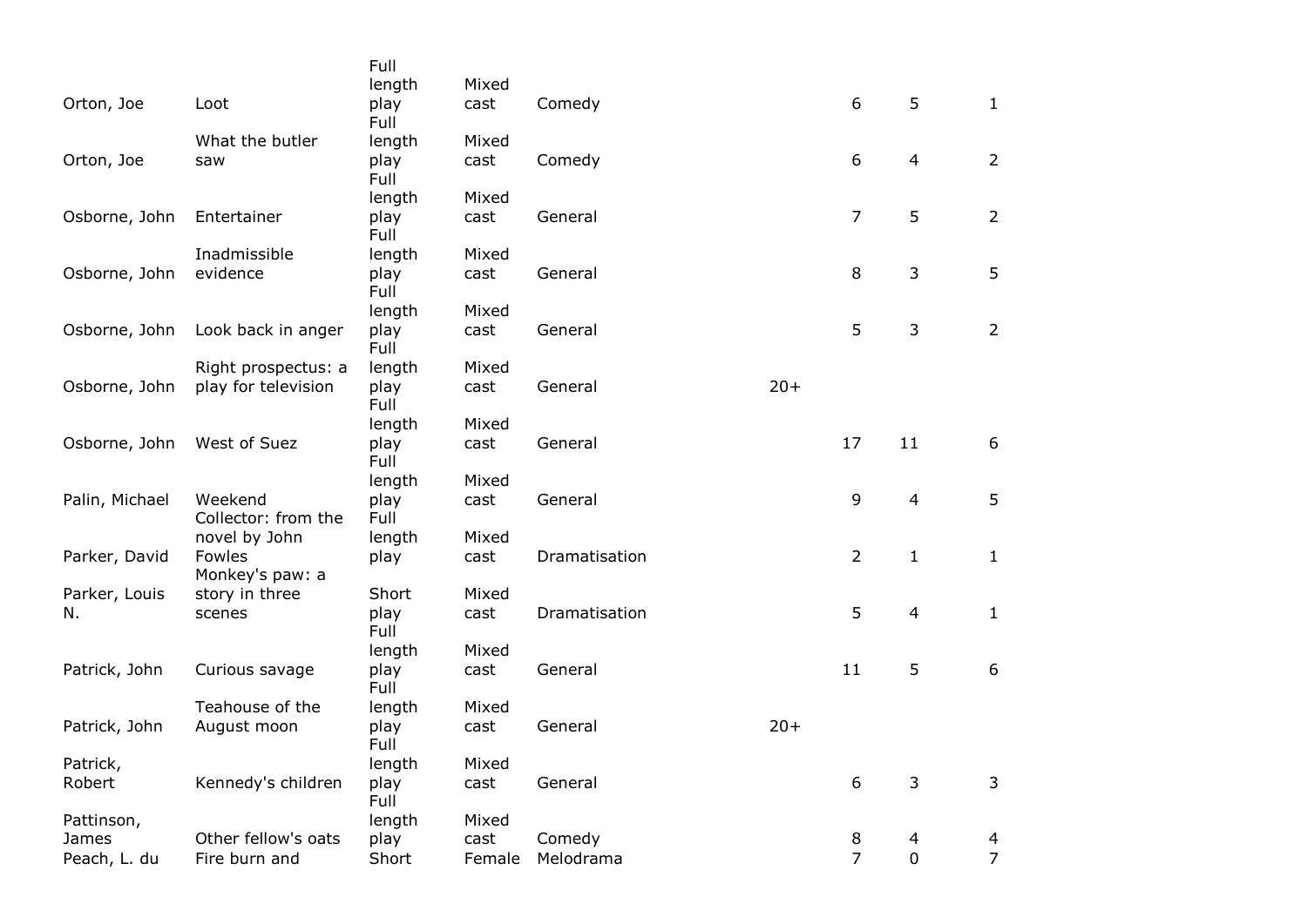| | | | | | | | | |
|---|---|---|---|---|---|---|---|---|
| Orton, Joe | Loot | Full length play | Mixed cast | Comedy | | 6 | 5 | 1 |
| Orton, Joe | What the butler saw | Full length play | Mixed cast | Comedy | | 6 | 4 | 2 |
| Osborne, John | Entertainer | Full length play | Mixed cast | General | | 7 | 5 | 2 |
| Osborne, John | Inadmissible evidence | Full length play | Mixed cast | General | | 8 | 3 | 5 |
| Osborne, John | Look back in anger | Full length play | Mixed cast | General | | 5 | 3 | 2 |
| Osborne, John | Right prospectus: a play for television | Full length play | Mixed cast | General | 20+ | | | |
| Osborne, John | West of Suez | Full length play | Mixed cast | General | | 17 | 11 | 6 |
| Palin, Michael | Weekend | Full length play | Mixed cast | General | | 9 | 4 | 5 |
| Parker, David | Collector: from the novel by John Fowles | Full length play | Mixed cast | Dramatisation | | 2 | 1 | 1 |
| Parker, Louis N. | Monkey's paw: a story in three scenes | Short play | Mixed cast | Dramatisation | | 5 | 4 | 1 |
| Patrick, John | Curious savage | Full length play | Mixed cast | General | | 11 | 5 | 6 |
| Patrick, John | Teahouse of the August moon | Full length play | Mixed cast | General | 20+ | | | |
| Patrick, Robert | Kennedy's children | Full length play | Mixed cast | General | | 6 | 3 | 3 |
| Pattinson, James | Other fellow's oats | Full length play | Mixed cast | Comedy | | 8 | 4 | 4 |
| Peach, L. du | Fire burn and | Short | Female | Melodrama | | 7 | 0 | 7 |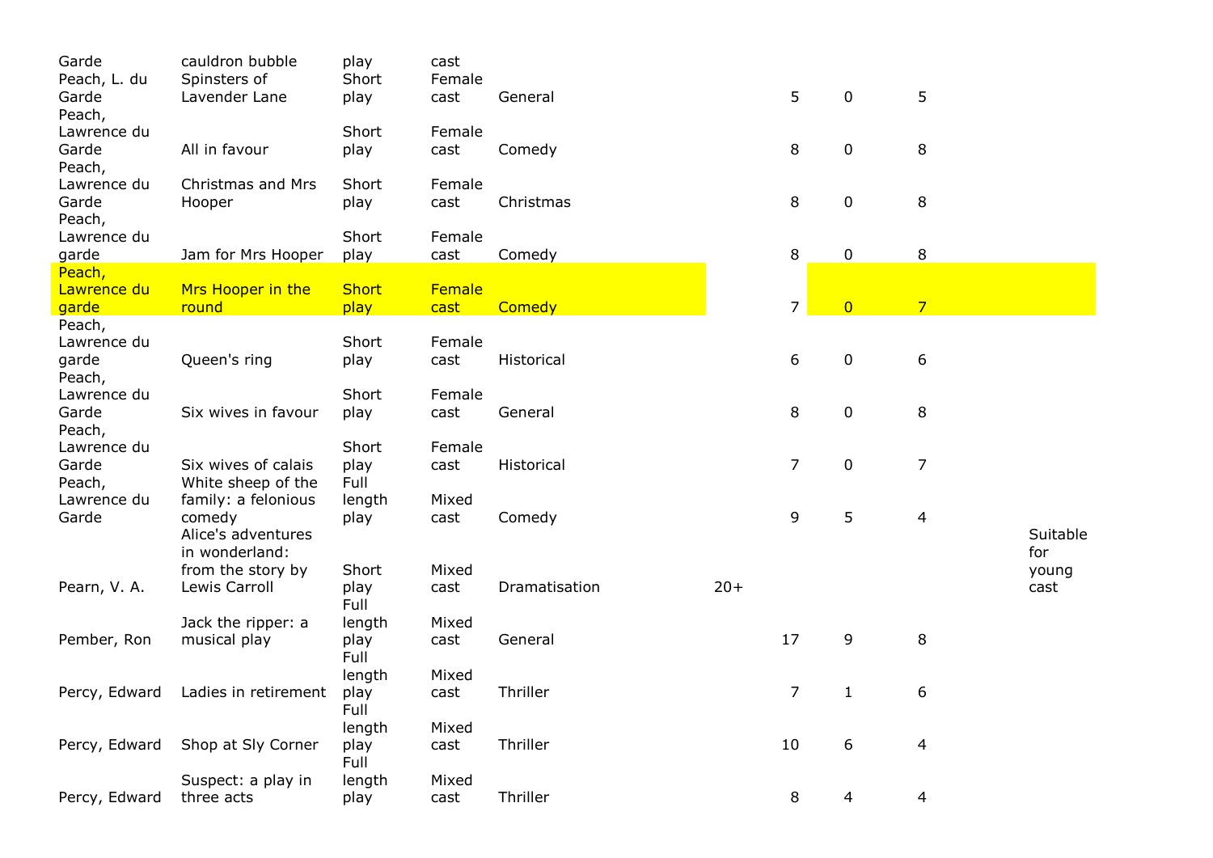| | | | | | | | | | |
|---|---|---|---|---|---|---|---|---|---|
| Garde | cauldron bubble | play | cast | | | | | | |
| Peach, L. du Garde | Spinsters of Lavender Lane | Short play | Female cast | General | | 5 | 0 | 5 | |
| Peach, Lawrence du Garde | All in favour | Short play | Female cast | Comedy | | 8 | 0 | 8 | |
| Peach, Lawrence du Garde | Christmas and Mrs Hooper | Short play | Female cast | Christmas | | 8 | 0 | 8 | |
| Peach, Lawrence du garde | Jam for Mrs Hooper | Short play | Female cast | Comedy | | 8 | 0 | 8 | |
| Peach, Lawrence du garde | Mrs Hooper in the round | Short play | Female cast | Comedy | | 7 | 0 | 7 | |
| Peach, Lawrence du garde | Queen's ring | Short play | Female cast | Historical | | 6 | 0 | 6 | |
| Peach, Lawrence du Garde | Six wives in favour | Short play | Female cast | General | | 8 | 0 | 8 | |
| Peach, Lawrence du Garde | Six wives of calais | Short play | Female cast | Historical | | 7 | 0 | 7 | |
| Peach, Lawrence du Garde | White sheep of the family: a felonious comedy | Full length play | Mixed cast | Comedy | | 9 | 5 | 4 | |
| Pearn, V. A. | Alice's adventures in wonderland: from the story by Lewis Carroll | Short play | Mixed cast | Dramatisation | 20+ | | | | Suitable for young cast |
| Pember, Ron | Jack the ripper: a musical play | Full length play | Mixed cast | General | | 17 | 9 | 8 | |
| Percy, Edward | Ladies in retirement | Full length play | Mixed cast | Thriller | | 7 | 1 | 6 | |
| Percy, Edward | Shop at Sly Corner | Full length play | Mixed cast | Thriller | | 10 | 6 | 4 | |
| Percy, Edward | Suspect: a play in three acts | Full length play | Mixed cast | Thriller | | 8 | 4 | 4 | |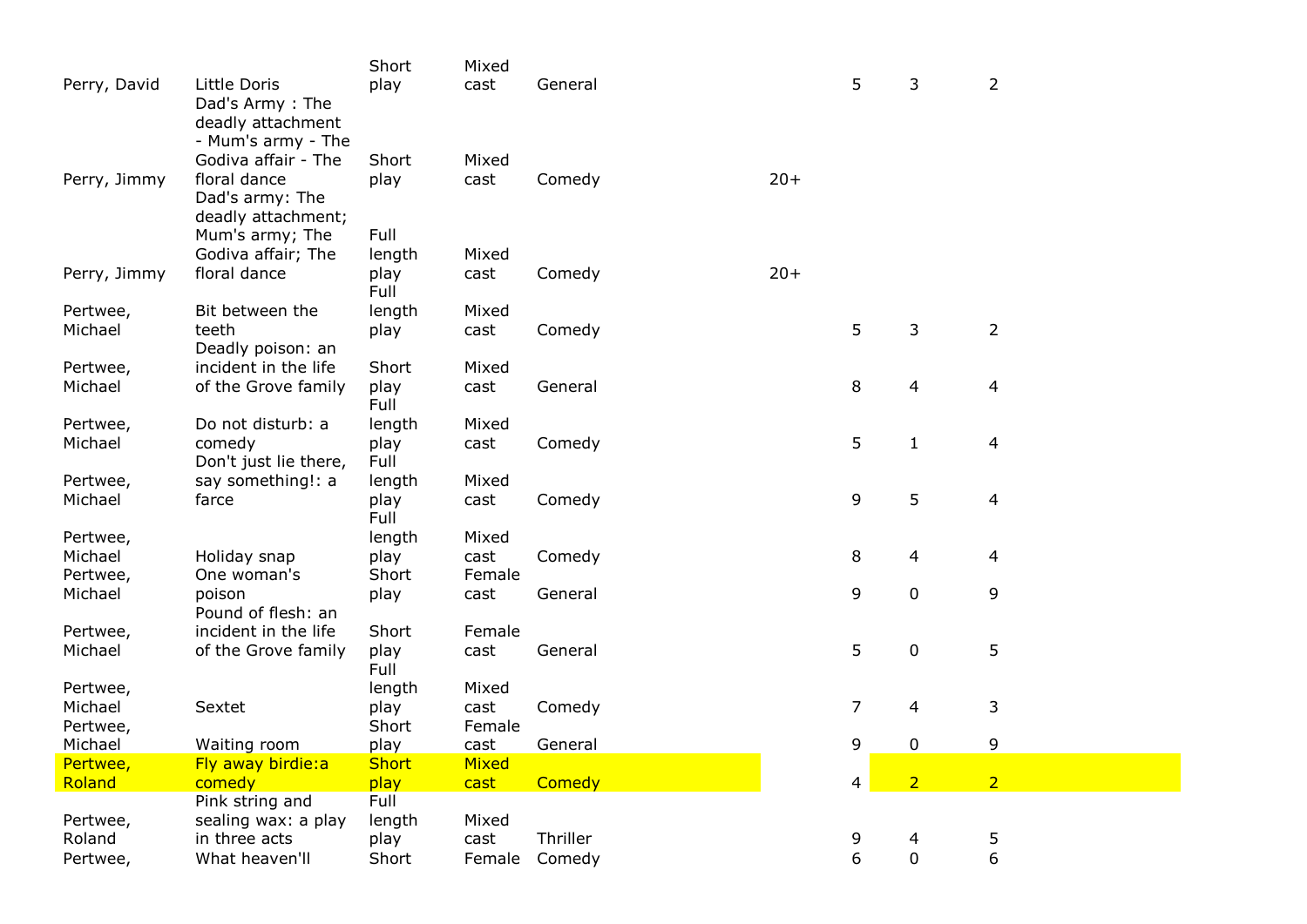| | | | | | | | | |
|---|---|---|---|---|---|---|---|---|
| Perry, David | Little Doris | Short play | Mixed cast | General | | 5 | 3 | 2 |
| Perry, Jimmy | Dad's Army : The deadly attachment - Mum's army - The Godiva affair - The floral dance | Short play | Mixed cast | Comedy | 20+ | | | |
| Perry, Jimmy | Dad's army: The deadly attachment; Mum's army; The Godiva affair; The floral dance | Full length play | Mixed cast | Comedy | 20+ | | | |
| Pertwee, Michael | Bit between the teeth | Full length play | Mixed cast | Comedy | | 5 | 3 | 2 |
| Pertwee, Michael | Deadly poison: an incident in the life of the Grove family | Short play | Mixed cast | General | | 8 | 4 | 4 |
| Pertwee, Michael | Do not disturb: a comedy | Full length play | Mixed cast | Comedy | | 5 | 1 | 4 |
| Pertwee, Michael | Don't just lie there, say something!: a farce | Full length play | Mixed cast | Comedy | | 9 | 5 | 4 |
| Pertwee, Michael | Holiday snap | Full length play | Mixed cast | Comedy | | 8 | 4 | 4 |
| Pertwee, Michael | One woman's poison | Short play | Female cast | General | | 9 | 0 | 9 |
| Pertwee, Michael | Pound of flesh: an incident in the life of the Grove family | Short play | Female cast | General | | 5 | 0 | 5 |
| Pertwee, Michael | Sextet | Full length play | Mixed cast | Comedy | | 7 | 4 | 3 |
| Pertwee, Michael | Waiting room | Short play | Female cast | General | | 9 | 0 | 9 |
| Pertwee, Roland | Fly away birdie:a comedy | Short play | Mixed cast | Comedy | | 4 | 2 | 2 |
| Pertwee, Roland | Pink string and sealing wax: a play in three acts | Full length play | Mixed cast | Thriller | | 9 | 4 | 5 |
| Pertwee, | What heaven'll | Short | Female | Comedy | | 6 | 0 | 6 |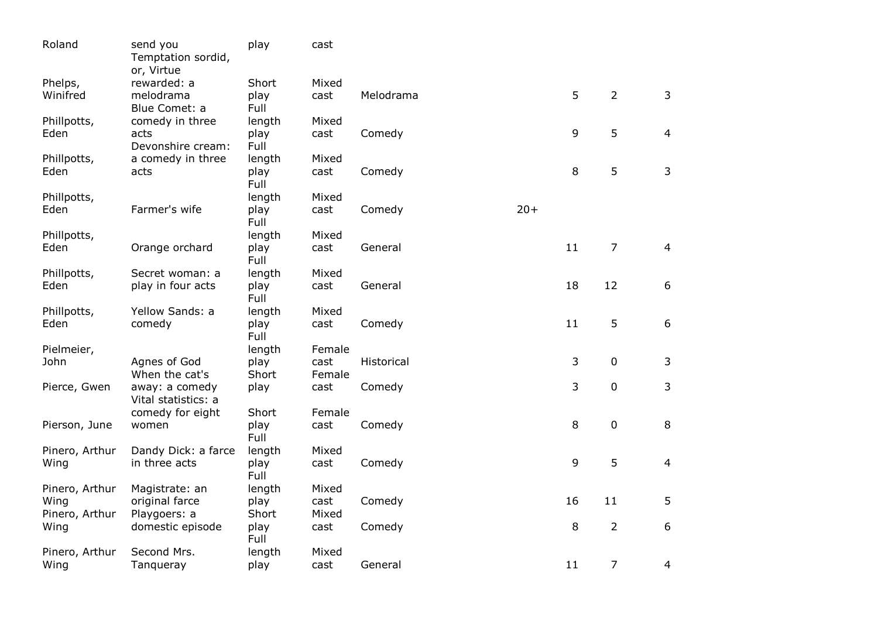| | | | | | | | | |
|---|---|---|---|---|---|---|---|---|
| Roland | send you | play | cast | | | | | |
| Phelps, Winifred | Temptation sordid, or, Virtue rewarded: a melodrama | Short play | Mixed cast | Melodrama | | 5 | 2 | 3 |
| Phillpotts, Eden | Blue Comet: a comedy in three acts | Full length play | Mixed cast | Comedy | | 9 | 5 | 4 |
| Phillpotts, Eden | Devonshire cream: a comedy in three acts | Full length play | Mixed cast | Comedy | | 8 | 5 | 3 |
| Phillpotts, Eden | Farmer's wife | Full length play | Mixed cast | Comedy | 20+ | | | |
| Phillpotts, Eden | Orange orchard | Full length play | Mixed cast | General | | 11 | 7 | 4 |
| Phillpotts, Eden | Secret woman: a play in four acts | Full length play | Mixed cast | General | | 18 | 12 | 6 |
| Phillpotts, Eden | Yellow Sands: a comedy | Full length play | Mixed cast | Comedy | | 11 | 5 | 6 |
| Pielmeier, John | Agnes of God | Full length play | Female cast | Historical | | 3 | 0 | 3 |
| Pierce, Gwen | When the cat's away: a comedy | Short play | Female cast | Comedy | | 3 | 0 | 3 |
| Pierson, June | Vital statistics: a comedy for eight women | Short play | Female cast | Comedy | | 8 | 0 | 8 |
| Pinero, Arthur Wing | Dandy Dick: a farce in three acts | Full length play | Mixed cast | Comedy | | 9 | 5 | 4 |
| Pinero, Arthur Wing | Magistrate: an original farce | Full length play | Mixed cast | Comedy | | 16 | 11 | 5 |
| Pinero, Arthur Wing | Playgoers: a domestic episode | Short play | Mixed cast | Comedy | | 8 | 2 | 6 |
| Pinero, Arthur Wing | Second Mrs. Tanqueray | Full length play | Mixed cast | General | | 11 | 7 | 4 |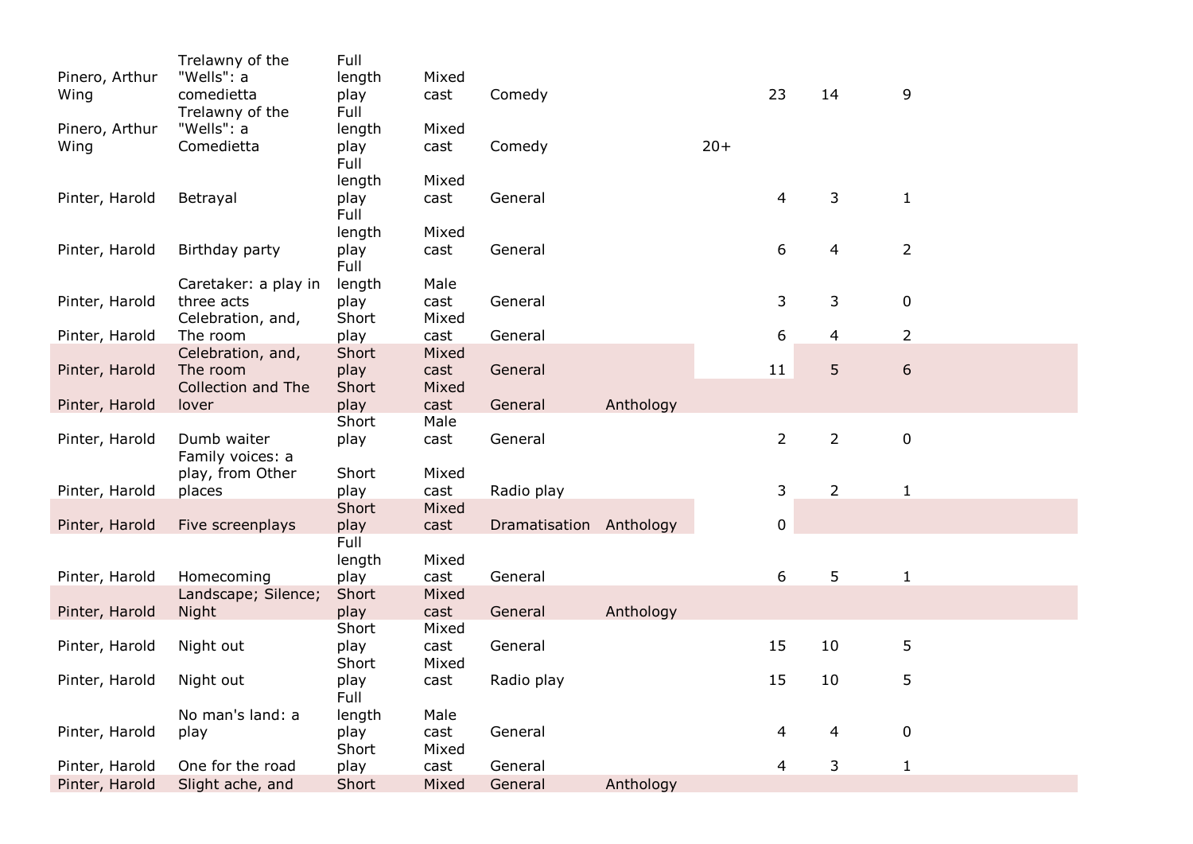| | | | | | | | | | |
|---|---|---|---|---|---|---|---|---|---|
| Pinero, Arthur Wing | Trelawny of the "Wells": a comedietta | Full length play | Mixed cast | Comedy | | | 23 | 14 | 9 |
| Pinero, Arthur Wing | Trelawny of the "Wells": a Comedietta | Full length play | Mixed cast | Comedy | | 20+ | | | |
| Pinter, Harold | Betrayal | Full length play | Mixed cast | General | | | 4 | 3 | 1 |
| Pinter, Harold | Birthday party | Full length play | Mixed cast | General | | | 6 | 4 | 2 |
| Pinter, Harold | Caretaker: a play in three acts | Full length play | Male cast | General | | | 3 | 3 | 0 |
| Pinter, Harold | Celebration, and, The room | Short play | Mixed cast | General | | | 6 | 4 | 2 |
| Pinter, Harold | Celebration, and, The room | Short play | Mixed cast | General | | | 11 | 5 | 6 |
| Pinter, Harold | Collection and The lover | Short play | Mixed cast | General | Anthology | | | | |
| Pinter, Harold | Dumb waiter | Short play | Male cast | General | | | 2 | 2 | 0 |
| Pinter, Harold | Family voices: a play, from Other places | Short play | Mixed cast | Radio play | | | 3 | 2 | 1 |
| Pinter, Harold | Five screenplays | Short play | Mixed cast | Dramatisation | Anthology | | 0 | | |
| Pinter, Harold | Homecoming | Full length play | Mixed cast | General | | | 6 | 5 | 1 |
| Pinter, Harold | Landscape; Silence; Night | Short play | Mixed cast | General | Anthology | | | | |
| Pinter, Harold | Night out | Short play | Mixed cast | General | | | 15 | 10 | 5 |
| Pinter, Harold | Night out | Short play | Mixed cast | Radio play | | | 15 | 10 | 5 |
| Pinter, Harold | No man's land: a play | Full length play | Male cast | General | | | 4 | 4 | 0 |
| Pinter, Harold | One for the road | Short play | Mixed cast | General | | | 4 | 3 | 1 |
| Pinter, Harold | Slight ache, and | Short | Mixed | General | Anthology | | | | |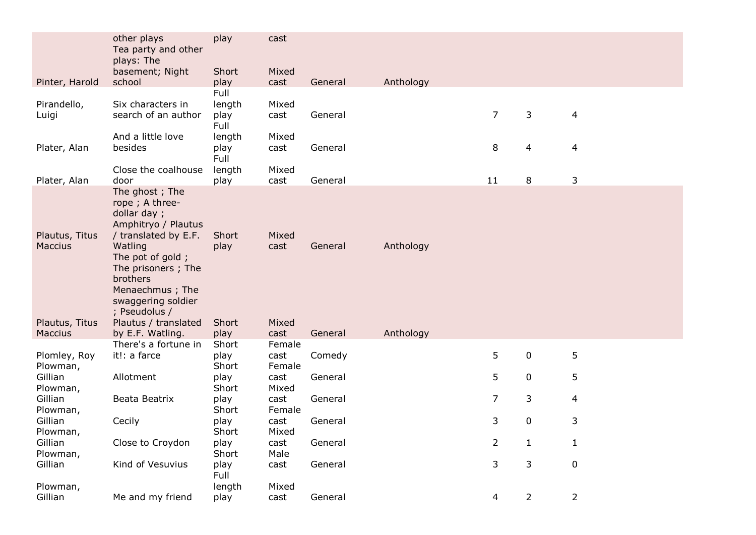| | | | | | | | | |
|---|---|---|---|---|---|---|---|---|
| | other plays | play | cast | | | | | |
| Pinter, Harold | Tea party and other plays: The basement; Night school | Short play | Mixed cast | General | Anthology | | | |
| Pirandello, Luigi | Six characters in search of an author | Full length play | Mixed cast | General | | 7 | 3 | 4 |
| Plater, Alan | And a little love besides | Full length play | Mixed cast | General | | 8 | 4 | 4 |
| Plater, Alan | Close the coalhouse door | Full length play | Mixed cast | General | | 11 | 8 | 3 |
| Plautus, Titus Maccius | The ghost ; The rope ; A three-dollar day ; Amphitryo / Plautus / translated by E.F. Watling | Short play | Mixed cast | General | Anthology | | | |
| Plautus, Titus Maccius | The pot of gold ; The prisoners ; The brothers Menaechmus ; The swaggering soldier ; Pseudolus / Plautus / translated by E.F. Watling. | Short play | Mixed cast | General | Anthology | | | |
| Plomley, Roy | There's a fortune in it!: a farce | Short play | Female cast | Comedy | | 5 | 0 | 5 |
| Plowman, Gillian | Allotment | Short play | Female cast | General | | 5 | 0 | 5 |
| Plowman, Gillian | Beata Beatrix | Short play | Mixed cast | General | | 7 | 3 | 4 |
| Plowman, Gillian | Cecily | Short play | Female cast | General | | 3 | 0 | 3 |
| Plowman, Gillian | Close to Croydon | Short play | Mixed cast | General | | 2 | 1 | 1 |
| Plowman, Gillian | Kind of Vesuvius | Short play | Male cast | General | | 3 | 3 | 0 |
| Plowman, Gillian | Me and my friend | Full length play | Mixed cast | General | | 4 | 2 | 2 |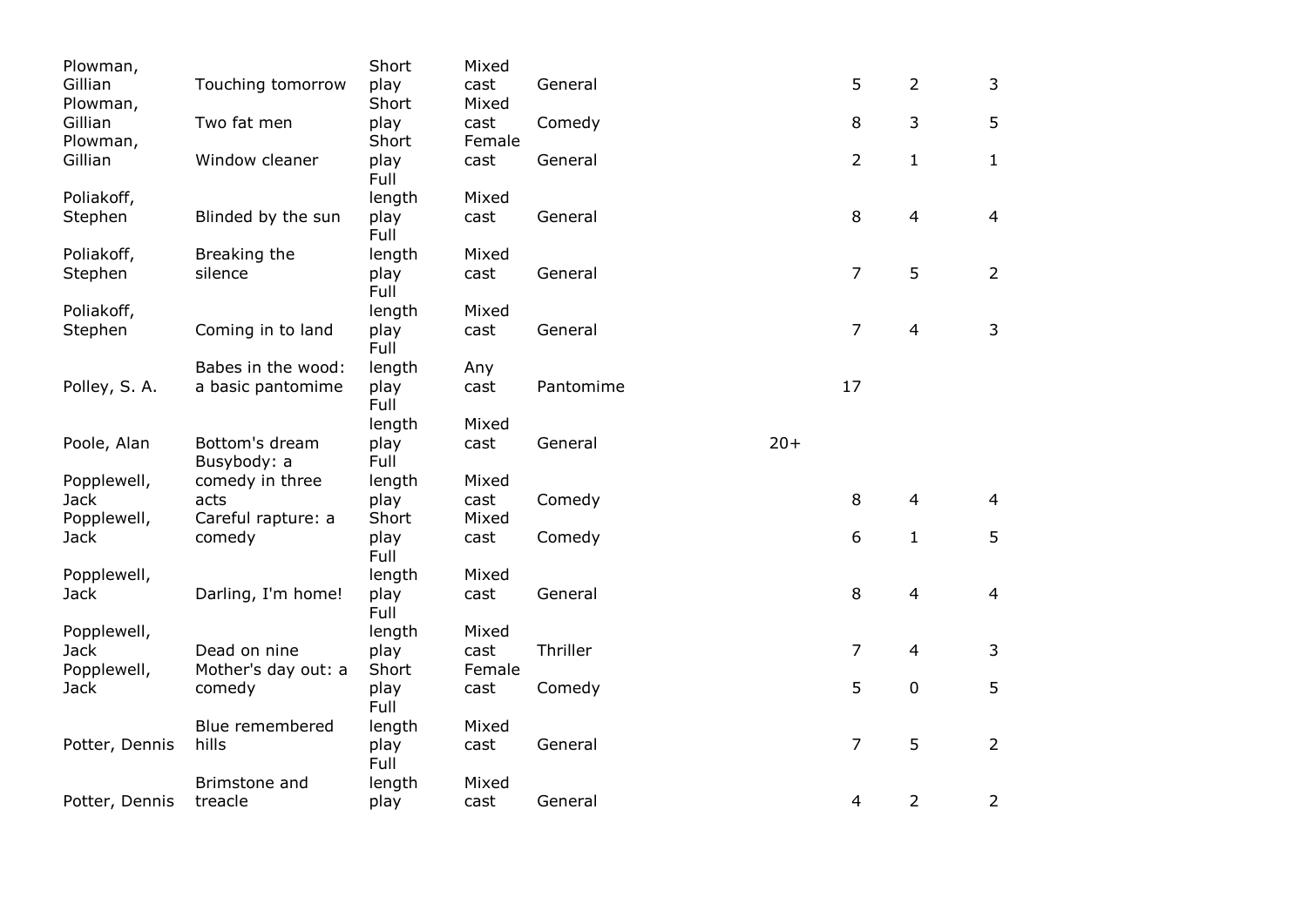| | | | | | | | | |
|---|---|---|---|---|---|---|---|---|
| Plowman, Gillian | Touching tomorrow | Short play | Mixed cast | General | | 5 | 2 | 3 |
| Plowman, Gillian | Two fat men | Short play | Mixed cast | Comedy | | 8 | 3 | 5 |
| Plowman, Gillian | Window cleaner | Short play | Female cast | General | | 2 | 1 | 1 |
| Poliakoff, Stephen | Blinded by the sun | Full length play | Mixed cast | General | | 8 | 4 | 4 |
| Poliakoff, Stephen | Breaking the silence | Full length play | Mixed cast | General | | 7 | 5 | 2 |
| Poliakoff, Stephen | Coming in to land | Full length play | Mixed cast | General | | 7 | 4 | 3 |
| Polley, S. A. | Babes in the wood: a basic pantomime | Full length play | Any cast | Pantomime | | 17 | | |
| Poole, Alan | Bottom's dream | Full length play | Mixed cast | General | 20+ | | | |
| Popplewell, Jack | Busybody: a comedy in three acts | Full length play | Mixed cast | Comedy | | 8 | 4 | 4 |
| Popplewell, Jack | Careful rapture: a comedy | Short play | Mixed cast | Comedy | | 6 | 1 | 5 |
| Popplewell, Jack | Darling, I'm home! | Full length play | Mixed cast | General | | 8 | 4 | 4 |
| Popplewell, Jack | Dead on nine | Full length play | Mixed cast | Thriller | | 7 | 4 | 3 |
| Popplewell, Jack | Mother's day out: a comedy | Short play | Female cast | Comedy | | 5 | 0 | 5 |
| Potter, Dennis | Blue remembered hills | Full length play | Mixed cast | General | | 7 | 5 | 2 |
| Potter, Dennis | Brimstone and treacle | Full length play | Mixed cast | General | | 4 | 2 | 2 |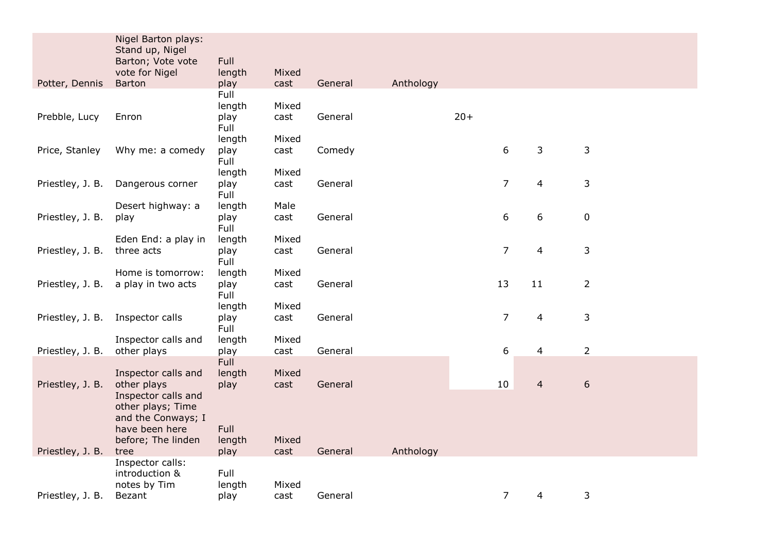| | | | | | | | | |
|---|---|---|---|---|---|---|---|---|
| Potter, Dennis | Nigel Barton plays: Stand up, Nigel Barton; Vote vote vote for Nigel Barton | Full length play | Mixed cast | General | Anthology | | | |
| Prebble, Lucy | Enron | Full length play | Mixed cast | General | | 20+ | | |
| Price, Stanley | Why me: a comedy | Full length play | Mixed cast | Comedy | | 6 | 3 | 3 |
| Priestley, J. B. | Dangerous corner | Full length play | Mixed cast | General | | 7 | 4 | 3 |
| Priestley, J. B. | Desert highway: a play | Full length play | Male cast | General | | 6 | 6 | 0 |
| Priestley, J. B. | Eden End: a play in three acts | Full length play | Mixed cast | General | | 7 | 4 | 3 |
| Priestley, J. B. | Home is tomorrow: a play in two acts | Full length play | Mixed cast | General | | 13 | 11 | 2 |
| Priestley, J. B. | Inspector calls | Full length play | Mixed cast | General | | 7 | 4 | 3 |
| Priestley, J. B. | Inspector calls and other plays | Full length play | Mixed cast | General | | 6 | 4 | 2 |
| Priestley, J. B. | Inspector calls and other plays | Full length play | Mixed cast | General | | 10 | 4 | 6 |
| Priestley, J. B. | Inspector calls and other plays; Time and the Conways; I have been here before; The linden tree | Full length play | Mixed cast | General | Anthology | | | |
| Priestley, J. B. | Inspector calls: introduction & notes by Tim Bezant | Full length play | Mixed cast | General | | 7 | 4 | 3 |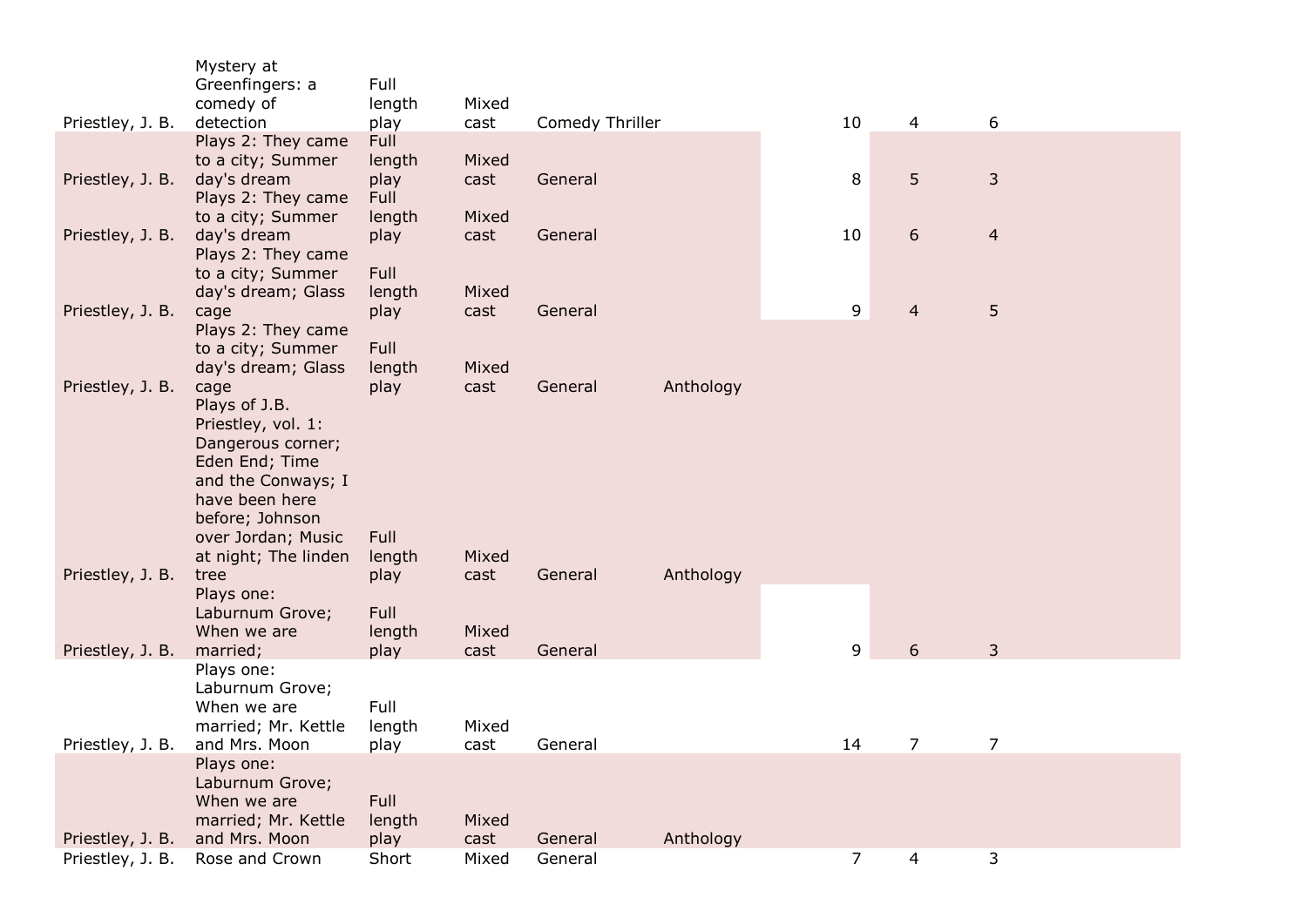| | | | | | | | | |
|---|---|---|---|---|---|---|---|---|
| Priestley, J. B. | Mystery at Greenfingers: a comedy of detection | Full length play | Mixed cast | Comedy Thriller | | 10 | 4 | 6 |
| Priestley, J. B. | Plays 2: They came to a city; Summer day's dream | Full length play | Mixed cast | General | | 8 | 5 | 3 |
| Priestley, J. B. | Plays 2: They came to a city; Summer day's dream | Full length play | Mixed cast | General | | 10 | 6 | 4 |
| Priestley, J. B. | Plays 2: They came to a city; Summer day's dream; Glass cage | Full length play | Mixed cast | General | | 9 | 4 | 5 |
| Priestley, J. B. | Plays 2: They came to a city; Summer day's dream; Glass cage | Full length play | Mixed cast | General | Anthology | | | |
| Priestley, J. B. | Plays of J.B. Priestley, vol. 1: Dangerous corner; Eden End; Time and the Conways; I have been here before; Johnson over Jordan; Music at night; The linden tree | Full length play | Mixed cast | General | Anthology | | | |
| Priestley, J. B. | Plays one: Laburnum Grove; When we are married; | Full length play | Mixed cast | General | | 9 | 6 | 3 |
| Priestley, J. B. | Plays one: Laburnum Grove; When we are married; Mr. Kettle and Mrs. Moon | Full length play | Mixed cast | General | | 14 | 7 | 7 |
| Priestley, J. B. | Plays one: Laburnum Grove; When we are married; Mr. Kettle and Mrs. Moon | Full length play | Mixed cast | General | Anthology | | | |
| Priestley, J. B. | Rose and Crown | Short | Mixed | General | | 7 | 4 | 3 |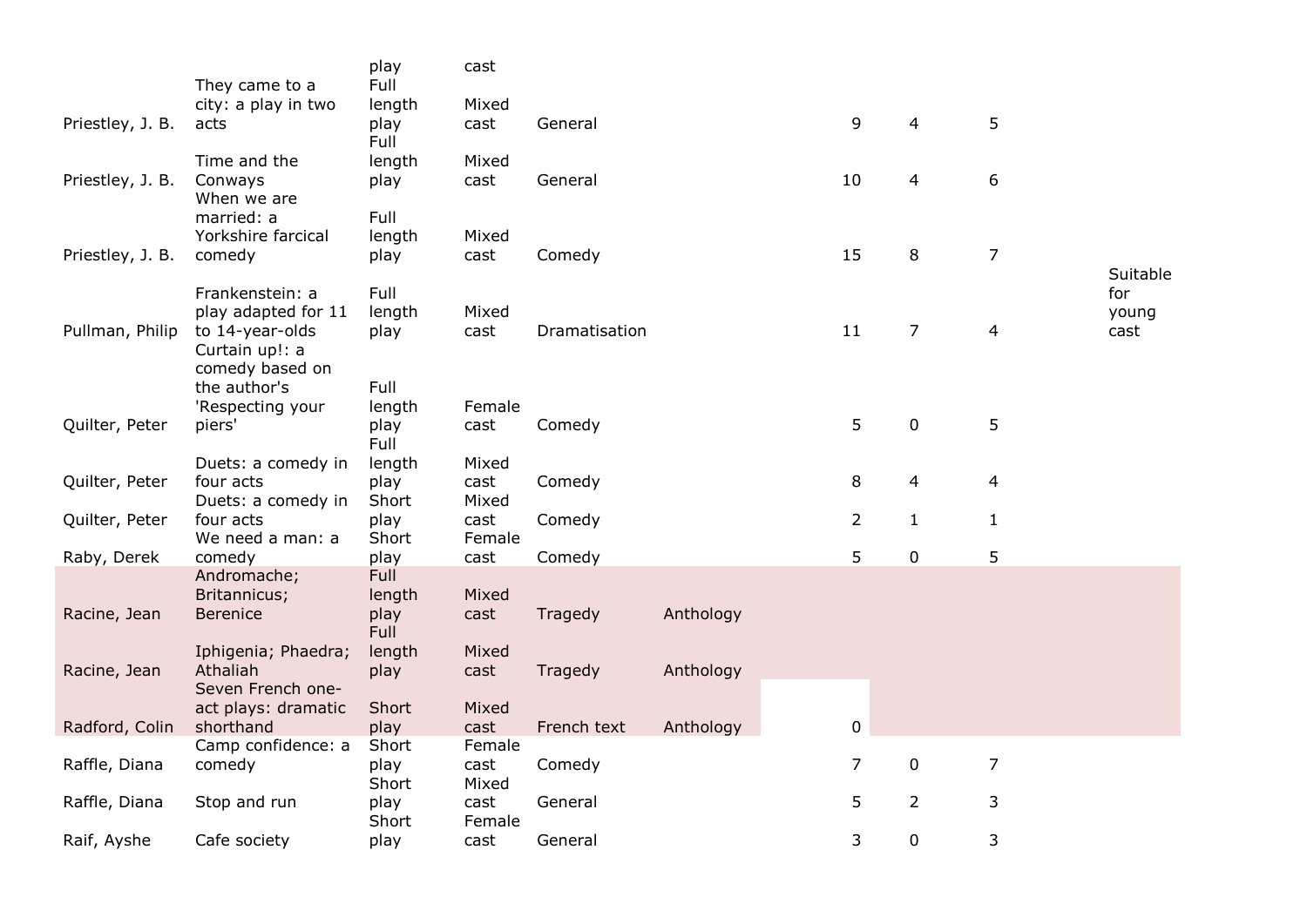| | | | | | | | | | |
|---|---|---|---|---|---|---|---|---|---|
| | | play | cast | | | | | | |
| Priestley, J. B. | They came to a city: a play in two acts | Full length play | Mixed cast | General | | 9 | 4 | 5 | |
| Priestley, J. B. | Time and the Conways | Full length play | Mixed cast | General | | 10 | 4 | 6 | |
| Priestley, J. B. | When we are married: a Yorkshire farcical comedy | Full length play | Mixed cast | Comedy | | 15 | 8 | 7 | |
| Pullman, Philip | Frankenstein: a play adapted for 11 to 14-year-olds | Full length play | Mixed cast | Dramatisation | | 11 | 7 | 4 | Suitable for young cast |
| Quilter, Peter | Curtain up!: a comedy based on the author's 'Respecting your piers' | Full length play | Female cast | Comedy | | 5 | 0 | 5 | |
| Quilter, Peter | Duets: a comedy in four acts | Full length play | Mixed cast | Comedy | | 8 | 4 | 4 | |
| Quilter, Peter | Duets: a comedy in four acts | Short play | Mixed cast | Comedy | | 2 | 1 | 1 | |
| Raby, Derek | We need a man: a comedy | Short play | Female cast | Comedy | | 5 | 0 | 5 | |
| Racine, Jean | Andromache; Britannicus; Berenice | Full length play | Mixed cast | Tragedy | Anthology | | | | |
| Racine, Jean | Iphigenia; Phaedra; Athaliah | Full length play | Mixed cast | Tragedy | Anthology | | | | |
| Radford, Colin | Seven French one-act plays: dramatic shorthand | Short play | Mixed cast | French text | Anthology | 0 | | | |
| Raffle, Diana | Camp confidence: a comedy | Short play | Female cast | Comedy | | 7 | 0 | 7 | |
| Raffle, Diana | Stop and run | Short play | Mixed cast | General | | 5 | 2 | 3 | |
| Raif, Ayshe | Cafe society | Short play | Female cast | General | | 3 | 0 | 3 | |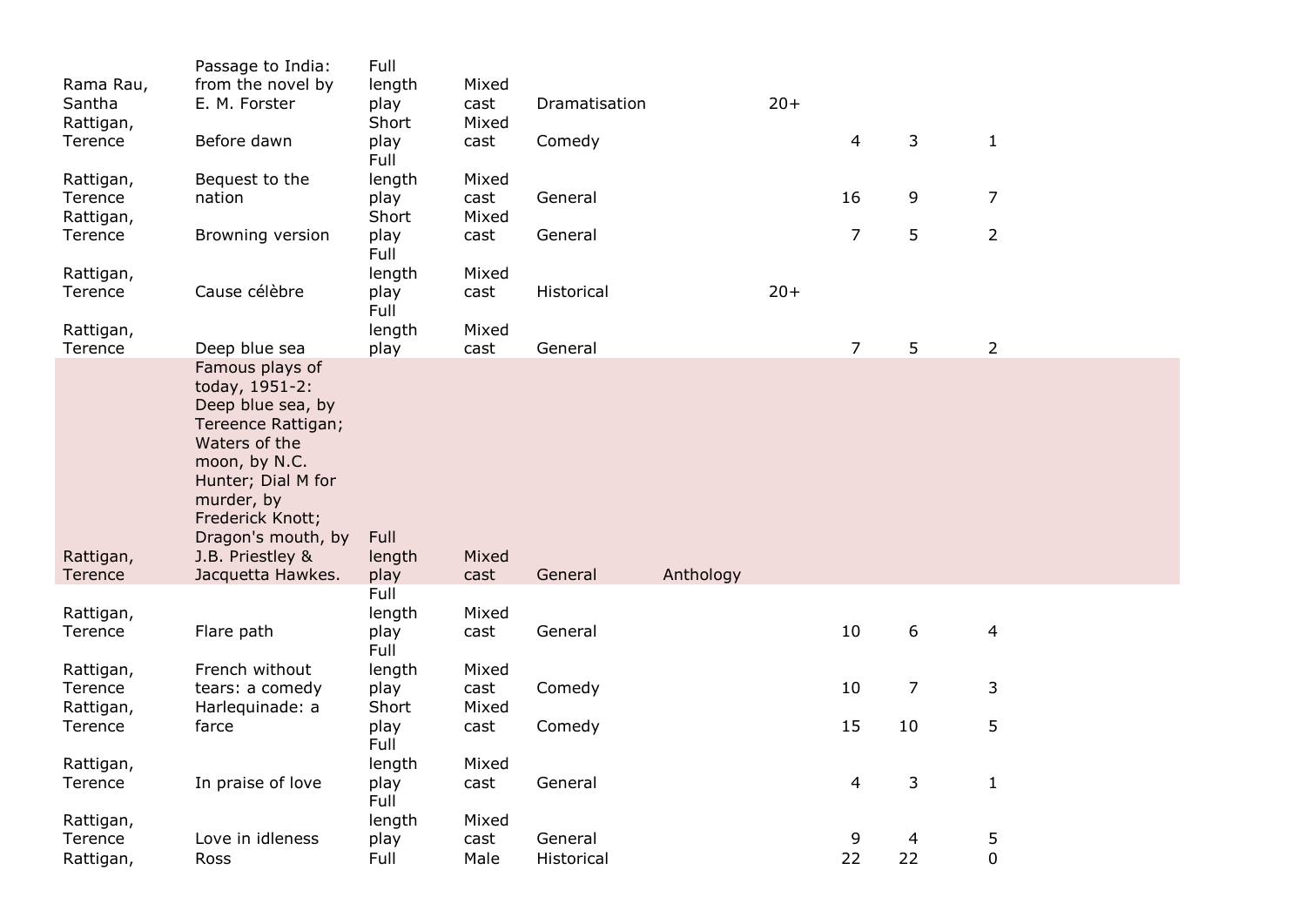| | | | | | | | | | |
|---|---|---|---|---|---|---|---|---|---|
| Rama Rau, Santha | Passage to India: from the novel by E. M. Forster | Full length play | Mixed cast | Dramatisation | | 20+ | | | |
| Rattigan, Terence | Before dawn | Short play | Mixed cast | Comedy | | | 4 | 3 | 1 |
| Rattigan, Terence | Bequest to the nation | Full length play | Mixed cast | General | | | 16 | 9 | 7 |
| Rattigan, Terence | Browning version | Short play | Mixed cast | General | | | 7 | 5 | 2 |
| Rattigan, Terence | Cause célèbre | Full length play | Mixed cast | Historical | | 20+ | | | |
| Rattigan, Terence | Deep blue sea | Full length play | Mixed cast | General | | | 7 | 5 | 2 |
| Rattigan, Terence | Famous plays of today, 1951-2: Deep blue sea, by Tereence Rattigan; Waters of the moon, by N.C. Hunter; Dial M for murder, by Frederick Knott; Dragon's mouth, by J.B. Priestley & Jacquetta Hawkes. | Full length play | Mixed cast | General | Anthology | | | | |
| Rattigan, Terence | Flare path | Full length play | Mixed cast | General | | | 10 | 6 | 4 |
| Rattigan, Terence | French without tears: a comedy | Full length play | Mixed cast | Comedy | | | 10 | 7 | 3 |
| Rattigan, Terence | Harlequinade: a farce | Short play | Mixed cast | Comedy | | | 15 | 10 | 5 |
| Rattigan, Terence | In praise of love | Full length play | Mixed cast | General | | | 4 | 3 | 1 |
| Rattigan, Terence | Love in idleness | Full length play | Mixed cast | General | | | 9 | 4 | 5 |
| Rattigan, | Ross | Full | Male | Historical | | | 22 | 22 | 0 |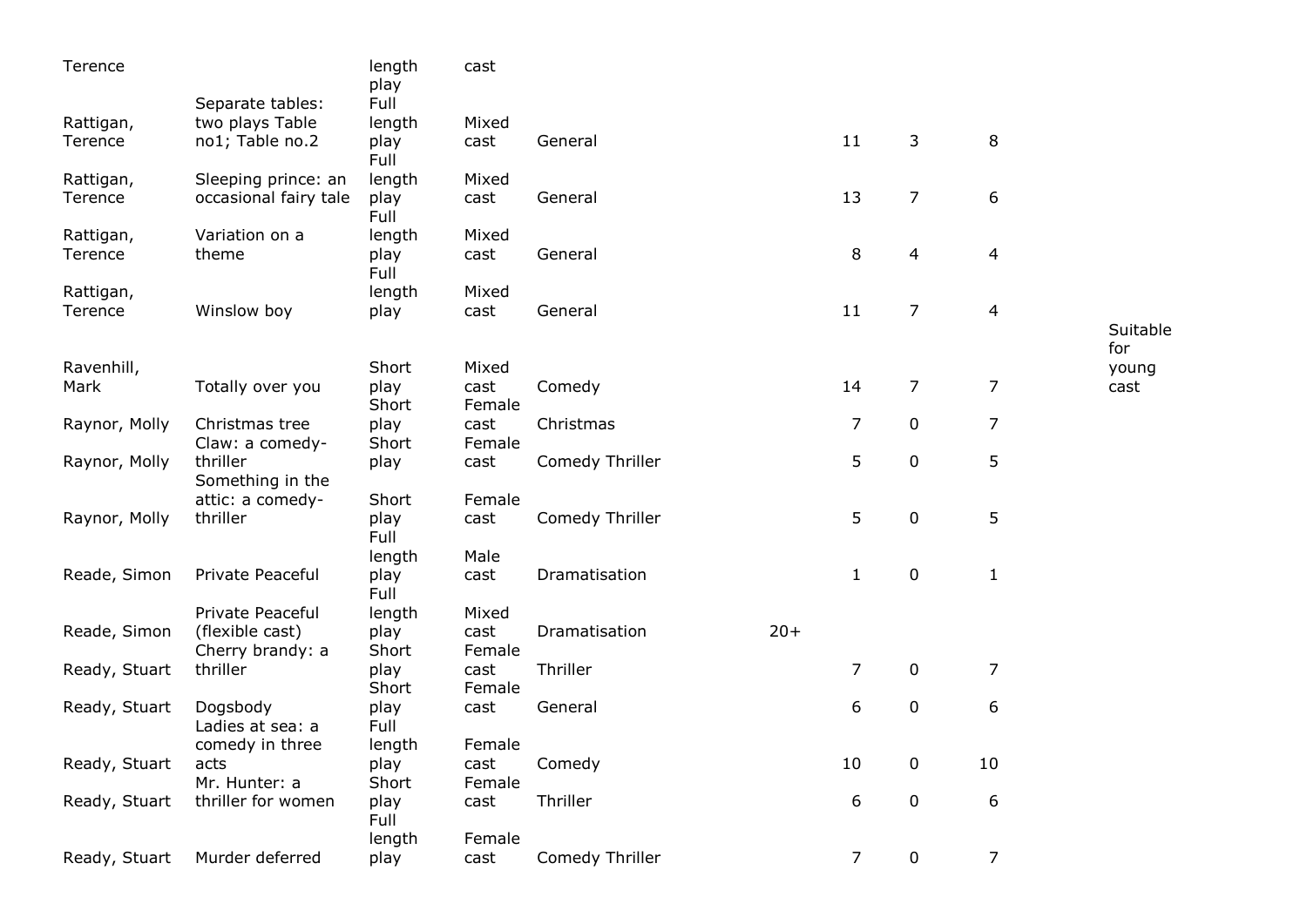| | | | | | | | | | |
|---|---|---|---|---|---|---|---|---|---|
| Terence | | length play | cast | | | | | | |
| Rattigan, Terence | Separate tables: two plays Table no1; Table no.2 | Full length play | Mixed cast | General | | 11 | 3 | 8 | |
| Rattigan, Terence | Sleeping prince: an occasional fairy tale | Full length play | Mixed cast | General | | 13 | 7 | 6 | |
| Rattigan, Terence | Variation on a theme | Full length play | Mixed cast | General | | 8 | 4 | 4 | |
| Rattigan, Terence | Winslow boy | Full length play | Mixed cast | General | | 11 | 7 | 4 | |
| Ravenhill, Mark | Totally over you | Short play | Mixed cast | Comedy | | 14 | 7 | 7 | Suitable for young cast |
| Raynor, Molly | Christmas tree | Short play | Female cast | Christmas | | 7 | 0 | 7 | |
| Raynor, Molly | Claw: a comedy-thriller | Short play | Female cast | Comedy Thriller | | 5 | 0 | 5 | |
| Raynor, Molly | Something in the attic: a comedy-thriller | Short play | Female cast | Comedy Thriller | | 5 | 0 | 5 | |
| Reade, Simon | Private Peaceful | Full length play | Male cast | Dramatisation | | 1 | 0 | 1 | |
| Reade, Simon | Private Peaceful (flexible cast) | Full length play | Mixed cast | Dramatisation | 20+ | | | | |
| Ready, Stuart | Cherry brandy: a thriller | Short play | Female cast | Thriller | | 7 | 0 | 7 | |
| Ready, Stuart | Dogsbody | Short play | Female cast | General | | 6 | 0 | 6 | |
| Ready, Stuart | Ladies at sea: a comedy in three acts | Full length play | Female cast | Comedy | | 10 | 0 | 10 | |
| Ready, Stuart | Mr. Hunter: a thriller for women | Short play | Female cast | Thriller | | 6 | 0 | 6 | |
| Ready, Stuart | Murder deferred | Full length play | Female cast | Comedy Thriller | | 7 | 0 | 7 | |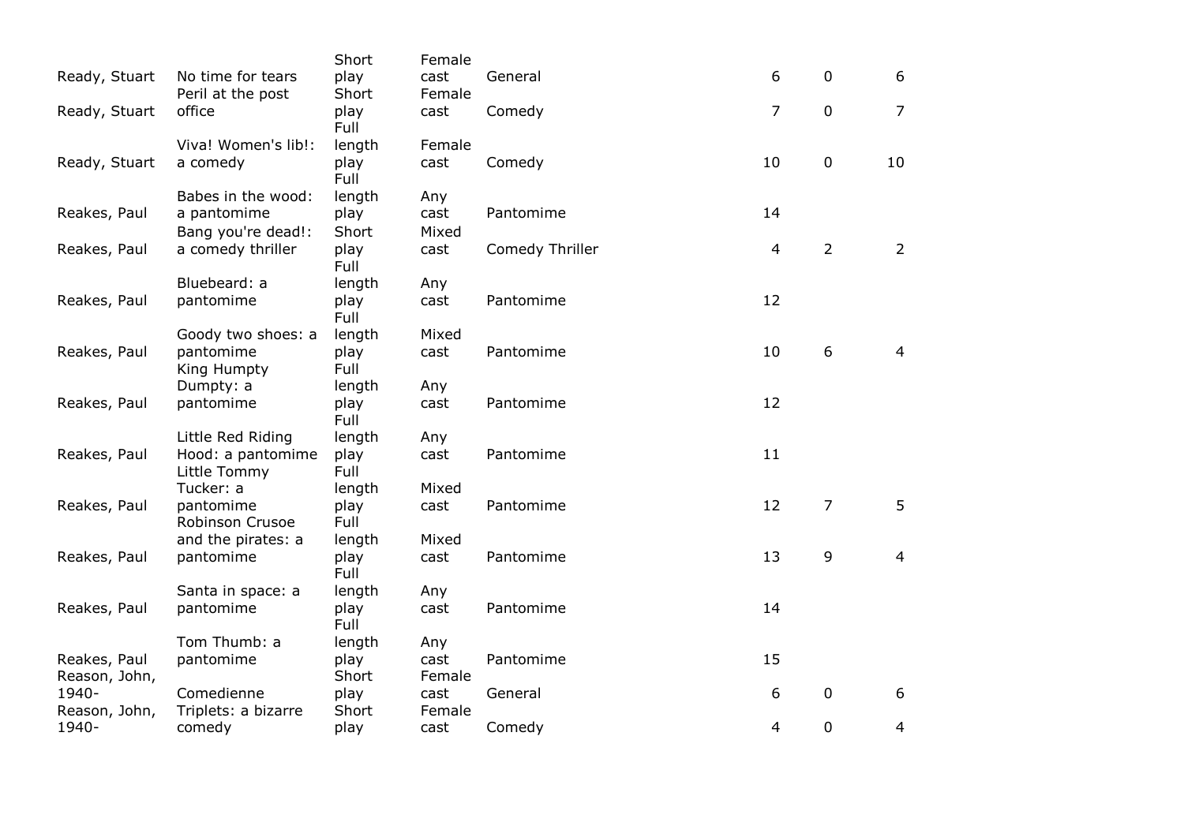| | | | | | | | |
|---|---|---|---|---|---|---|---|
| Ready, Stuart | No time for tears | Short play | Female cast | General | 6 | 0 | 6 |
| Ready, Stuart | Peril at the post office | Short play | Female cast | Comedy | 7 | 0 | 7 |
| Ready, Stuart | Viva! Women's lib!: a comedy | Full length play | Female cast | Comedy | 10 | 0 | 10 |
| Reakes, Paul | Babes in the wood: a pantomime | Full length play | Any cast | Pantomime | 14 | | |
| Reakes, Paul | Bang you're dead!: a comedy thriller | Short play | Mixed cast | Comedy Thriller | 4 | 2 | 2 |
| Reakes, Paul | Bluebeard: a pantomime | Full length play | Any cast | Pantomime | 12 | | |
| Reakes, Paul | Goody two shoes: a pantomime | Full length play | Mixed cast | Pantomime | 10 | 6 | 4 |
| Reakes, Paul | King Humpty Dumpty: a pantomime | Full length play | Any cast | Pantomime | 12 | | |
| Reakes, Paul | Little Red Riding Hood: a pantomime | Full length play | Any cast | Pantomime | 11 | | |
| Reakes, Paul | Little Tommy Tucker: a pantomime | Full length play | Mixed cast | Pantomime | 12 | 7 | 5 |
| Reakes, Paul | Robinson Crusoe and the pirates: a pantomime | Full length play | Mixed cast | Pantomime | 13 | 9 | 4 |
| Reakes, Paul | Santa in space: a pantomime | Full length play | Any cast | Pantomime | 14 | | |
| Reakes, Paul | Tom Thumb: a pantomime | Full length play | Any cast | Pantomime | 15 | | |
| Reason, John, 1940- | Comedienne | Short play | Female cast | General | 6 | 0 | 6 |
| Reason, John, 1940- | Triplets: a bizarre comedy | Short play | Female cast | Comedy | 4 | 0 | 4 |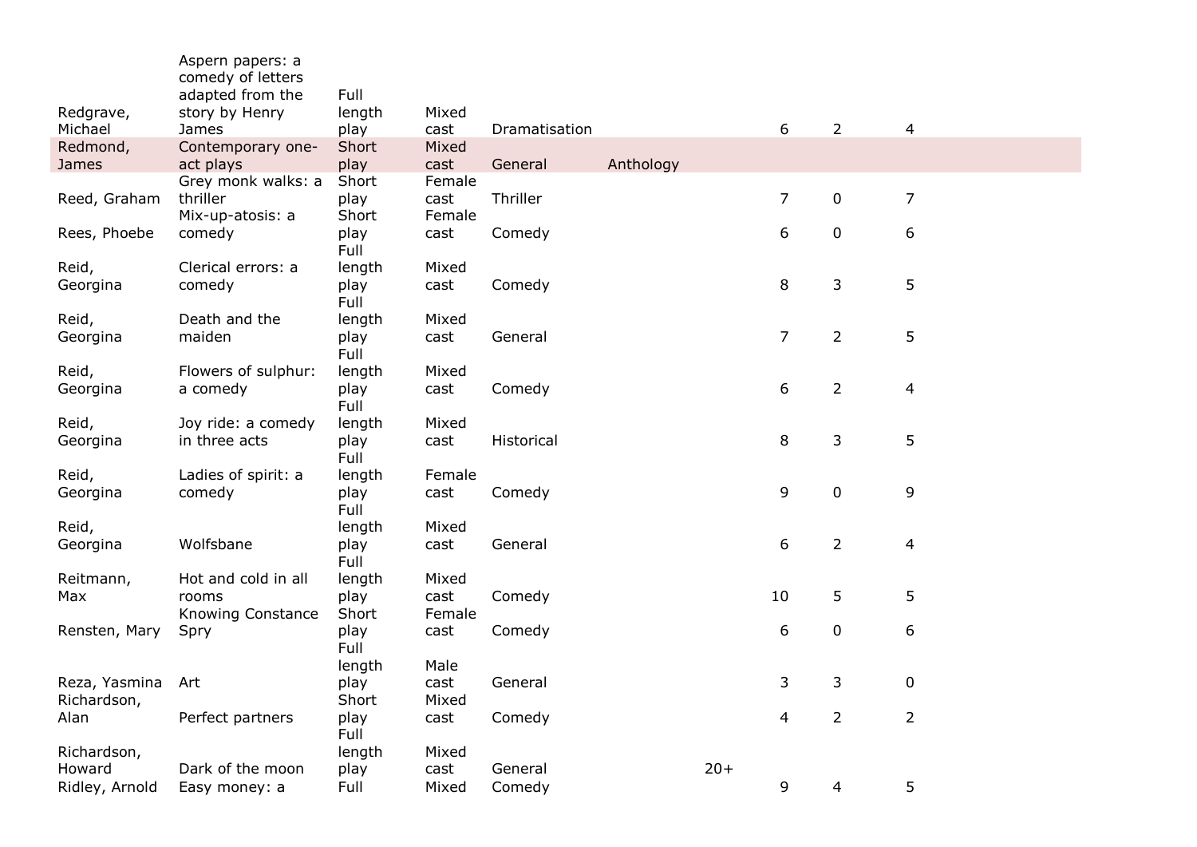| | | | | | | | | | |
|---|---|---|---|---|---|---|---|---|---|
| Redgrave, Michael | Aspern papers: a comedy of letters adapted from the story by Henry James | Full length play | Mixed cast | Dramatisation | | | 6 | 2 | 4 |
| Redmond, James | Contemporary one-act plays | Short play | Mixed cast | General | Anthology | | | | |
| Reed, Graham | Grey monk walks: a thriller | Short play | Female cast | Thriller | | | 7 | 0 | 7 |
| Rees, Phoebe | Mix-up-atosis: a comedy | Short play | Female cast | Comedy | | | 6 | 0 | 6 |
| Reid, Georgina | Clerical errors: a comedy | Full length play | Mixed cast | Comedy | | | 8 | 3 | 5 |
| Reid, Georgina | Death and the maiden | Full length play | Mixed cast | General | | | 7 | 2 | 5 |
| Reid, Georgina | Flowers of sulphur: a comedy | Full length play | Mixed cast | Comedy | | | 6 | 2 | 4 |
| Reid, Georgina | Joy ride: a comedy in three acts | Full length play | Mixed cast | Historical | | | 8 | 3 | 5 |
| Reid, Georgina | Ladies of spirit: a comedy | Full length play | Female cast | Comedy | | | 9 | 0 | 9 |
| Reid, Georgina | Wolfsbane | Full length play | Mixed cast | General | | | 6 | 2 | 4 |
| Reitmann, Max | Hot and cold in all rooms | Full length play | Mixed cast | Comedy | | | 10 | 5 | 5 |
| Rensten, Mary | Knowing Constance Spry | Short play | Female cast | Comedy | | | 6 | 0 | 6 |
| Reza, Yasmina | Art | Full length play | Male cast | General | | | 3 | 3 | 0 |
| Richardson, Alan | Perfect partners | Short play | Mixed cast | Comedy | | | 4 | 2 | 2 |
| Richardson, Howard | Dark of the moon | Full length play | Mixed cast | General | | 20+ | | | |
| Ridley, Arnold | Easy money: a | Full | Mixed | Comedy | | | 9 | 4 | 5 |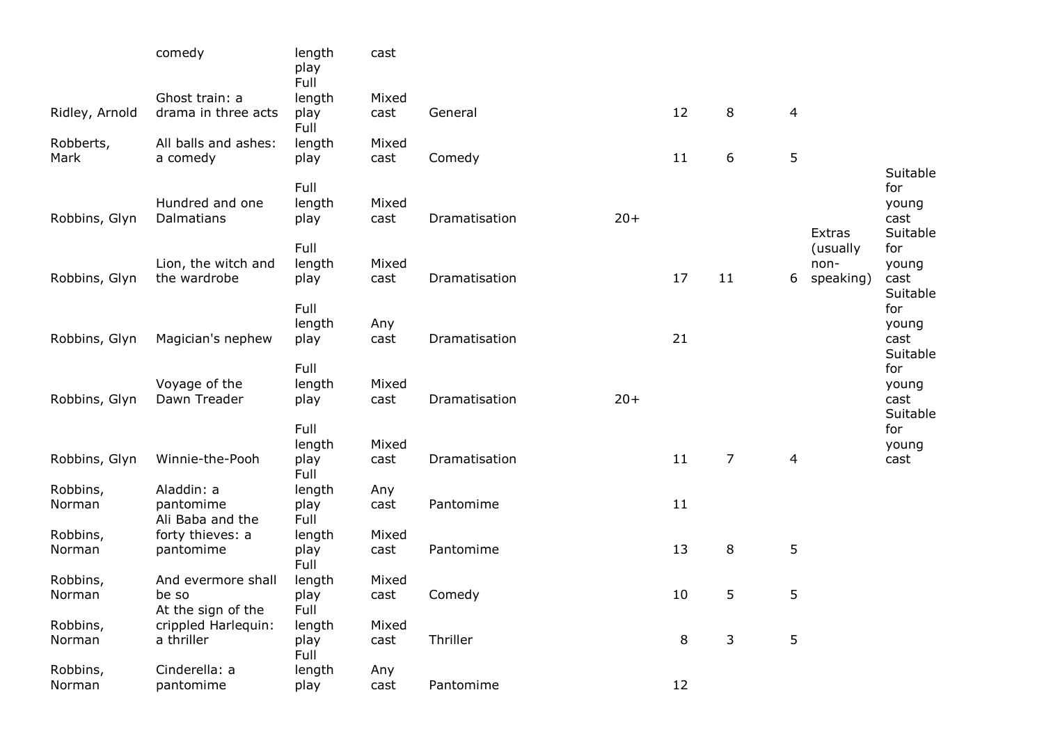| | comedy | length play | cast | | | | | | | |
|---|---|---|---|---|---|---|---|---|---|---|
| Ridley, Arnold | Ghost train: a drama in three acts | Full length play | Mixed cast | General | | 12 | 8 | 4 | | |
| Robberts, Mark | All balls and ashes: a comedy | Full length play | Mixed cast | Comedy | | 11 | 6 | 5 | | |
| Robbins, Glyn | Hundred and one Dalmatians | Full length play | Mixed cast | Dramatisation | 20+ | | | | | Suitable for young cast |
| Robbins, Glyn | Lion, the witch and the wardrobe | Full length play | Mixed cast | Dramatisation | | 17 | 11 | 6 | Extras (usually non-speaking) | Suitable for young cast |
| Robbins, Glyn | Magician's nephew | Full length play | Any cast | Dramatisation | | 21 | | | | Suitable for young cast |
| Robbins, Glyn | Voyage of the Dawn Treader | Full length play | Mixed cast | Dramatisation | 20+ | | | | | Suitable for young cast |
| Robbins, Glyn | Winnie-the-Pooh | Full length play | Mixed cast | Dramatisation | | 11 | 7 | 4 | | Suitable for young cast |
| Robbins, Norman | Aladdin: a pantomime | Full length play | Any cast | Pantomime | | 11 | | | | |
| Robbins, Norman | Ali Baba and the forty thieves: a pantomime | Full length play | Mixed cast | Pantomime | | 13 | 8 | 5 | | |
| Robbins, Norman | And evermore shall be so | Full length play | Mixed cast | Comedy | | 10 | 5 | 5 | | |
| Robbins, Norman | At the sign of the crippled Harlequin: a thriller | Full length play | Mixed cast | Thriller | | 8 | 3 | 5 | | |
| Robbins, Norman | Cinderella: a pantomime | Full length play | Any cast | Pantomime | | 12 | | | | |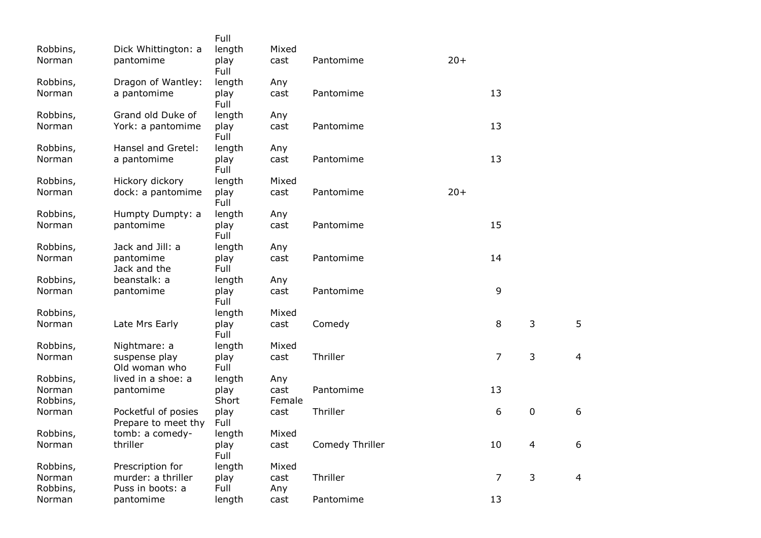| | | | | | | | | |
|---|---|---|---|---|---|---|---|---|
| Robbins, Norman | Dick Whittington: a pantomime | Full length play | Mixed cast | Pantomime | 20+ | | | |
| Robbins, Norman | Dragon of Wantley: a pantomime | Full length play | Any cast | Pantomime | | 13 | | |
| Robbins, Norman | Grand old Duke of York: a pantomime | Full length play | Any cast | Pantomime | | 13 | | |
| Robbins, Norman | Hansel and Gretel: a pantomime | Full length play | Any cast | Pantomime | | 13 | | |
| Robbins, Norman | Hickory dickory dock: a pantomime | Full length play | Mixed cast | Pantomime | 20+ | | | |
| Robbins, Norman | Humpty Dumpty: a pantomime | Full length play | Any cast | Pantomime | | 15 | | |
| Robbins, Norman | Jack and Jill: a pantomime | Full length play | Any cast | Pantomime | | 14 | | |
| Robbins, Norman | Jack and the beanstalk: a pantomime | Full length play | Any cast | Pantomime | | 9 | | |
| Robbins, Norman | Late Mrs Early | Full length play | Mixed cast | Comedy | | 8 | 3 | 5 |
| Robbins, Norman | Nightmare: a suspense play | Full length play | Mixed cast | Thriller | | 7 | 3 | 4 |
| Robbins, Norman | Old woman who lived in a shoe: a pantomime | Full length play | Any cast | Pantomime | | 13 | | |
| Robbins, Norman | Pocketful of posies | Short play | Female cast | Thriller | | 6 | 0 | 6 |
| Robbins, Norman | Prepare to meet thy tomb: a comedy-thriller | Full length play | Mixed cast | Comedy Thriller | | 10 | 4 | 6 |
| Robbins, Norman | Prescription for murder: a thriller | Full length play | Mixed cast | Thriller | | 7 | 3 | 4 |
| Robbins, Norman | Puss in boots: a pantomime | Full length | Any cast | Pantomime | | 13 | | |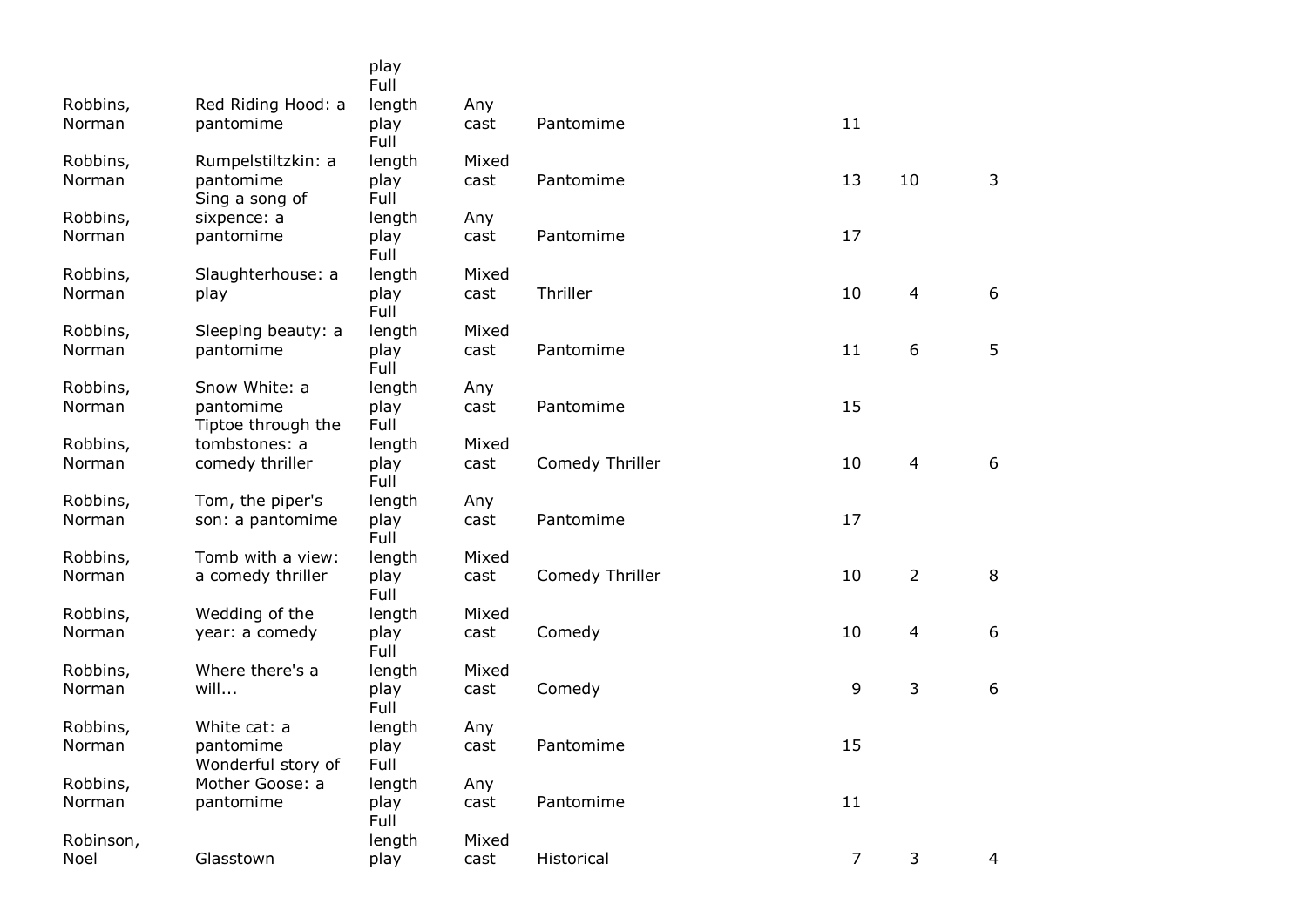| | | | | | | | |
|---|---|---|---|---|---|---|---|
| | | play | | | | | |
| Robbins, Norman | Red Riding Hood: a pantomime | Full length play | Any cast | Pantomime | 11 | | |
| Robbins, Norman | Rumpelstiltzkin: a pantomime | Full length play | Mixed cast | Pantomime | 13 | 10 | 3 |
| Robbins, Norman | Sing a song of sixpence: a pantomime | Full length play | Any cast | Pantomime | 17 | | |
| Robbins, Norman | Slaughterhouse: a play | Full length play | Mixed cast | Thriller | 10 | 4 | 6 |
| Robbins, Norman | Sleeping beauty: a pantomime | Full length play | Mixed cast | Pantomime | 11 | 6 | 5 |
| Robbins, Norman | Snow White: a pantomime | Full length play | Any cast | Pantomime | 15 | | |
| Robbins, Norman | Tiptoe through the tombstones: a comedy thriller | Full length play | Mixed cast | Comedy Thriller | 10 | 4 | 6 |
| Robbins, Norman | Tom, the piper's son: a pantomime | Full length play | Any cast | Pantomime | 17 | | |
| Robbins, Norman | Tomb with a view: a comedy thriller | Full length play | Mixed cast | Comedy Thriller | 10 | 2 | 8 |
| Robbins, Norman | Wedding of the year: a comedy | Full length play | Mixed cast | Comedy | 10 | 4 | 6 |
| Robbins, Norman | Where there's a will... | Full length play | Mixed cast | Comedy | 9 | 3 | 6 |
| Robbins, Norman | White cat: a pantomime | Full length play | Any cast | Pantomime | 15 | | |
| Robbins, Norman | Wonderful story of Mother Goose: a pantomime | Full length play | Any cast | Pantomime | 11 | | |
| Robinson, Noel | Glasstown | Full length play | Mixed cast | Historical | 7 | 3 | 4 |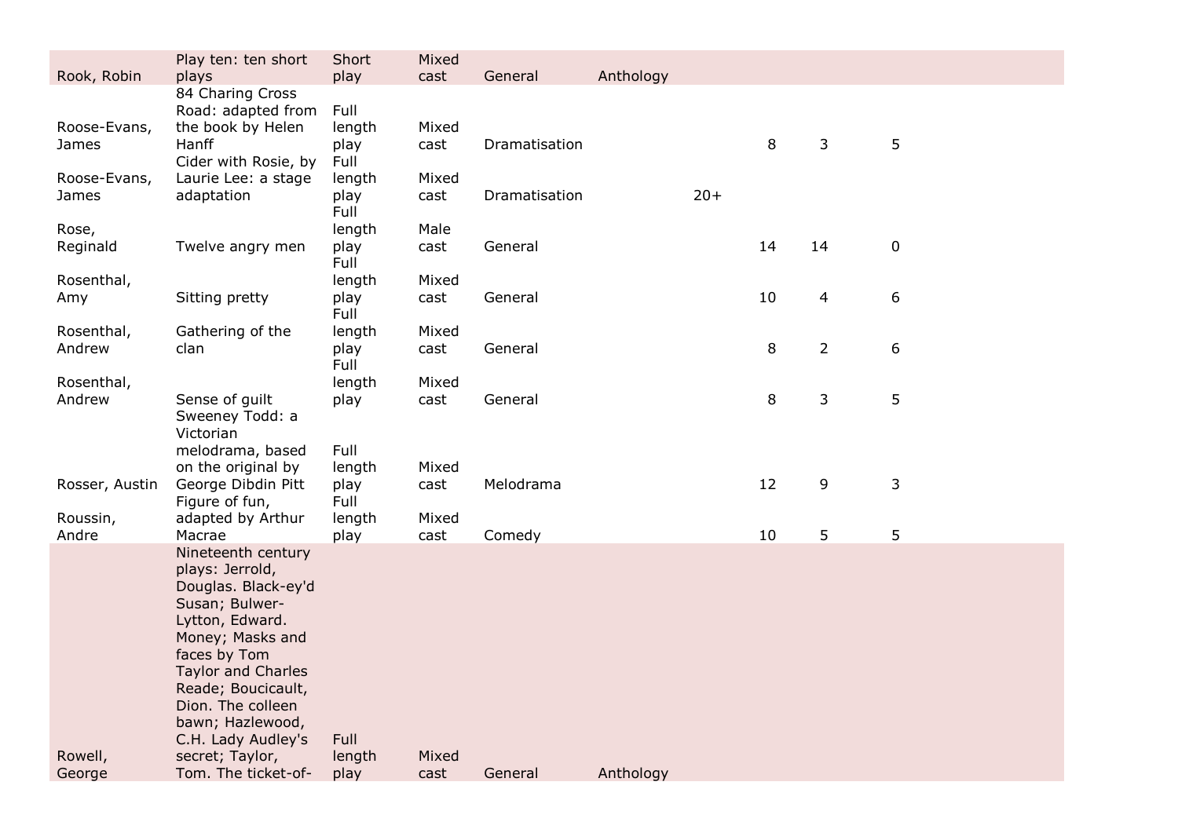| | | | | | | | | | |
|---|---|---|---|---|---|---|---|---|---|
| Rook, Robin | Play ten: ten short plays | Short play | Mixed cast | General | Anthology | | | | |
| Roose-Evans, James | 84 Charing Cross Road: adapted from the book by Helen Hanff | Full length play | Mixed cast | Dramatisation | | | 8 | 3 | 5 |
| Roose-Evans, James | Cider with Rosie, by Laurie Lee: a stage adaptation | Full length play | Mixed cast | Dramatisation | | 20+ | | | |
| Rose, Reginald | Twelve angry men | Full length play | Male cast | General | | | 14 | 14 | 0 |
| Rosenthal, Amy | Sitting pretty | Full length play | Mixed cast | General | | | 10 | 4 | 6 |
| Rosenthal, Andrew | Gathering of the clan | Full length play | Mixed cast | General | | | 8 | 2 | 6 |
| Rosenthal, Andrew | Sense of guilt | Full length play | Mixed cast | General | | | 8 | 3 | 5 |
| Rosser, Austin | Sweeney Todd: a Victorian melodrama, based on the original by George Dibdin Pitt | Full length play | Mixed cast | Melodrama | | | 12 | 9 | 3 |
| Roussin, Andre | Figure of fun, adapted by Arthur Macrae | Full length play | Mixed cast | Comedy | | | 10 | 5 | 5 |
| Rowell, George | Nineteenth century plays: Jerrold, Douglas. Black-ey'd Susan; Bulwer-Lytton, Edward. Money; Masks and faces by Tom Taylor and Charles Reade; Boucicault, Dion. The colleen bawn; Hazlewood, C.H. Lady Audley's secret; Taylor, Tom. The ticket-of- | Full length play | Mixed cast | General | Anthology | | | | |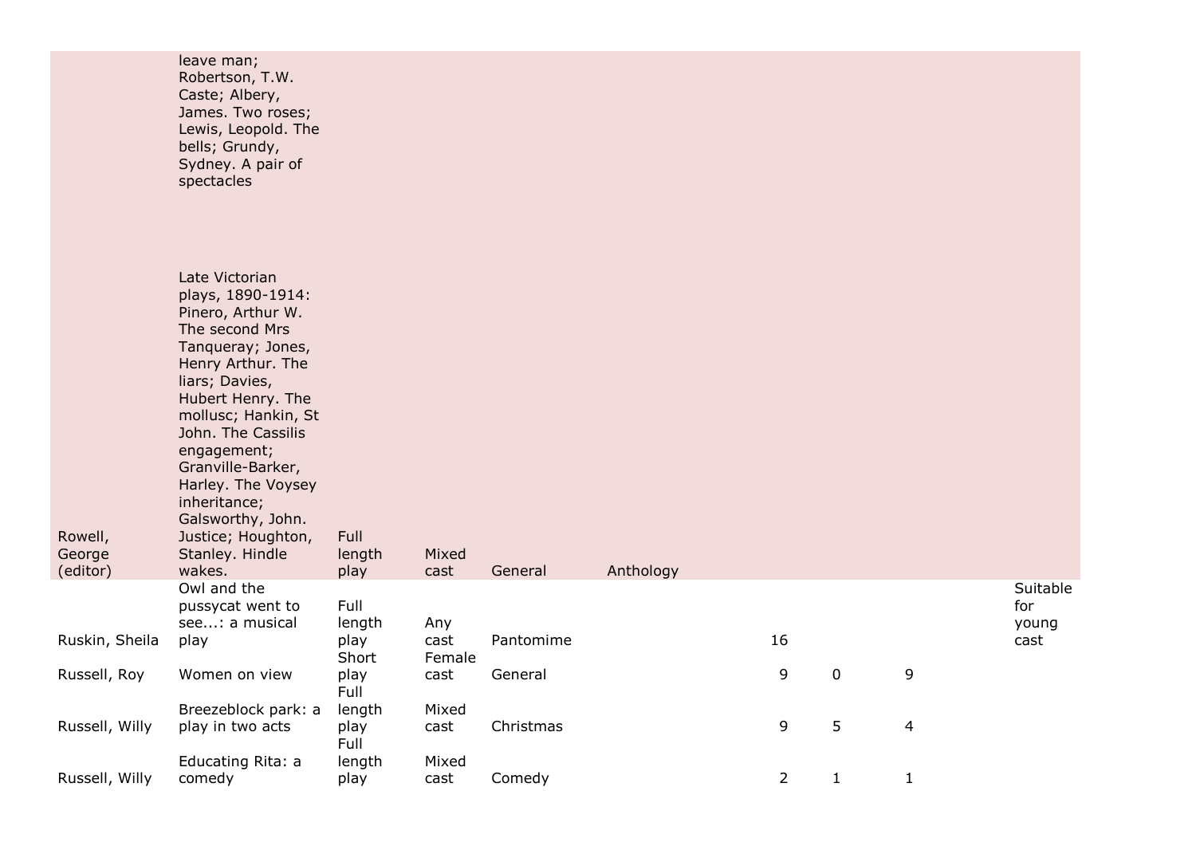| | | | | | | | | | | |
|---|---|---|---|---|---|---|---|---|---|---|
| | leave man; Robertson, T.W. Caste; Albery, James. Two roses; Lewis, Leopold. The bells; Grundy, Sydney. A pair of spectacles | | | | | | | | | |
| Rowell, George (editor) | Late Victorian plays, 1890-1914: Pinero, Arthur W. The second Mrs Tanqueray; Jones, Henry Arthur. The liars; Davies, Hubert Henry. The mollusc; Hankin, St John. The Cassilis engagement; Granville-Barker, Harley. The Voysey inheritance; Galsworthy, John. Justice; Houghton, Stanley. Hindle wakes. | Full length play | Mixed cast | General | Anthology | | | | | |
| Ruskin, Sheila | Owl and the pussycat went to see...: a musical play | Full length play | Any cast | Pantomime | | 16 | | | | Suitable for young cast |
| Russell, Roy | Women on view | Short play | Female cast | General | | 9 | 0 | 9 | | |
| Russell, Willy | Breezeblock park: a play in two acts | Full length play | Mixed cast | Christmas | | 9 | 5 | 4 | | |
| Russell, Willy | Educating Rita: a comedy | Full length play | Mixed cast | Comedy | | 2 | 1 | 1 | | |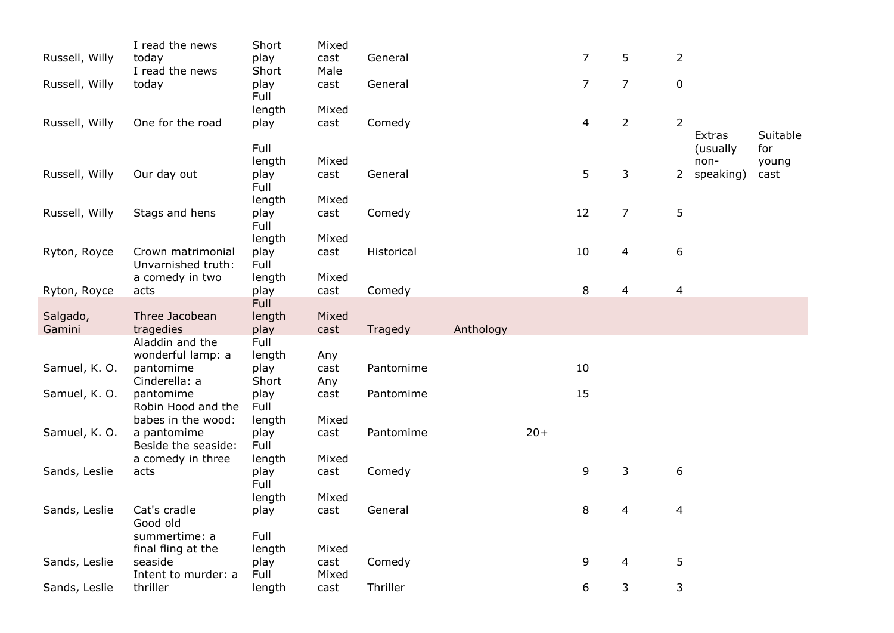| | | | | | | | | | | | |
|---|---|---|---|---|---|---|---|---|---|---|---|
| Russell, Willy | I read the news today | Short play | Mixed cast | General | | | 7 | 5 | 2 | | |
| Russell, Willy | I read the news today | Short play | Male cast | General | | | 7 | 7 | 0 | | |
| Russell, Willy | One for the road | Full length play | Mixed cast | Comedy | | | 4 | 2 | 2 | | |
| Russell, Willy | Our day out | Full length play | Mixed cast | General | | | 5 | 3 | 2 | Extras (usually non-speaking) | Suitable for young cast |
| Russell, Willy | Stags and hens | Full length play | Mixed cast | Comedy | | | 12 | 7 | 5 | | |
| Ryton, Royce | Crown matrimonial | Full length play | Mixed cast | Historical | | | 10 | 4 | 6 | | |
| Ryton, Royce | Unvarnished truth: a comedy in two acts | Full length play | Mixed cast | Comedy | | | 8 | 4 | 4 | | |
| Salgado, Gamini | Three Jacobean tragedies | Full length play | Mixed cast | Tragedy | Anthology | | | | | | |
| Samuel, K. O. | Aladdin and the wonderful lamp: a pantomime | Full length play | Any cast | Pantomime | | | 10 | | | | |
| Samuel, K. O. | Cinderella: a pantomime | Short play | Any cast | Pantomime | | | 15 | | | | |
| Samuel, K. O. | Robin Hood and the babes in the wood: a pantomime | Full length play | Mixed cast | Pantomime | | 20+ | | | | | |
| Sands, Leslie | Beside the seaside: a comedy in three acts | Full length play | Mixed cast | Comedy | | | 9 | 3 | 6 | | |
| Sands, Leslie | Cat's cradle | Full length play | Mixed cast | General | | | 8 | 4 | 4 | | |
| Sands, Leslie | Good old summertime: a final fling at the seaside | Full length play | Mixed cast | Comedy | | | 9 | 4 | 5 | | |
| Sands, Leslie | Intent to murder: a thriller | Full length | Mixed cast | Thriller | | | 6 | 3 | 3 | | |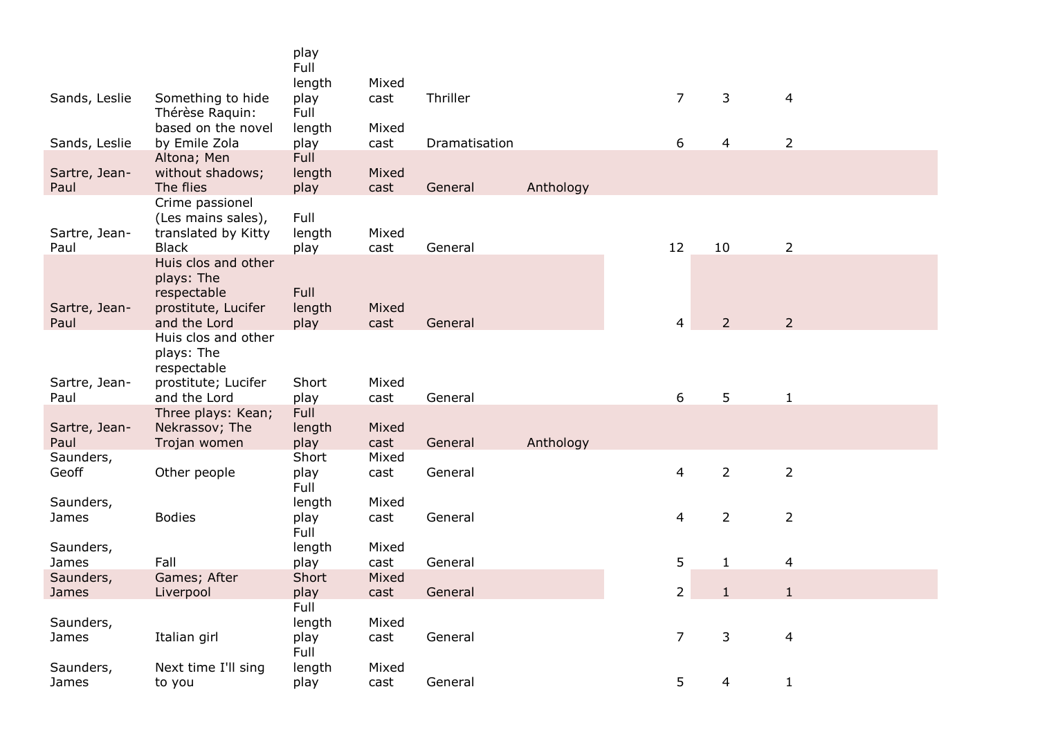| | | | | | | | | |
|---|---|---|---|---|---|---|---|---|
| | | play | | | | | | |
| Sands, Leslie | Something to hide | Full length play | Mixed cast | Thriller | | 7 | 3 | 4 |
| Sands, Leslie | Thérèse Raquin: based on the novel by Emile Zola | Full length play | Mixed cast | Dramatisation | | 6 | 4 | 2 |
| Sartre, Jean-Paul | Altona; Men without shadows; The flies | Full length play | Mixed cast | General | Anthology | | | |
| Sartre, Jean-Paul | Crime passionel (Les mains sales), translated by Kitty Black | Full length play | Mixed cast | General | | 12 | 10 | 2 |
| Sartre, Jean-Paul | Huis clos and other plays: The respectable prostitute, Lucifer and the Lord | Full length play | Mixed cast | General | | 4 | 2 | 2 |
| Sartre, Jean-Paul | Huis clos and other plays: The respectable prostitute; Lucifer and the Lord | Short play | Mixed cast | General | | 6 | 5 | 1 |
| Sartre, Jean-Paul | Three plays: Kean; Nekrassov; The Trojan women | Full length play | Mixed cast | General | Anthology | | | |
| Saunders, Geoff | Other people | Short play | Mixed cast | General | | 4 | 2 | 2 |
| Saunders, James | Bodies | Full length play | Mixed cast | General | | 4 | 2 | 2 |
| Saunders, James | Fall | Full length play | Mixed cast | General | | 5 | 1 | 4 |
| Saunders, James | Games; After Liverpool | Short play | Mixed cast | General | | 2 | 1 | 1 |
| Saunders, James | Italian girl | Full length play | Mixed cast | General | | 7 | 3 | 4 |
| Saunders, James | Next time I'll sing to you | Full length play | Mixed cast | General | | 5 | 4 | 1 |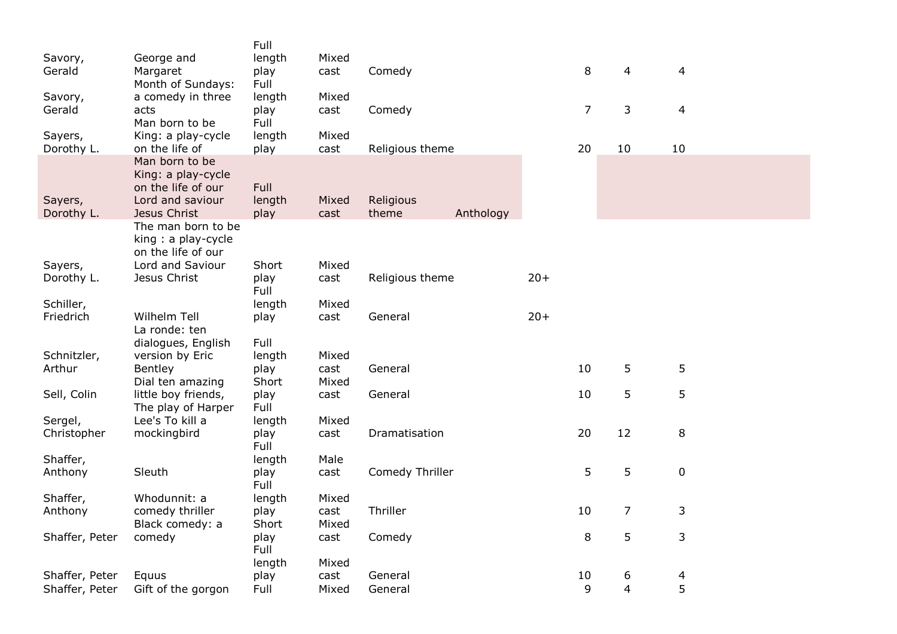| | | | | | | | | | |
|---|---|---|---|---|---|---|---|---|---|
| Savory, Gerald | George and Margaret | Full length play | Mixed cast | Comedy | | | 8 | 4 | 4 |
| Savory, Gerald | Month of Sundays: a comedy in three acts | Full length play | Mixed cast | Comedy | | | 7 | 3 | 4 |
| Sayers, Dorothy L. | Man born to be King: a play-cycle on the life of | Full length play | Mixed cast | Religious theme | | | 20 | 10 | 10 |
| Sayers, Dorothy L. | Man born to be King: a play-cycle on the life of our Lord and saviour Jesus Christ | Full length play | Mixed cast | Religious theme | Anthology | | | | |
| Sayers, Dorothy L. | The man born to be king : a play-cycle on the life of our Lord and Saviour Jesus Christ | Short play | Mixed cast | Religious theme | | 20+ | | | |
| Schiller, Friedrich | Wilhelm Tell | Full length play | Mixed cast | General | | 20+ | | | |
| Schnitzler, Arthur | La ronde: ten dialogues, English version by Eric Bentley | Full length play | Mixed cast | General | | | 10 | 5 | 5 |
| Sell, Colin | Dial ten amazing little boy friends, | Short play | Mixed cast | General | | | 10 | 5 | 5 |
| Sergel, Christopher | The play of Harper Lee's To kill a mockingbird | Full length play | Mixed cast | Dramatisation | | | 20 | 12 | 8 |
| Shaffer, Anthony | Sleuth | Full length play | Male cast | Comedy Thriller | | | 5 | 5 | 0 |
| Shaffer, Anthony | Whodunnit: a comedy thriller | Full length play | Mixed cast | Thriller | | | 10 | 7 | 3 |
| Shaffer, Peter | Black comedy: a comedy | Short play | Mixed cast | Comedy | | | 8 | 5 | 3 |
| Shaffer, Peter | Equus | Full length play | Mixed cast | General | | | 10 | 6 | 4 |
| Shaffer, Peter | Gift of the gorgon | Full | Mixed | General | | | 9 | 4 | 5 |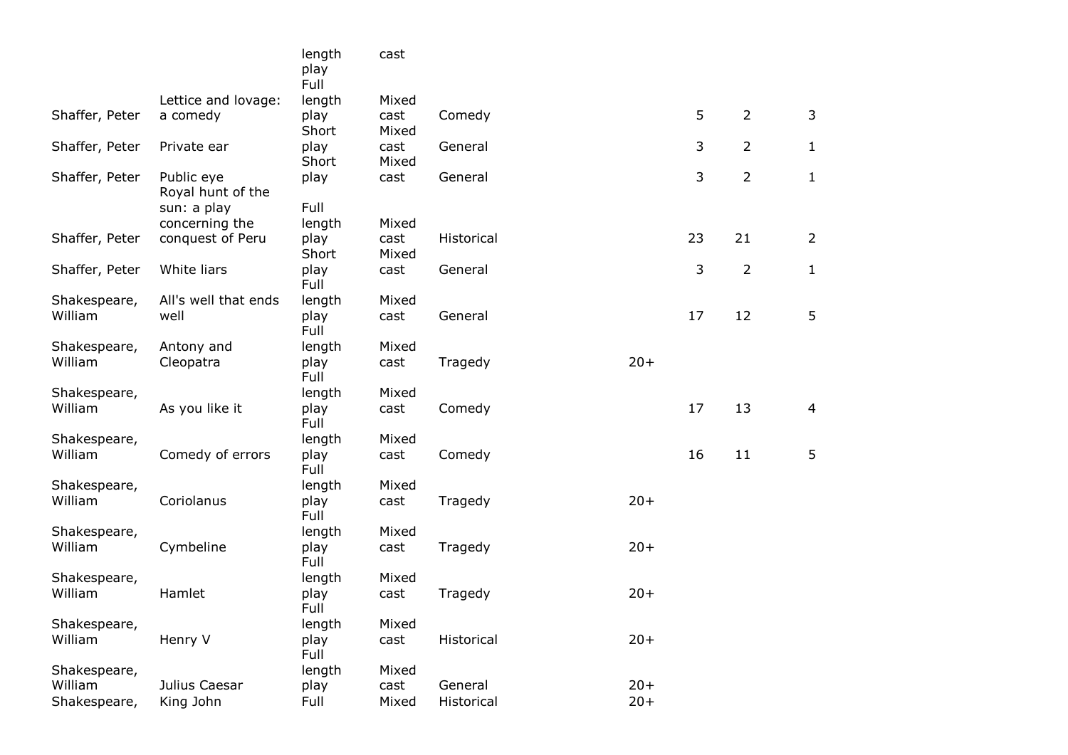| | | | | | | | | |
|---|---|---|---|---|---|---|---|---|
| | | length play | cast | | | | | |
| Shaffer, Peter | Lettice and lovage: a comedy | Full length play | Mixed cast | Comedy | | 5 | 2 | 3 |
| Shaffer, Peter | Private ear | Short play | Mixed cast | General | | 3 | 2 | 1 |
| Shaffer, Peter | Public eye | Short play | Mixed cast | General | | 3 | 2 | 1 |
| Shaffer, Peter | Royal hunt of the sun: a play concerning the conquest of Peru | Full length play | Mixed cast | Historical | | 23 | 21 | 2 |
| Shaffer, Peter | White liars | Short play | Mixed cast | General | | 3 | 2 | 1 |
| Shakespeare, William | All's well that ends well | Full length play | Mixed cast | General | | 17 | 12 | 5 |
| Shakespeare, William | Antony and Cleopatra | Full length play | Mixed cast | Tragedy | 20+ | | | |
| Shakespeare, William | As you like it | Full length play | Mixed cast | Comedy | | 17 | 13 | 4 |
| Shakespeare, William | Comedy of errors | Full length play | Mixed cast | Comedy | | 16 | 11 | 5 |
| Shakespeare, William | Coriolanus | Full length play | Mixed cast | Tragedy | 20+ | | | |
| Shakespeare, William | Cymbeline | Full length play | Mixed cast | Tragedy | 20+ | | | |
| Shakespeare, William | Hamlet | Full length play | Mixed cast | Tragedy | 20+ | | | |
| Shakespeare, William | Henry V | Full length play | Mixed cast | Historical | 20+ | | | |
| Shakespeare, William | Julius Caesar | Full length play | Mixed cast | General | 20+ | | | |
| Shakespeare, | King John | Full | Mixed | Historical | 20+ | | | |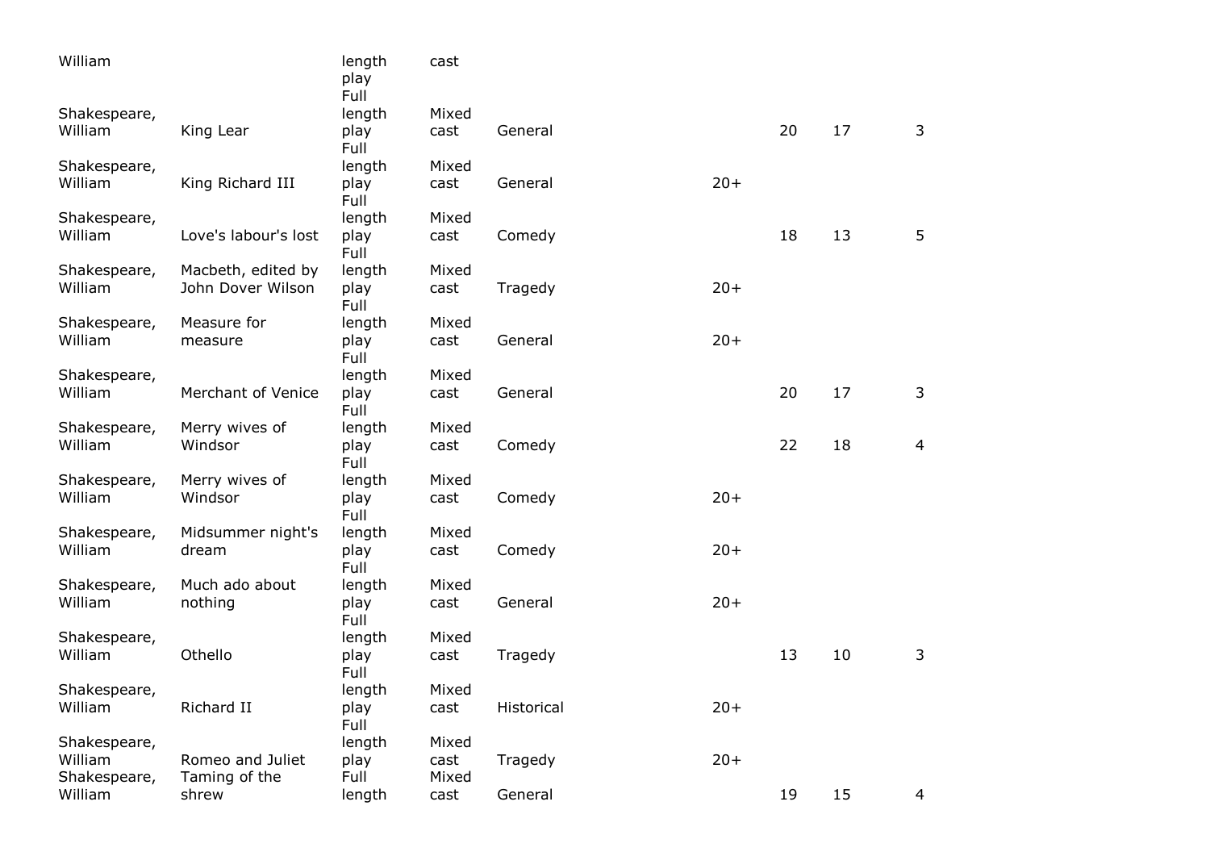| | | | | | | | | |
|---|---|---|---|---|---|---|---|---|
| William | | length play | cast | | | | | |
| Shakespeare, William | King Lear | Full length play | Mixed cast | General | | 20 | 17 | 3 |
| Shakespeare, William | King Richard III | Full length play | Mixed cast | General | 20+ | | | |
| Shakespeare, William | Love's labour's lost | Full length play | Mixed cast | Comedy | | 18 | 13 | 5 |
| Shakespeare, William | Macbeth, edited by John Dover Wilson | Full length play | Mixed cast | Tragedy | 20+ | | | |
| Shakespeare, William | Measure for measure | Full length play | Mixed cast | General | 20+ | | | |
| Shakespeare, William | Merchant of Venice | Full length play | Mixed cast | General | | 20 | 17 | 3 |
| Shakespeare, William | Merry wives of Windsor | Full length play | Mixed cast | Comedy | | 22 | 18 | 4 |
| Shakespeare, William | Merry wives of Windsor | Full length play | Mixed cast | Comedy | 20+ | | | |
| Shakespeare, William | Midsummer night's dream | Full length play | Mixed cast | Comedy | 20+ | | | |
| Shakespeare, William | Much ado about nothing | Full length play | Mixed cast | General | 20+ | | | |
| Shakespeare, William | Othello | Full length play | Mixed cast | Tragedy | | 13 | 10 | 3 |
| Shakespeare, William | Richard II | Full length play | Mixed cast | Historical | 20+ | | | |
| Shakespeare, William | Romeo and Juliet | Full length play | Mixed cast | Tragedy | 20+ | | | |
| Shakespeare, William | Taming of the shrew | Full length | Mixed cast | General | | 19 | 15 | 4 |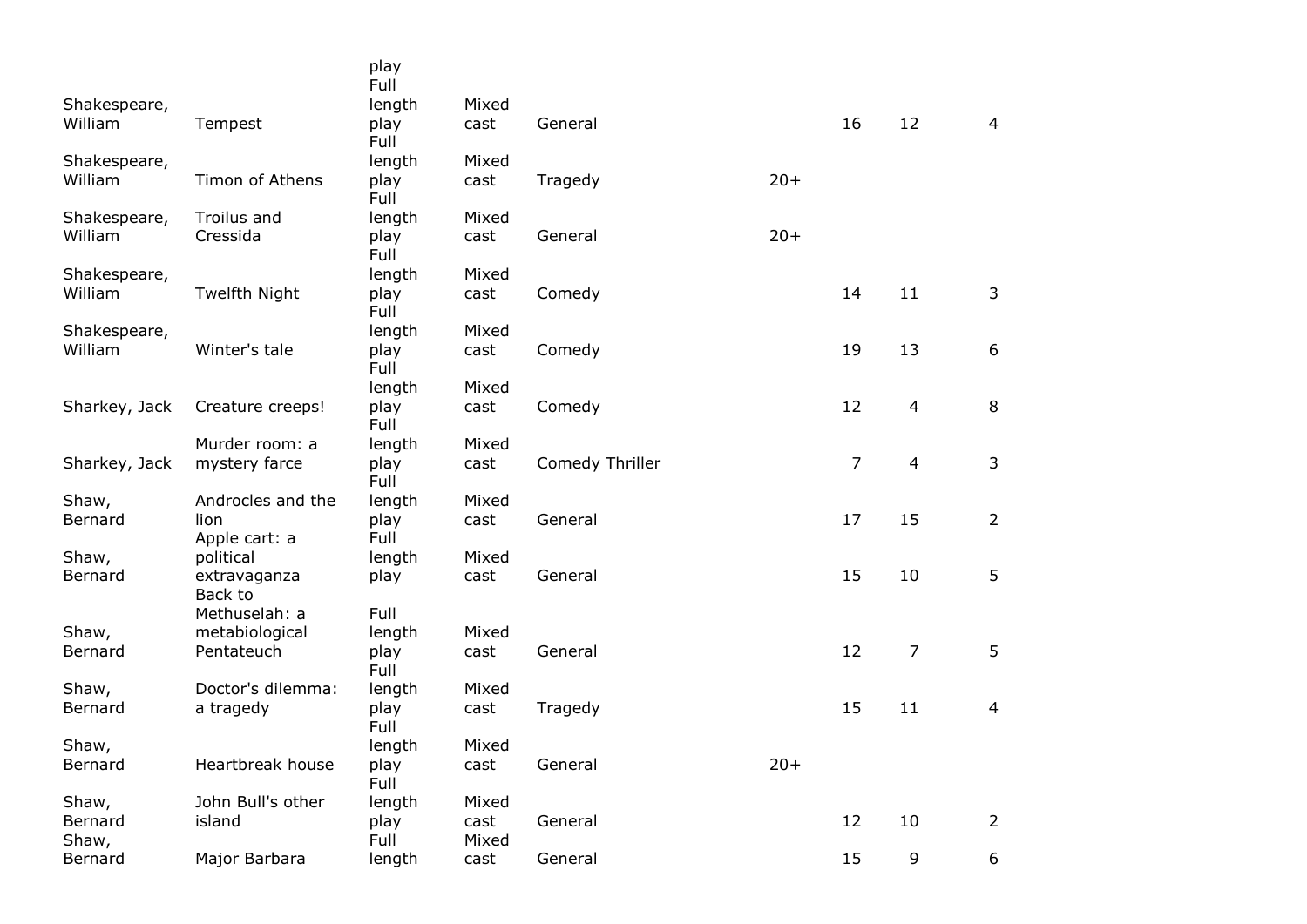| | | play | | | | | | |
|---|---|---|---|---|---|---|---|---|
| Shakespeare, William | Tempest | Full length play | Mixed cast | General | | 16 | 12 | 4 |
| Shakespeare, William | Timon of Athens | Full length play | Mixed cast | Tragedy | 20+ | | | |
| Shakespeare, William | Troilus and Cressida | Full length play | Mixed cast | General | 20+ | | | |
| Shakespeare, William | Twelfth Night | Full length play | Mixed cast | Comedy | | 14 | 11 | 3 |
| Shakespeare, William | Winter's tale | Full length play | Mixed cast | Comedy | | 19 | 13 | 6 |
| Sharkey, Jack | Creature creeps! | Full length play | Mixed cast | Comedy | | 12 | 4 | 8 |
| Sharkey, Jack | Murder room: a mystery farce | Full length play | Mixed cast | Comedy Thriller | | 7 | 4 | 3 |
| Shaw, Bernard | Androcles and the lion | Full length play | Mixed cast | General | | 17 | 15 | 2 |
| Shaw, Bernard | Apple cart: a political extravaganza | Full length play | Mixed cast | General | | 15 | 10 | 5 |
| Shaw, Bernard | Back to Methuselah: a metabiological Pentateuch | Full length play | Mixed cast | General | | 12 | 7 | 5 |
| Shaw, Bernard | Doctor's dilemma: a tragedy | Full length play | Mixed cast | Tragedy | | 15 | 11 | 4 |
| Shaw, Bernard | Heartbreak house | Full length play | Mixed cast | General | 20+ | | | |
| Shaw, Bernard | John Bull's other island | Full length play | Mixed cast | General | | 12 | 10 | 2 |
| Shaw, Bernard | Major Barbara | Full length | Mixed cast | General | | 15 | 9 | 6 |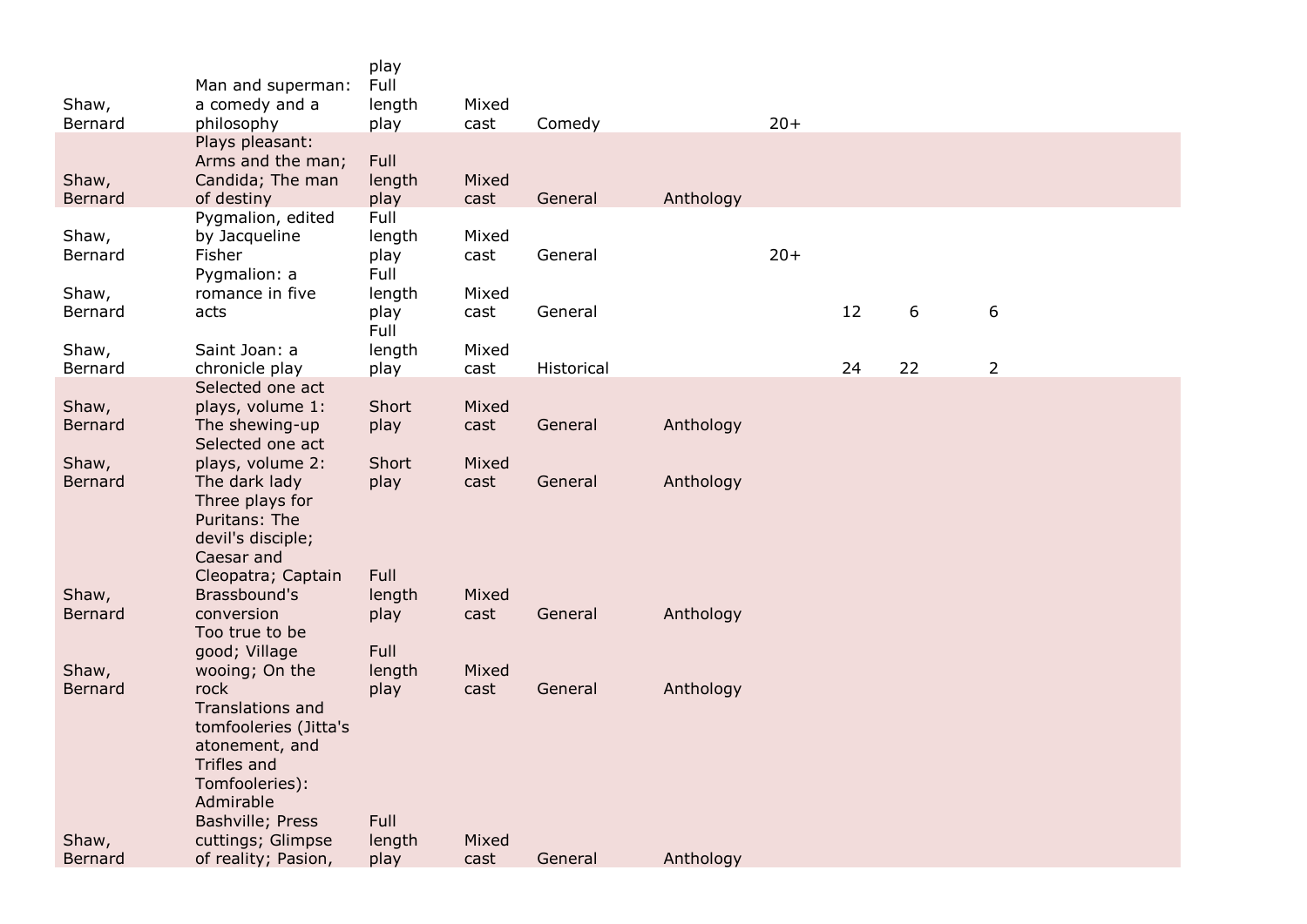| | | | | | | | | | |
|---|---|---|---|---|---|---|---|---|---|
| Shaw, Bernard | Man and superman: a comedy and a philosophy | play Full length play | Mixed cast | Comedy | | 20+ | | | |
| Shaw, Bernard | Plays pleasant: Arms and the man; Candida; The man of destiny | Full length play | Mixed cast | General | Anthology | | | | |
| Shaw, Bernard | Pygmalion, edited by Jacqueline Fisher | Full length play | Mixed cast | General | | 20+ | | | |
| Shaw, Bernard | Pygmalion: a romance in five acts | Full length play | Mixed cast | General | | | 12 | 6 | 6 |
| Shaw, Bernard | Saint Joan: a chronicle play | Full length play | Mixed cast | Historical | | | 24 | 22 | 2 |
| Shaw, Bernard | Selected one act plays, volume 1: The shewing-up | Short play | Mixed cast | General | Anthology | | | | |
| Shaw, Bernard | Selected one act plays, volume 2: The dark lady | Short play | Mixed cast | General | Anthology | | | | |
| Shaw, Bernard | Three plays for Puritans: The devil's disciple; Caesar and Cleopatra; Captain Brassbound's conversion | Full length play | Mixed cast | General | Anthology | | | | |
| Shaw, Bernard | Too true to be good; Village wooing; On the rock | Full length play | Mixed cast | General | Anthology | | | | |
| Shaw, Bernard | Translations and tomfooleries (Jitta's atonement, and Trifles and Tomfooleries): Admirable Bashville; Press cuttings; Glimpse of reality; Pasion, | Full length play | Mixed cast | General | Anthology | | | | |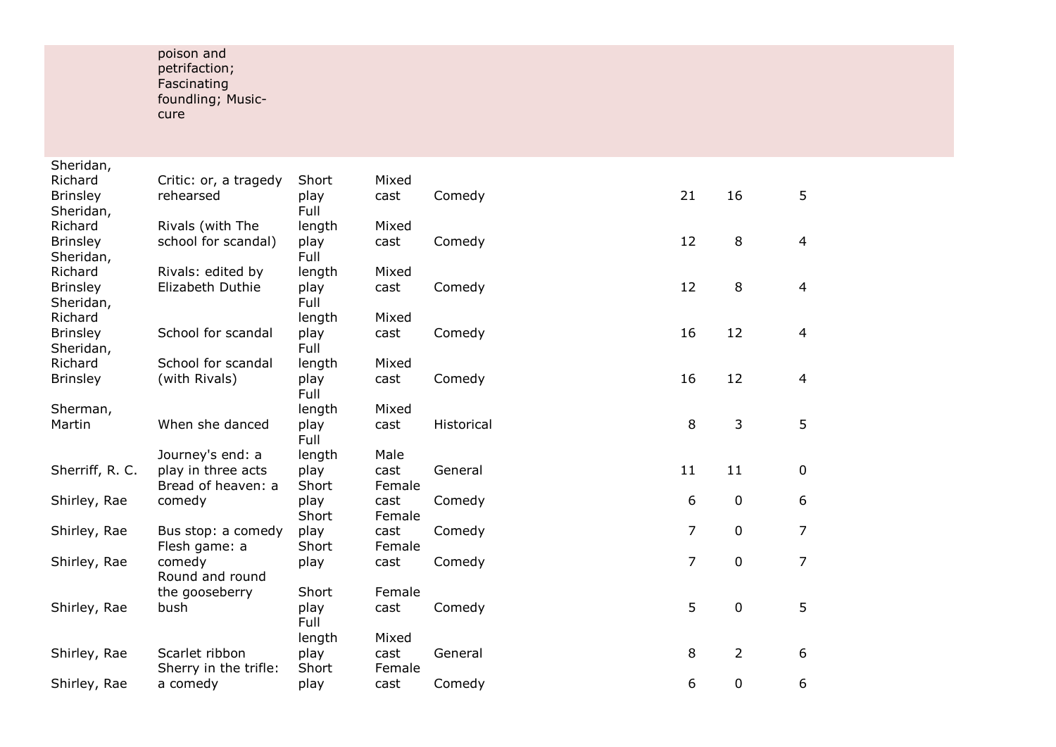| | | | | | | | |
|---|---|---|---|---|---|---|---|
| | poison and petrifaction; Fascinating foundling; Music-cure | | | | | | |
| Sheridan, Richard Brinsley | Critic: or, a tragedy rehearsed | Short play | Mixed cast | Comedy | 21 | 16 | 5 |
| Sheridan, Richard Brinsley | Rivals (with The school for scandal) | Full length play | Mixed cast | Comedy | 12 | 8 | 4 |
| Sheridan, Richard Brinsley | Rivals: edited by Elizabeth Duthie | Full length play | Mixed cast | Comedy | 12 | 8 | 4 |
| Sheridan, Richard Brinsley | School for scandal | Full length play | Mixed cast | Comedy | 16 | 12 | 4 |
| Sheridan, Richard Brinsley | School for scandal (with Rivals) | Full length play | Mixed cast | Comedy | 16 | 12 | 4 |
| Sherman, Martin | When she danced | Full length play | Mixed cast | Historical | 8 | 3 | 5 |
| Sherriff, R. C. | Journey's end: a play in three acts | Full length play | Male cast | General | 11 | 11 | 0 |
| Shirley, Rae | Bread of heaven: a comedy | Short play | Female cast | Comedy | 6 | 0 | 6 |
| Shirley, Rae | Bus stop: a comedy | Short play | Female cast | Comedy | 7 | 0 | 7 |
| Shirley, Rae | Flesh game: a comedy | Short play | Female cast | Comedy | 7 | 0 | 7 |
| Shirley, Rae | Round and round the gooseberry bush | Short play | Female cast | Comedy | 5 | 0 | 5 |
| Shirley, Rae | Scarlet ribbon | Full length play | Mixed cast | General | 8 | 2 | 6 |
| Shirley, Rae | Sherry in the trifle: a comedy | Short play | Female cast | Comedy | 6 | 0 | 6 |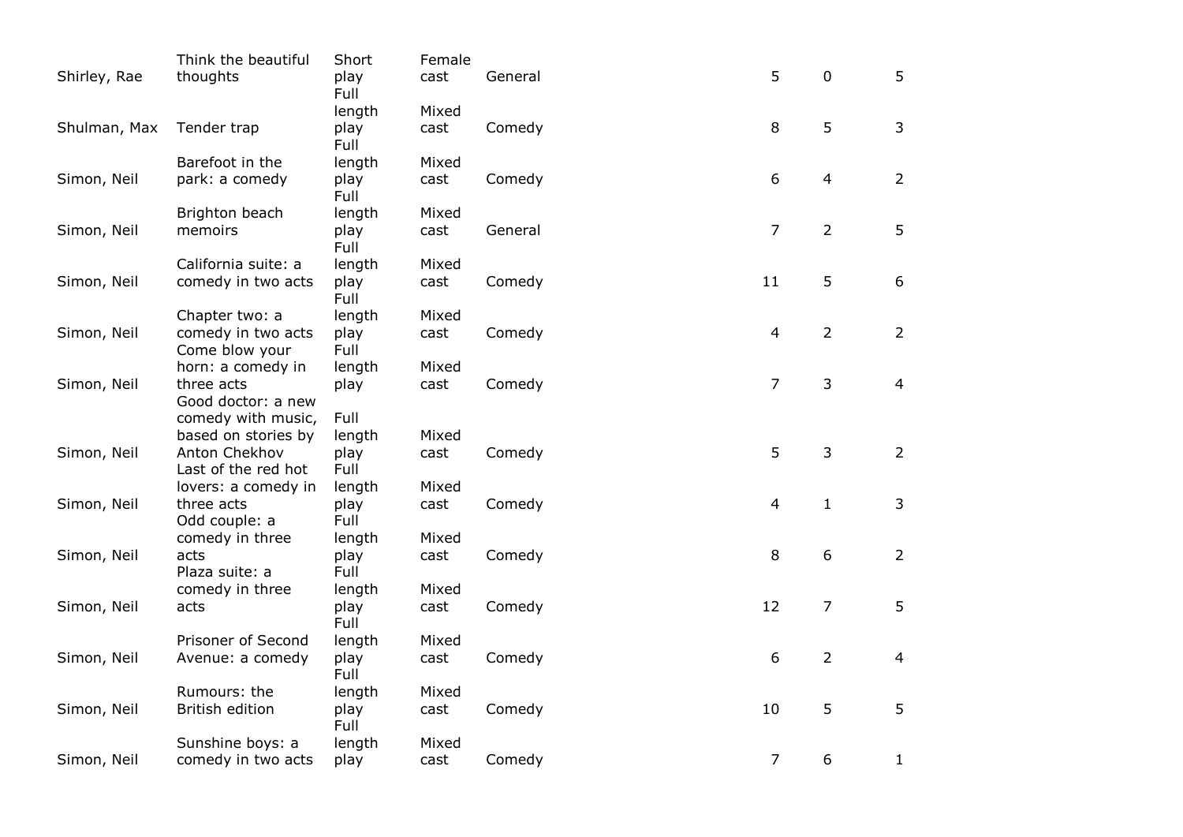| | | | | | | | |
|---|---|---|---|---|---|---|---|
| Shirley, Rae | Think the beautiful thoughts | Short play | Female cast | General | 5 | 0 | 5 |
| Shulman, Max | Tender trap | Full length play | Mixed cast | Comedy | 8 | 5 | 3 |
| Simon, Neil | Barefoot in the park: a comedy | Full length play | Mixed cast | Comedy | 6 | 4 | 2 |
| Simon, Neil | Brighton beach memoirs | Full length play | Mixed cast | General | 7 | 2 | 5 |
| Simon, Neil | California suite: a comedy in two acts | Full length play | Mixed cast | Comedy | 11 | 5 | 6 |
| Simon, Neil | Chapter two: a comedy in two acts | Full length play | Mixed cast | Comedy | 4 | 2 | 2 |
| Simon, Neil | Come blow your horn: a comedy in three acts | Full length play | Mixed cast | Comedy | 7 | 3 | 4 |
| Simon, Neil | Good doctor: a new comedy with music, based on stories by Anton Chekhov | Full length play | Mixed cast | Comedy | 5 | 3 | 2 |
| Simon, Neil | Last of the red hot lovers: a comedy in three acts | Full length play | Mixed cast | Comedy | 4 | 1 | 3 |
| Simon, Neil | Odd couple: a comedy in three acts | Full length play | Mixed cast | Comedy | 8 | 6 | 2 |
| Simon, Neil | Plaza suite: a comedy in three acts | Full length play | Mixed cast | Comedy | 12 | 7 | 5 |
| Simon, Neil | Prisoner of Second Avenue: a comedy | Full length play | Mixed cast | Comedy | 6 | 2 | 4 |
| Simon, Neil | Rumours: the British edition | Full length play | Mixed cast | Comedy | 10 | 5 | 5 |
| Simon, Neil | Sunshine boys: a comedy in two acts | Full length play | Mixed cast | Comedy | 7 | 6 | 1 |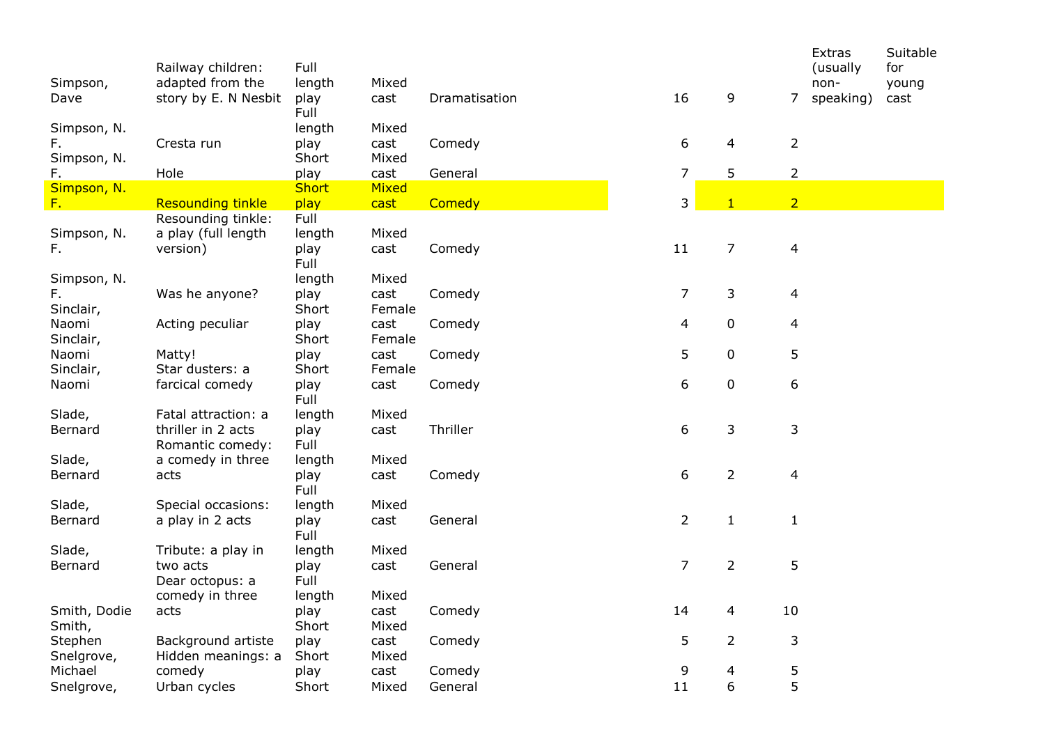| | | | | | | | | Extras (usually non-speaking) | Suitable for young cast |
|---|---|---|---|---|---|---|---|---|---|
| Simpson, Dave | Railway children: adapted from the story by E. N Nesbit | Full length play | Mixed cast | Dramatisation | 16 | 9 | 7 | | |
| Simpson, N. F. | Cresta run | Full length play | Mixed cast | Comedy | 6 | 4 | 2 | | |
| Simpson, N. F. | Hole | Short play | Mixed cast | General | 7 | 5 | 2 | | |
| Simpson, N. F. | Resounding tinkle | Short play | Mixed cast | Comedy | 3 | 1 | 2 | | |
| Simpson, N. F. | Resounding tinkle: a play (full length version) | Full length play | Mixed cast | Comedy | 11 | 7 | 4 | | |
| Simpson, N. F. | Was he anyone? | Full length play | Mixed cast | Comedy | 7 | 3 | 4 | | |
| Sinclair, Naomi | Acting peculiar | Short play | Female cast | Comedy | 4 | 0 | 4 | | |
| Sinclair, Naomi | Matty! | Short play | Female cast | Comedy | 5 | 0 | 5 | | |
| Sinclair, Naomi | Star dusters: a farcical comedy | Short play | Female cast | Comedy | 6 | 0 | 6 | | |
| Slade, Bernard | Fatal attraction: a thriller in 2 acts | Full length play | Mixed cast | Thriller | 6 | 3 | 3 | | |
| Slade, Bernard | Romantic comedy: a comedy in three acts | Full length play | Mixed cast | Comedy | 6 | 2 | 4 | | |
| Slade, Bernard | Special occasions: a play in 2 acts | Full length play | Mixed cast | General | 2 | 1 | 1 | | |
| Slade, Bernard | Tribute: a play in two acts | Full length play | Mixed cast | General | 7 | 2 | 5 | | |
| Smith, Dodie | Dear octopus: a comedy in three acts | Full length play | Mixed cast | Comedy | 14 | 4 | 10 | | |
| Smith, Stephen | Background artiste | Short play | Mixed cast | Comedy | 5 | 2 | 3 | | |
| Snelgrove, Michael | Hidden meanings: a comedy | Short play | Mixed cast | Comedy | 9 | 4 | 5 | | |
| Snelgrove, | Urban cycles | Short | Mixed | General | 11 | 6 | 5 | | |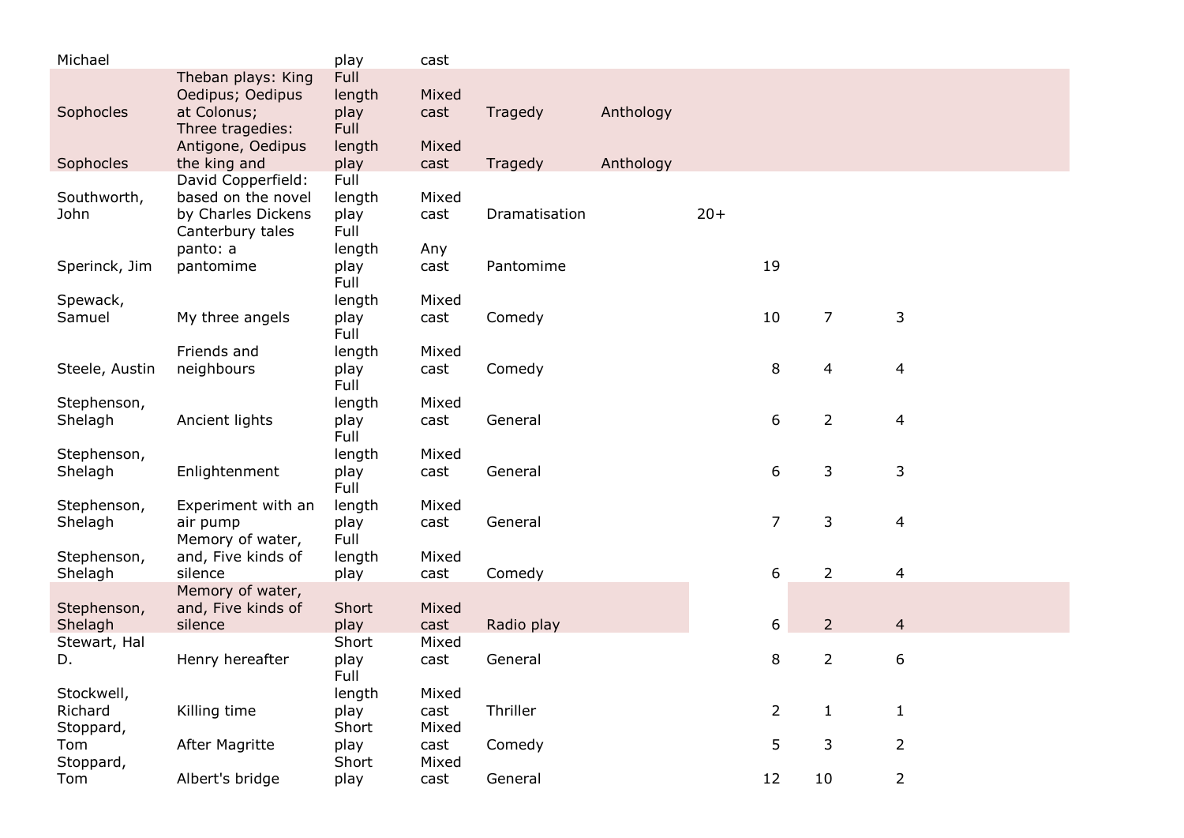| | | | | | | | | | |
|---|---|---|---|---|---|---|---|---|---|
| Michael | | play | cast | | | | | | |
| Sophocles | Theban plays: King Oedipus; Oedipus at Colonus; | Full length play | Mixed cast | Tragedy | Anthology | | | | |
| Sophocles | Three tragedies: Antigone, Oedipus the king and | Full length play | Mixed cast | Tragedy | Anthology | | | | |
| Southworth, John | David Copperfield: based on the novel by Charles Dickens | Full length play | Mixed cast | Dramatisation | | 20+ | | | |
| Sperinck, Jim | Canterbury tales panto: a pantomime | Full length play | Any cast | Pantomime | | | 19 | | |
| Spewack, Samuel | My three angels | Full length play | Mixed cast | Comedy | | | 10 | 7 | 3 |
| Steele, Austin | Friends and neighbours | Full length play | Mixed cast | Comedy | | | 8 | 4 | 4 |
| Stephenson, Shelagh | Ancient lights | Full length play | Mixed cast | General | | | 6 | 2 | 4 |
| Stephenson, Shelagh | Enlightenment | Full length play | Mixed cast | General | | | 6 | 3 | 3 |
| Stephenson, Shelagh | Experiment with an air pump | Full length play | Mixed cast | General | | | 7 | 3 | 4 |
| Stephenson, Shelagh | Memory of water, and, Five kinds of silence | Full length play | Mixed cast | Comedy | | | 6 | 2 | 4 |
| Stephenson, Shelagh | Memory of water, and, Five kinds of silence | Short play | Mixed cast | Radio play | | | 6 | 2 | 4 |
| Stewart, Hal D. | Henry hereafter | Short play | Mixed cast | General | | | 8 | 2 | 6 |
| Stockwell, Richard | Killing time | Full length play | Mixed cast | Thriller | | | 2 | 1 | 1 |
| Stoppard, Tom | After Magritte | Short play | Mixed cast | Comedy | | | 5 | 3 | 2 |
| Stoppard, Tom | Albert's bridge | Short play | Mixed cast | General | | | 12 | 10 | 2 |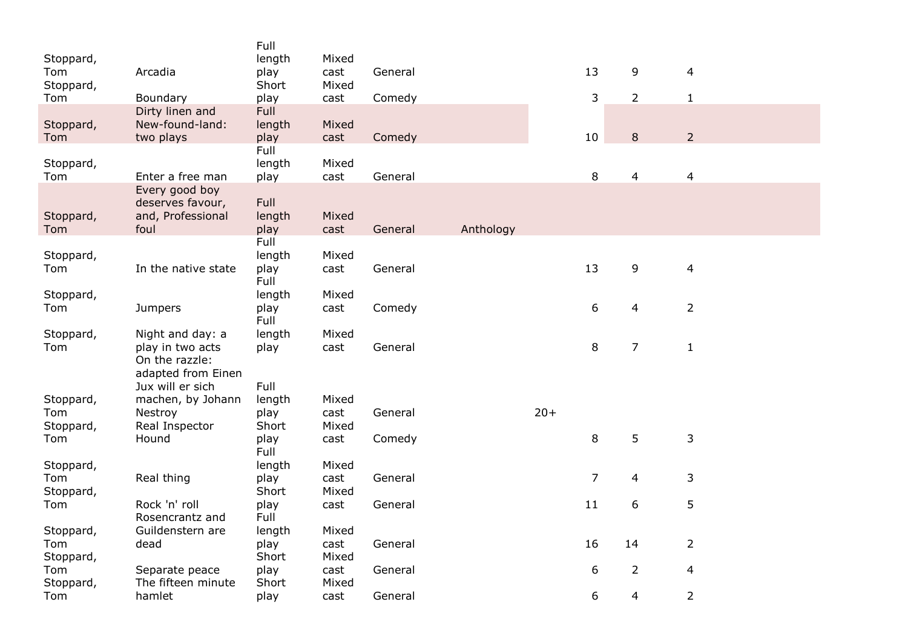| | | | | | | | | | |
|---|---|---|---|---|---|---|---|---|---|
| Stoppard, Tom | Arcadia | Full length play | Mixed cast | General | | | 13 | 9 | 4 |
| Stoppard, Tom | Boundary | Short play | Mixed cast | Comedy | | | 3 | 2 | 1 |
| Stoppard, Tom | Dirty linen and New-found-land: two plays | Full length play | Mixed cast | Comedy | | | 10 | 8 | 2 |
| Stoppard, Tom | Enter a free man | Full length play | Mixed cast | General | | | 8 | 4 | 4 |
| Stoppard, Tom | Every good boy deserves favour, and, Professional foul | Full length play | Mixed cast | General | Anthology | | | | |
| Stoppard, Tom | In the native state | Full length play | Mixed cast | General | | | 13 | 9 | 4 |
| Stoppard, Tom | Jumpers | Full length play | Mixed cast | Comedy | | | 6 | 4 | 2 |
| Stoppard, Tom | Night and day: a play in two acts | Full length play | Mixed cast | General | | | 8 | 7 | 1 |
| Stoppard, Tom | On the razzle: adapted from Einen Jux will er sich machen, by Johann Nestroy | Full length play | Mixed cast | General | | 20+ | | | |
| Stoppard, Tom | Real Inspector Hound | Short play | Mixed cast | Comedy | | | 8 | 5 | 3 |
| Stoppard, Tom | Real thing | Full length play | Mixed cast | General | | | 7 | 4 | 3 |
| Stoppard, Tom | Rock 'n' roll | Short play | Mixed cast | General | | | 11 | 6 | 5 |
| Stoppard, Tom | Rosencrantz and Guildenstern are dead | Full length play | Mixed cast | General | | | 16 | 14 | 2 |
| Stoppard, Tom | Separate peace | Short play | Mixed cast | General | | | 6 | 2 | 4 |
| Stoppard, Tom | The fifteen minute hamlet | Short play | Mixed cast | General | | | 6 | 4 | 2 |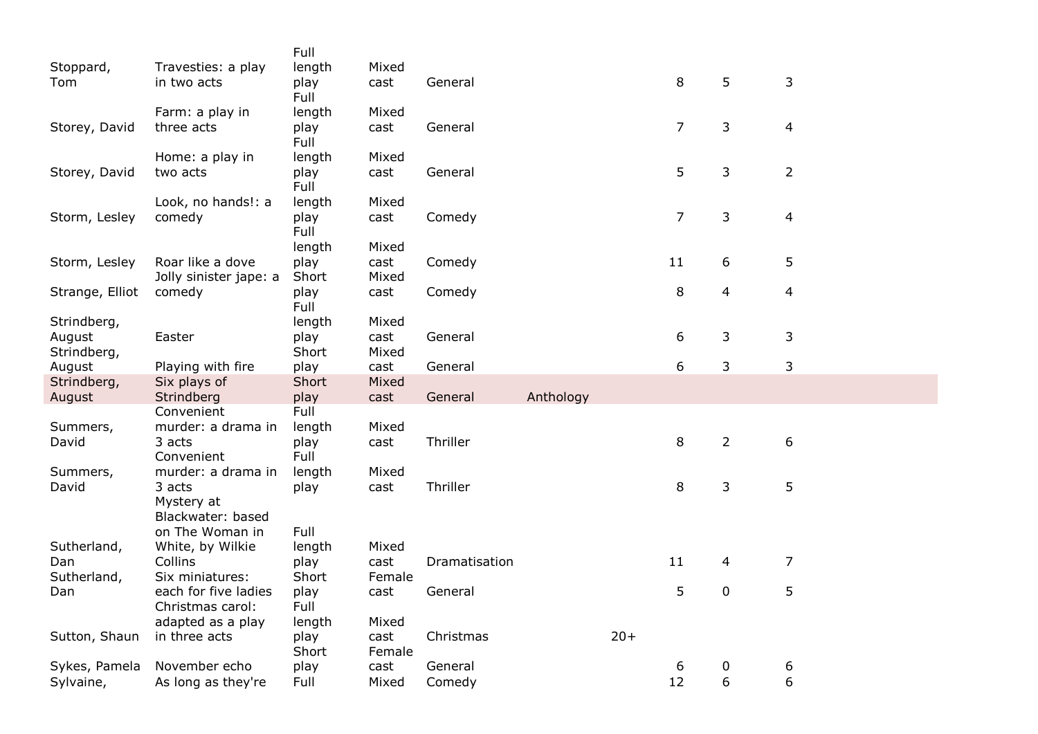| | | | | | | | | | |
|---|---|---|---|---|---|---|---|---|---|
| Stoppard, Tom | Travesties: a play in two acts | Full length play | Mixed cast | General | | | 8 | 5 | 3 |
| Storey, David | Farm: a play in three acts | Full length play | Mixed cast | General | | | 7 | 3 | 4 |
| Storey, David | Home: a play in two acts | Full length play | Mixed cast | General | | | 5 | 3 | 2 |
| Storm, Lesley | Look, no hands!: a comedy | Full length play | Mixed cast | Comedy | | | 7 | 3 | 4 |
| Storm, Lesley | Roar like a dove | Full length play | Mixed cast | Comedy | | | 11 | 6 | 5 |
| Strange, Elliot | Jolly sinister jape: a comedy | Short play | Mixed cast | Comedy | | | 8 | 4 | 4 |
| Strindberg, August | Easter | Full length play | Mixed cast | General | | | 6 | 3 | 3 |
| Strindberg, August | Playing with fire | Short play | Mixed cast | General | | | 6 | 3 | 3 |
| Strindberg, August | Six plays of Strindberg | Short play | Mixed cast | General | Anthology | | | | |
| Summers, David | Convenient murder: a drama in 3 acts | Full length play | Mixed cast | Thriller | | | 8 | 2 | 6 |
| Summers, David | Convenient murder: a drama in 3 acts | Full length play | Mixed cast | Thriller | | | 8 | 3 | 5 |
| Sutherland, Dan | Mystery at Blackwater: based on The Woman in White, by Wilkie Collins | Full length play | Mixed cast | Dramatisation | | | 11 | 4 | 7 |
| Sutherland, Dan | Six miniatures: each for five ladies | Short play | Female cast | General | | | 5 | 0 | 5 |
| Sutton, Shaun | Christmas carol: adapted as a play in three acts | Full length play | Mixed cast | Christmas | | 20+ | | | |
| Sykes, Pamela | November echo | Short play | Female cast | General | | | 6 | 0 | 6 |
| Sylvaine, | As long as they're | Full | Mixed | Comedy | | | 12 | 6 | 6 |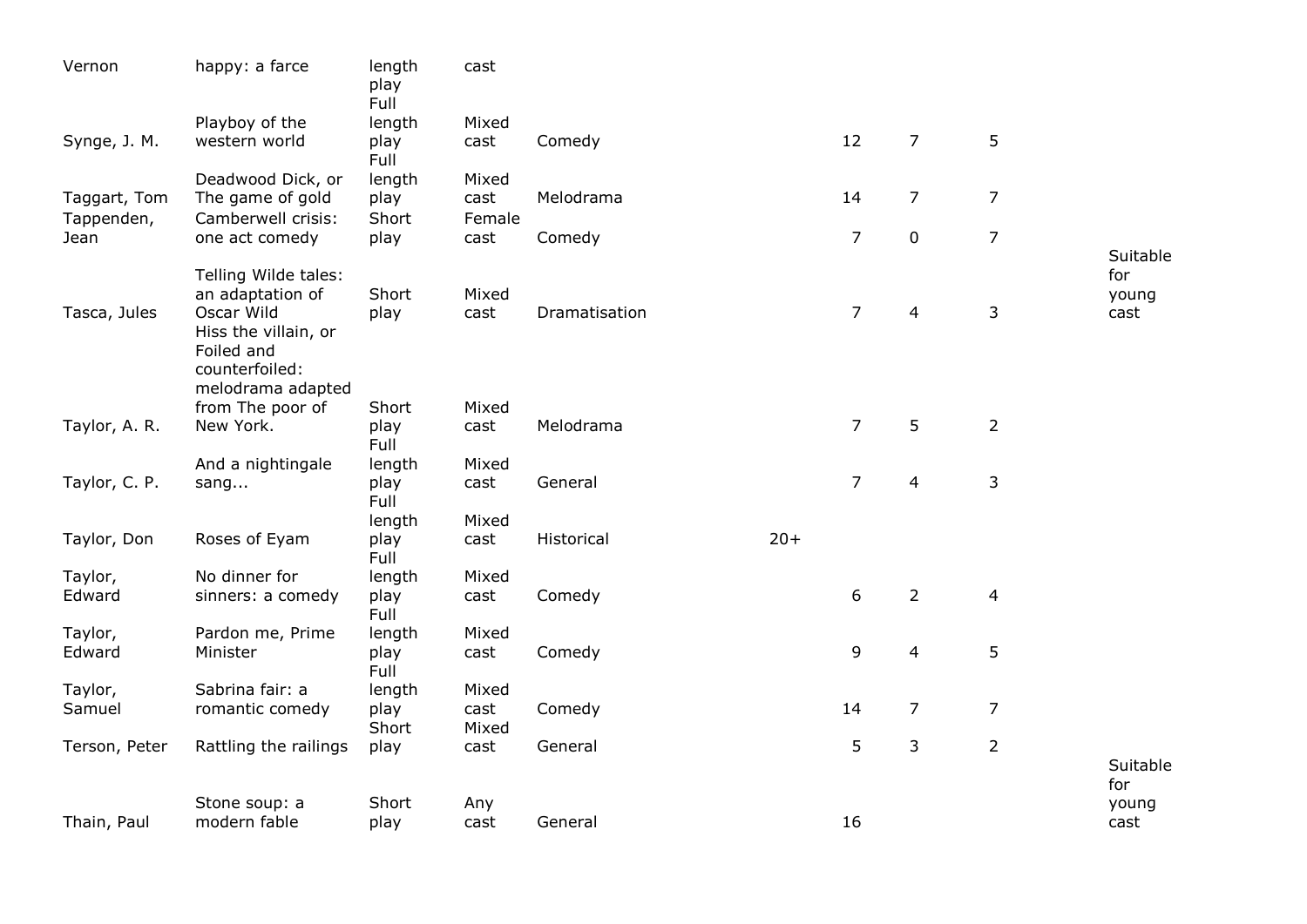| | | | | | | | | | |
|---|---|---|---|---|---|---|---|---|---|
| Vernon | happy: a farce | length play | cast | | | | | | |
| Synge, J. M. | Playboy of the western world | Full length play | Mixed cast | Comedy | | 12 | 7 | 5 | |
| Taggart, Tom | Deadwood Dick, or The game of gold | Full length play | Mixed cast | Melodrama | | 14 | 7 | 7 | |
| Tappenden, Jean | Camberwell crisis: one act comedy | Short play | Female cast | Comedy | | 7 | 0 | 7 | |
| Tasca, Jules | Telling Wilde tales: an adaptation of Oscar Wild | Short play | Mixed cast | Dramatisation | | 7 | 4 | 3 | Suitable for young cast |
| Taylor, A. R. | Hiss the villain, or Foiled and counterfoiled: melodrama adapted from The poor of New York. | Short play | Mixed cast | Melodrama | | 7 | 5 | 2 | |
| Taylor, C. P. | And a nightingale sang... | Full length play | Mixed cast | General | | 7 | 4 | 3 | |
| Taylor, Don | Roses of Eyam | Full length play | Mixed cast | Historical | 20+ | | | | |
| Taylor, Edward | No dinner for sinners: a comedy | Full length play | Mixed cast | Comedy | | 6 | 2 | 4 | |
| Taylor, Edward | Pardon me, Prime Minister | Full length play | Mixed cast | Comedy | | 9 | 4 | 5 | |
| Taylor, Samuel | Sabrina fair: a romantic comedy | Full length play | Mixed cast | Comedy | | 14 | 7 | 7 | |
| Terson, Peter | Rattling the railings | Short play | Mixed cast | General | | 5 | 3 | 2 | |
| Thain, Paul | Stone soup: a modern fable | Short play | Any cast | General | | 16 | | | Suitable for young cast |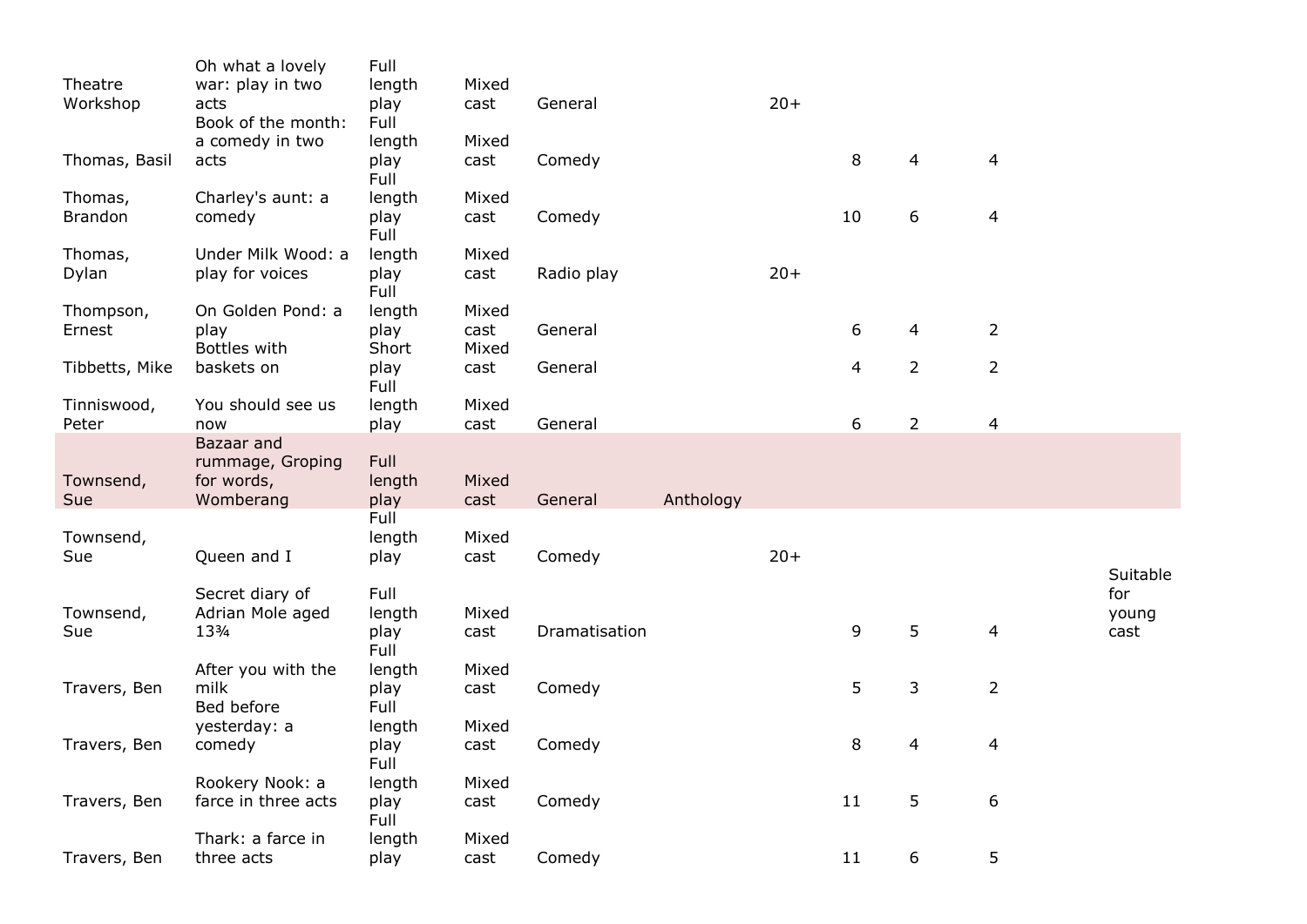| | | | | | | | | | | |
|---|---|---|---|---|---|---|---|---|---|---|
| Theatre Workshop | Oh what a lovely war: play in two acts | Full length play | Mixed cast | General | | 20+ | | | | |
| Thomas, Basil | Book of the month: a comedy in two acts | Full length play | Mixed cast | Comedy | | | 8 | 4 | 4 | |
| Thomas, Brandon | Charley's aunt: a comedy | Full length play | Mixed cast | Comedy | | | 10 | 6 | 4 | |
| Thomas, Dylan | Under Milk Wood: a play for voices | Full length play | Mixed cast | Radio play | | 20+ | | | | |
| Thompson, Ernest | On Golden Pond: a play | Full length play | Mixed cast | General | | | 6 | 4 | 2 | |
| Tibbetts, Mike | Bottles with baskets on | Short play | Mixed cast | General | | | 4 | 2 | 2 | |
| Tinniswood, Peter | You should see us now | Full length play | Mixed cast | General | | | 6 | 2 | 4 | |
| Townsend, Sue | Bazaar and rummage, Groping for words, Womberang | Full length play | Mixed cast | General | Anthology | | | | | |
| Townsend, Sue | Queen and I | Full length play | Mixed cast | Comedy | | 20+ | | | | |
| Townsend, Sue | Secret diary of Adrian Mole aged 13¾ | Full length play | Mixed cast | Dramatisation | | | 9 | 5 | 4 | Suitable for young cast |
| Travers, Ben | After you with the milk | Full length play | Mixed cast | Comedy | | | 5 | 3 | 2 | |
| Travers, Ben | Bed before yesterday: a comedy | Full length play | Mixed cast | Comedy | | | 8 | 4 | 4 | |
| Travers, Ben | Rookery Nook: a farce in three acts | Full length play | Mixed cast | Comedy | | | 11 | 5 | 6 | |
| Travers, Ben | Thark: a farce in three acts | Full length play | Mixed cast | Comedy | | | 11 | 6 | 5 | |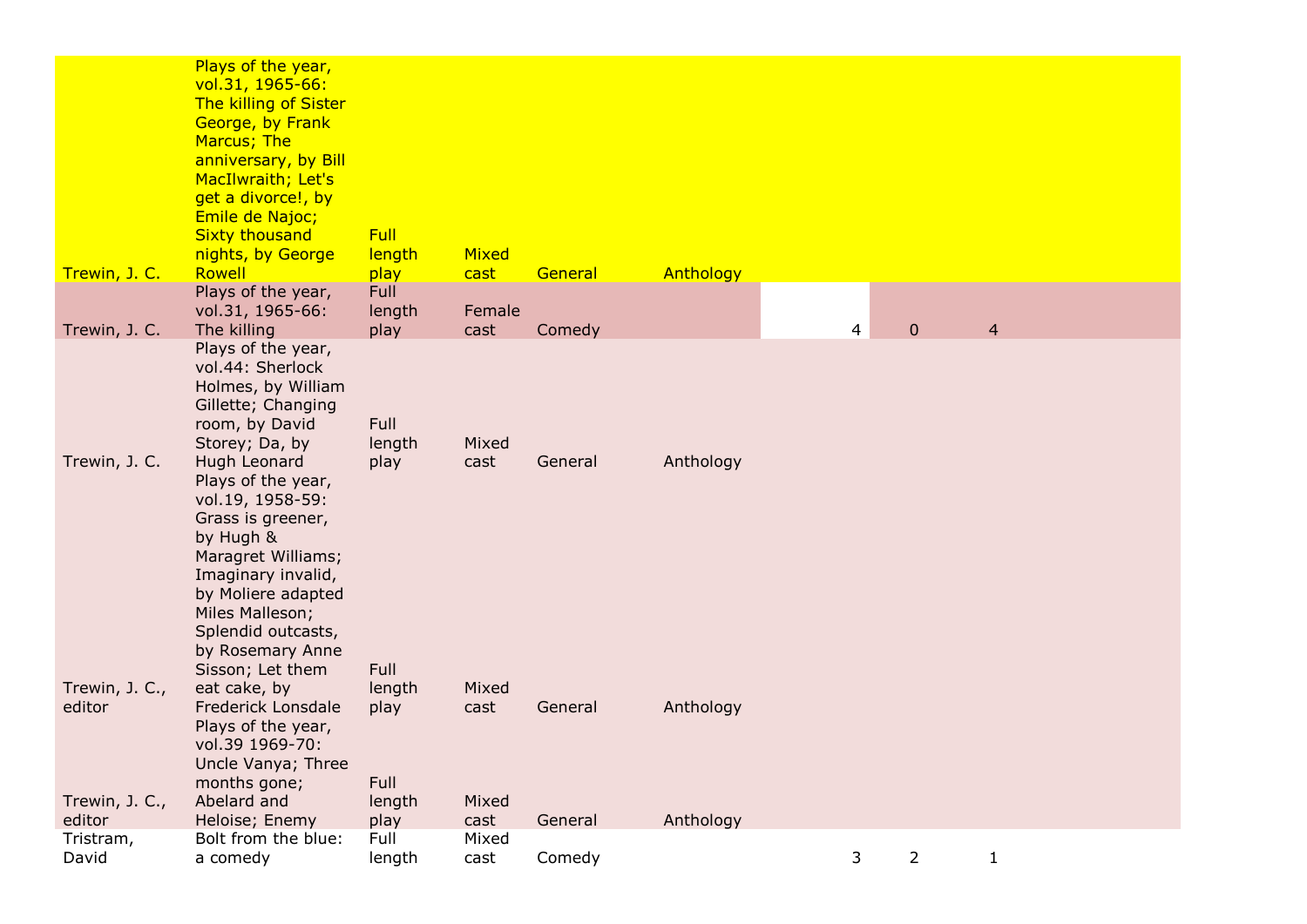| | | | | | | | | |
|---|---|---|---|---|---|---|---|---|
| Trewin, J. C. | Plays of the year, vol.31, 1965-66: The killing of Sister George, by Frank Marcus; The anniversary, by Bill MacIlwraith; Let's get a divorce!, by Emile de Najoc; Sixty thousand nights, by George Rowell | Full length play | Mixed cast | General | Anthology | | | |
| Trewin, J. C. | Plays of the year, vol.31, 1965-66: The killing | Full length play | Female cast | Comedy | | 4 | 0 | 4 |
| Trewin, J. C. | Plays of the year, vol.44: Sherlock Holmes, by William Gillette; Changing room, by David Storey; Da, by Hugh Leonard | Full length play | Mixed cast | General | Anthology | | | |
| Trewin, J. C., editor | Plays of the year, vol.19, 1958-59: Grass is greener, by Hugh & Maragret Williams; Imaginary invalid, by Moliere adapted Miles Malleson; Splendid outcasts, by Rosemary Anne Sisson; Let them eat cake, by Frederick Lonsdale | Full length play | Mixed cast | General | Anthology | | | |
| Trewin, J. C., editor | Plays of the year, vol.39 1969-70: Uncle Vanya; Three months gone; Abelard and Heloise; Enemy | Full length play | Mixed cast | General | Anthology | | | |
| Tristram, David | Bolt from the blue: a comedy | Full length | Mixed cast | Comedy | | 3 | 2 | 1 |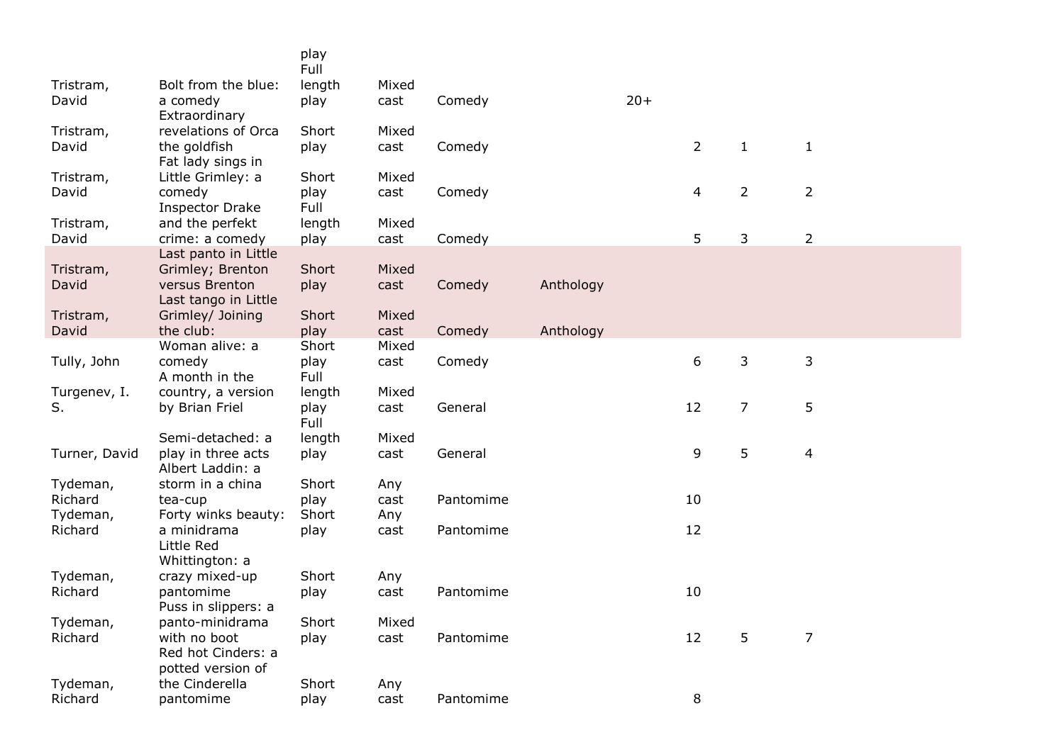| | | play | | | | | | | |
|---|---|---|---|---|---|---|---|---|---|
| Tristram, David | Bolt from the blue: a comedy | Full length play | Mixed cast | Comedy | | 20+ | | | |
| Tristram, David | Extraordinary revelations of Orca the goldfish | Short play | Mixed cast | Comedy | | | 2 | 1 | 1 |
| Tristram, David | Fat lady sings in Little Grimley: a comedy | Short play | Mixed cast | Comedy | | | 4 | 2 | 2 |
| Tristram, David | Inspector Drake and the perfekt crime: a comedy | Full length play | Mixed cast | Comedy | | | 5 | 3 | 2 |
| Tristram, David | Last panto in Little Grimley; Brenton versus Brenton | Short play | Mixed cast | Comedy | Anthology | | | | |
| Tristram, David | Last tango in Little Grimley/ Joining the club: | Short play | Mixed cast | Comedy | Anthology | | | | |
| Tully, John | Woman alive: a comedy | Short play | Mixed cast | Comedy | | | 6 | 3 | 3 |
| Turgenev, I. S. | A month in the country, a version by Brian Friel | Full length play | Mixed cast | General | | | 12 | 7 | 5 |
| Turner, David | Semi-detached: a play in three acts | Full length play | Mixed cast | General | | | 9 | 5 | 4 |
| Tydeman, Richard | Albert Laddin: a storm in a china tea-cup | Short play | Any cast | Pantomime | | | 10 | | |
| Tydeman, Richard | Forty winks beauty: a minidrama | Short play | Any cast | Pantomime | | | 12 | | |
| Tydeman, Richard | Little Red Whittington: a crazy mixed-up pantomime | Short play | Any cast | Pantomime | | | 10 | | |
| Tydeman, Richard | Puss in slippers: a panto-minidrama with no boot | Short play | Mixed cast | Pantomime | | | 12 | 5 | 7 |
| Tydeman, Richard | Red hot Cinders: a potted version of the Cinderella pantomime | Short play | Any cast | Pantomime | | | 8 | | |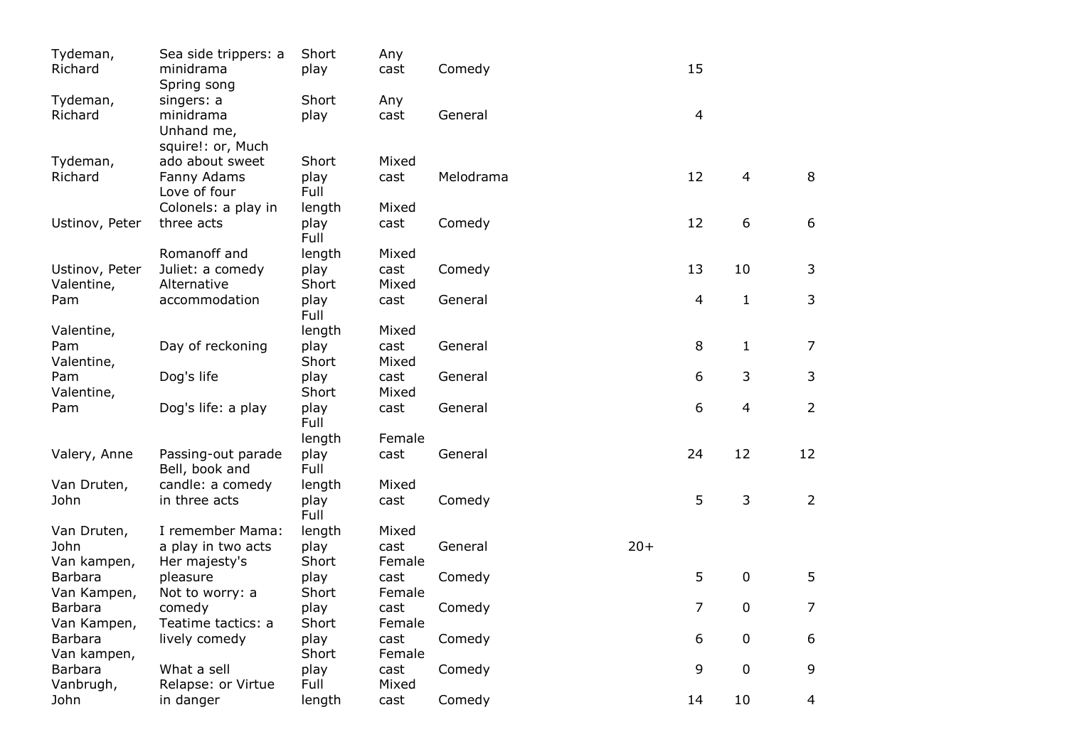| | | | | | | | | |
|---|---|---|---|---|---|---|---|---|
| Tydeman, Richard | Sea side trippers: a minidrama | Short play | Any cast | Comedy | | 15 | | |
| Tydeman, Richard | Spring song singers: a minidrama | Short play | Any cast | General | | 4 | | |
| Tydeman, Richard | Unhand me, squire!: or, Much ado about sweet Fanny Adams | Short play | Mixed cast | Melodrama | | 12 | 4 | 8 |
| Ustinov, Peter | Love of four Colonels: a play in three acts | Full length play | Mixed cast | Comedy | | 12 | 6 | 6 |
| Ustinov, Peter | Romanoff and Juliet: a comedy | Full length play | Mixed cast | Comedy | | 13 | 10 | 3 |
| Valentine, Pam | Alternative accommodation | Short play | Mixed cast | General | | 4 | 1 | 3 |
| Valentine, Pam | Day of reckoning | Full length play | Mixed cast | General | | 8 | 1 | 7 |
| Valentine, Pam | Dog's life | Short play | Mixed cast | General | | 6 | 3 | 3 |
| Valentine, Pam | Dog's life: a play | Short play | Mixed cast | General | | 6 | 4 | 2 |
| Valery, Anne | Passing-out parade | Full length play | Female cast | General | | 24 | 12 | 12 |
| Van Druten, John | Bell, book and candle: a comedy in three acts | Full length play | Mixed cast | Comedy | | 5 | 3 | 2 |
| Van Druten, John | I remember Mama: a play in two acts | Full length play | Mixed cast | General | 20+ | | | |
| Van kampen, Barbara | Her majesty's pleasure | Short play | Female cast | Comedy | | 5 | 0 | 5 |
| Van Kampen, Barbara | Not to worry: a comedy | Short play | Female cast | Comedy | | 7 | 0 | 7 |
| Van Kampen, Barbara | Teatime tactics: a lively comedy | Short play | Female cast | Comedy | | 6 | 0 | 6 |
| Van kampen, Barbara | What a sell | Short play | Female cast | Comedy | | 9 | 0 | 9 |
| Vanbrugh, John | Relapse: or Virtue in danger | Full length | Mixed cast | Comedy | | 14 | 10 | 4 |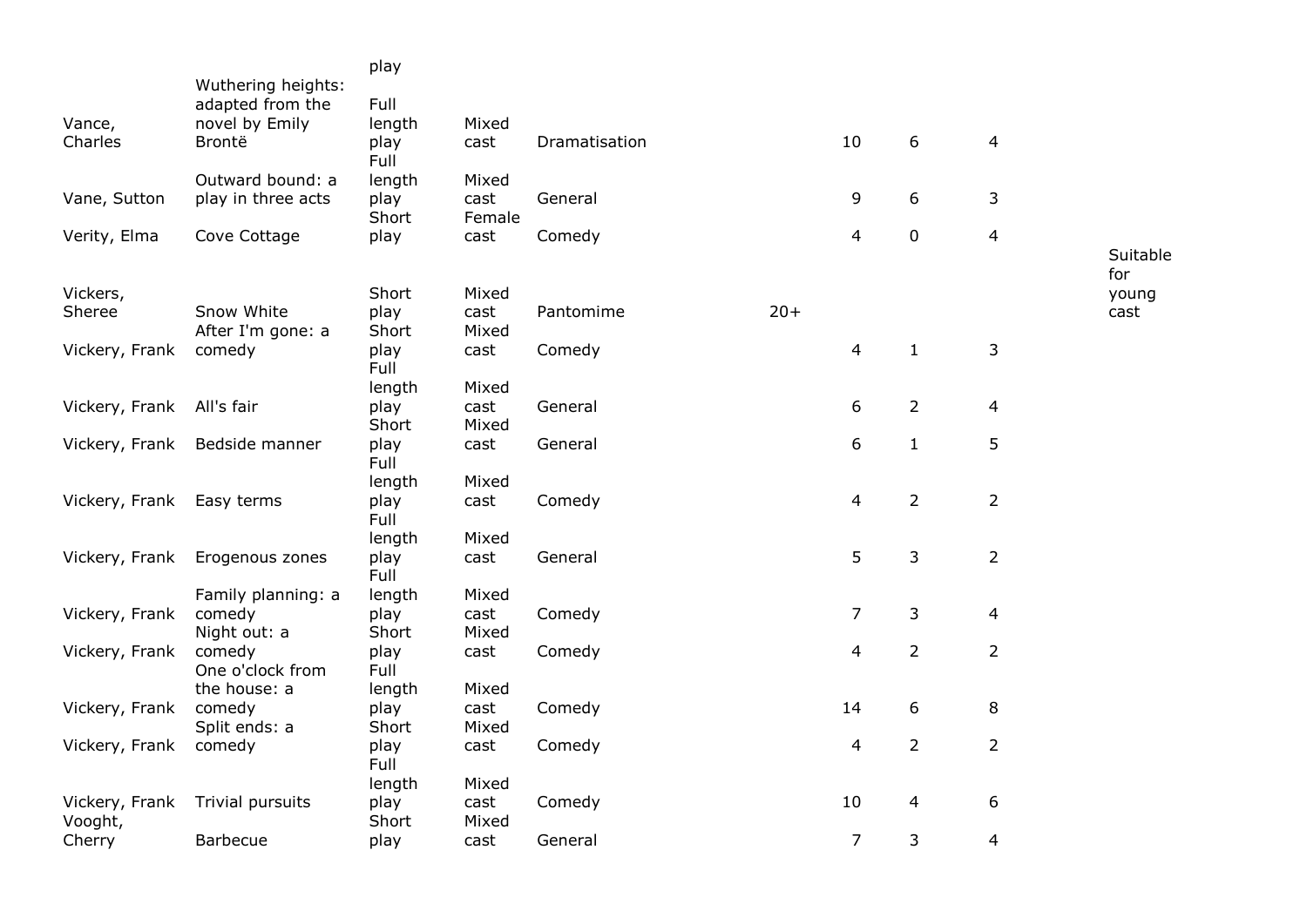| | | play | | | | | | | |
|---|---|---|---|---|---|---|---|---|---|
| Vance, Charles | Wuthering heights: adapted from the novel by Emily Brontë | Full length play | Mixed cast | Dramatisation | | 10 | 6 | 4 | |
| Vane, Sutton | Outward bound: a play in three acts | Full length play | Mixed cast | General | | 9 | 6 | 3 | |
| Verity, Elma | Cove Cottage | Short play | Female cast | Comedy | | 4 | 0 | 4 | |
| Vickers, Sheree | Snow White | Short play | Mixed cast | Pantomime | 20+ | | | | Suitable for young cast |
| Vickery, Frank | After I'm gone: a comedy | Short play | Mixed cast | Comedy | | 4 | 1 | 3 | |
| Vickery, Frank | All's fair | Full length play | Mixed cast | General | | 6 | 2 | 4 | |
| Vickery, Frank | Bedside manner | Short play | Mixed cast | General | | 6 | 1 | 5 | |
| Vickery, Frank | Easy terms | Full length play | Mixed cast | Comedy | | 4 | 2 | 2 | |
| Vickery, Frank | Erogenous zones | Full length play | Mixed cast | General | | 5 | 3 | 2 | |
| Vickery, Frank | Family planning: a comedy | Full length play | Mixed cast | Comedy | | 7 | 3 | 4 | |
| Vickery, Frank | Night out: a comedy | Short play | Mixed cast | Comedy | | 4 | 2 | 2 | |
| Vickery, Frank | One o'clock from the house: a comedy | Full length play | Mixed cast | Comedy | | 14 | 6 | 8 | |
| Vickery, Frank | Split ends: a comedy | Short play | Mixed cast | Comedy | | 4 | 2 | 2 | |
| Vickery, Frank | Trivial pursuits | Full length play | Mixed cast | Comedy | | 10 | 4 | 6 | |
| Vooght, Cherry | Barbecue | Short play | Mixed cast | General | | 7 | 3 | 4 | |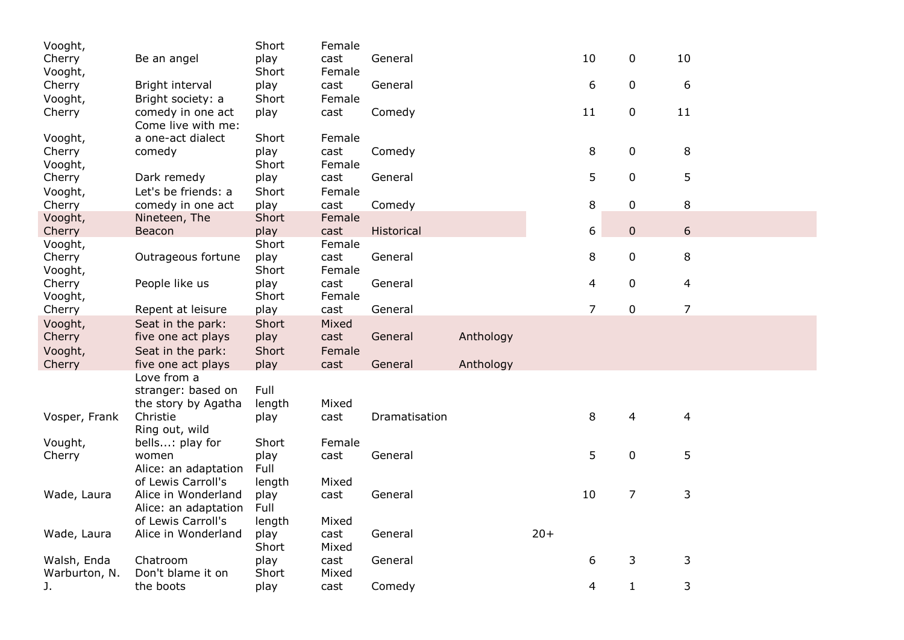| | | | | | | | | | |
|---|---|---|---|---|---|---|---|---|---|
| Vooght, Cherry | Be an angel | Short play | Female cast | General | | | 10 | 0 | 10 |
| Vooght, Cherry | Bright interval | Short play | Female cast | General | | | 6 | 0 | 6 |
| Vooght, Cherry | Bright society: a comedy in one act | Short play | Female cast | Comedy | | | 11 | 0 | 11 |
| Vooght, Cherry | Come live with me: a one-act dialect comedy | Short play | Female cast | Comedy | | | 8 | 0 | 8 |
| Vooght, Cherry | Dark remedy | Short play | Female cast | General | | | 5 | 0 | 5 |
| Vooght, Cherry | Let's be friends: a comedy in one act | Short play | Female cast | Comedy | | | 8 | 0 | 8 |
| Vooght, Cherry | Nineteen, The Beacon | Short play | Female cast | Historical | | | 6 | 0 | 6 |
| Vooght, Cherry | Outrageous fortune | Short play | Female cast | General | | | 8 | 0 | 8 |
| Vooght, Cherry | People like us | Short play | Female cast | General | | | 4 | 0 | 4 |
| Vooght, Cherry | Repent at leisure | Short play | Female cast | General | | | 7 | 0 | 7 |
| Vooght, Cherry | Seat in the park: five one act plays | Short play | Mixed cast | General | Anthology | | | | |
| Vooght, Cherry | Seat in the park: five one act plays | Short play | Female cast | General | Anthology | | | | |
| Vosper, Frank | Love from a stranger: based on the story by Agatha Christie | Full length play | Mixed cast | Dramatisation | | | 8 | 4 | 4 |
| Vought, Cherry | Ring out, wild bells...: play for women | Short play | Female cast | General | | | 5 | 0 | 5 |
| Wade, Laura | Alice: an adaptation of Lewis Carroll's Alice in Wonderland | Full length play | Mixed cast | General | | | 10 | 7 | 3 |
| Wade, Laura | Alice: an adaptation of Lewis Carroll's Alice in Wonderland | Full length play | Mixed cast | General | | 20+ | | | |
| Walsh, Enda | Chatroom | Short play | Mixed cast | General | | | 6 | 3 | 3 |
| Warburton, N. J. | Don't blame it on the boots | Short play | Mixed cast | Comedy | | | 4 | 1 | 3 |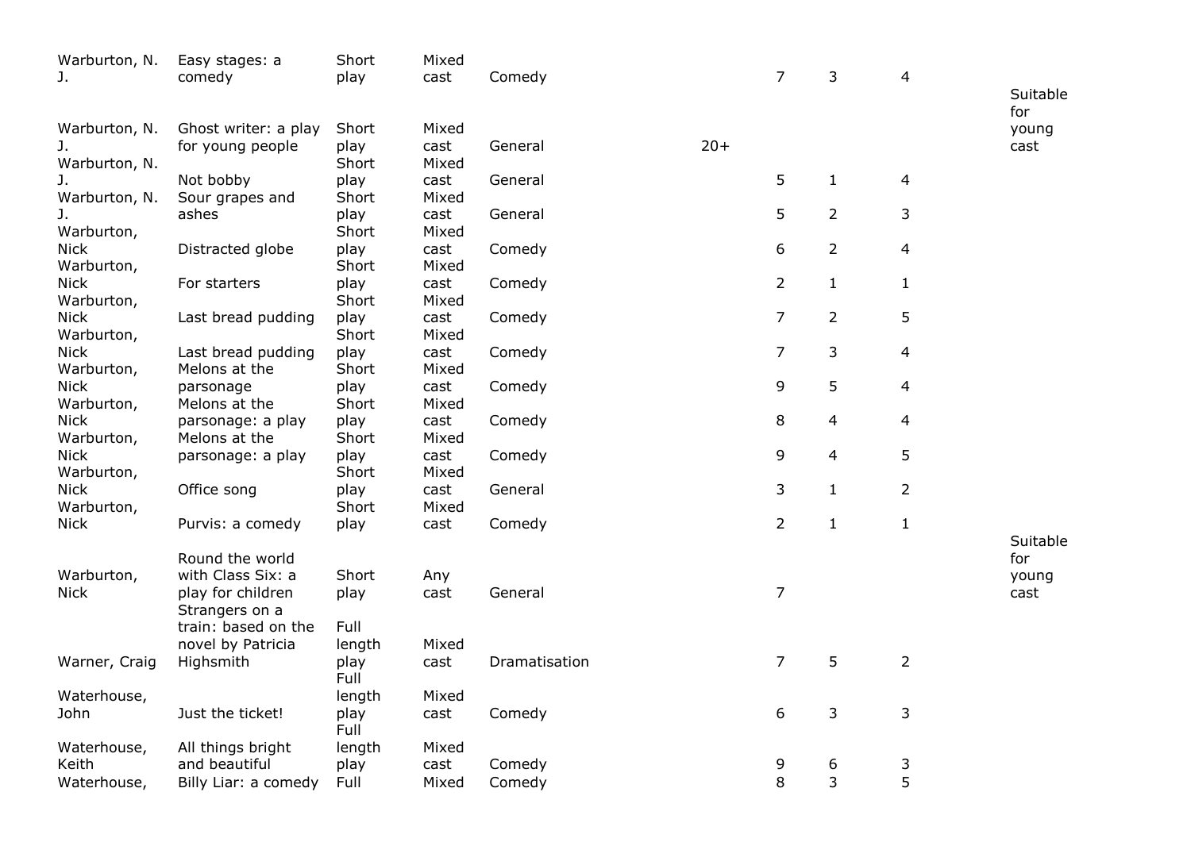| | | | | | | | | | |
|---|---|---|---|---|---|---|---|---|---|
| Warburton, N. J. | Easy stages: a comedy | Short play | Mixed cast | Comedy | | 7 | 3 | 4 | |
| Warburton, N. J. | Ghost writer: a play for young people | Short play | Mixed cast | General | 20+ | | | | Suitable for young cast |
| Warburton, N. J. | Not bobby | Short play | Mixed cast | General | | 5 | 1 | 4 | |
| Warburton, N. J. | Sour grapes and ashes | Short play | Mixed cast | General | | 5 | 2 | 3 | |
| Warburton, Nick | Distracted globe | Short play | Mixed cast | Comedy | | 6 | 2 | 4 | |
| Warburton, Nick | For starters | Short play | Mixed cast | Comedy | | 2 | 1 | 1 | |
| Warburton, Nick | Last bread pudding | Short play | Mixed cast | Comedy | | 7 | 2 | 5 | |
| Warburton, Nick | Last bread pudding | Short play | Mixed cast | Comedy | | 7 | 3 | 4 | |
| Warburton, Nick | Melons at the parsonage | Short play | Mixed cast | Comedy | | 9 | 5 | 4 | |
| Warburton, Nick | Melons at the parsonage: a play | Short play | Mixed cast | Comedy | | 8 | 4 | 4 | |
| Warburton, Nick | Melons at the parsonage: a play | Short play | Mixed cast | Comedy | | 9 | 4 | 5 | |
| Warburton, Nick | Office song | Short play | Mixed cast | General | | 3 | 1 | 2 | |
| Warburton, Nick | Purvis: a comedy | Short play | Mixed cast | Comedy | | 2 | 1 | 1 | |
| Warburton, Nick | Round the world with Class Six: a play for children | Short play | Any cast | General | | 7 | | | Suitable for young cast |
| Warner, Craig | Strangers on a train: based on the novel by Patricia Highsmith | Full length play | Mixed cast | Dramatisation | | 7 | 5 | 2 | |
| Waterhouse, John | Just the ticket! | Full length play | Mixed cast | Comedy | | 6 | 3 | 3 | |
| Waterhouse, Keith | All things bright and beautiful | Full length play | Mixed cast | Comedy | | 9 | 6 | 3 | |
| Waterhouse, | Billy Liar: a comedy | Full | Mixed | Comedy | | 8 | 3 | 5 | |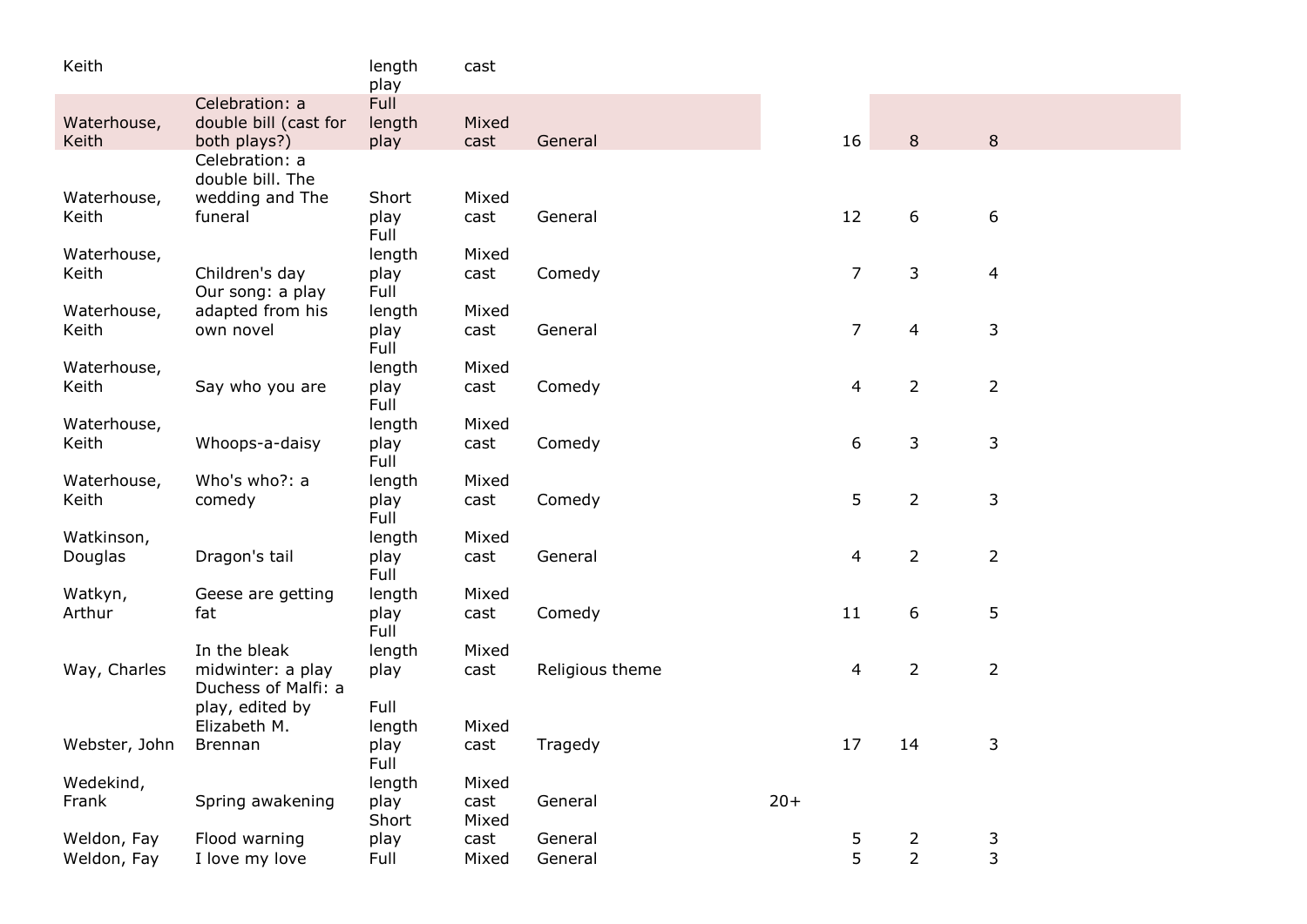| | | | | | | | | |
|---|---|---|---|---|---|---|---|---|
| Keith | | length play | cast | | | | | |
| Waterhouse, Keith | Celebration: a double bill (cast for both plays?) | Full length play | Mixed cast | General | | 16 | 8 | 8 |
| Waterhouse, Keith | Celebration: a double bill. The wedding and The funeral | Short play | Mixed cast | General | | 12 | 6 | 6 |
| Waterhouse, Keith | Children's day | Full length play | Mixed cast | Comedy | | 7 | 3 | 4 |
| Waterhouse, Keith | Our song: a play adapted from his own novel | Full length play | Mixed cast | General | | 7 | 4 | 3 |
| Waterhouse, Keith | Say who you are | Full length play | Mixed cast | Comedy | | 4 | 2 | 2 |
| Waterhouse, Keith | Whoops-a-daisy | Full length play | Mixed cast | Comedy | | 6 | 3 | 3 |
| Waterhouse, Keith | Who's who?: a comedy | Full length play | Mixed cast | Comedy | | 5 | 2 | 3 |
| Watkinson, Douglas | Dragon's tail | Full length play | Mixed cast | General | | 4 | 2 | 2 |
| Watkyn, Arthur | Geese are getting fat | Full length play | Mixed cast | Comedy | | 11 | 6 | 5 |
| Way, Charles | In the bleak midwinter: a play | Full length play | Mixed cast | Religious theme | | 4 | 2 | 2 |
| Webster, John | Duchess of Malfi: a play, edited by Elizabeth M. Brennan | Full length play | Mixed cast | Tragedy | | 17 | 14 | 3 |
| Wedekind, Frank | Spring awakening | Full length play | Mixed cast | General | 20+ | | | |
| Weldon, Fay | Flood warning | Short play | Mixed cast | General | | 5 | 2 | 3 |
| Weldon, Fay | I love my love | Full | Mixed | General | | 5 | 2 | 3 |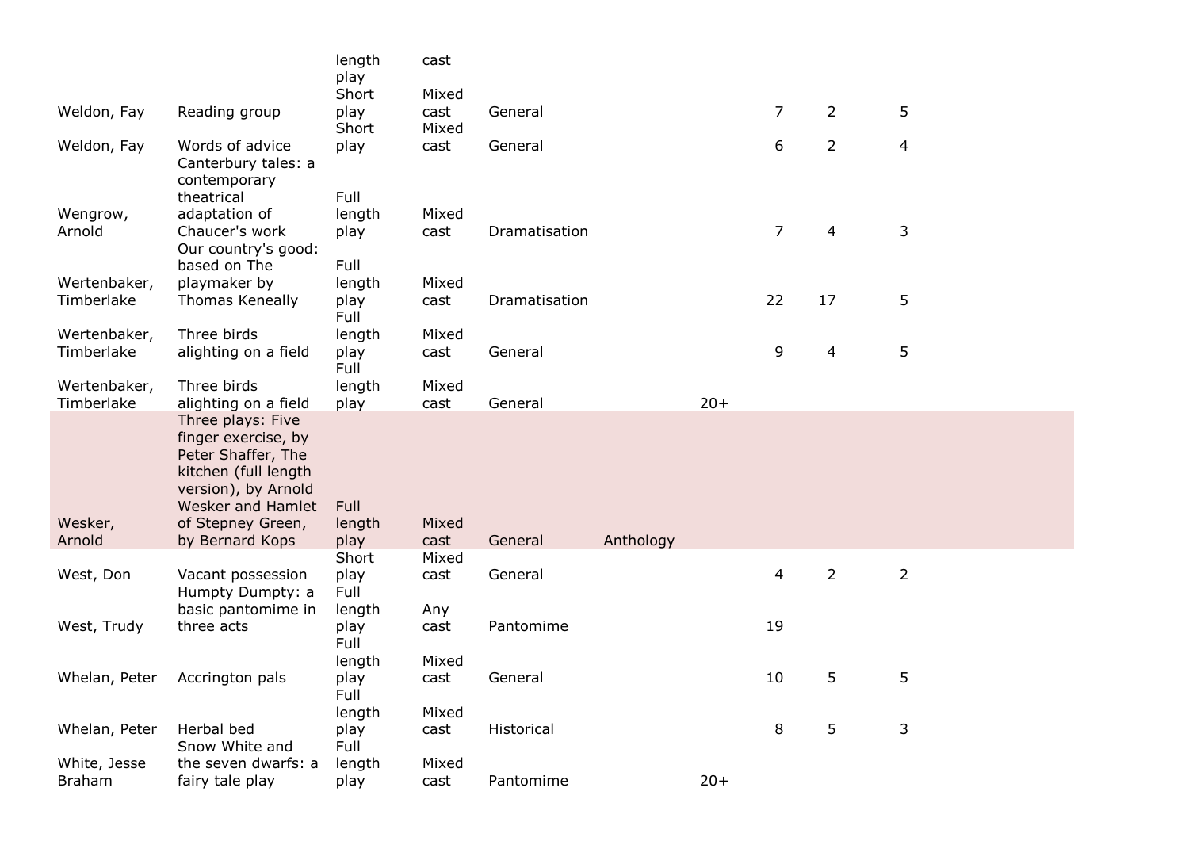| | | length play | cast | | | | | | |
|---|---|---|---|---|---|---|---|---|---|
| Weldon, Fay | Reading group | Short play | Mixed cast | General | | | 7 | 2 | 5 |
| Weldon, Fay | Words of advice | Short play | Mixed cast | General | | | 6 | 2 | 4 |
| Wengrow, Arnold | Canterbury tales: a contemporary theatrical adaptation of Chaucer's work | Full length play | Mixed cast | Dramatisation | | | 7 | 4 | 3 |
| Wertenbaker, Timberlake | Our country's good: based on The playmaker by Thomas Keneally | Full length play | Mixed cast | Dramatisation | | | 22 | 17 | 5 |
| Wertenbaker, Timberlake | Three birds alighting on a field | Full length play | Mixed cast | General | | | 9 | 4 | 5 |
| Wertenbaker, Timberlake | Three birds alighting on a field | Full length play | Mixed cast | General | | 20+ | | | |
| Wesker, Arnold | Three plays: Five finger exercise, by Peter Shaffer, The kitchen (full length version), by Arnold Wesker and Hamlet of Stepney Green, by Bernard Kops | Full length play | Mixed cast | General | Anthology | | | | |
| West, Don | Vacant possession | Short play | Mixed cast | General | | | 4 | 2 | 2 |
| West, Trudy | Humpty Dumpty: a basic pantomime in three acts | Full length play | Any cast | Pantomime | | | 19 | | |
| Whelan, Peter | Accrington pals | Full length play | Mixed cast | General | | | 10 | 5 | 5 |
| Whelan, Peter | Herbal bed | Full length play | Mixed cast | Historical | | | 8 | 5 | 3 |
| White, Jesse Braham | Snow White and the seven dwarfs: a fairy tale play | Full length play | Mixed cast | Pantomime | | 20+ | | | |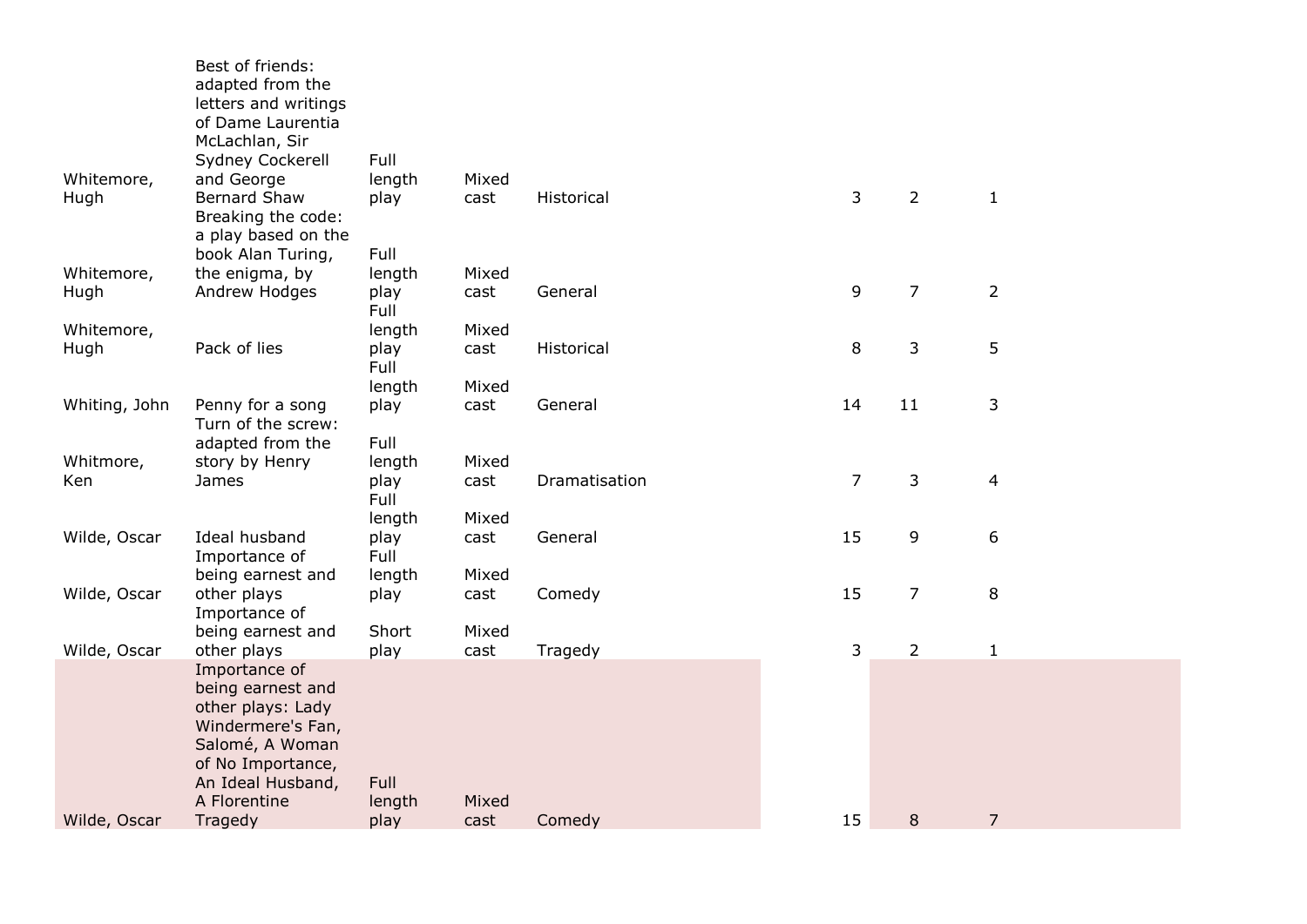| | | | | | | | |
|---|---|---|---|---|---|---|---|
| Whitemore, Hugh | Best of friends: adapted from the letters and writings of Dame Laurentia McLachlan, Sir Sydney Cockerell and George Bernard Shaw | Full length play | Mixed cast | Historical | 3 | 2 | 1 |
| Whitemore, Hugh | Breaking the code: a play based on the book Alan Turing, the enigma, by Andrew Hodges | Full length play | Mixed cast | General | 9 | 7 | 2 |
| Whitemore, Hugh | Pack of lies | Full length play | Mixed cast | Historical | 8 | 3 | 5 |
| Whiting, John | Penny for a song | Full length play | Mixed cast | General | 14 | 11 | 3 |
| Whitmore, Ken | Turn of the screw: adapted from the story by Henry James | Full length play | Mixed cast | Dramatisation | 7 | 3 | 4 |
| Wilde, Oscar | Ideal husband | Full length play | Mixed cast | General | 15 | 9 | 6 |
| Wilde, Oscar | Importance of being earnest and other plays | Full length play | Mixed cast | Comedy | 15 | 7 | 8 |
| Wilde, Oscar | Importance of being earnest and other plays | Short play | Mixed cast | Tragedy | 3 | 2 | 1 |
| Wilde, Oscar | Importance of being earnest and other plays: Lady Windermere's Fan, Salomé, A Woman of No Importance, An Ideal Husband, A Florentine Tragedy | Full length play | Mixed cast | Comedy | 15 | 8 | 7 |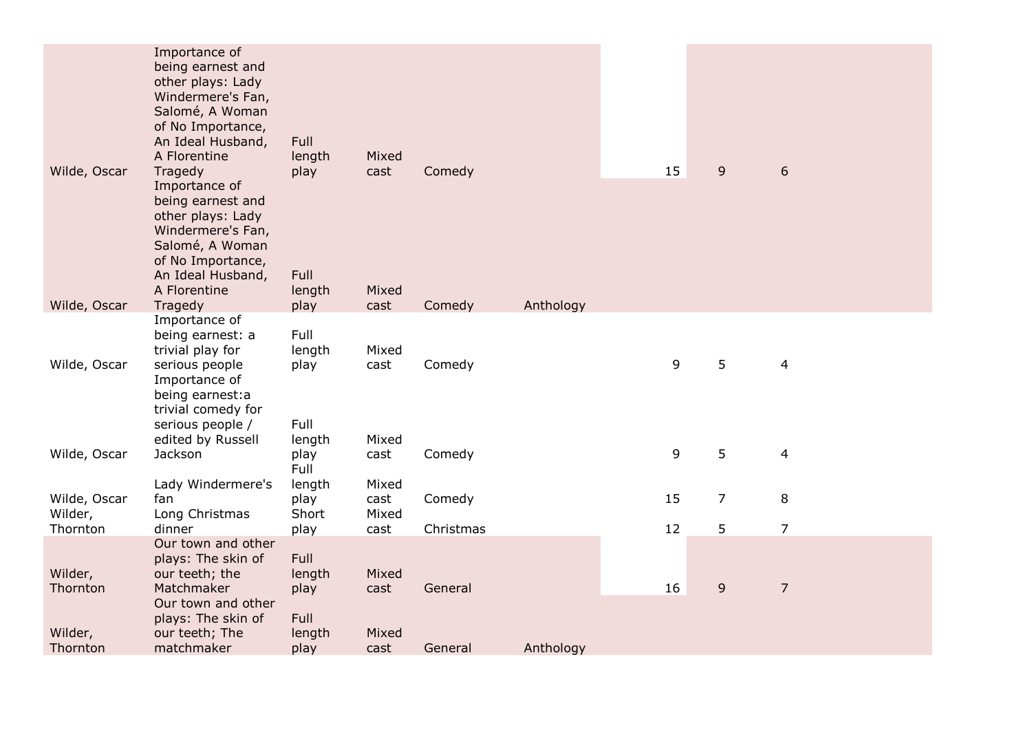| | | | | | | | | |
|---|---|---|---|---|---|---|---|---|
| Wilde, Oscar | Importance of being earnest and other plays: Lady Windermere's Fan, Salomé, A Woman of No Importance, An Ideal Husband, A Florentine Tragedy | Full length play | Mixed cast | Comedy | | 15 | 9 | 6 |
| Wilde, Oscar | Importance of being earnest and other plays: Lady Windermere's Fan, Salomé, A Woman of No Importance, An Ideal Husband, A Florentine Tragedy | Full length play | Mixed cast | Comedy | Anthology | | | |
| Wilde, Oscar | Importance of being earnest: a trivial play for serious people | Full length play | Mixed cast | Comedy | | 9 | 5 | 4 |
| Wilde, Oscar | Importance of being earnest:a trivial comedy for serious people / edited by Russell Jackson | Full length play | Mixed cast | Comedy | | 9 | 5 | 4 |
| Wilde, Oscar | Lady Windermere's fan | Full length play | Mixed cast | Comedy | | 15 | 7 | 8 |
| Wilder, Thornton | Long Christmas dinner | Short play | Mixed cast | Christmas | | 12 | 5 | 7 |
| Wilder, Thornton | Our town and other plays: The skin of our teeth; the Matchmaker | Full length play | Mixed cast | General | | 16 | 9 | 7 |
| Wilder, Thornton | Our town and other plays: The skin of our teeth; The matchmaker | Full length play | Mixed cast | General | Anthology | | | |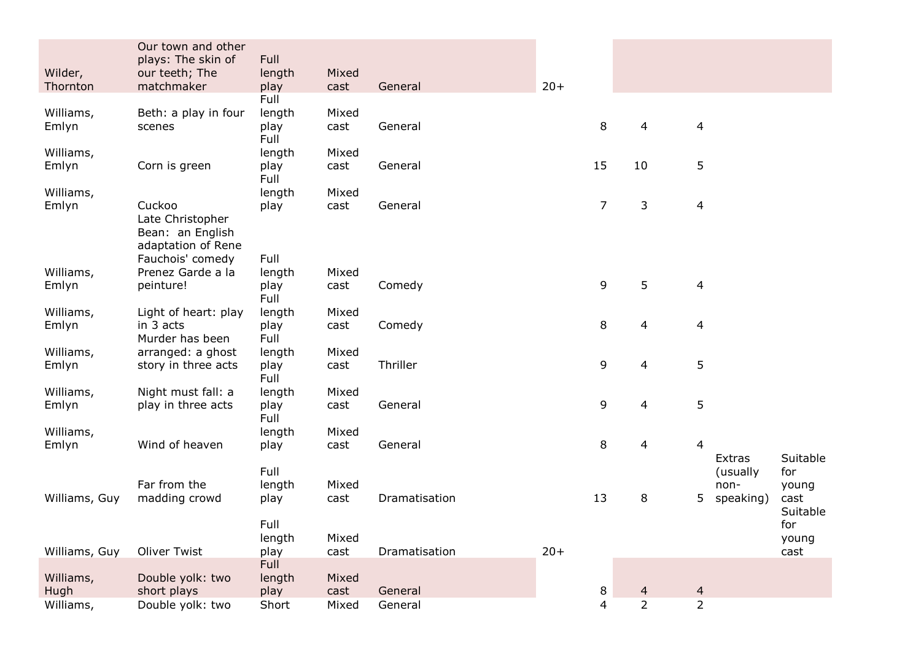| | | | | | | | | | | |
|---|---|---|---|---|---|---|---|---|---|---|
| Wilder, Thornton | Our town and other plays: The skin of our teeth; The matchmaker | Full length play | Mixed cast | General | 20+ | | | | | |
| Williams, Emlyn | Beth: a play in four scenes | Full length play | Mixed cast | General | | 8 | 4 | 4 | | |
| Williams, Emlyn | Corn is green | Full length play | Mixed cast | General | | 15 | 10 | 5 | | |
| Williams, Emlyn | Cuckoo | Full length play | Mixed cast | General | | 7 | 3 | 4 | | |
| Williams, Emlyn | Late Christopher Bean: an English adaptation of Rene Fauchois' comedy Prenez Garde a la peinture! | Full length play | Mixed cast | Comedy | | 9 | 5 | 4 | | |
| Williams, Emlyn | Light of heart: play in 3 acts | Full length play | Mixed cast | Comedy | | 8 | 4 | 4 | | |
| Williams, Emlyn | Murder has been arranged: a ghost story in three acts | Full length play | Mixed cast | Thriller | | 9 | 4 | 5 | | |
| Williams, Emlyn | Night must fall: a play in three acts | Full length play | Mixed cast | General | | 9 | 4 | 5 | | |
| Williams, Emlyn | Wind of heaven | Full length play | Mixed cast | General | | 8 | 4 | 4 | | |
| Williams, Guy | Far from the madding crowd | Full length play | Mixed cast | Dramatisation | | 13 | 8 | 5 | Extras (usually non-speaking) | Suitable for young cast |
| Williams, Guy | Oliver Twist | Full length play | Mixed cast | Dramatisation | 20+ | | | | | Suitable for young cast |
| Williams, Hugh | Double yolk: two short plays | Full length play | Mixed cast | General | | 8 | 4 | 4 | | |
| Williams, | Double yolk: two | Short | Mixed | General | | 4 | 2 | 2 | | |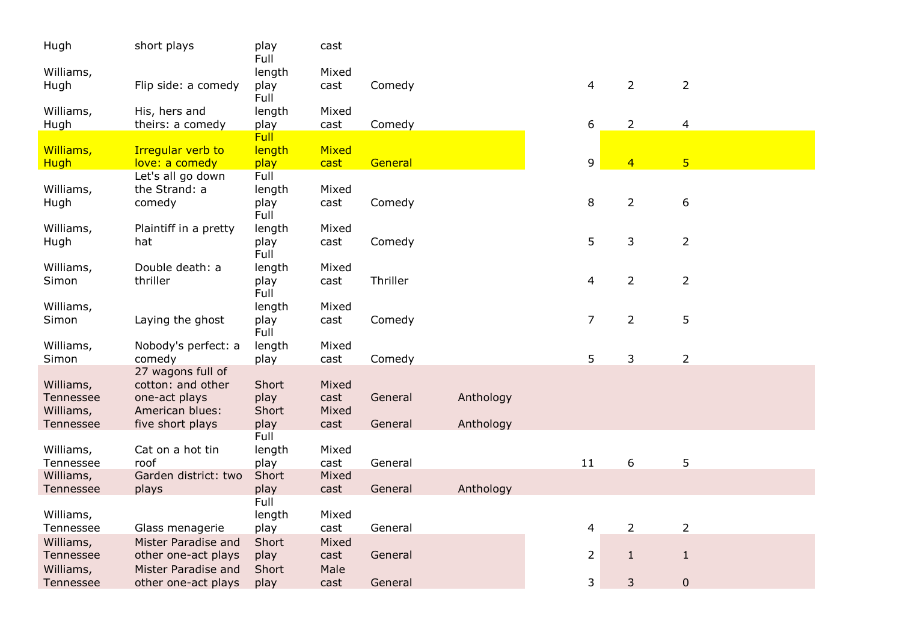| | | | | | | | | |
|---|---|---|---|---|---|---|---|---|
| Hugh | short plays | play | cast | | | | | |
| Williams, Hugh | Flip side: a comedy | Full length play | Mixed cast | Comedy | | 4 | 2 | 2 |
| Williams, Hugh | His, hers and theirs: a comedy | Full length play | Mixed cast | Comedy | | 6 | 2 | 4 |
| Williams, Hugh | Irregular verb to love: a comedy | Full length play | Mixed cast | General | | 9 | 4 | 5 |
| Williams, Hugh | Let's all go down the Strand: a comedy | Full length play | Mixed cast | Comedy | | 8 | 2 | 6 |
| Williams, Hugh | Plaintiff in a pretty hat | Full length play | Mixed cast | Comedy | | 5 | 3 | 2 |
| Williams, Simon | Double death: a thriller | Full length play | Mixed cast | Thriller | | 4 | 2 | 2 |
| Williams, Simon | Laying the ghost | Full length play | Mixed cast | Comedy | | 7 | 2 | 5 |
| Williams, Simon | Nobody's perfect: a comedy | Full length play | Mixed cast | Comedy | | 5 | 3 | 2 |
| Williams, Tennessee | 27 wagons full of cotton: and other one-act plays | Short play | Mixed cast | General | Anthology | | | |
| Williams, Tennessee | American blues: five short plays | Short play | Mixed cast | General | Anthology | | | |
| Williams, Tennessee | Cat on a hot tin roof | Full length play | Mixed cast | General | | 11 | 6 | 5 |
| Williams, Tennessee | Garden district: two plays | Short play | Mixed cast | General | Anthology | | | |
| Williams, Tennessee | Glass menagerie | Full length play | Mixed cast | General | | 4 | 2 | 2 |
| Williams, Tennessee | Mister Paradise and other one-act plays | Short play | Mixed cast | General | | 2 | 1 | 1 |
| Williams, Tennessee | Mister Paradise and other one-act plays | Short play | Male cast | General | | 3 | 3 | 0 |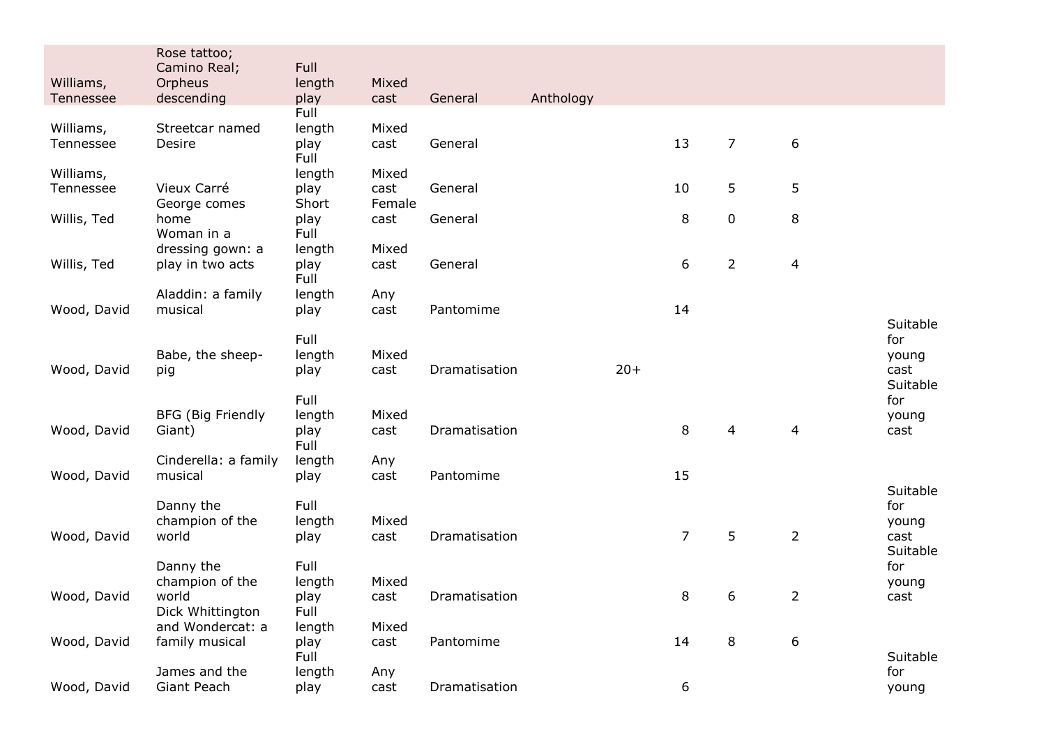| | | | | | | | | | | |
|---|---|---|---|---|---|---|---|---|---|---|
| Williams, Tennessee | Rose tattoo; Camino Real; Orpheus descending | Full length play | Mixed cast | General | Anthology | | | | | |
| Williams, Tennessee | Streetcar named Desire | Full length play | Mixed cast | General | | | 13 | 7 | 6 | |
| Williams, Tennessee | Vieux Carré | Full length play | Mixed cast | General | | | 10 | 5 | 5 | |
| Willis, Ted | George comes home | Short play | Female cast | General | | | 8 | 0 | 8 | |
| Willis, Ted | Woman in a dressing gown: a play in two acts | Full length play | Mixed cast | General | | | 6 | 2 | 4 | |
| Wood, David | Aladdin: a family musical | Full length play | Any cast | Pantomime | | | 14 | | | |
| Wood, David | Babe, the sheep-pig | Full length play | Mixed cast | Dramatisation | | 20+ | | | | Suitable for young cast |
| Wood, David | BFG (Big Friendly Giant) | Full length play | Mixed cast | Dramatisation | | | 8 | 4 | 4 | Suitable for young cast |
| Wood, David | Cinderella: a family musical | Full length play | Any cast | Pantomime | | | 15 | | | |
| Wood, David | Danny the champion of the world | Full length play | Mixed cast | Dramatisation | | | 7 | 5 | 2 | Suitable for young cast |
| Wood, David | Danny the champion of the world | Full length play | Mixed cast | Dramatisation | | | 8 | 6 | 2 | Suitable for young cast |
| Wood, David | Dick Whittington and Wondercat: a family musical | Full length play | Mixed cast | Pantomime | | | 14 | 8 | 6 | |
| Wood, David | James and the Giant Peach | Full length play | Any cast | Dramatisation | | | 6 | | | Suitable for young |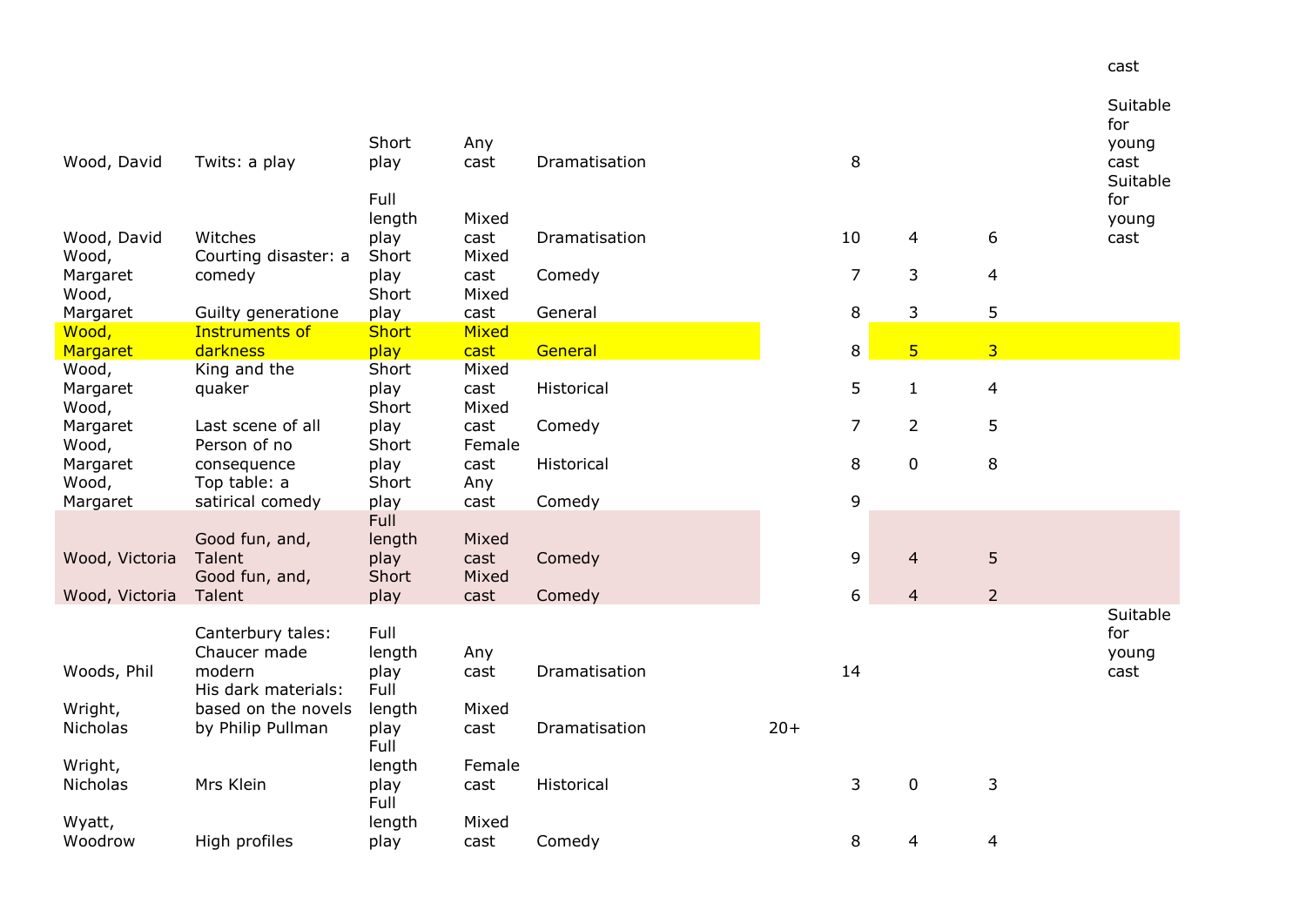| | | | | | | | | | |
|---|---|---|---|---|---|---|---|---|---|
| | | | | | | | | | cast |
| Wood, David | Twits: a play | Short play | Any cast | Dramatisation | | 8 | | | Suitable for young cast |
| Wood, David | Witches | Full length play | Mixed cast | Dramatisation | | 10 | 4 | 6 | Suitable for young cast |
| Wood, Margaret | Courting disaster: a comedy | Short play | Mixed cast | Comedy | | 7 | 3 | 4 | |
| Wood, Margaret | Guilty generatione | Short play | Mixed cast | General | | 8 | 3 | 5 | |
| Wood, Margaret | Instruments of darkness | Short play | Mixed cast | General | | 8 | 5 | 3 | |
| Wood, Margaret | King and the quaker | Short play | Mixed cast | Historical | | 5 | 1 | 4 | |
| Wood, Margaret | Last scene of all | Short play | Mixed cast | Comedy | | 7 | 2 | 5 | |
| Wood, Margaret | Person of no consequence | Short play | Female cast | Historical | | 8 | 0 | 8 | |
| Wood, Margaret | Top table: a satirical comedy | Short play | Any cast | Comedy | | 9 | | | |
| Wood, Victoria | Good fun, and, Talent | Full length play | Mixed cast | Comedy | | 9 | 4 | 5 | |
| Wood, Victoria | Good fun, and, Talent | Short play | Mixed cast | Comedy | | 6 | 4 | 2 | |
| Woods, Phil | Canterbury tales: Chaucer made modern | Full length play | Any cast | Dramatisation | | 14 | | | Suitable for young cast |
| Wright, Nicholas | His dark materials: based on the novels by Philip Pullman | Full length play | Mixed cast | Dramatisation | 20+ | | | | |
| Wright, Nicholas | Mrs Klein | Full length play | Female cast | Historical | | 3 | 0 | 3 | |
| Wyatt, Woodrow | High profiles | Full length play | Mixed cast | Comedy | | 8 | 4 | 4 | |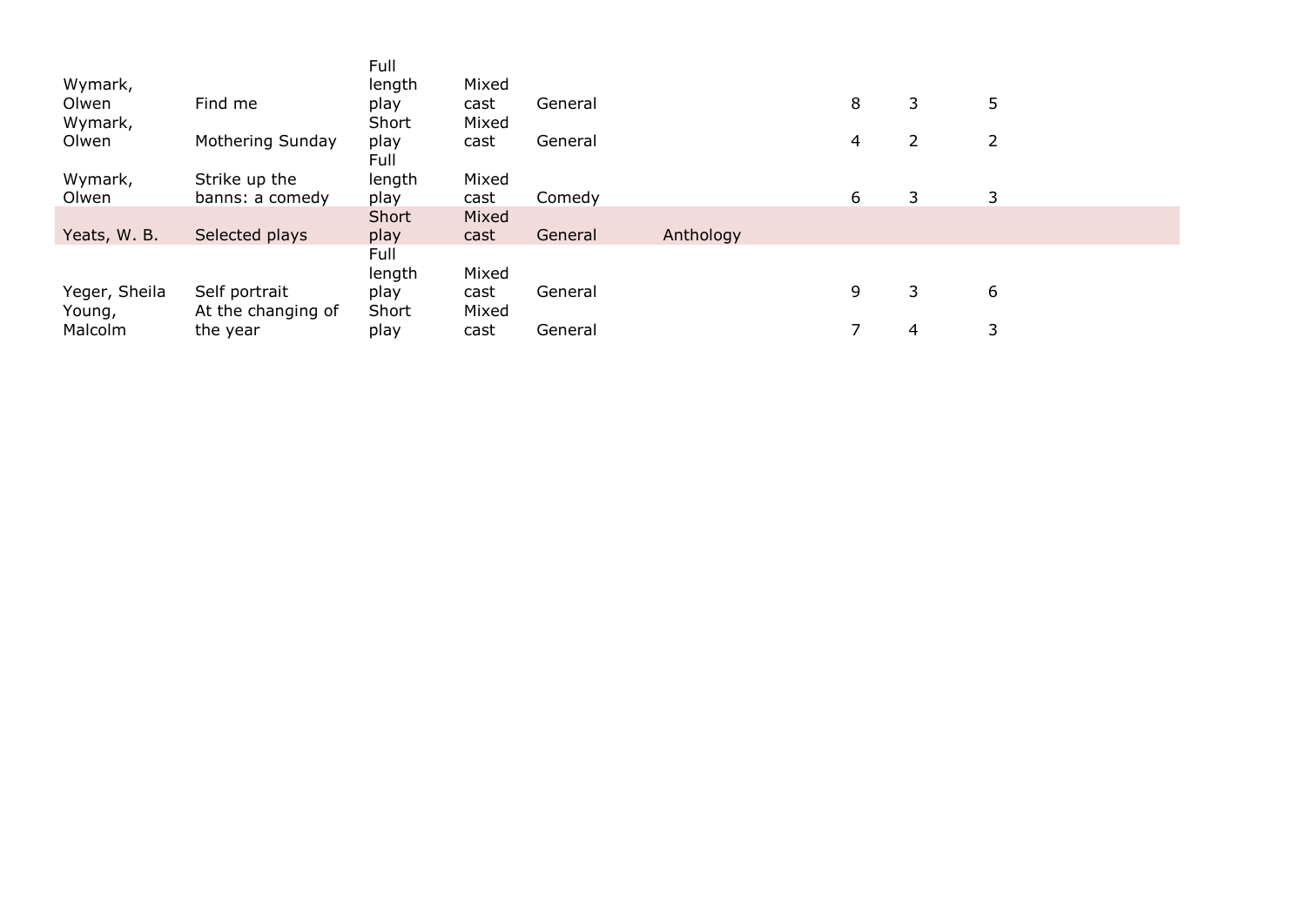| | | | | | | | | |
|---|---|---|---|---|---|---|---|---|
| Wymark, Olwen | Find me | Full length play | Mixed cast | General | | 8 | 3 | 5 |
| Wymark, Olwen | Mothering Sunday | Short play | Mixed cast | General | | 4 | 2 | 2 |
| Wymark, Olwen | Strike up the banns: a comedy | Full length play | Mixed cast | Comedy | | 6 | 3 | 3 |
| Yeats, W. B. | Selected plays | Short play | Mixed cast | General | Anthology | | | |
| Yeger, Sheila | Self portrait | Full length play | Mixed cast | General | | 9 | 3 | 6 |
| Young, Malcolm | At the changing of the year | Short play | Mixed cast | General | | 7 | 4 | 3 |